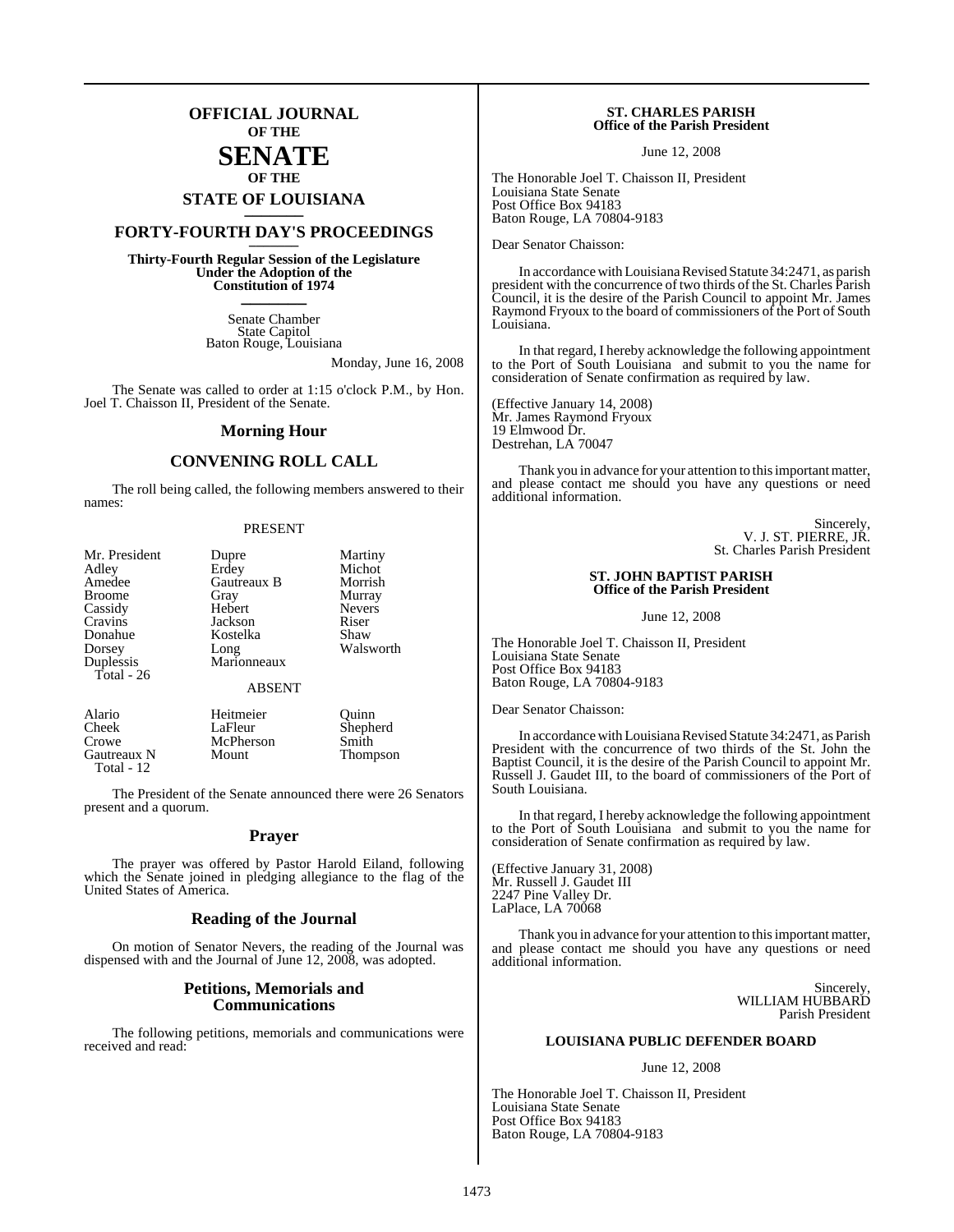# OFFICIAL JOURNAL OF THE SENATE OF THE STATE OF LOUISIANA

## FORTY-FOURTH DAY'S PROCEEDINGS

**Thirty-Fourth Regular Session of the Legislature Under the Adoption of the Constitution of 1974**

Senate Chamber
State Capitol
Baton Rouge, Louisiana

Monday, June 16, 2008

The Senate was called to order at 1:15 o'clock P.M., by Hon. Joel T. Chaisson II, President of the Senate.

## Morning Hour

## CONVENING ROLL CALL

The roll being called, the following members answered to their names:

PRESENT

| | | |
|---|---|---|
| Mr. President | Dupre | Martiny |
| Adley | Erdey | Michot |
| Amedee | Gautreaux B | Morrish |
| Broome | Gray | Murray |
| Cassidy | Hebert | Nevers |
| Cravins | Jackson | Riser |
| Donahue | Kostelka | Shaw |
| Dorsey | Long | Walsworth |
| Duplessis | Marionneaux | |
| Total - 26 | | |

ABSENT

| | | |
|---|---|---|
| Alario | Heitmeier | Quinn |
| Cheek | LaFleur | Shepherd |
| Crowe | McPherson | Smith |
| Gautreaux N | Mount | Thompson |
| Total - 12 | | |

The President of the Senate announced there were 26 Senators present and a quorum.

## Prayer

The prayer was offered by Pastor Harold Eiland, following which the Senate joined in pledging allegiance to the flag of the United States of America.

## Reading of the Journal

On motion of Senator Nevers, the reading of the Journal was dispensed with and the Journal of June 12, 2008, was adopted.

## Petitions, Memorials and Communications

The following petitions, memorials and communications were received and read:

**ST. CHARLES PARISH**
**Office of the Parish President**

June 12, 2008

The Honorable Joel T. Chaisson II, President
Louisiana State Senate
Post Office Box 94183
Baton Rouge, LA 70804-9183

Dear Senator Chaisson:

In accordance with Louisiana Revised Statute 34:2471, as parish president with the concurrence of two thirds of the St. Charles Parish Council, it is the desire of the Parish Council to appoint Mr. James Raymond Fryoux to the board of commissioners of the Port of South Louisiana.

In that regard, I hereby acknowledge the following appointment to the Port of South Louisiana and submit to you the name for consideration of Senate confirmation as required by law.

(Effective January 14, 2008)
Mr. James Raymond Fryoux
19 Elmwood Dr.
Destrehan, LA 70047

Thank you in advance for your attention to this important matter, and please contact me should you have any questions or need additional information.

Sincerely,
V. J. ST. PIERRE, JR.
St. Charles Parish President

**ST. JOHN BAPTIST PARISH**
**Office of the Parish President**

June 12, 2008

The Honorable Joel T. Chaisson II, President
Louisiana State Senate
Post Office Box 94183
Baton Rouge, LA 70804-9183

Dear Senator Chaisson:

In accordance with Louisiana Revised Statute 34:2471, as Parish President with the concurrence of two thirds of the St. John the Baptist Council, it is the desire of the Parish Council to appoint Mr. Russell J. Gaudet III, to the board of commissioners of the Port of South Louisiana.

In that regard, I hereby acknowledge the following appointment to the Port of South Louisiana and submit to you the name for consideration of Senate confirmation as required by law.

(Effective January 31, 2008)
Mr. Russell J. Gaudet III
2247 Pine Valley Dr.
LaPlace, LA 70068

Thank you in advance for your attention to this important matter, and please contact me should you have any questions or need additional information.

Sincerely,
WILLIAM HUBBARD
Parish President

**LOUISIANA PUBLIC DEFENDER BOARD**

June 12, 2008

The Honorable Joel T. Chaisson II, President
Louisiana State Senate
Post Office Box 94183
Baton Rouge, LA 70804-9183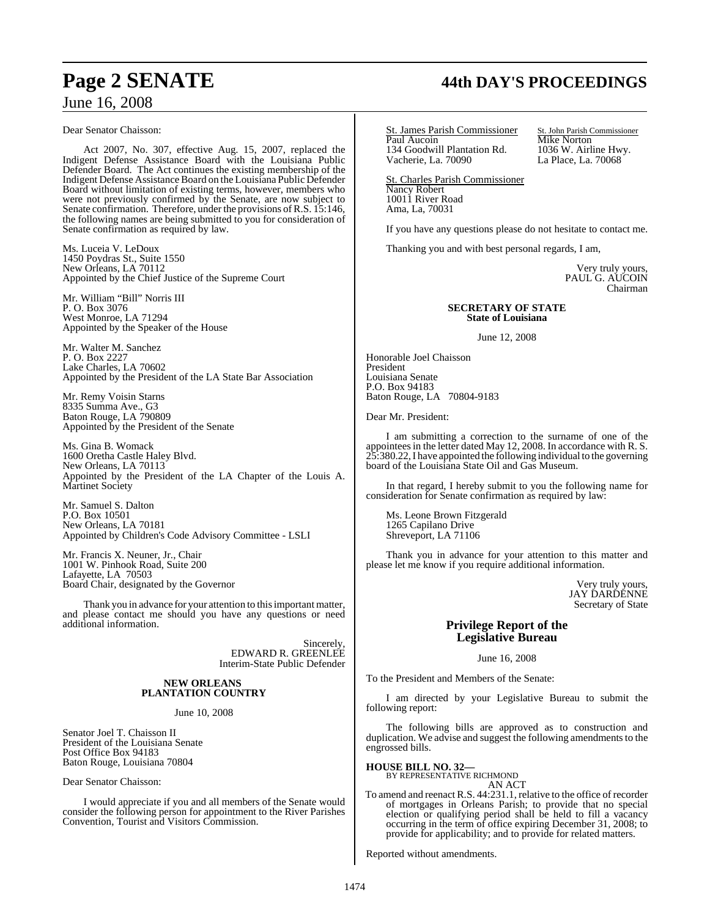Dear Senator Chaisson:

Act 2007, No. 307, effective Aug. 15, 2007, replaced the Indigent Defense Assistance Board with the Louisiana Public Defender Board. The Act continues the existing membership of the Indigent Defense Assistance Board on the Louisiana Public Defender Board without limitation of existing terms, however, members who were not previously confirmed by the Senate, are now subject to Senate confirmation. Therefore, under the provisions of R.S. 15:146, the following names are being submitted to you for consideration of Senate confirmation as required by law.

Ms. Luceia V. LeDoux
1450 Poydras St., Suite 1550
New Orleans, LA 70112
Appointed by the Chief Justice of the Supreme Court

Mr. William "Bill" Norris III
P. O. Box 3076
West Monroe, LA 71294
Appointed by the Speaker of the House

Mr. Walter M. Sanchez
P. O. Box 2227
Lake Charles, LA 70602
Appointed by the President of the LA State Bar Association

Mr. Remy Voisin Starns
8335 Summa Ave., G3
Baton Rouge, LA 790809
Appointed by the President of the Senate

Ms. Gina B. Womack
1600 Oretha Castle Haley Blvd.
New Orleans, LA 70113
Appointed by the President of the LA Chapter of the Louis A. Martinet Society

Mr. Samuel S. Dalton
P.O. Box 10501
New Orleans, LA 70181
Appointed by Children's Code Advisory Committee - LSLI

Mr. Francis X. Neuner, Jr., Chair
1001 W. Pinhook Road, Suite 200
Lafayette, LA 70503
Board Chair, designated by the Governor

Thank you in advance for your attention to this important matter, and please contact me should you have any questions or need additional information.

Sincerely,
EDWARD R. GREENLEE
Interim-State Public Defender

**NEW ORLEANS PLANTATION COUNTRY**

June 10, 2008

Senator Joel T. Chaisson II
President of the Louisiana Senate
Post Office Box 94183
Baton Rouge, Louisiana 70804

Dear Senator Chaisson:

I would appreciate if you and all members of the Senate would consider the following person for appointment to the River Parishes Convention, Tourist and Visitors Commission.

St. James Parish Commissioner
Paul Aucoin
134 Goodwill Plantation Rd.
Vacherie, La. 70090

St. John Parish Commissioner
Mike Norton
1036 W. Airline Hwy.
La Place, La. 70068

St. Charles Parish Commissioner
Nancy Robert
10011 River Road
Ama, La, 70031

If you have any questions please do not hesitate to contact me.

Thanking you and with best personal regards, I am,

Very truly yours,
PAUL G. AUCOIN
Chairman

**SECRETARY OF STATE**
**State of Louisiana**

June 12, 2008

Honorable Joel Chaisson
President
Louisiana Senate
P.O. Box 94183
Baton Rouge, LA 70804-9183

Dear Mr. President:

I am submitting a correction to the surname of one of the appointees in the letter dated May 12, 2008. In accordance with R. S. 25:380.22, I have appointed the following individual to the governing board of the Louisiana State Oil and Gas Museum.

In that regard, I hereby submit to you the following name for consideration for Senate confirmation as required by law:

Ms. Leone Brown Fitzgerald
1265 Capilano Drive
Shreveport, LA 71106

Thank you in advance for your attention to this matter and please let me know if you require additional information.

Very truly yours,
JAY DARDENNE
Secretary of State

## Privilege Report of the Legislative Bureau

June 16, 2008

To the President and Members of the Senate:

I am directed by your Legislative Bureau to submit the following report:

The following bills are approved as to construction and duplication. We advise and suggest the following amendments to the engrossed bills.

**HOUSE BILL NO. 32—**
BY REPRESENTATIVE RICHMOND
AN ACT

To amend and reenact R.S. 44:231.1, relative to the office of recorder of mortgages in Orleans Parish; to provide that no special election or qualifying period shall be held to fill a vacancy occurring in the term of office expiring December 31, 2008; to provide for applicability; and to provide for related matters.

Reported without amendments.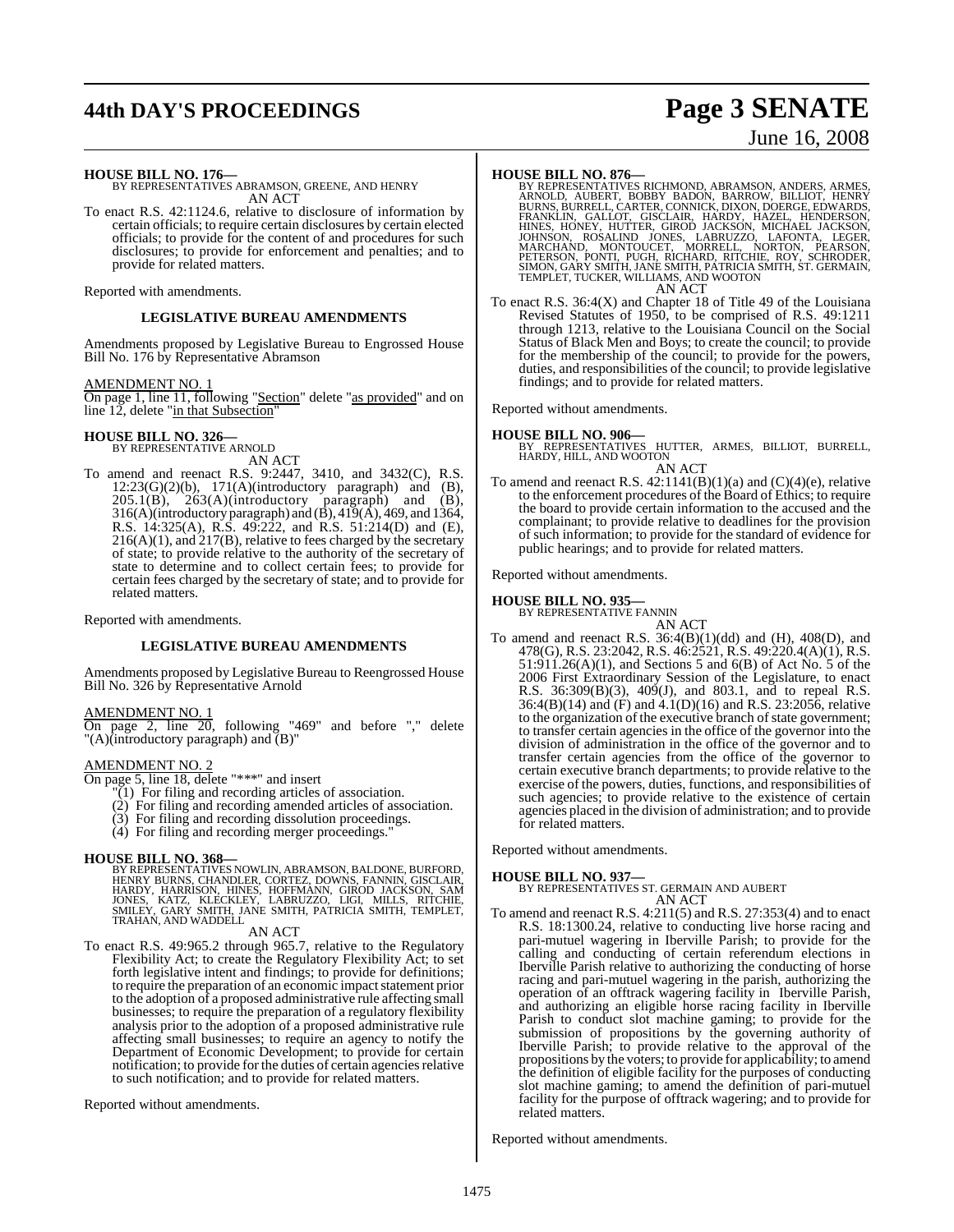**HOUSE BILL NO. 176—**
BY REPRESENTATIVES ABRAMSON, GREENE, AND HENRY
AN ACT

To enact R.S. 42:1124.6, relative to disclosure of information by certain officials; to require certain disclosures by certain elected officials; to provide for the content of and procedures for such disclosures; to provide for enforcement and penalties; and to provide for related matters.

Reported with amendments.

**LEGISLATIVE BUREAU AMENDMENTS**

Amendments proposed by Legislative Bureau to Engrossed House Bill No. 176 by Representative Abramson

AMENDMENT NO. 1
On page 1, line 11, following "Section" delete "as provided" and on line 12, delete "in that Subsection"

**HOUSE BILL NO. 326—**
BY REPRESENTATIVE ARNOLD
AN ACT

To amend and reenact R.S. 9:2447, 3410, and 3432(C), R.S. 12:23(G)(2)(b), 171(A)(introductory paragraph) and (B), 205.1(B), 263(A)(introductory paragraph) and (B), 316(A)(introductory paragraph) and (B), 419(A), 469, and 1364, R.S. 14:325(A), R.S. 49:222, and R.S. 51:214(D) and (E), 216(A)(1), and 217(B), relative to fees charged by the secretary of state; to provide relative to the authority of the secretary of state to determine and to collect certain fees; to provide for certain fees charged by the secretary of state; and to provide for related matters.

Reported with amendments.

**LEGISLATIVE BUREAU AMENDMENTS**

Amendments proposed by Legislative Bureau to Reengrossed House Bill No. 326 by Representative Arnold

AMENDMENT NO. 1
On page 2, line 20, following "469" and before "," delete "(A)(introductory paragraph) and (B)"

AMENDMENT NO. 2
On page 5, line 18, delete "***" and insert
"(1) For filing and recording articles of association.
(2) For filing and recording amended articles of association.
(3) For filing and recording dissolution proceedings.
(4) For filing and recording merger proceedings."

**HOUSE BILL NO. 368—**
BY REPRESENTATIVES NOWLIN, ABRAMSON, BALDONE, BURFORD, HENRY BURNS, CHANDLER, CORTEZ, DOWNS, FANNIN, GISCLAIR, HARDY, HARRISON, HINES, HOFFMANN, GIROD JACKSON, SAM JONES, KATZ, KLECKLEY, LABRUZZO, LIGI, MILLS, RITCHIE, SMILEY, GARY SMITH, JANE SMITH, PATRICIA SMITH, TEMPLET, TRAHAN, AND WADDELL
AN ACT

To enact R.S. 49:965.2 through 965.7, relative to the Regulatory Flexibility Act; to create the Regulatory Flexibility Act; to set forth legislative intent and findings; to provide for definitions; to require the preparation of an economic impact statement prior to the adoption of a proposed administrative rule affecting small businesses; to require the preparation of a regulatory flexibility analysis prior to the adoption of a proposed administrative rule affecting small businesses; to require an agency to notify the Department of Economic Development; to provide for certain notification; to provide for the duties of certain agencies relative to such notification; and to provide for related matters.

Reported without amendments.

**HOUSE BILL NO. 876—**
BY REPRESENTATIVES RICHMOND, ABRAMSON, ANDERS, ARMES, ARNOLD, AUBERT, BOBBY BADON, BARROW, BILLIOT, HENRY BURNS, BURRELL, CARTER, CONNICK, DIXON, DOERGE, EDWARDS, FRANKLIN, GALLOT, GISCLAIR, HARDY, HAZEL, HENDERSON, HINES, HONEY, HUTTER, GIROD JACKSON, MICHAEL JACKSON, JOHNSON, ROSALIND JONES, LABRUZZO, LAFONTA, LEGER, MARCHAND, MONTOUCET, MORRELL, NORTON, PEARSON, PETERSON, PONTI, PUGH, RICHARD, RITCHIE, ROY, SCHRODER, SIMON, GARY SMITH, JANE SMITH, PATRICIA SMITH, ST. GERMAIN, TEMPLET, TUCKER, WILLIAMS, AND WOOTON
AN ACT

To enact R.S. 36:4(X) and Chapter 18 of Title 49 of the Louisiana Revised Statutes of 1950, to be comprised of R.S. 49:1211 through 1213, relative to the Louisiana Council on the Social Status of Black Men and Boys; to create the council; to provide for the membership of the council; to provide for the powers, duties, and responsibilities of the council; to provide legislative findings; and to provide for related matters.

Reported without amendments.

**HOUSE BILL NO. 906—**
BY REPRESENTATIVES HUTTER, ARMES, BILLIOT, BURRELL, HARDY, HILL, AND WOOTON
AN ACT

To amend and reenact R.S. 42:1141(B)(1)(a) and (C)(4)(e), relative to the enforcement procedures of the Board of Ethics; to require the board to provide certain information to the accused and the complainant; to provide relative to deadlines for the provision of such information; to provide for the standard of evidence for public hearings; and to provide for related matters.

Reported without amendments.

**HOUSE BILL NO. 935—**
BY REPRESENTATIVE FANNIN
AN ACT

To amend and reenact R.S. 36:4(B)(1)(dd) and (H), 408(D), and 478(G), R.S. 23:2042, R.S. 46:2521, R.S. 49:220.4(A)(1), R.S. 51:911.26(A)(1), and Sections 5 and 6(B) of Act No. 5 of the 2006 First Extraordinary Session of the Legislature, to enact R.S. 36:309(B)(3), 409(J), and 803.1, and to repeal R.S. 36:4(B)(14) and (F) and 4.1(D)(16) and R.S. 23:2056, relative to the organization of the executive branch of state government; to transfer certain agencies in the office of the governor into the division of administration in the office of the governor and to transfer certain agencies from the office of the governor to certain executive branch departments; to provide relative to the exercise of the powers, duties, functions, and responsibilities of such agencies; to provide relative to the existence of certain agencies placed in the division of administration; and to provide for related matters.

Reported without amendments.

**HOUSE BILL NO. 937—**
BY REPRESENTATIVES ST. GERMAIN AND AUBERT
AN ACT

To amend and reenact R.S. 4:211(5) and R.S. 27:353(4) and to enact R.S. 18:1300.24, relative to conducting live horse racing and pari-mutuel wagering in Iberville Parish; to provide for the calling and conducting of certain referendum elections in Iberville Parish relative to authorizing the conducting of horse racing and pari-mutuel wagering in the parish, authorizing the operation of an offtrack wagering facility in Iberville Parish, and authorizing an eligible horse racing facility in Iberville Parish to conduct slot machine gaming; to provide for the submission of propositions by the governing authority of Iberville Parish; to provide relative to the approval of the propositions by the voters; to provide for applicability; to amend the definition of eligible facility for the purposes of conducting slot machine gaming; to amend the definition of pari-mutuel facility for the purpose of offtrack wagering; and to provide for related matters.

Reported without amendments.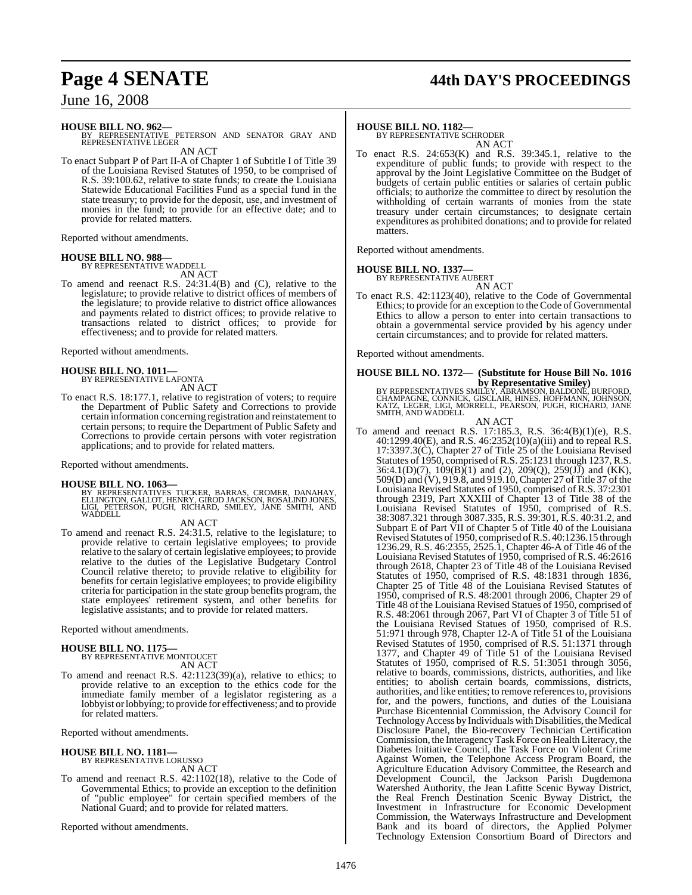**HOUSE BILL NO. 962—**
BY REPRESENTATIVE PETERSON AND SENATOR GRAY AND REPRESENTATIVE LEGER

AN ACT

To enact Subpart P of Part II-A of Chapter 1 of Subtitle I of Title 39 of the Louisiana Revised Statutes of 1950, to be comprised of R.S. 39:100.62, relative to state funds; to create the Louisiana Statewide Educational Facilities Fund as a special fund in the state treasury; to provide for the deposit, use, and investment of monies in the fund; to provide for an effective date; and to provide for related matters.

Reported without amendments.

**HOUSE BILL NO. 988—**
BY REPRESENTATIVE WADDELL

AN ACT

To amend and reenact R.S. 24:31.4(B) and (C), relative to the legislature; to provide relative to district offices of members of the legislature; to provide relative to district office allowances and payments related to district offices; to provide relative to transactions related to district offices; to provide for effectiveness; and to provide for related matters.

Reported without amendments.

**HOUSE BILL NO. 1011—**
BY REPRESENTATIVE LAFONTA

AN ACT

To enact R.S. 18:177.1, relative to registration of voters; to require the Department of Public Safety and Corrections to provide certain information concerning registration and reinstatement to certain persons; to require the Department of Public Safety and Corrections to provide certain persons with voter registration applications; and to provide for related matters.

Reported without amendments.

**HOUSE BILL NO. 1063—**
BY REPRESENTATIVES TUCKER, BARRAS, CROMER, DANAHAY, ELLINGTON, GALLOT, HENRY, GIROD JACKSON, ROSALIND JONES, LIGI, PETERSON, PUGH, RICHARD, SMILEY, JANE SMITH, AND WADDELL

AN ACT

To amend and reenact R.S. 24:31.5, relative to the legislature; to provide relative to certain legislative employees; to provide relative to the salary of certain legislative employees; to provide relative to the duties of the Legislative Budgetary Control Council relative thereto; to provide relative to eligibility for benefits for certain legislative employees; to provide eligibility criteria for participation in the state group benefits program, the state employees' retirement system, and other benefits for legislative assistants; and to provide for related matters.

Reported without amendments.

**HOUSE BILL NO. 1175—**
BY REPRESENTATIVE MONTOUCET

AN ACT

To amend and reenact R.S. 42:1123(39)(a), relative to ethics; to provide relative to an exception to the ethics code for the immediate family member of a legislator registering as a lobbyist or lobbying; to provide for effectiveness; and to provide for related matters.

Reported without amendments.

**HOUSE BILL NO. 1181—**
BY REPRESENTATIVE LORUSSO

AN ACT

To amend and reenact R.S. 42:1102(18), relative to the Code of Governmental Ethics; to provide an exception to the definition of "public employee" for certain specified members of the National Guard; and to provide for related matters.

Reported without amendments.

**HOUSE BILL NO. 1182—**
BY REPRESENTATIVE SCHRODER

AN ACT

To enact R.S. 24:653(K) and R.S. 39:345.1, relative to the expenditure of public funds; to provide with respect to the approval by the Joint Legislative Committee on the Budget of budgets of certain public entities or salaries of certain public officials; to authorize the committee to direct by resolution the withholding of certain warrants of monies from the state treasury under certain circumstances; to designate certain expenditures as prohibited donations; and to provide for related matters.

Reported without amendments.

**HOUSE BILL NO. 1337—**
BY REPRESENTATIVE AUBERT

AN ACT

To enact R.S. 42:1123(40), relative to the Code of Governmental Ethics; to provide for an exception to the Code of Governmental Ethics to allow a person to enter into certain transactions to obtain a governmental service provided by his agency under certain circumstances; and to provide for related matters.

Reported without amendments.

**HOUSE BILL NO. 1372— (Substitute for House Bill No. 1016 by Representative Smiley)**
BY REPRESENTATIVES SMILEY, ABRAMSON, BALDONE, BURFORD, CHAMPAGNE, CONNICK, GISCLAIR, HINES, HOFFMANN, JOHNSON, KATZ, LEGER, LIGI, MORRELL, PEARSON, PUGH, RICHARD, JANE SMITH, AND WADDELL

AN ACT

To amend and reenact R.S. 17:185.3, R.S. 36:4(B)(1)(e), R.S. 40:1299.40(E), and R.S. 46:2352(10)(a)(iii) and to repeal R.S. 17:3397.3(C), Chapter 27 of Title 25 of the Louisiana Revised Statutes of 1950, comprised of R.S. 25:1231 through 1237, R.S. 36:4.1(D)(7), 109(B)(1) and (2), 209(Q), 259(JJ) and (KK), 509(D) and (V), 919.8, and 919.10, Chapter 27 of Title 37 of the Louisiana Revised Statutes of 1950, comprised of R.S. 37:2301 through 2319, Part XXXIII of Chapter 13 of Title 38 of the Louisiana Revised Statutes of 1950, comprised of R.S. 38:3087.321 through 3087.335, R.S. 39:301, R.S. 40:31.2, and Subpart E of Part VII of Chapter 5 of Title 40 of the Louisiana Revised Statutes of 1950, comprised of R.S. 40:1236.15 through 1236.29, R.S. 46:2355, 2525.1, Chapter 46-A of Title 46 of the Louisiana Revised Statutes of 1950, comprised of R.S. 46:2616 through 2618, Chapter 23 of Title 48 of the Louisiana Revised Statutes of 1950, comprised of R.S. 48:1831 through 1836, Chapter 25 of Title 48 of the Louisiana Revised Statutes of 1950, comprised of R.S. 48:2001 through 2006, Chapter 29 of Title 48 of the Louisiana Revised Statues of 1950, comprised of R.S. 48:2061 through 2067, Part VI of Chapter 3 of Title 51 of the Louisiana Revised Statues of 1950, comprised of R.S. 51:971 through 978, Chapter 12-A of Title 51 of the Louisiana Revised Statutes of 1950, comprised of R.S. 51:1371 through 1377, and Chapter 49 of Title 51 of the Louisiana Revised Statutes of 1950, comprised of R.S. 51:3051 through 3056, relative to boards, commissions, districts, authorities, and like entities; to abolish certain boards, commissions, districts, authorities, and like entities; to remove references to, provisions for, and the powers, functions, and duties of the Louisiana Purchase Bicentennial Commission, the Advisory Council for Technology Access by Individuals with Disabilities, the Medical Disclosure Panel, the Bio-recovery Technician Certification Commission, the Interagency Task Force on Health Literacy, the Diabetes Initiative Council, the Task Force on Violent Crime Against Women, the Telephone Access Program Board, the Agriculture Education Advisory Committee, the Research and Development Council, the Jackson Parish Dugdemona Watershed Authority, the Jean Lafitte Scenic Byway District, the Real French Destination Scenic Byway District, the Investment in Infrastructure for Economic Development Commission, the Waterways Infrastructure and Development Bank and its board of directors, the Applied Polymer Technology Extension Consortium Board of Directors and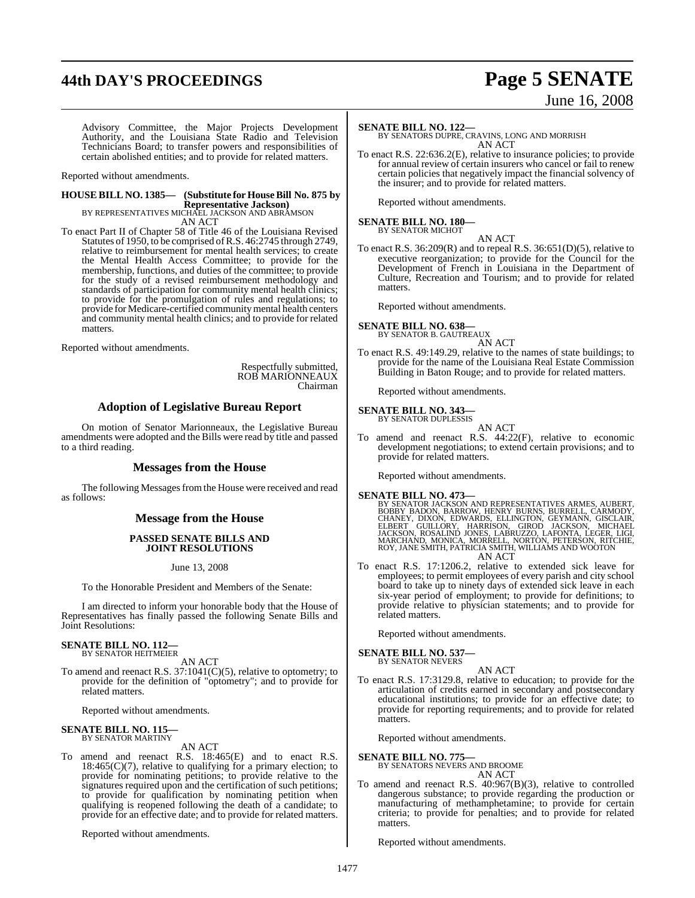Advisory Committee, the Major Projects Development Authority, and the Louisiana State Radio and Television Technicians Board; to transfer powers and responsibilities of certain abolished entities; and to provide for related matters.

Reported without amendments.

**HOUSE BILL NO. 1385— (Substitute for House Bill No. 875 by Representative Jackson)**
BY REPRESENTATIVES MICHAEL JACKSON AND ABRAMSON
AN ACT

To enact Part II of Chapter 58 of Title 46 of the Louisiana Revised Statutes of 1950, to be comprised of R.S. 46:2745 through 2749, relative to reimbursement for mental health services; to create the Mental Health Access Committee; to provide for the membership, functions, and duties of the committee; to provide for the study of a revised reimbursement methodology and standards of participation for community mental health clinics; to provide for the promulgation of rules and regulations; to provide for Medicare-certified community mental health centers and community mental health clinics; and to provide for related matters.

Reported without amendments.

Respectfully submitted,
ROB MARIONNEAUX
Chairman

## Adoption of Legislative Bureau Report

On motion of Senator Marionneaux, the Legislative Bureau amendments were adopted and the Bills were read by title and passed to a third reading.

## Messages from the House

The following Messages from the House were received and read as follows:

## Message from the House

### PASSED SENATE BILLS AND JOINT RESOLUTIONS

June 13, 2008

To the Honorable President and Members of the Senate:

I am directed to inform your honorable body that the House of Representatives has finally passed the following Senate Bills and Joint Resolutions:

**SENATE BILL NO. 112—**
BY SENATOR HEITMEIER
AN ACT

To amend and reenact R.S. 37:1041(C)(5), relative to optometry; to provide for the definition of "optometry"; and to provide for related matters.

Reported without amendments.

**SENATE BILL NO. 115—**
BY SENATOR MARTINY
AN ACT

To amend and reenact R.S. 18:465(E) and to enact R.S. 18:465(C)(7), relative to qualifying for a primary election; to provide for nominating petitions; to provide relative to the signatures required upon and the certification of such petitions; to provide for qualification by nominating petition when qualifying is reopened following the death of a candidate; to provide for an effective date; and to provide for related matters.

Reported without amendments.

**SENATE BILL NO. 122—**
BY SENATORS DUPRE, CRAVINS, LONG AND MORRISH
AN ACT

To enact R.S. 22:636.2(E), relative to insurance policies; to provide for annual review of certain insurers who cancel or fail to renew certain policies that negatively impact the financial solvency of the insurer; and to provide for related matters.

Reported without amendments.

**SENATE BILL NO. 180—**
BY SENATOR MICHOT
AN ACT

To enact R.S. 36:209(R) and to repeal R.S. 36:651(D)(5), relative to executive reorganization; to provide for the Council for the Development of French in Louisiana in the Department of Culture, Recreation and Tourism; and to provide for related matters.

Reported without amendments.

**SENATE BILL NO. 638—**
BY SENATOR B. GAUTREAUX
AN ACT

To enact R.S. 49:149.29, relative to the names of state buildings; to provide for the name of the Louisiana Real Estate Commission Building in Baton Rouge; and to provide for related matters.

Reported without amendments.

**SENATE BILL NO. 343—**
BY SENATOR DUPLESSIS
AN ACT

To amend and reenact R.S. 44:22(F), relative to economic development negotiations; to extend certain provisions; and to provide for related matters.

Reported without amendments.

**SENATE BILL NO. 473—**
BY SENATOR JACKSON AND REPRESENTATIVES ARMES, AUBERT, BOBBY BADON, BARROW, HENRY BURNS, BURRELL, CARMODY, CHANEY, DIXON, EDWARDS, ELLINGTON, GEYMANN, GISCLAIR, ELBERT GUILLORY, HARRISON, GIROD JACKSON, MICHAEL JACKSON, ROSALIND JONES, LABRUZZO, LAFONTA, LEGER, LIGI, MARCHAND, MONICA, MORRELL, NORTON, PETERSON, RITCHIE, ROY, JANE SMITH, PATRICIA SMITH, WILLIAMS AND WOOTON
AN ACT

To enact R.S. 17:1206.2, relative to extended sick leave for employees; to permit employees of every parish and city school board to take up to ninety days of extended sick leave in each six-year period of employment; to provide for definitions; to provide relative to physician statements; and to provide for related matters.

Reported without amendments.

**SENATE BILL NO. 537—**
BY SENATOR NEVERS
AN ACT

To enact R.S. 17:3129.8, relative to education; to provide for the articulation of credits earned in secondary and postsecondary educational institutions; to provide for an effective date; to provide for reporting requirements; and to provide for related matters.

Reported without amendments.

**SENATE BILL NO. 775—**
BY SENATORS NEVERS AND BROOME
AN ACT

To amend and reenact R.S. 40:967(B)(3), relative to controlled dangerous substance; to provide regarding the production or manufacturing of methamphetamine; to provide for certain criteria; to provide for penalties; and to provide for related matters.

Reported without amendments.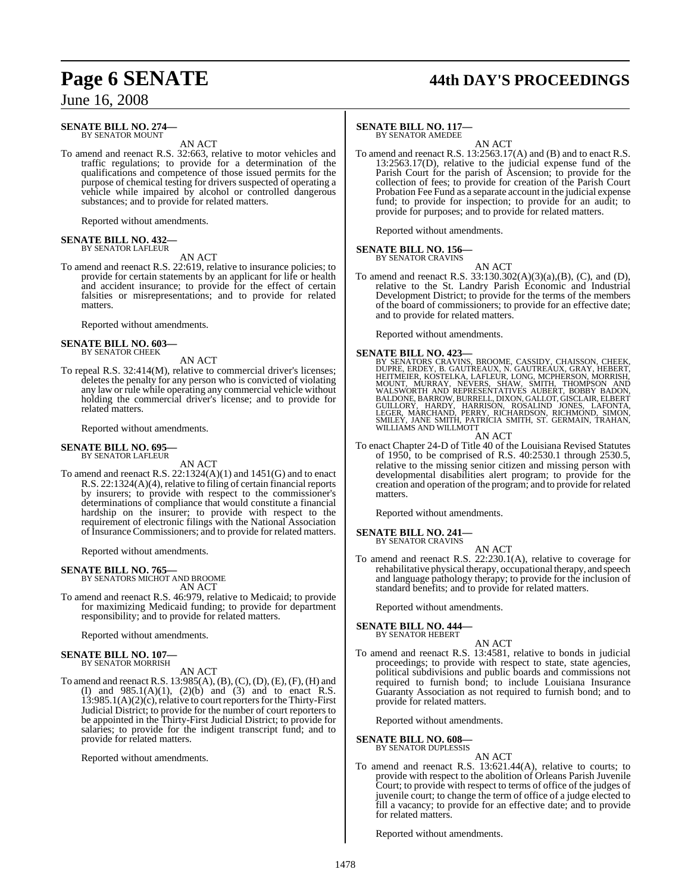**SENATE BILL NO. 274—**
BY SENATOR MOUNT

AN ACT

To amend and reenact R.S. 32:663, relative to motor vehicles and traffic regulations; to provide for a determination of the qualifications and competence of those issued permits for the purpose of chemical testing for drivers suspected of operating a vehicle while impaired by alcohol or controlled dangerous substances; and to provide for related matters.

Reported without amendments.

**SENATE BILL NO. 432—**
BY SENATOR LAFLEUR

AN ACT

To amend and reenact R.S. 22:619, relative to insurance policies; to provide for certain statements by an applicant for life or health and accident insurance; to provide for the effect of certain falsities or misrepresentations; and to provide for related matters.

Reported without amendments.

**SENATE BILL NO. 603—**
BY SENATOR CHEEK

AN ACT

To repeal R.S. 32:414(M), relative to commercial driver's licenses; deletes the penalty for any person who is convicted of violating any law or rule while operating any commercial vehicle without holding the commercial driver's license; and to provide for related matters.

Reported without amendments.

**SENATE BILL NO. 695—**
BY SENATOR LAFLEUR

AN ACT

To amend and reenact R.S. 22:1324(A)(1) and 1451(G) and to enact R.S. 22:1324(A)(4), relative to filing of certain financial reports by insurers; to provide with respect to the commissioner's determinations of compliance that would constitute a financial hardship on the insurer; to provide with respect to the requirement of electronic filings with the National Association of Insurance Commissioners; and to provide for related matters.

Reported without amendments.

**SENATE BILL NO. 765—**
BY SENATORS MICHOT AND BROOME

AN ACT

To amend and reenact R.S. 46:979, relative to Medicaid; to provide for maximizing Medicaid funding; to provide for department responsibility; and to provide for related matters.

Reported without amendments.

**SENATE BILL NO. 107—**
BY SENATOR MORRISH

AN ACT

To amend and reenact R.S. 13:985(A), (B), (C), (D), (E), (F), (H) and (I) and 985.1(A)(1), (2)(b) and (3) and to enact R.S. 13:985.1(A)(2)(c), relative to court reporters for the Thirty-First Judicial District; to provide for the number of court reporters to be appointed in the Thirty-First Judicial District; to provide for salaries; to provide for the indigent transcript fund; and to provide for related matters.

Reported without amendments.

**SENATE BILL NO. 117—**
BY SENATOR AMEDEE

AN ACT

To amend and reenact R.S. 13:2563.17(A) and (B) and to enact R.S. 13:2563.17(D), relative to the judicial expense fund of the Parish Court for the parish of Ascension; to provide for the collection of fees; to provide for creation of the Parish Court Probation Fee Fund as a separate account in the judicial expense fund; to provide for inspection; to provide for an audit; to provide for purposes; and to provide for related matters.

Reported without amendments.

**SENATE BILL NO. 156—**
BY SENATOR CRAVINS

AN ACT

To amend and reenact R.S. 33:130.302(A)(3)(a),(B), (C), and (D), relative to the St. Landry Parish Economic and Industrial Development District; to provide for the terms of the members of the board of commissioners; to provide for an effective date; and to provide for related matters.

Reported without amendments.

**SENATE BILL NO. 423—**
BY SENATORS CRAVINS, BROOME, CASSIDY, CHAISSON, CHEEK, DUPRE, ERDEY, B. GAUTREAUX, N. GAUTREAUX, GRAY, HEBERT, HEITMEIER, KOSTELKA, LAFLEUR, LONG, MCPHERSON, MORRISH, MOUNT, MURRAY, NEVERS, SHAW, SMITH, THOMPSON AND WALSWORTH AND REPRESENTATIVES AUBERT, BOBBY BADON, BALDONE, BARROW, BURRELL, DIXON, GALLOT, GISCLAIR, ELBERT GUILLORY, HARDY, HARRISON, ROSALIND JONES, LAFONTA, LEGER, MARCHAND, PERRY, RICHARDSON, RICHMOND, SIMON, SMILEY, JANE SMITH, PATRICIA SMITH, ST. GERMAIN, TRAHAN, WILLIAMS AND WILLMOTT

AN ACT

To enact Chapter 24-D of Title 40 of the Louisiana Revised Statutes of 1950, to be comprised of R.S. 40:2530.1 through 2530.5, relative to the missing senior citizen and missing person with developmental disabilities alert program; to provide for the creation and operation of the program; and to provide for related matters.

Reported without amendments.

**SENATE BILL NO. 241—**
BY SENATOR CRAVINS

AN ACT

To amend and reenact R.S. 22:230.1(A), relative to coverage for rehabilitative physical therapy, occupational therapy, and speech and language pathology therapy; to provide for the inclusion of standard benefits; and to provide for related matters.

Reported without amendments.

**SENATE BILL NO. 444—**
BY SENATOR HEBERT

AN ACT

To amend and reenact R.S. 13:4581, relative to bonds in judicial proceedings; to provide with respect to state, state agencies, political subdivisions and public boards and commissions not required to furnish bond; to include Louisiana Insurance Guaranty Association as not required to furnish bond; and to provide for related matters.

Reported without amendments.

**SENATE BILL NO. 608—**
BY SENATOR DUPLESSIS

AN ACT

To amend and reenact R.S. 13:621.44(A), relative to courts; to provide with respect to the abolition of Orleans Parish Juvenile Court; to provide with respect to terms of office of the judges of juvenile court; to change the term of office of a judge elected to fill a vacancy; to provide for an effective date; and to provide for related matters.

Reported without amendments.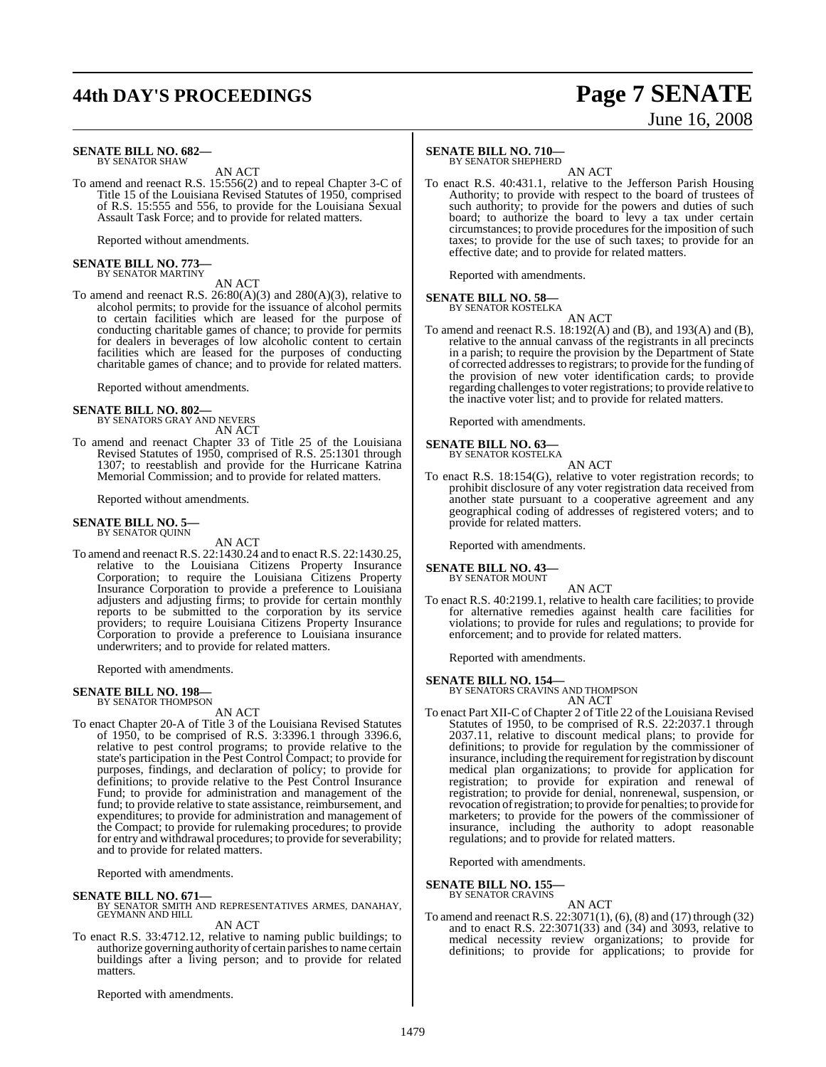**SENATE BILL NO. 682—**
BY SENATOR SHAW

AN ACT

To amend and reenact R.S. 15:556(2) and to repeal Chapter 3-C of Title 15 of the Louisiana Revised Statutes of 1950, comprised of R.S. 15:555 and 556, to provide for the Louisiana Sexual Assault Task Force; and to provide for related matters.

Reported without amendments.

**SENATE BILL NO. 773—**
BY SENATOR MARTINY

AN ACT

To amend and reenact R.S. 26:80(A)(3) and 280(A)(3), relative to alcohol permits; to provide for the issuance of alcohol permits to certain facilities which are leased for the purpose of conducting charitable games of chance; to provide for permits for dealers in beverages of low alcoholic content to certain facilities which are leased for the purposes of conducting charitable games of chance; and to provide for related matters.

Reported without amendments.

**SENATE BILL NO. 802—**
BY SENATORS GRAY AND NEVERS

AN ACT

To amend and reenact Chapter 33 of Title 25 of the Louisiana Revised Statutes of 1950, comprised of R.S. 25:1301 through 1307; to reestablish and provide for the Hurricane Katrina Memorial Commission; and to provide for related matters.

Reported without amendments.

**SENATE BILL NO. 5—**
BY SENATOR QUINN

AN ACT

To amend and reenact R.S. 22:1430.24 and to enact R.S. 22:1430.25, relative to the Louisiana Citizens Property Insurance Corporation; to require the Louisiana Citizens Property Insurance Corporation to provide a preference to Louisiana adjusters and adjusting firms; to provide for certain monthly reports to be submitted to the corporation by its service providers; to require Louisiana Citizens Property Insurance Corporation to provide a preference to Louisiana insurance underwriters; and to provide for related matters.

Reported with amendments.

**SENATE BILL NO. 198—**
BY SENATOR THOMPSON

AN ACT

To enact Chapter 20-A of Title 3 of the Louisiana Revised Statutes of 1950, to be comprised of R.S. 3:3396.1 through 3396.6, relative to pest control programs; to provide relative to the state's participation in the Pest Control Compact; to provide for purposes, findings, and declaration of policy; to provide for definitions; to provide relative to the Pest Control Insurance Fund; to provide for administration and management of the fund; to provide relative to state assistance, reimbursement, and expenditures; to provide for administration and management of the Compact; to provide for rulemaking procedures; to provide for entry and withdrawal procedures; to provide for severability; and to provide for related matters.

Reported with amendments.

**SENATE BILL NO. 671—**
BY SENATOR SMITH AND REPRESENTATIVES ARMES, DANAHAY, GEYMANN AND HILL

AN ACT

To enact R.S. 33:4712.12, relative to naming public buildings; to authorize governing authority of certain parishes to name certain buildings after a living person; and to provide for related matters.

Reported with amendments.

**SENATE BILL NO. 710—**
BY SENATOR SHEPHERD

AN ACT

To enact R.S. 40:431.1, relative to the Jefferson Parish Housing Authority; to provide with respect to the board of trustees of such authority; to provide for the powers and duties of such board; to authorize the board to levy a tax under certain circumstances; to provide procedures for the imposition of such taxes; to provide for the use of such taxes; to provide for an effective date; and to provide for related matters.

Reported with amendments.

**SENATE BILL NO. 58—**
BY SENATOR KOSTELKA

AN ACT

To amend and reenact R.S. 18:192(A) and (B), and 193(A) and (B), relative to the annual canvass of the registrants in all precincts in a parish; to require the provision by the Department of State of corrected addresses to registrars; to provide for the funding of the provision of new voter identification cards; to provide regarding challenges to voter registrations; to provide relative to the inactive voter list; and to provide for related matters.

Reported with amendments.

**SENATE BILL NO. 63—**
BY SENATOR KOSTELKA

AN ACT

To enact R.S. 18:154(G), relative to voter registration records; to prohibit disclosure of any voter registration data received from another state pursuant to a cooperative agreement and any geographical coding of addresses of registered voters; and to provide for related matters.

Reported with amendments.

**SENATE BILL NO. 43—**
BY SENATOR MOUNT

AN ACT

To enact R.S. 40:2199.1, relative to health care facilities; to provide for alternative remedies against health care facilities for violations; to provide for rules and regulations; to provide for enforcement; and to provide for related matters.

Reported with amendments.

**SENATE BILL NO. 154—**
BY SENATORS CRAVINS AND THOMPSON

AN ACT

To enact Part XII-C of Chapter 2 of Title 22 of the Louisiana Revised Statutes of 1950, to be comprised of R.S. 22:2037.1 through 2037.11, relative to discount medical plans; to provide for definitions; to provide for regulation by the commissioner of insurance, including the requirement for registration by discount medical plan organizations; to provide for application for registration; to provide for expiration and renewal of registration; to provide for denial, nonrenewal, suspension, or revocation of registration; to provide for penalties; to provide for marketers; to provide for the powers of the commissioner of insurance, including the authority to adopt reasonable regulations; and to provide for related matters.

Reported with amendments.

**SENATE BILL NO. 155—**
BY SENATOR CRAVINS

AN ACT

To amend and reenact R.S. 22:3071(1), (6), (8) and (17) through (32) and to enact R.S. 22:3071(33) and (34) and 3093, relative to medical necessity review organizations; to provide for definitions; to provide for applications; to provide for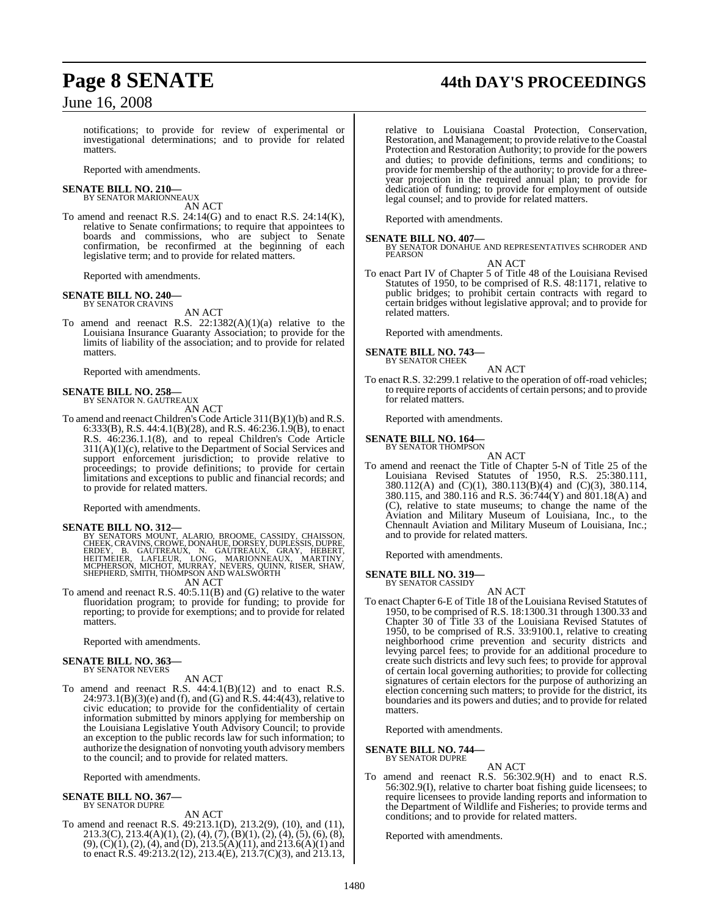notifications; to provide for review of experimental or investigational determinations; and to provide for related matters.

Reported with amendments.

**SENATE BILL NO. 210—**
BY SENATOR MARIONNEAUX

AN ACT

To amend and reenact R.S. 24:14(G) and to enact R.S. 24:14(K), relative to Senate confirmations; to require that appointees to boards and commissions, who are subject to Senate confirmation, be reconfirmed at the beginning of each legislative term; and to provide for related matters.

Reported with amendments.

**SENATE BILL NO. 240—**
BY SENATOR CRAVINS

AN ACT

To amend and reenact R.S. 22:1382(A)(1)(a) relative to the Louisiana Insurance Guaranty Association; to provide for the limits of liability of the association; and to provide for related matters.

Reported with amendments.

**SENATE BILL NO. 258—**
BY SENATOR N. GAUTREAUX

AN ACT

To amend and reenact Children's Code Article 311(B)(1)(b) and R.S. 6:333(B), R.S. 44:4.1(B)(28), and R.S. 46:236.1.9(B), to enact R.S. 46:236.1.1(8), and to repeal Children's Code Article 311(A)(1)(c), relative to the Department of Social Services and support enforcement jurisdiction; to provide relative to proceedings; to provide definitions; to provide for certain limitations and exceptions to public and financial records; and to provide for related matters.

Reported with amendments.

**SENATE BILL NO. 312—**
BY SENATORS MOUNT, ALARIO, BROOME, CASSIDY, CHAISSON, CHEEK, CRAVINS, CROWE, DONAHUE, DORSEY, DUPLESSIS, DUPRE, ERDEY, B. GAUTREAUX, N. GAUTREAUX, GRAY, HEBERT, HEITMEIER, LAFLEUR, LONG, MARIONNEAUX, MARTINY, MCPHERSON, MICHOT, MURRAY, NEVERS, QUINN, RISER, SHAW, SHEPHERD, SMITH, THOMPSON AND WALSWORTH

AN ACT

To amend and reenact R.S. 40:5.11(B) and (G) relative to the water fluoridation program; to provide for funding; to provide for reporting; to provide for exemptions; and to provide for related matters.

Reported with amendments.

**SENATE BILL NO. 363—**
BY SENATOR NEVERS

AN ACT

To amend and reenact R.S. 44:4.1(B)(12) and to enact R.S. 24:973.1(B)(3)(e) and (f), and (G) and R.S. 44:4(43), relative to civic education; to provide for the confidentiality of certain information submitted by minors applying for membership on the Louisiana Legislative Youth Advisory Council; to provide an exception to the public records law for such information; to authorize the designation of nonvoting youth advisory members to the council; and to provide for related matters.

Reported with amendments.

**SENATE BILL NO. 367—**
BY SENATOR DUPRE

AN ACT

To amend and reenact R.S. 49:213.1(D), 213.2(9), (10), and (11), 213.3(C), 213.4(A)(1), (2), (4), (7), (B)(1), (2), (4), (5), (6), (8), (9), (C)(1), (2), (4), and (D), 213.5(A)(11), and 213.6(A)(1) and to enact R.S. 49:213.2(12), 213.4(E), 213.7(C)(3), and 213.13, relative to Louisiana Coastal Protection, Conservation, Restoration, and Management; to provide relative to the Coastal Protection and Restoration Authority; to provide for the powers and duties; to provide definitions, terms and conditions; to provide for membership of the authority; to provide for a three-year projection in the required annual plan; to provide for dedication of funding; to provide for employment of outside legal counsel; and to provide for related matters.

Reported with amendments.

**SENATE BILL NO. 407—**
BY SENATOR DONAHUE AND REPRESENTATIVES SCHRODER AND PEARSON

AN ACT

To enact Part IV of Chapter 5 of Title 48 of the Louisiana Revised Statutes of 1950, to be comprised of R.S. 48:1171, relative to public bridges; to prohibit certain contracts with regard to certain bridges without legislative approval; and to provide for related matters.

Reported with amendments.

**SENATE BILL NO. 743—**
BY SENATOR CHEEK

AN ACT

To enact R.S. 32:299.1 relative to the operation of off-road vehicles; to require reports of accidents of certain persons; and to provide for related matters.

Reported with amendments.

**SENATE BILL NO. 164—**
BY SENATOR THOMPSON

AN ACT

To amend and reenact the Title of Chapter 5-N of Title 25 of the Louisiana Revised Statutes of 1950, R.S. 25:380.111, 380.112(A) and (C)(1), 380.113(B)(4) and (C)(3), 380.114, 380.115, and 380.116 and R.S. 36:744(Y) and 801.18(A) and (C), relative to state museums; to change the name of the Aviation and Military Museum of Louisiana, Inc., to the Chennault Aviation and Military Museum of Louisiana, Inc.; and to provide for related matters.

Reported with amendments.

**SENATE BILL NO. 319—**
BY SENATOR CASSIDY

AN ACT

To enact Chapter 6-E of Title 18 of the Louisiana Revised Statutes of 1950, to be comprised of R.S. 18:1300.31 through 1300.33 and Chapter 30 of Title 33 of the Louisiana Revised Statutes of 1950, to be comprised of R.S. 33:9100.1, relative to creating neighborhood crime prevention and security districts and levying parcel fees; to provide for an additional procedure to create such districts and levy such fees; to provide for approval of certain local governing authorities; to provide for collecting signatures of certain electors for the purpose of authorizing an election concerning such matters; to provide for the district, its boundaries and its powers and duties; and to provide for related matters.

Reported with amendments.

**SENATE BILL NO. 744—**
BY SENATOR DUPRE

AN ACT

To amend and reenact R.S. 56:302.9(H) and to enact R.S. 56:302.9(I), relative to charter boat fishing guide licensees; to require licensees to provide landing reports and information to the Department of Wildlife and Fisheries; to provide terms and conditions; and to provide for related matters.

Reported with amendments.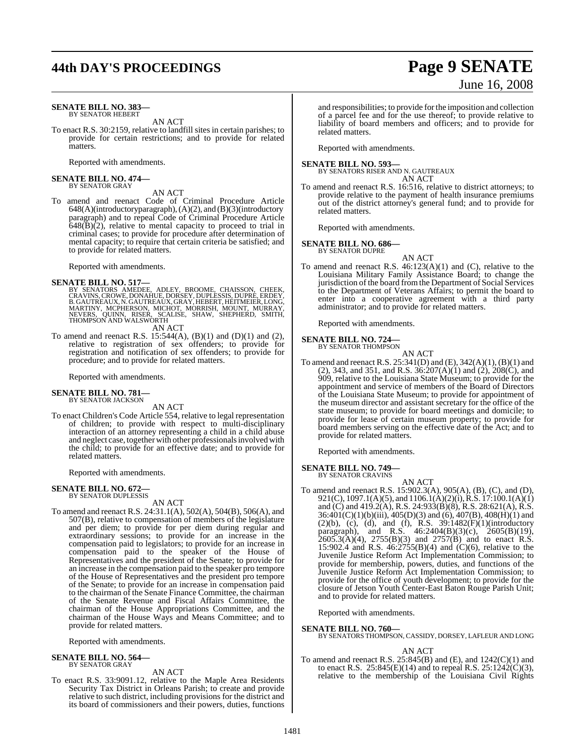**SENATE BILL NO. 383—**
BY SENATOR HEBERT

AN ACT

To enact R.S. 30:2159, relative to landfill sites in certain parishes; to provide for certain restrictions; and to provide for related matters.

Reported with amendments.

**SENATE BILL NO. 474—**
BY SENATOR GRAY

AN ACT

To amend and reenact Code of Criminal Procedure Article 648(A)(introductoryparagraph), (A)(2), and (B)(3)(introductory paragraph) and to repeal Code of Criminal Procedure Article 648(B)(2), relative to mental capacity to proceed to trial in criminal cases; to provide for procedure after determination of mental capacity; to require that certain criteria be satisfied; and to provide for related matters.

Reported with amendments.

**SENATE BILL NO. 517—**
BY SENATORS AMEDEE, ADLEY, BROOME, CHAISSON, CHEEK, CRAVINS, CROWE, DONAHUE, DORSEY, DUPLESSIS, DUPRE, ERDEY, B. GAUTREAUX, N. GAUTREAUX, GRAY, HEBERT, HEITMEIER, LONG, MARTINY, MCPHERSON, MICHOT, MORRISH, MOUNT, MURRAY, NEVERS, QUINN, RISER, SCALISE, SHAW, SHEPHERD, SMITH, THOMPSON AND WALSWORTH

AN ACT

To amend and reenact R.S. 15:544(A), (B)(1) and (D)(1) and (2), relative to registration of sex offenders; to provide for registration and notification of sex offenders; to provide for procedure; and to provide for related matters.

Reported with amendments.

**SENATE BILL NO. 781—**
BY SENATOR JACKSON

AN ACT

To enact Children's Code Article 554, relative to legal representation of children; to provide with respect to multi-disciplinary interaction of an attorney representing a child in a child abuse and neglect case, together with other professionals involved with the child; to provide for an effective date; and to provide for related matters.

Reported with amendments.

**SENATE BILL NO. 672—**
BY SENATOR DUPLESSIS

AN ACT

To amend and reenact R.S. 24:31.1(A), 502(A), 504(B), 506(A), and 507(B), relative to compensation of members of the legislature and per diem; to provide for per diem during regular and extraordinary sessions; to provide for an increase in the compensation paid to legislators; to provide for an increase in compensation paid to the speaker of the House of Representatives and the president of the Senate; to provide for an increase in the compensation paid to the speaker pro tempore of the House of Representatives and the president pro tempore of the Senate; to provide for an increase in compensation paid to the chairman of the Senate Finance Committee, the chairman of the Senate Revenue and Fiscal Affairs Committee, the chairman of the House Appropriations Committee, and the chairman of the House Ways and Means Committee; and to provide for related matters.

Reported with amendments.

**SENATE BILL NO. 564—**
BY SENATOR GRAY

AN ACT

To enact R.S. 33:9091.12, relative to the Maple Area Residents Security Tax District in Orleans Parish; to create and provide relative to such district, including provisions for the district and its board of commissioners and their powers, duties, functions and responsibilities; to provide for the imposition and collection of a parcel fee and for the use thereof; to provide relative to liability of board members and officers; and to provide for related matters.

Reported with amendments.

**SENATE BILL NO. 593—**
BY SENATORS RISER AND N. GAUTREAUX

AN ACT

To amend and reenact R.S. 16:516, relative to district attorneys; to provide relative to the payment of health insurance premiums out of the district attorney's general fund; and to provide for related matters.

Reported with amendments.

**SENATE BILL NO. 686—**
BY SENATOR DUPRE

AN ACT

To amend and reenact R.S. 46:123(A)(1) and (C), relative to the Louisiana Military Family Assistance Board; to change the jurisdiction of the board from the Department of Social Services to the Department of Veterans Affairs; to permit the board to enter into a cooperative agreement with a third party administrator; and to provide for related matters.

Reported with amendments.

**SENATE BILL NO. 724—**
BY SENATOR THOMPSON

AN ACT

To amend and reenact R.S. 25:341(D) and (E), 342(A)(1), (B)(1) and (2), 343, and 351, and R.S. 36:207(A)(1) and (2), 208(C), and 909, relative to the Louisiana State Museum; to provide for the appointment and service of members of the Board of Directors of the Louisiana State Museum; to provide for appointment of the museum director and assistant secretary for the office of the state museum; to provide for board meetings and domicile; to provide for lease of certain museum property; to provide for board members serving on the effective date of the Act; and to provide for related matters.

Reported with amendments.

**SENATE BILL NO. 749—**
BY SENATOR CRAVINS

AN ACT

To amend and reenact R.S. 15:902.3(A), 905(A), (B), (C), and (D), 921(C), 1097.1(A)(5), and 1106.1(A)(2)(i), R.S. 17:100.1(A)(1) and (C) and 419.2(A), R.S. 24:933(B)(8), R.S. 28:621(A), R.S. 36:401(C)(1)(b)(iii), 405(D)(3) and (6), 407(B), 408(H)(1) and (2)(b), (c), (d), and (f), R.S. 39:1482(F)(1)(introductory paragraph), and R.S. 46:2404(B)(3)(c), 2605(B)(19), 2605.3(A)(4), 2755(B)(3) and 2757(B) and to enact R.S. 15:902.4 and R.S. 46:2755(B)(4) and (C)(6), relative to the Juvenile Justice Reform Act Implementation Commission; to provide for membership, powers, duties, and functions of the Juvenile Justice Reform Act Implementation Commission; to provide for the office of youth development; to provide for the closure of Jetson Youth Center-East Baton Rouge Parish Unit; and to provide for related matters.

Reported with amendments.

**SENATE BILL NO. 760—**
BY SENATORS THOMPSON, CASSIDY, DORSEY, LAFLEUR AND LONG

AN ACT

To amend and reenact R.S. 25:845(B) and (E), and 1242(C)(1) and to enact R.S. 25:845(E)(14) and to repeal R.S. 25:1242(C)(3), relative to the membership of the Louisiana Civil Rights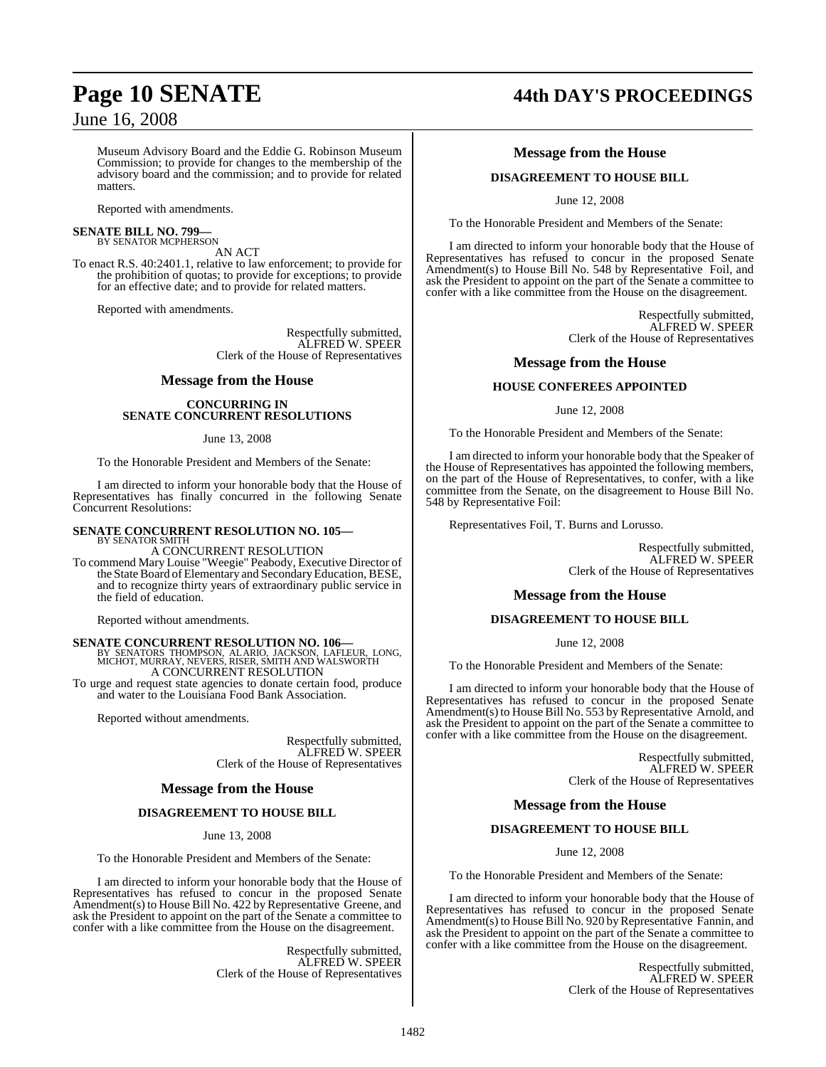Museum Advisory Board and the Eddie G. Robinson Museum Commission; to provide for changes to the membership of the advisory board and the commission; and to provide for related matters.

Reported with amendments.

**SENATE BILL NO. 799—**
BY SENATOR MCPHERSON

AN ACT

To enact R.S. 40:2401.1, relative to law enforcement; to provide for the prohibition of quotas; to provide for exceptions; to provide for an effective date; and to provide for related matters.

Reported with amendments.

Respectfully submitted,
ALFRED W. SPEER
Clerk of the House of Representatives

## Message from the House

### CONCURRING IN SENATE CONCURRENT RESOLUTIONS

June 13, 2008

To the Honorable President and Members of the Senate:

I am directed to inform your honorable body that the House of Representatives has finally concurred in the following Senate Concurrent Resolutions:

**SENATE CONCURRENT RESOLUTION NO. 105—**
BY SENATOR SMITH

A CONCURRENT RESOLUTION

To commend Mary Louise "Weegie" Peabody, Executive Director of the State Board of Elementary and Secondary Education, BESE, and to recognize thirty years of extraordinary public service in the field of education.

Reported without amendments.

**SENATE CONCURRENT RESOLUTION NO. 106—**
BY SENATORS THOMPSON, ALARIO, JACKSON, LAFLEUR, LONG, MICHOT, MURRAY, NEVERS, RISER, SMITH AND WALSWORTH

A CONCURRENT RESOLUTION

To urge and request state agencies to donate certain food, produce and water to the Louisiana Food Bank Association.

Reported without amendments.

Respectfully submitted,
ALFRED W. SPEER
Clerk of the House of Representatives

## Message from the House

### DISAGREEMENT TO HOUSE BILL

June 13, 2008

To the Honorable President and Members of the Senate:

I am directed to inform your honorable body that the House of Representatives has refused to concur in the proposed Senate Amendment(s) to House Bill No. 422 by Representative Greene, and ask the President to appoint on the part of the Senate a committee to confer with a like committee from the House on the disagreement.

Respectfully submitted,
ALFRED W. SPEER
Clerk of the House of Representatives

## Message from the House

### DISAGREEMENT TO HOUSE BILL

June 12, 2008

To the Honorable President and Members of the Senate:

I am directed to inform your honorable body that the House of Representatives has refused to concur in the proposed Senate Amendment(s) to House Bill No. 548 by Representative Foil, and ask the President to appoint on the part of the Senate a committee to confer with a like committee from the House on the disagreement.

Respectfully submitted,
ALFRED W. SPEER
Clerk of the House of Representatives

## Message from the House

### HOUSE CONFEREES APPOINTED

June 12, 2008

To the Honorable President and Members of the Senate:

I am directed to inform your honorable body that the Speaker of the House of Representatives has appointed the following members, on the part of the House of Representatives, to confer, with a like committee from the Senate, on the disagreement to House Bill No. 548 by Representative Foil:

Representatives Foil, T. Burns and Lorusso.

Respectfully submitted,
ALFRED W. SPEER
Clerk of the House of Representatives

## Message from the House

### DISAGREEMENT TO HOUSE BILL

June 12, 2008

To the Honorable President and Members of the Senate:

I am directed to inform your honorable body that the House of Representatives has refused to concur in the proposed Senate Amendment(s) to House Bill No. 553 by Representative Arnold, and ask the President to appoint on the part of the Senate a committee to confer with a like committee from the House on the disagreement.

Respectfully submitted,
ALFRED W. SPEER
Clerk of the House of Representatives

## Message from the House

### DISAGREEMENT TO HOUSE BILL

June 12, 2008

To the Honorable President and Members of the Senate:

I am directed to inform your honorable body that the House of Representatives has refused to concur in the proposed Senate Amendment(s) to House Bill No. 920 by Representative Fannin, and ask the President to appoint on the part of the Senate a committee to confer with a like committee from the House on the disagreement.

Respectfully submitted,
ALFRED W. SPEER
Clerk of the House of Representatives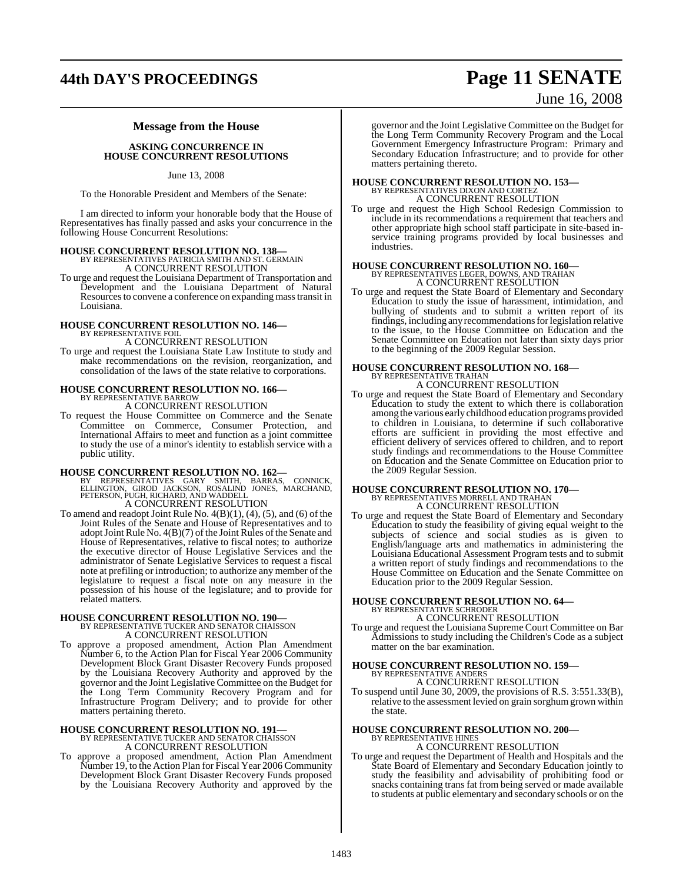## Message from the House

### ASKING CONCURRENCE IN HOUSE CONCURRENT RESOLUTIONS

June 13, 2008

To the Honorable President and Members of the Senate:

I am directed to inform your honorable body that the House of Representatives has finally passed and asks your concurrence in the following House Concurrent Resolutions:

**HOUSE CONCURRENT RESOLUTION NO. 138—**
BY REPRESENTATIVES PATRICIA SMITH AND ST. GERMAIN
A CONCURRENT RESOLUTION

To urge and request the Louisiana Department of Transportation and Development and the Louisiana Department of Natural Resources to convene a conference on expanding mass transit in Louisiana.

**HOUSE CONCURRENT RESOLUTION NO. 146—**
BY REPRESENTATIVE FOIL
A CONCURRENT RESOLUTION

To urge and request the Louisiana State Law Institute to study and make recommendations on the revision, reorganization, and consolidation of the laws of the state relative to corporations.

**HOUSE CONCURRENT RESOLUTION NO. 166—**
BY REPRESENTATIVE BARROW
A CONCURRENT RESOLUTION

To request the House Committee on Commerce and the Senate Committee on Commerce, Consumer Protection, and International Affairs to meet and function as a joint committee to study the use of a minor's identity to establish service with a public utility.

**HOUSE CONCURRENT RESOLUTION NO. 162—**
BY REPRESENTATIVES GARY SMITH, BARRAS, CONNICK, ELLINGTON, GIROD JACKSON, ROSALIND JONES, MARCHAND, PETERSON, PUGH, RICHARD, AND WADDELL
A CONCURRENT RESOLUTION

To amend and readopt Joint Rule No. 4(B)(1), (4), (5), and (6) of the Joint Rules of the Senate and House of Representatives and to adopt Joint Rule No. 4(B)(7) of the Joint Rules of the Senate and House of Representatives, relative to fiscal notes; to authorize the executive director of House Legislative Services and the administrator of Senate Legislative Services to request a fiscal note at prefiling or introduction; to authorize any member of the legislature to request a fiscal note on any measure in the possession of his house of the legislature; and to provide for related matters.

**HOUSE CONCURRENT RESOLUTION NO. 190—**
BY REPRESENTATIVE TUCKER AND SENATOR CHAISSON
A CONCURRENT RESOLUTION

To approve a proposed amendment, Action Plan Amendment Number 6, to the Action Plan for Fiscal Year 2006 Community Development Block Grant Disaster Recovery Funds proposed by the Louisiana Recovery Authority and approved by the governor and the Joint Legislative Committee on the Budget for the Long Term Community Recovery Program and for Infrastructure Program Delivery; and to provide for other matters pertaining thereto.

**HOUSE CONCURRENT RESOLUTION NO. 191—**
BY REPRESENTATIVE TUCKER AND SENATOR CHAISSON
A CONCURRENT RESOLUTION

To approve a proposed amendment, Action Plan Amendment Number 19, to the Action Plan for Fiscal Year 2006 Community Development Block Grant Disaster Recovery Funds proposed by the Louisiana Recovery Authority and approved by the governor and the Joint Legislative Committee on the Budget for the Long Term Community Recovery Program and the Local Government Emergency Infrastructure Program: Primary and Secondary Education Infrastructure; and to provide for other matters pertaining thereto.

**HOUSE CONCURRENT RESOLUTION NO. 153—**
BY REPRESENTATIVES DIXON AND CORTEZ
A CONCURRENT RESOLUTION

To urge and request the High School Redesign Commission to include in its recommendations a requirement that teachers and other appropriate high school staff participate in site-based in-service training programs provided by local businesses and industries.

**HOUSE CONCURRENT RESOLUTION NO. 160—**
BY REPRESENTATIVES LEGER, DOWNS, AND TRAHAN
A CONCURRENT RESOLUTION

To urge and request the State Board of Elementary and Secondary Education to study the issue of harassment, intimidation, and bullying of students and to submit a written report of its findings, including any recommendations for legislation relative to the issue, to the House Committee on Education and the Senate Committee on Education not later than sixty days prior to the beginning of the 2009 Regular Session.

**HOUSE CONCURRENT RESOLUTION NO. 168—**
BY REPRESENTATIVE TRAHAN
A CONCURRENT RESOLUTION

To urge and request the State Board of Elementary and Secondary Education to study the extent to which there is collaboration among the various early childhood education programs provided to children in Louisiana, to determine if such collaborative efforts are sufficient in providing the most effective and efficient delivery of services offered to children, and to report study findings and recommendations to the House Committee on Education and the Senate Committee on Education prior to the 2009 Regular Session.

**HOUSE CONCURRENT RESOLUTION NO. 170—**
BY REPRESENTATIVES MORRELL AND TRAHAN
A CONCURRENT RESOLUTION

To urge and request the State Board of Elementary and Secondary Education to study the feasibility of giving equal weight to the subjects of science and social studies as is given to English/language arts and mathematics in administering the Louisiana Educational Assessment Program tests and to submit a written report of study findings and recommendations to the House Committee on Education and the Senate Committee on Education prior to the 2009 Regular Session.

**HOUSE CONCURRENT RESOLUTION NO. 64—**
BY REPRESENTATIVE SCHRODER
A CONCURRENT RESOLUTION

To urge and request the Louisiana Supreme Court Committee on Bar Admissions to study including the Children's Code as a subject matter on the bar examination.

**HOUSE CONCURRENT RESOLUTION NO. 159—**
BY REPRESENTATIVE ANDERS
A CONCURRENT RESOLUTION

To suspend until June 30, 2009, the provisions of R.S. 3:551.33(B), relative to the assessment levied on grain sorghum grown within the state.

**HOUSE CONCURRENT RESOLUTION NO. 200—**
BY REPRESENTATIVE HINES
A CONCURRENT RESOLUTION

To urge and request the Department of Health and Hospitals and the State Board of Elementary and Secondary Education jointly to study the feasibility and advisability of prohibiting food or snacks containing trans fat from being served or made available to students at public elementary and secondary schools or on the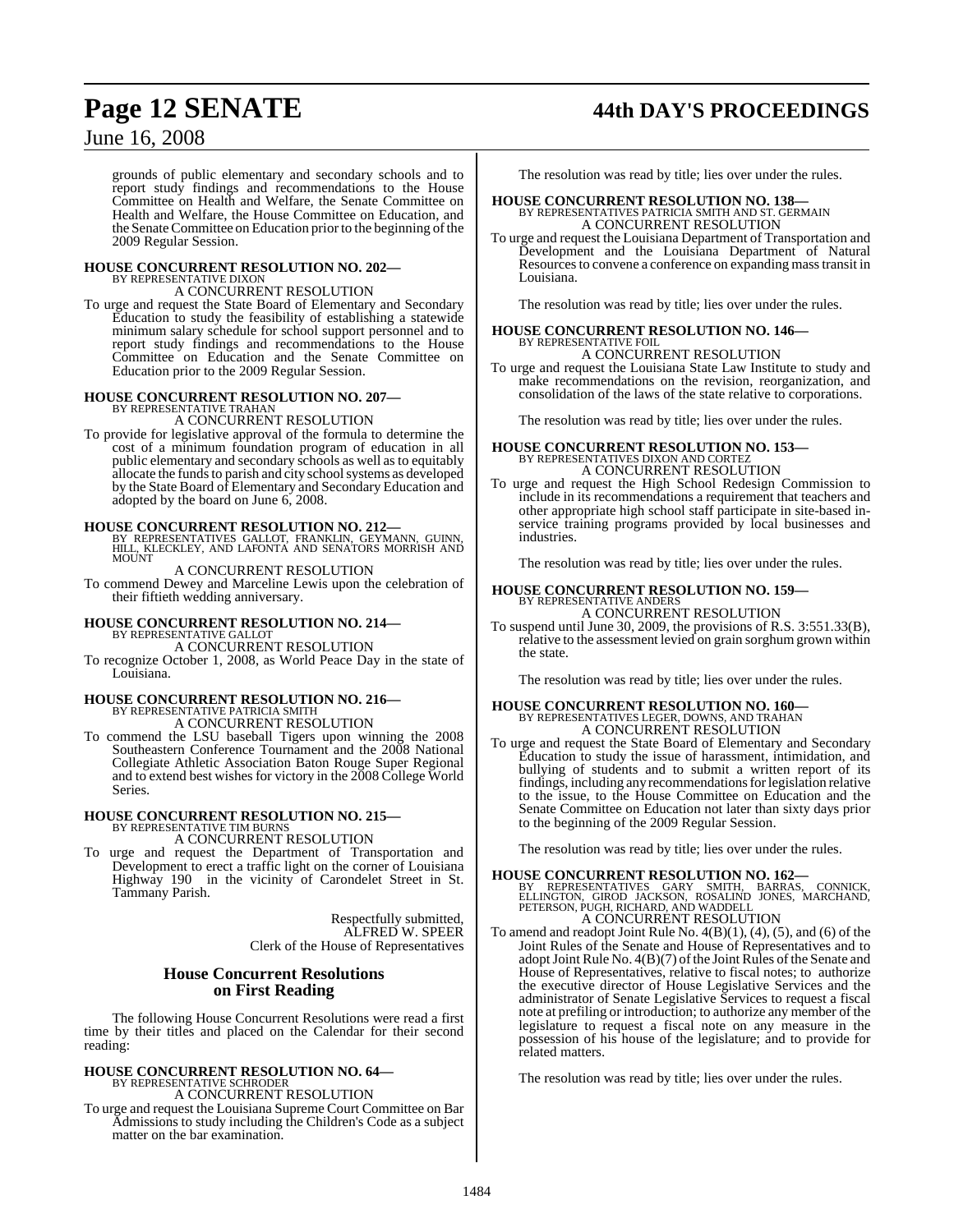grounds of public elementary and secondary schools and to report study findings and recommendations to the House Committee on Health and Welfare, the Senate Committee on Health and Welfare, the House Committee on Education, and the Senate Committee on Education prior to the beginning of the 2009 Regular Session.

**HOUSE CONCURRENT RESOLUTION NO. 202—**
BY REPRESENTATIVE DIXON
A CONCURRENT RESOLUTION

To urge and request the State Board of Elementary and Secondary Education to study the feasibility of establishing a statewide minimum salary schedule for school support personnel and to report study findings and recommendations to the House Committee on Education and the Senate Committee on Education prior to the 2009 Regular Session.

**HOUSE CONCURRENT RESOLUTION NO. 207—**
BY REPRESENTATIVE TRAHAN
A CONCURRENT RESOLUTION

To provide for legislative approval of the formula to determine the cost of a minimum foundation program of education in all public elementary and secondary schools as well as to equitably allocate the funds to parish and city school systems as developed by the State Board of Elementary and Secondary Education and adopted by the board on June 6, 2008.

**HOUSE CONCURRENT RESOLUTION NO. 212—**
BY REPRESENTATIVES GALLOT, FRANKLIN, GEYMANN, GUINN, HILL, KLECKLEY, AND LAFONTA AND SENATORS MORRISH AND MOUNT
A CONCURRENT RESOLUTION

To commend Dewey and Marceline Lewis upon the celebration of their fiftieth wedding anniversary.

**HOUSE CONCURRENT RESOLUTION NO. 214—**
BY REPRESENTATIVE GALLOT
A CONCURRENT RESOLUTION

To recognize October 1, 2008, as World Peace Day in the state of Louisiana.

**HOUSE CONCURRENT RESOLUTION NO. 216—**
BY REPRESENTATIVE PATRICIA SMITH
A CONCURRENT RESOLUTION

To commend the LSU baseball Tigers upon winning the 2008 Southeastern Conference Tournament and the 2008 National Collegiate Athletic Association Baton Rouge Super Regional and to extend best wishes for victory in the 2008 College World Series.

**HOUSE CONCURRENT RESOLUTION NO. 215—**
BY REPRESENTATIVE TIM BURNS
A CONCURRENT RESOLUTION

To urge and request the Department of Transportation and Development to erect a traffic light on the corner of Louisiana Highway 190 in the vicinity of Carondelet Street in St. Tammany Parish.

Respectfully submitted,
ALFRED W. SPEER
Clerk of the House of Representatives

## House Concurrent Resolutions on First Reading

The following House Concurrent Resolutions were read a first time by their titles and placed on the Calendar for their second reading:

**HOUSE CONCURRENT RESOLUTION NO. 64—**
BY REPRESENTATIVE SCHRODER
A CONCURRENT RESOLUTION

To urge and request the Louisiana Supreme Court Committee on Bar Admissions to study including the Children's Code as a subject matter on the bar examination.

The resolution was read by title; lies over under the rules.

**HOUSE CONCURRENT RESOLUTION NO. 138—**
BY REPRESENTATIVES PATRICIA SMITH AND ST. GERMAIN
A CONCURRENT RESOLUTION

To urge and request the Louisiana Department of Transportation and Development and the Louisiana Department of Natural Resources to convene a conference on expanding mass transit in Louisiana.

The resolution was read by title; lies over under the rules.

**HOUSE CONCURRENT RESOLUTION NO. 146—**
BY REPRESENTATIVE FOIL
A CONCURRENT RESOLUTION

To urge and request the Louisiana State Law Institute to study and make recommendations on the revision, reorganization, and consolidation of the laws of the state relative to corporations.

The resolution was read by title; lies over under the rules.

**HOUSE CONCURRENT RESOLUTION NO. 153—**
BY REPRESENTATIVES DIXON AND CORTEZ
A CONCURRENT RESOLUTION

To urge and request the High School Redesign Commission to include in its recommendations a requirement that teachers and other appropriate high school staff participate in site-based in-service training programs provided by local businesses and industries.

The resolution was read by title; lies over under the rules.

**HOUSE CONCURRENT RESOLUTION NO. 159—**
BY REPRESENTATIVE ANDERS
A CONCURRENT RESOLUTION

To suspend until June 30, 2009, the provisions of R.S. 3:551.33(B), relative to the assessment levied on grain sorghum grown within the state.

The resolution was read by title; lies over under the rules.

**HOUSE CONCURRENT RESOLUTION NO. 160—**
BY REPRESENTATIVES LEGER, DOWNS, AND TRAHAN
A CONCURRENT RESOLUTION

To urge and request the State Board of Elementary and Secondary Education to study the issue of harassment, intimidation, and bullying of students and to submit a written report of its findings, including any recommendations for legislation relative to the issue, to the House Committee on Education and the Senate Committee on Education not later than sixty days prior to the beginning of the 2009 Regular Session.

The resolution was read by title; lies over under the rules.

**HOUSE CONCURRENT RESOLUTION NO. 162—**
BY REPRESENTATIVES GARY SMITH, BARRAS, CONNICK, ELLINGTON, GIROD JACKSON, ROSALIND JONES, MARCHAND, PETERSON, PUGH, RICHARD, AND WADDELL
A CONCURRENT RESOLUTION

To amend and readopt Joint Rule No. 4(B)(1), (4), (5), and (6) of the Joint Rules of the Senate and House of Representatives and to adopt Joint Rule No. 4(B)(7) of the Joint Rules of the Senate and House of Representatives, relative to fiscal notes; to authorize the executive director of House Legislative Services and the administrator of Senate Legislative Services to request a fiscal note at prefiling or introduction; to authorize any member of the legislature to request a fiscal note on any measure in the possession of his house of the legislature; and to provide for related matters.

The resolution was read by title; lies over under the rules.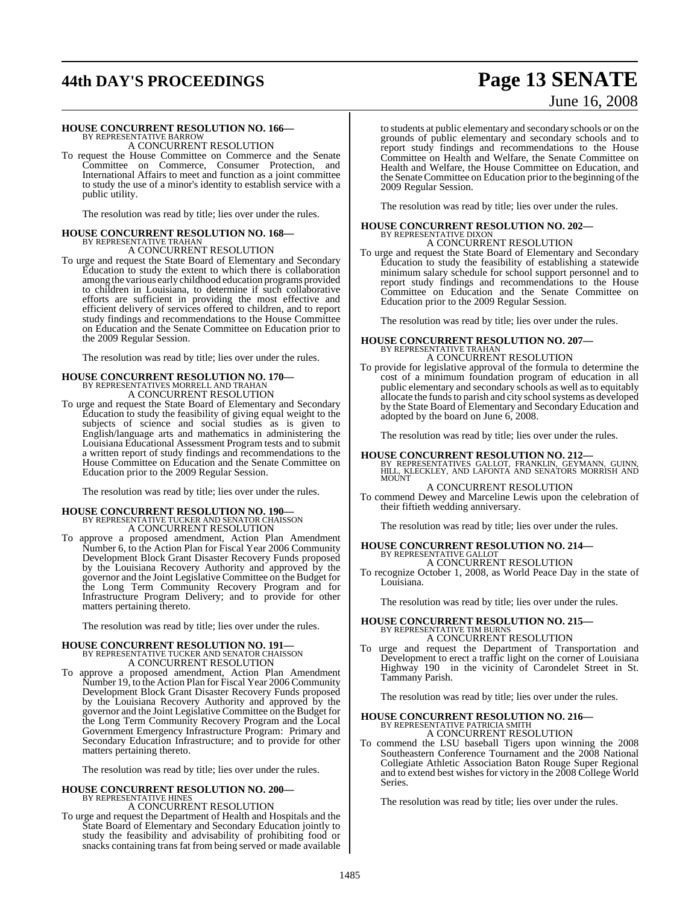**HOUSE CONCURRENT RESOLUTION NO. 166—**
BY REPRESENTATIVE BARROW

A CONCURRENT RESOLUTION

To request the House Committee on Commerce and the Senate Committee on Commerce, Consumer Protection, and International Affairs to meet and function as a joint committee to study the use of a minor's identity to establish service with a public utility.

The resolution was read by title; lies over under the rules.

**HOUSE CONCURRENT RESOLUTION NO. 168—**
BY REPRESENTATIVE TRAHAN

A CONCURRENT RESOLUTION

To urge and request the State Board of Elementary and Secondary Education to study the extent to which there is collaboration among the various early childhood education programs provided to children in Louisiana, to determine if such collaborative efforts are sufficient in providing the most effective and efficient delivery of services offered to children, and to report study findings and recommendations to the House Committee on Education and the Senate Committee on Education prior to the 2009 Regular Session.

The resolution was read by title; lies over under the rules.

**HOUSE CONCURRENT RESOLUTION NO. 170—**
BY REPRESENTATIVES MORRELL AND TRAHAN

A CONCURRENT RESOLUTION

To urge and request the State Board of Elementary and Secondary Education to study the feasibility of giving equal weight to the subjects of science and social studies as is given to English/language arts and mathematics in administering the Louisiana Educational Assessment Program tests and to submit a written report of study findings and recommendations to the House Committee on Education and the Senate Committee on Education prior to the 2009 Regular Session.

The resolution was read by title; lies over under the rules.

**HOUSE CONCURRENT RESOLUTION NO. 190—**
BY REPRESENTATIVE TUCKER AND SENATOR CHAISSON

A CONCURRENT RESOLUTION

To approve a proposed amendment, Action Plan Amendment Number 6, to the Action Plan for Fiscal Year 2006 Community Development Block Grant Disaster Recovery Funds proposed by the Louisiana Recovery Authority and approved by the governor and the Joint Legislative Committee on the Budget for the Long Term Community Recovery Program and for Infrastructure Program Delivery; and to provide for other matters pertaining thereto.

The resolution was read by title; lies over under the rules.

**HOUSE CONCURRENT RESOLUTION NO. 191—**
BY REPRESENTATIVE TUCKER AND SENATOR CHAISSON

A CONCURRENT RESOLUTION

To approve a proposed amendment, Action Plan Amendment Number 19, to the Action Plan for Fiscal Year 2006 Community Development Block Grant Disaster Recovery Funds proposed by the Louisiana Recovery Authority and approved by the governor and the Joint Legislative Committee on the Budget for the Long Term Community Recovery Program and the Local Government Emergency Infrastructure Program: Primary and Secondary Education Infrastructure; and to provide for other matters pertaining thereto.

The resolution was read by title; lies over under the rules.

**HOUSE CONCURRENT RESOLUTION NO. 200—**
BY REPRESENTATIVE HINES

A CONCURRENT RESOLUTION

To urge and request the Department of Health and Hospitals and the State Board of Elementary and Secondary Education jointly to study the feasibility and advisability of prohibiting food or snacks containing trans fat from being served or made available to students at public elementary and secondary schools or on the grounds of public elementary and secondary schools and to report study findings and recommendations to the House Committee on Health and Welfare, the Senate Committee on Health and Welfare, the House Committee on Education, and the Senate Committee on Education prior to the beginning of the 2009 Regular Session.

The resolution was read by title; lies over under the rules.

**HOUSE CONCURRENT RESOLUTION NO. 202—**
BY REPRESENTATIVE DIXON

A CONCURRENT RESOLUTION

To urge and request the State Board of Elementary and Secondary Education to study the feasibility of establishing a statewide minimum salary schedule for school support personnel and to report study findings and recommendations to the House Committee on Education and the Senate Committee on Education prior to the 2009 Regular Session.

The resolution was read by title; lies over under the rules.

**HOUSE CONCURRENT RESOLUTION NO. 207—**
BY REPRESENTATIVE TRAHAN

A CONCURRENT RESOLUTION

To provide for legislative approval of the formula to determine the cost of a minimum foundation program of education in all public elementary and secondary schools as well as to equitably allocate the funds to parish and city school systems as developed by the State Board of Elementary and Secondary Education and adopted by the board on June 6, 2008.

The resolution was read by title; lies over under the rules.

**HOUSE CONCURRENT RESOLUTION NO. 212—**
BY REPRESENTATIVES GALLOT, FRANKLIN, GEYMANN, GUINN, HILL, KLECKLEY, AND LAFONTA AND SENATORS MORRISH AND MOUNT

A CONCURRENT RESOLUTION

To commend Dewey and Marceline Lewis upon the celebration of their fiftieth wedding anniversary.

The resolution was read by title; lies over under the rules.

**HOUSE CONCURRENT RESOLUTION NO. 214—**
BY REPRESENTATIVE GALLOT

A CONCURRENT RESOLUTION

To recognize October 1, 2008, as World Peace Day in the state of Louisiana.

The resolution was read by title; lies over under the rules.

**HOUSE CONCURRENT RESOLUTION NO. 215—**
BY REPRESENTATIVE TIM BURNS

A CONCURRENT RESOLUTION

To urge and request the Department of Transportation and Development to erect a traffic light on the corner of Louisiana Highway 190 in the vicinity of Carondelet Street in St. Tammany Parish.

The resolution was read by title; lies over under the rules.

**HOUSE CONCURRENT RESOLUTION NO. 216—**
BY REPRESENTATIVE PATRICIA SMITH

A CONCURRENT RESOLUTION

To commend the LSU baseball Tigers upon winning the 2008 Southeastern Conference Tournament and the 2008 National Collegiate Athletic Association Baton Rouge Super Regional and to extend best wishes for victory in the 2008 College World Series.

The resolution was read by title; lies over under the rules.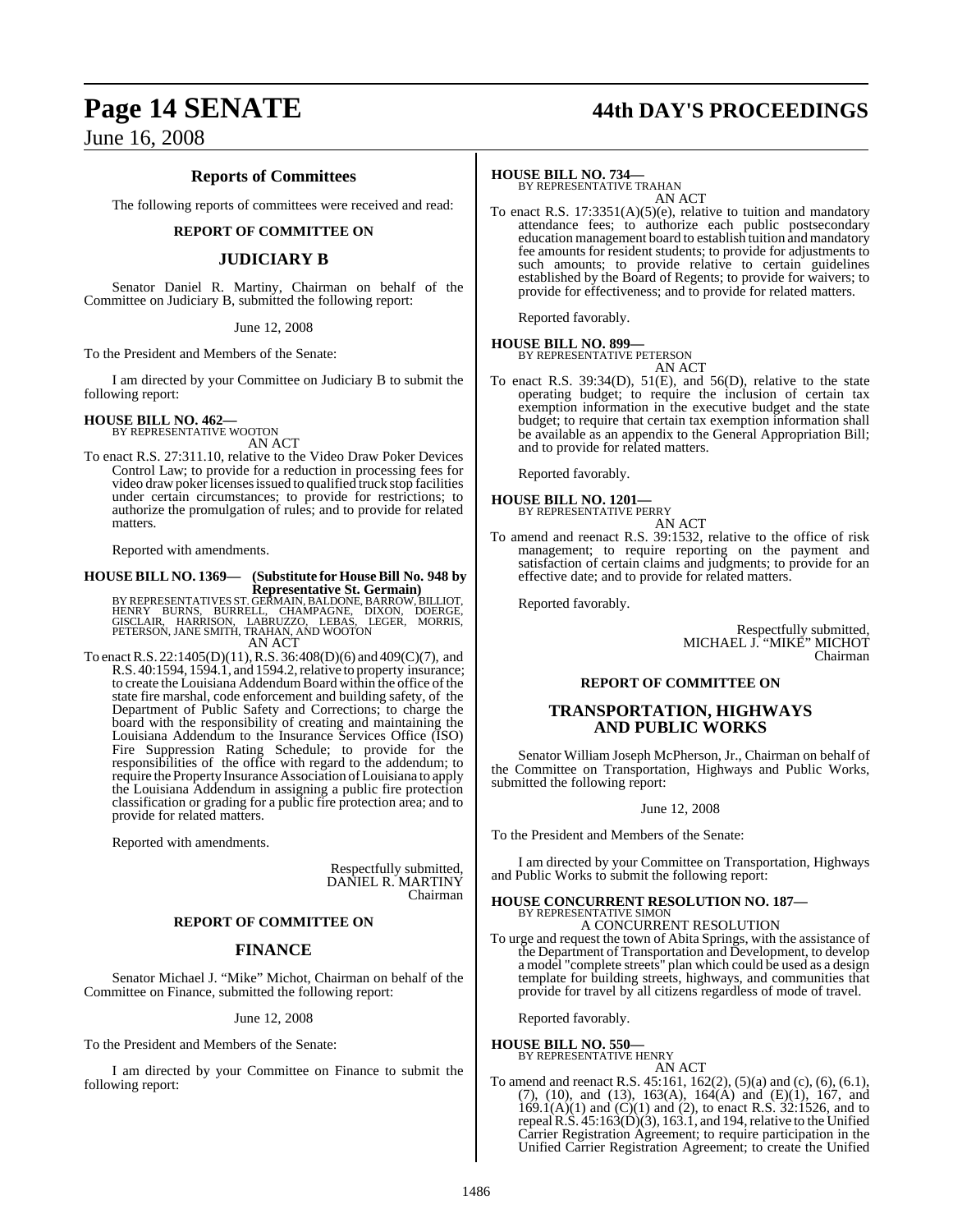## Reports of Committees

The following reports of committees were received and read:

### REPORT OF COMMITTEE ON

## JUDICIARY B

Senator Daniel R. Martiny, Chairman on behalf of the Committee on Judiciary B, submitted the following report:

June 12, 2008

To the President and Members of the Senate:

I am directed by your Committee on Judiciary B to submit the following report:

**HOUSE BILL NO. 462—**
BY REPRESENTATIVE WOOTON
AN ACT

To enact R.S. 27:311.10, relative to the Video Draw Poker Devices Control Law; to provide for a reduction in processing fees for video draw poker licenses issued to qualified truck stop facilities under certain circumstances; to provide for restrictions; to authorize the promulgation of rules; and to provide for related matters.

Reported with amendments.

**HOUSE BILL NO. 1369— (Substitute for House Bill No. 948 by Representative St. Germain)**
BY REPRESENTATIVES ST. GERMAIN, BALDONE, BARROW, BILLIOT, HENRY BURNS, BURRELL, CHAMPAGNE, DIXON, DOERGE, GISCLAIR, HARRISON, LABRUZZO, LEBAS, LEGER, MORRIS, PETERSON, JANE SMITH, TRAHAN, AND WOOTON
AN ACT

To enact R.S. 22:1405(D)(11), R.S. 36:408(D)(6) and 409(C)(7), and R.S. 40:1594, 1594.1, and 1594.2, relative to property insurance; to create the Louisiana Addendum Board within the office of the state fire marshal, code enforcement and building safety, of the Department of Public Safety and Corrections; to charge the board with the responsibility of creating and maintaining the Louisiana Addendum to the Insurance Services Office (ISO) Fire Suppression Rating Schedule; to provide for the responsibilities of the office with regard to the addendum; to require the Property Insurance Association of Louisiana to apply the Louisiana Addendum in assigning a public fire protection classification or grading for a public fire protection area; and to provide for related matters.

Reported with amendments.

Respectfully submitted,
DANIEL R. MARTINY
Chairman

### REPORT OF COMMITTEE ON

## FINANCE

Senator Michael J. "Mike" Michot, Chairman on behalf of the Committee on Finance, submitted the following report:

June 12, 2008

To the President and Members of the Senate:

I am directed by your Committee on Finance to submit the following report:

**HOUSE BILL NO. 734—**
BY REPRESENTATIVE TRAHAN
AN ACT

To enact R.S. 17:3351(A)(5)(e), relative to tuition and mandatory attendance fees; to authorize each public postsecondary education management board to establish tuition and mandatory fee amounts for resident students; to provide for adjustments to such amounts; to provide relative to certain guidelines established by the Board of Regents; to provide for waivers; to provide for effectiveness; and to provide for related matters.

Reported favorably.

**HOUSE BILL NO. 899—**
BY REPRESENTATIVE PETERSON
AN ACT

To enact R.S. 39:34(D), 51(E), and 56(D), relative to the state operating budget; to require the inclusion of certain tax exemption information in the executive budget and the state budget; to require that certain tax exemption information shall be available as an appendix to the General Appropriation Bill; and to provide for related matters.

Reported favorably.

**HOUSE BILL NO. 1201—**
BY REPRESENTATIVE PERRY
AN ACT

To amend and reenact R.S. 39:1532, relative to the office of risk management; to require reporting on the payment and satisfaction of certain claims and judgments; to provide for an effective date; and to provide for related matters.

Reported favorably.

Respectfully submitted,
MICHAEL J. "MIKE" MICHOT
Chairman

### REPORT OF COMMITTEE ON

## TRANSPORTATION, HIGHWAYS AND PUBLIC WORKS

Senator William Joseph McPherson, Jr., Chairman on behalf of the Committee on Transportation, Highways and Public Works, submitted the following report:

June 12, 2008

To the President and Members of the Senate:

I am directed by your Committee on Transportation, Highways and Public Works to submit the following report:

**HOUSE CONCURRENT RESOLUTION NO. 187—**
BY REPRESENTATIVE SIMON
A CONCURRENT RESOLUTION

To urge and request the town of Abita Springs, with the assistance of the Department of Transportation and Development, to develop a model "complete streets" plan which could be used as a design template for building streets, highways, and communities that provide for travel by all citizens regardless of mode of travel.

Reported favorably.

**HOUSE BILL NO. 550—**
BY REPRESENTATIVE HENRY
AN ACT

To amend and reenact R.S. 45:161, 162(2), (5)(a) and (c), (6), (6.1), (7), (10), and (13), 163(A), 164(A) and (E)(1), 167, and 169.1(A)(1) and (C)(1) and (2), to enact R.S. 32:1526, and to repeal R.S. 45:163(D)(3), 163.1, and 194, relative to the Unified Carrier Registration Agreement; to require participation in the Unified Carrier Registration Agreement; to create the Unified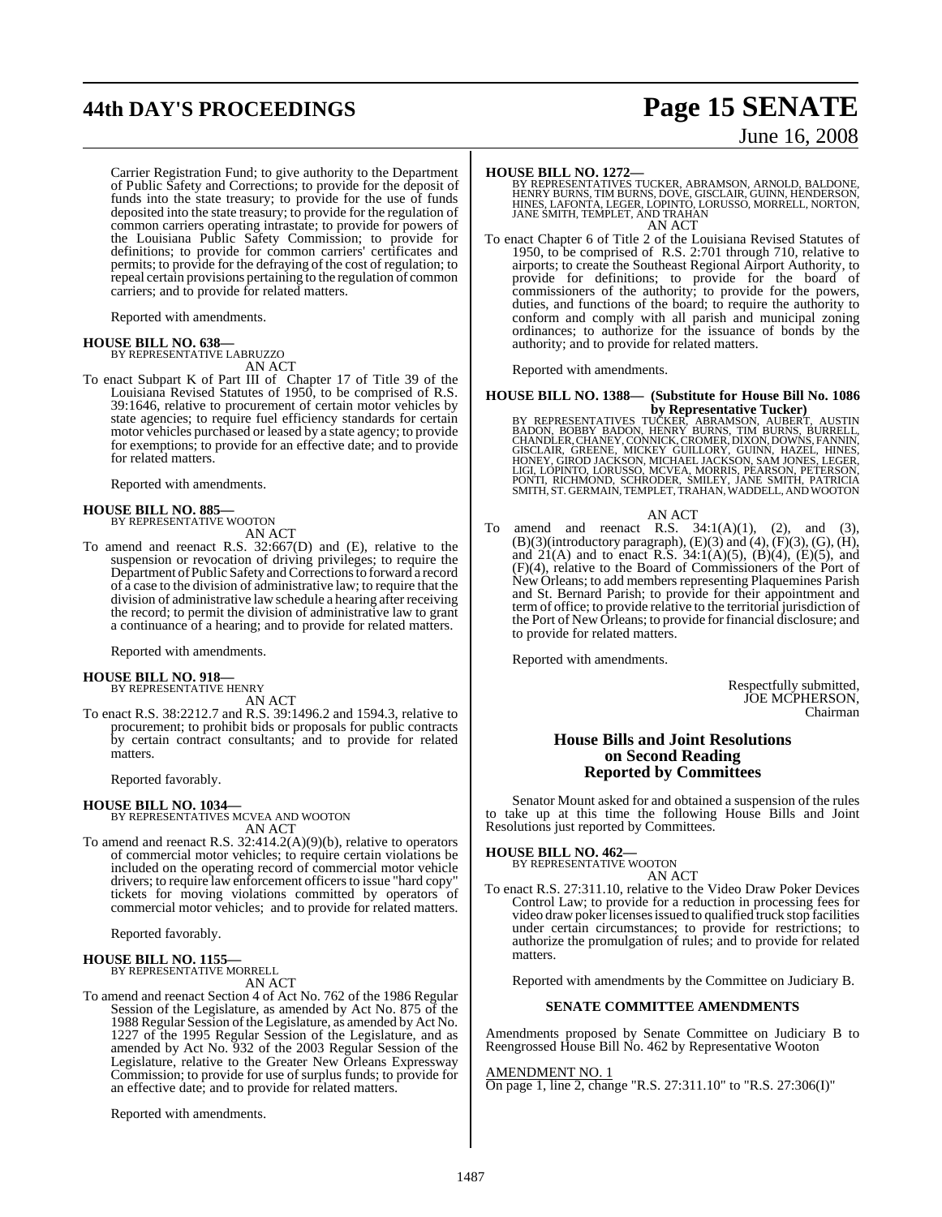Carrier Registration Fund; to give authority to the Department of Public Safety and Corrections; to provide for the deposit of funds into the state treasury; to provide for the use of funds deposited into the state treasury; to provide for the regulation of common carriers operating intrastate; to provide for powers of the Louisiana Public Safety Commission; to provide for definitions; to provide for common carriers' certificates and permits; to provide for the defraying of the cost of regulation; to repeal certain provisions pertaining to the regulation of common carriers; and to provide for related matters.

Reported with amendments.

**HOUSE BILL NO. 638—**
BY REPRESENTATIVE LABRUZZO
AN ACT

To enact Subpart K of Part III of Chapter 17 of Title 39 of the Louisiana Revised Statutes of 1950, to be comprised of R.S. 39:1646, relative to procurement of certain motor vehicles by state agencies; to require fuel efficiency standards for certain motor vehicles purchased or leased by a state agency; to provide for exemptions; to provide for an effective date; and to provide for related matters.

Reported with amendments.

**HOUSE BILL NO. 885—**
BY REPRESENTATIVE WOOTON
AN ACT

To amend and reenact R.S. 32:667(D) and (E), relative to the suspension or revocation of driving privileges; to require the Department of Public Safety and Corrections to forward a record of a case to the division of administrative law; to require that the division of administrative law schedule a hearing after receiving the record; to permit the division of administrative law to grant a continuance of a hearing; and to provide for related matters.

Reported with amendments.

**HOUSE BILL NO. 918—**
BY REPRESENTATIVE HENRY
AN ACT

To enact R.S. 38:2212.7 and R.S. 39:1496.2 and 1594.3, relative to procurement; to prohibit bids or proposals for public contracts by certain contract consultants; and to provide for related matters.

Reported favorably.

**HOUSE BILL NO. 1034—**
BY REPRESENTATIVES MCVEA AND WOOTON
AN ACT

To amend and reenact R.S. 32:414.2(A)(9)(b), relative to operators of commercial motor vehicles; to require certain violations be included on the operating record of commercial motor vehicle drivers; to require law enforcement officers to issue "hard copy" tickets for moving violations committed by operators of commercial motor vehicles; and to provide for related matters.

Reported favorably.

**HOUSE BILL NO. 1155—**
BY REPRESENTATIVE MORRELL
AN ACT

To amend and reenact Section 4 of Act No. 762 of the 1986 Regular Session of the Legislature, as amended by Act No. 875 of the 1988 Regular Session of the Legislature, as amended by Act No. 1227 of the 1995 Regular Session of the Legislature, and as amended by Act No. 932 of the 2003 Regular Session of the Legislature, relative to the Greater New Orleans Expressway Commission; to provide for use of surplus funds; to provide for an effective date; and to provide for related matters.

Reported with amendments.

**HOUSE BILL NO. 1272—**
BY REPRESENTATIVES TUCKER, ABRAMSON, ARNOLD, BALDONE, HENRY BURNS, TIM BURNS, DOVE, GISCLAIR, GUINN, HENDERSON, HINES, LAFONTA, LEGER, LOPINTO, LORUSSO, MORRELL, NORTON, JANE SMITH, TEMPLET, AND TRAHAN
AN ACT

To enact Chapter 6 of Title 2 of the Louisiana Revised Statutes of 1950, to be comprised of R.S. 2:701 through 710, relative to airports; to create the Southeast Regional Airport Authority, to provide for definitions; to provide for the board of commissioners of the authority; to provide for the powers, duties, and functions of the board; to require the authority to conform and comply with all parish and municipal zoning ordinances; to authorize for the issuance of bonds by the authority; and to provide for related matters.

Reported with amendments.

**HOUSE BILL NO. 1388— (Substitute for House Bill No. 1086 by Representative Tucker)**
BY REPRESENTATIVES TUCKER, ABRAMSON, AUBERT, AUSTIN BADON, BOBBY BADON, HENRY BURNS, TIM BURNS, BURRELL, CHANDLER, CHANEY, CONNICK, CROMER, DIXON, DOWNS, FANNIN, GISCLAIR, GREENE, MICKEY GUILLORY, GUINN, HAZEL, HINES, HONEY, GIROD JACKSON, MICHAEL JACKSON, SAM JONES, LEGER, LIGI, LOPINTO, LORUSSO, MCVEA, MORRIS, PEARSON, PETERSON, PONTI, RICHMOND, SCHRODER, SMILEY, JANE SMITH, PATRICIA SMITH, ST. GERMAIN, TEMPLET, TRAHAN, WADDELL, AND WOOTON
AN ACT

To amend and reenact R.S. 34:1(A)(1), (2), and (3), (B)(3)(introductory paragraph), (E)(3) and (4), (F)(3), (G), (H), and 21(A) and to enact R.S. 34:1(A)(5), (B)(4), (E)(5), and (F)(4), relative to the Board of Commissioners of the Port of New Orleans; to add members representing Plaquemines Parish and St. Bernard Parish; to provide for their appointment and term of office; to provide relative to the territorial jurisdiction of the Port of New Orleans; to provide for financial disclosure; and to provide for related matters.

Reported with amendments.

Respectfully submitted,
JOE MCPHERSON,
Chairman

## House Bills and Joint Resolutions on Second Reading Reported by Committees

Senator Mount asked for and obtained a suspension of the rules to take up at this time the following House Bills and Joint Resolutions just reported by Committees.

**HOUSE BILL NO. 462—**
BY REPRESENTATIVE WOOTON
AN ACT

To enact R.S. 27:311.10, relative to the Video Draw Poker Devices Control Law; to provide for a reduction in processing fees for video draw poker licenses issued to qualified truck stop facilities under certain circumstances; to provide for restrictions; to authorize the promulgation of rules; and to provide for related matters.

Reported with amendments by the Committee on Judiciary B.

### SENATE COMMITTEE AMENDMENTS

Amendments proposed by Senate Committee on Judiciary B to Reengrossed House Bill No. 462 by Representative Wooton

AMENDMENT NO. 1
On page 1, line 2, change "R.S. 27:311.10" to "R.S. 27:306(I)"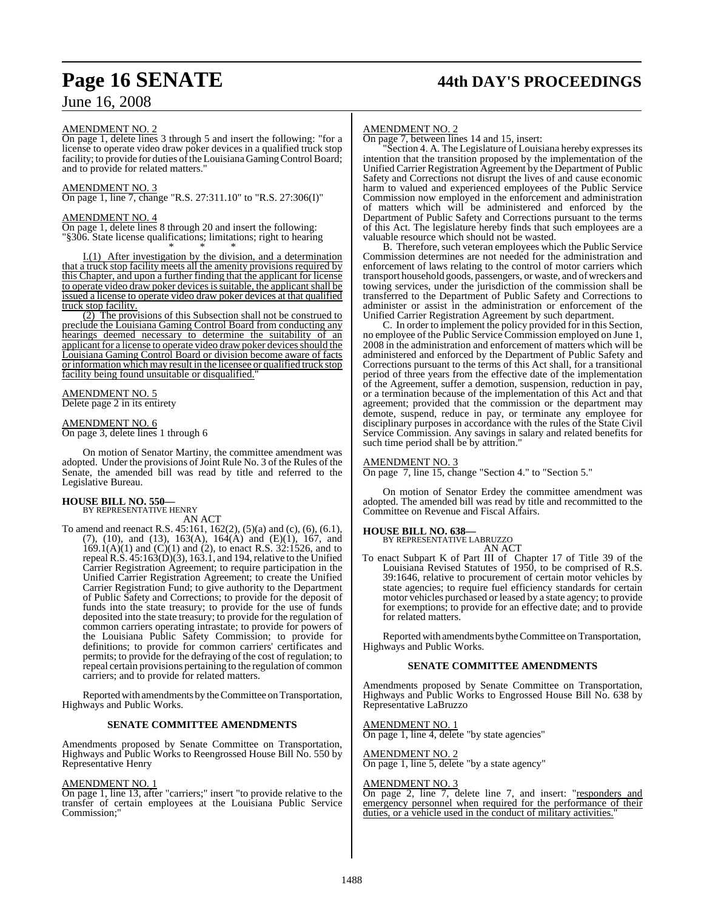AMENDMENT NO. 2

On page 1, delete lines 3 through 5 and insert the following: "for a license to operate video draw poker devices in a qualified truck stop facility; to provide for duties of the Louisiana Gaming Control Board; and to provide for related matters."

AMENDMENT NO. 3

On page 1, line 7, change "R.S. 27:311.10" to "R.S. 27:306(I)"

AMENDMENT NO. 4

On page 1, delete lines 8 through 20 and insert the following:
"§306. State license qualifications; limitations; right to hearing

\* \* \*

I.(1) After investigation by the division, and a determination that a truck stop facility meets all the amenity provisions required by this Chapter, and upon a further finding that the applicant for license to operate video draw poker devices is suitable, the applicant shall be issued a license to operate video draw poker devices at that qualified truck stop facility.

(2) The provisions of this Subsection shall not be construed to preclude the Louisiana Gaming Control Board from conducting any hearings deemed necessary to determine the suitability of an applicant for a license to operate video draw poker devices should the Louisiana Gaming Control Board or division become aware of facts or information which may result in the licensee or qualified truck stop facility being found unsuitable or disqualified."

AMENDMENT NO. 5

Delete page 2 in its entirety

AMENDMENT NO. 6

On page 3, delete lines 1 through 6

On motion of Senator Martiny, the committee amendment was adopted. Under the provisions of Joint Rule No. 3 of the Rules of the Senate, the amended bill was read by title and referred to the Legislative Bureau.

**HOUSE BILL NO. 550—**
BY REPRESENTATIVE HENRY
AN ACT

To amend and reenact R.S. 45:161, 162(2), (5)(a) and (c), (6), (6.1), (7), (10), and (13), 163(A), 164(A) and (E)(1), 167, and 169.1(A)(1) and (C)(1) and (2), to enact R.S. 32:1526, and to repeal R.S. 45:163(D)(3), 163.1, and 194, relative to the Unified Carrier Registration Agreement; to require participation in the Unified Carrier Registration Agreement; to create the Unified Carrier Registration Fund; to give authority to the Department of Public Safety and Corrections; to provide for the deposit of funds into the state treasury; to provide for the use of funds deposited into the state treasury; to provide for the regulation of common carriers operating intrastate; to provide for powers of the Louisiana Public Safety Commission; to provide for definitions; to provide for common carriers' certificates and permits; to provide for the defraying of the cost of regulation; to repeal certain provisions pertaining to the regulation of common carriers; and to provide for related matters.

Reported with amendments by the Committee on Transportation, Highways and Public Works.

**SENATE COMMITTEE AMENDMENTS**

Amendments proposed by Senate Committee on Transportation, Highways and Public Works to Reengrossed House Bill No. 550 by Representative Henry

AMENDMENT NO. 1

On page 1, line 13, after "carriers;" insert "to provide relative to the transfer of certain employees at the Louisiana Public Service Commission;"

AMENDMENT NO. 2

On page 7, between lines 14 and 15, insert:

"Section 4. A. The Legislature of Louisiana hereby expresses its intention that the transition proposed by the implementation of the Unified Carrier Registration Agreement by the Department of Public Safety and Corrections not disrupt the lives of and cause economic harm to valued and experienced employees of the Public Service Commission now employed in the enforcement and administration of matters which will be administered and enforced by the Department of Public Safety and Corrections pursuant to the terms of this Act. The legislature hereby finds that such employees are a valuable resource which should not be wasted.

B. Therefore, such veteran employees which the Public Service Commission determines are not needed for the administration and enforcement of laws relating to the control of motor carriers which transport household goods, passengers, or waste, and of wreckers and towing services, under the jurisdiction of the commission shall be transferred to the Department of Public Safety and Corrections to administer or assist in the administration or enforcement of the Unified Carrier Registration Agreement by such department.

C. In order to implement the policy provided for in this Section, no employee of the Public Service Commission employed on June 1, 2008 in the administration and enforcement of matters which will be administered and enforced by the Department of Public Safety and Corrections pursuant to the terms of this Act shall, for a transitional period of three years from the effective date of the implementation of the Agreement, suffer a demotion, suspension, reduction in pay, or a termination because of the implementation of this Act and that agreement; provided that the commission or the department may demote, suspend, reduce in pay, or terminate any employee for disciplinary purposes in accordance with the rules of the State Civil Service Commission. Any savings in salary and related benefits for such time period shall be by attrition."

AMENDMENT NO. 3

On page 7, line 15, change "Section 4." to "Section 5."

On motion of Senator Erdey the committee amendment was adopted. The amended bill was read by title and recommitted to the Committee on Revenue and Fiscal Affairs.

**HOUSE BILL NO. 638—**
BY REPRESENTATIVE LABRUZZO
AN ACT

To enact Subpart K of Part III of Chapter 17 of Title 39 of the Louisiana Revised Statutes of 1950, to be comprised of R.S. 39:1646, relative to procurement of certain motor vehicles by state agencies; to require fuel efficiency standards for certain motor vehicles purchased or leased by a state agency; to provide for exemptions; to provide for an effective date; and to provide for related matters.

Reported with amendments by the Committee on Transportation, Highways and Public Works.

**SENATE COMMITTEE AMENDMENTS**

Amendments proposed by Senate Committee on Transportation, Highways and Public Works to Engrossed House Bill No. 638 by Representative LaBruzzo

AMENDMENT NO. 1

On page 1, line 4, delete "by state agencies"

AMENDMENT NO. 2

On page 1, line 5, delete "by a state agency"

AMENDMENT NO. 3

On page 2, line 7, delete line 7, and insert: "responders and emergency personnel when required for the performance of their duties, or a vehicle used in the conduct of military activities."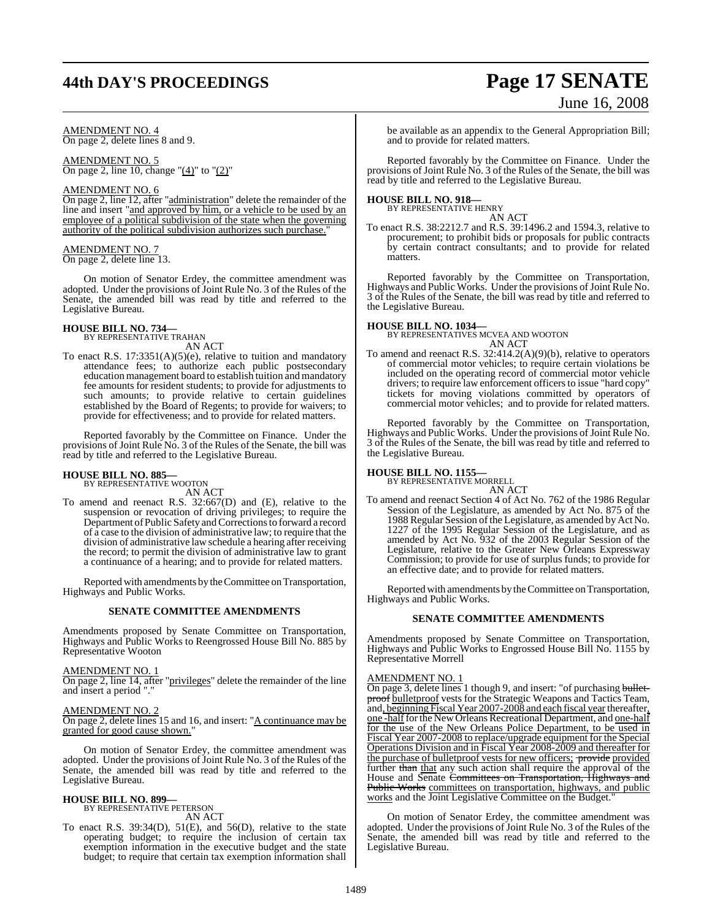AMENDMENT NO. 4
On page 2, delete lines 8 and 9.

AMENDMENT NO. 5
On page 2, line 10, change "(4)" to "(2)"

AMENDMENT NO. 6
On page 2, line 12, after "administration" delete the remainder of the line and insert "and approved by him, or a vehicle to be used by an employee of a political subdivision of the state when the governing authority of the political subdivision authorizes such purchase."

AMENDMENT NO. 7
On page 2, delete line 13.

On motion of Senator Erdey, the committee amendment was adopted. Under the provisions of Joint Rule No. 3 of the Rules of the Senate, the amended bill was read by title and referred to the Legislative Bureau.

**HOUSE BILL NO. 734—**
BY REPRESENTATIVE TRAHAN
AN ACT

To enact R.S. 17:3351(A)(5)(e), relative to tuition and mandatory attendance fees; to authorize each public postsecondary education management board to establish tuition and mandatory fee amounts for resident students; to provide for adjustments to such amounts; to provide relative to certain guidelines established by the Board of Regents; to provide for waivers; to provide for effectiveness; and to provide for related matters.

Reported favorably by the Committee on Finance. Under the provisions of Joint Rule No. 3 of the Rules of the Senate, the bill was read by title and referred to the Legislative Bureau.

**HOUSE BILL NO. 885—**
BY REPRESENTATIVE WOOTON
AN ACT

To amend and reenact R.S. 32:667(D) and (E), relative to the suspension or revocation of driving privileges; to require the Department of Public Safety and Corrections to forward a record of a case to the division of administrative law; to require that the division of administrative law schedule a hearing after receiving the record; to permit the division of administrative law to grant a continuance of a hearing; and to provide for related matters.

Reported with amendments by the Committee on Transportation, Highways and Public Works.

**SENATE COMMITTEE AMENDMENTS**

Amendments proposed by Senate Committee on Transportation, Highways and Public Works to Reengrossed House Bill No. 885 by Representative Wooton

AMENDMENT NO. 1
On page 2, line 14, after "privileges" delete the remainder of the line and insert a period "."

AMENDMENT NO. 2
On page 2, delete lines 15 and 16, and insert: "A continuance may be granted for good cause shown."

On motion of Senator Erdey, the committee amendment was adopted. Under the provisions of Joint Rule No. 3 of the Rules of the Senate, the amended bill was read by title and referred to the Legislative Bureau.

**HOUSE BILL NO. 899—**
BY REPRESENTATIVE PETERSON
AN ACT

To enact R.S. 39:34(D), 51(E), and 56(D), relative to the state operating budget; to require the inclusion of certain tax exemption information in the executive budget and the state budget; to require that certain tax exemption information shall be available as an appendix to the General Appropriation Bill; and to provide for related matters.

Reported favorably by the Committee on Finance. Under the provisions of Joint Rule No. 3 of the Rules of the Senate, the bill was read by title and referred to the Legislative Bureau.

**HOUSE BILL NO. 918—**
BY REPRESENTATIVE HENRY
AN ACT

To enact R.S. 38:2212.7 and R.S. 39:1496.2 and 1594.3, relative to procurement; to prohibit bids or proposals for public contracts by certain contract consultants; and to provide for related matters.

Reported favorably by the Committee on Transportation, Highways and Public Works. Under the provisions of Joint Rule No. 3 of the Rules of the Senate, the bill was read by title and referred to the Legislative Bureau.

**HOUSE BILL NO. 1034—**
BY REPRESENTATIVES MCVEA AND WOOTON
AN ACT

To amend and reenact R.S. 32:414.2(A)(9)(b), relative to operators of commercial motor vehicles; to require certain violations be included on the operating record of commercial motor vehicle drivers; to require law enforcement officers to issue "hard copy" tickets for moving violations committed by operators of commercial motor vehicles; and to provide for related matters.

Reported favorably by the Committee on Transportation, Highways and Public Works. Under the provisions of Joint Rule No. 3 of the Rules of the Senate, the bill was read by title and referred to the Legislative Bureau.

**HOUSE BILL NO. 1155—**
BY REPRESENTATIVE MORRELL
AN ACT

To amend and reenact Section 4 of Act No. 762 of the 1986 Regular Session of the Legislature, as amended by Act No. 875 of the 1988 Regular Session of the Legislature, as amended by Act No. 1227 of the 1995 Regular Session of the Legislature, and as amended by Act No. 932 of the 2003 Regular Session of the Legislature, relative to the Greater New Orleans Expressway Commission; to provide for use of surplus funds; to provide for an effective date; and to provide for related matters.

Reported with amendments by the Committee on Transportation, Highways and Public Works.

**SENATE COMMITTEE AMENDMENTS**

Amendments proposed by Senate Committee on Transportation, Highways and Public Works to Engrossed House Bill No. 1155 by Representative Morrell

AMENDMENT NO. 1
On page 3, delete lines 1 though 9, and insert: "of purchasing bullet-proof bulletproof vests for the Strategic Weapons and Tactics Team, and, beginning Fiscal Year 2007-2008 and each fiscal year thereafter, one -half for the New Orleans Recreational Department, and one-half for the use of the New Orleans Police Department, to be used in Fiscal Year 2007-2008 to replace/upgrade equipment for the Special Operations Division and in Fiscal Year 2008-2009 and thereafter for the purchase of bulletproof vests for new officers; provide provided further than that any such action shall require the approval of the House and Senate Committees on Transportation, Highways and Public Works committees on transportation, highways, and public works and the Joint Legislative Committee on the Budget."

On motion of Senator Erdey, the committee amendment was adopted. Under the provisions of Joint Rule No. 3 of the Rules of the Senate, the amended bill was read by title and referred to the Legislative Bureau.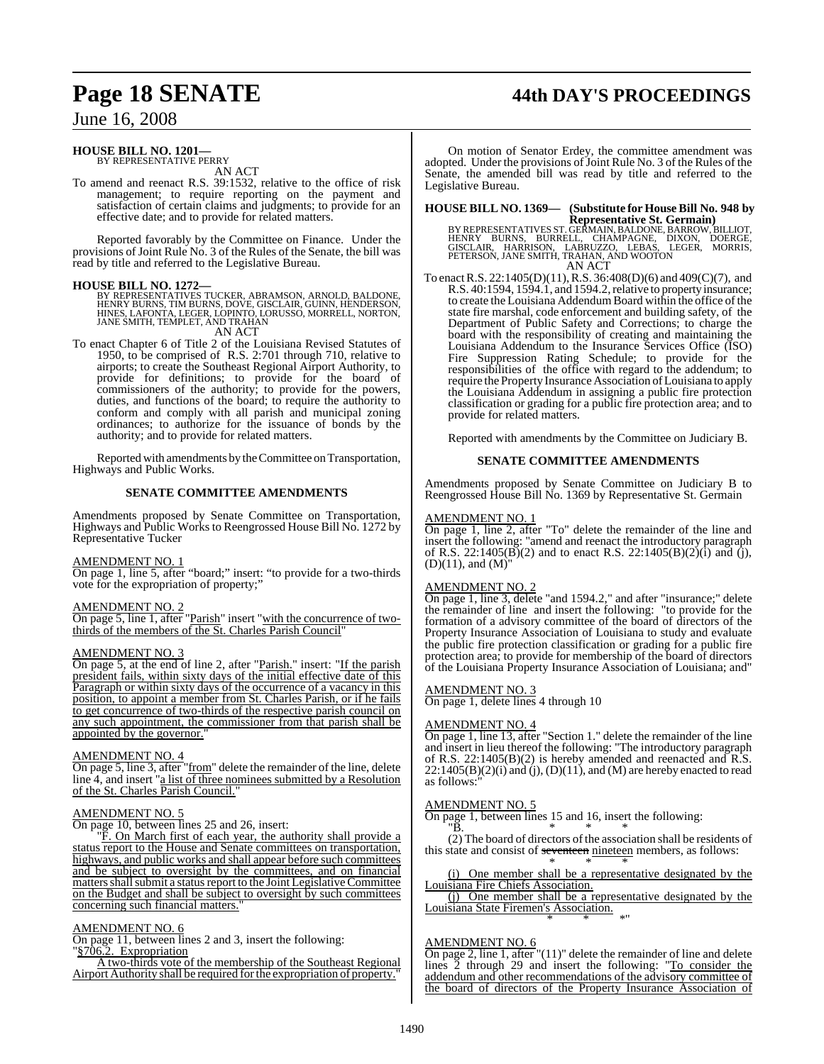**HOUSE BILL NO. 1201—**
BY REPRESENTATIVE PERRY

AN ACT

To amend and reenact R.S. 39:1532, relative to the office of risk management; to require reporting on the payment and satisfaction of certain claims and judgments; to provide for an effective date; and to provide for related matters.

Reported favorably by the Committee on Finance. Under the provisions of Joint Rule No. 3 of the Rules of the Senate, the bill was read by title and referred to the Legislative Bureau.

**HOUSE BILL NO. 1272—**
BY REPRESENTATIVES TUCKER, ABRAMSON, ARNOLD, BALDONE, HENRY BURNS, TIM BURNS, DOVE, GISCLAIR, GUINN, HENDERSON, HINES, LAFONTA, LEGER, LOPINTO, LORUSSO, MORRELL, NORTON, JANE SMITH, TEMPLET, AND TRAHAN

AN ACT

To enact Chapter 6 of Title 2 of the Louisiana Revised Statutes of 1950, to be comprised of R.S. 2:701 through 710, relative to airports; to create the Southeast Regional Airport Authority, to provide for definitions; to provide for the board of commissioners of the authority; to provide for the powers, duties, and functions of the board; to require the authority to conform and comply with all parish and municipal zoning ordinances; to authorize for the issuance of bonds by the authority; and to provide for related matters.

Reported with amendments by the Committee on Transportation, Highways and Public Works.

**SENATE COMMITTEE AMENDMENTS**

Amendments proposed by Senate Committee on Transportation, Highways and Public Works to Reengrossed House Bill No. 1272 by Representative Tucker

AMENDMENT NO. 1
On page 1, line 5, after "board;" insert: "to provide for a two-thirds vote for the expropriation of property;"

AMENDMENT NO. 2
On page 5, line 1, after "Parish" insert "with the concurrence of two-thirds of the members of the St. Charles Parish Council"

AMENDMENT NO. 3
On page 5, at the end of line 2, after "Parish." insert: "If the parish president fails, within sixty days of the initial effective date of this Paragraph or within sixty days of the occurrence of a vacancy in this position, to appoint a member from St. Charles Parish, or if he fails to get concurrence of two-thirds of the respective parish council on any such appointment, the commissioner from that parish shall be appointed by the governor."

AMENDMENT NO. 4
On page 5, line 3, after "from" delete the remainder of the line, delete line 4, and insert "a list of three nominees submitted by a Resolution of the St. Charles Parish Council."

AMENDMENT NO. 5
On page 10, between lines 25 and 26, insert:

"F. On March first of each year, the authority shall provide a status report to the House and Senate committees on transportation, highways, and public works and shall appear before such committees and be subject to oversight by the committees, and on financial matters shall submit a status report to the Joint Legislative Committee on the Budget and shall be subject to oversight by such committees concerning such financial matters."

AMENDMENT NO. 6
On page 11, between lines 2 and 3, insert the following:

"§706.2. Expropriation

A two-thirds vote of the membership of the Southeast Regional Airport Authority shall be required for the expropriation of property."

On motion of Senator Erdey, the committee amendment was adopted. Under the provisions of Joint Rule No. 3 of the Rules of the Senate, the amended bill was read by title and referred to the Legislative Bureau.

**HOUSE BILL NO. 1369— (Substitute for House Bill No. 948 by Representative St. Germain)**
BY REPRESENTATIVES ST. GERMAIN, BALDONE, BARROW, BILLIOT, HENRY BURNS, BURRELL, CHAMPAGNE, DIXON, DOERGE, GISCLAIR, HARRISON, LABRUZZO, LEBAS, LEGER, MORRIS, PETERSON, JANE SMITH, TRAHAN, AND WOOTON

AN ACT

To enact R.S. 22:1405(D)(11), R.S. 36:408(D)(6) and 409(C)(7), and R.S. 40:1594, 1594.1, and 1594.2, relative to property insurance; to create the Louisiana Addendum Board within the office of the state fire marshal, code enforcement and building safety, of the Department of Public Safety and Corrections; to charge the board with the responsibility of creating and maintaining the Louisiana Addendum to the Insurance Services Office (ISO) Fire Suppression Rating Schedule; to provide for the responsibilities of the office with regard to the addendum; to require the Property Insurance Association of Louisiana to apply the Louisiana Addendum in assigning a public fire protection classification or grading for a public fire protection area; and to provide for related matters.

Reported with amendments by the Committee on Judiciary B.

**SENATE COMMITTEE AMENDMENTS**

Amendments proposed by Senate Committee on Judiciary B to Reengrossed House Bill No. 1369 by Representative St. Germain

AMENDMENT NO. 1
On page 1, line 2, after "To" delete the remainder of the line and insert the following: "amend and reenact the introductory paragraph of R.S. 22:1405(B)(2) and to enact R.S. 22:1405(B)(2)(i) and (j), (D)(11), and (M)"

AMENDMENT NO. 2
On page 1, line 3, delete "and 1594.2," and after "insurance;" delete the remainder of line and insert the following: "to provide for the formation of a advisory committee of the board of directors of the Property Insurance Association of Louisiana to study and evaluate the public fire protection classification or grading for a public fire protection area; to provide for membership of the board of directors of the Louisiana Property Insurance Association of Louisiana; and"

AMENDMENT NO. 3
On page 1, delete lines 4 through 10

AMENDMENT NO. 4
On page 1, line 13, after "Section 1." delete the remainder of the line and insert in lieu thereof the following: "The introductory paragraph of R.S. 22:1405(B)(2) is hereby amended and reenacted and R.S. 22:1405(B)(2)(i) and (j), (D)(11), and (M) are hereby enacted to read as follows:"

AMENDMENT NO. 5
On page 1, between lines 15 and 16, insert the following:

"B. * * *

(2) The board of directors of the association shall be residents of this state and consist of ~~seventeen~~ nineteen members, as follows:

\* \* \*

(i) One member shall be a representative designated by the Louisiana Fire Chiefs Association.

(j) One member shall be a representative designated by the Louisiana State Firemen's Association.

\* \* \*"

AMENDMENT NO. 6
On page 2, line 1, after "(11)" delete the remainder of line and delete lines 2 through 29 and insert the following: "To consider the addendum and other recommendations of the advisory committee of the board of directors of the Property Insurance Association of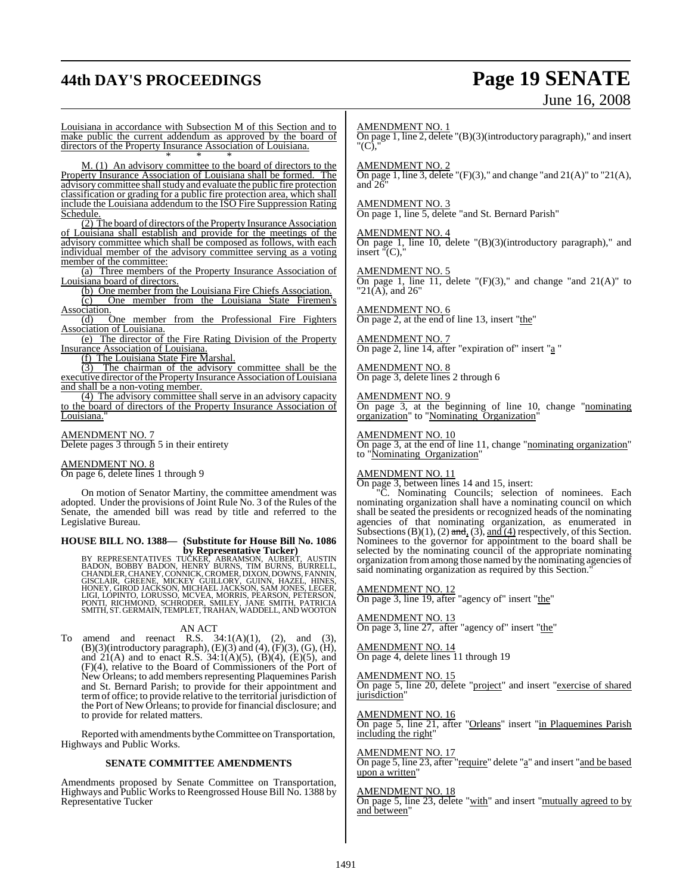Louisiana in accordance with Subsection M of this Section and to make public the current addendum as approved by the board of directors of the Property Insurance Association of Louisiana.

\* \* \*

M. (1) An advisory committee to the board of directors to the Property Insurance Association of Louisiana shall be formed. The advisory committee shall study and evaluate the public fire protection classification or grading for a public fire protection area, which shall include the Louisiana addendum to the ISO Fire Suppression Rating Schedule.

(2) The board of directors of the Property Insurance Association of Louisiana shall establish and provide for the meetings of the advisory committee which shall be composed as follows, with each individual member of the advisory committee serving as a voting member of the committee:

(a) Three members of the Property Insurance Association of Louisiana board of directors.

(b) One member from the Louisiana Fire Chiefs Association.

(c) One member from the Louisiana State Firemen's Association.

(d) One member from the Professional Fire Fighters Association of Louisiana.

(e) The director of the Fire Rating Division of the Property Insurance Association of Louisiana.

(f) The Louisiana State Fire Marshal.

(3) The chairman of the advisory committee shall be the executive director of the Property Insurance Association of Louisiana and shall be a non-voting member.

(4) The advisory committee shall serve in an advisory capacity to the board of directors of the Property Insurance Association of Louisiana."

AMENDMENT NO. 7
Delete pages 3 through 5 in their entirety

AMENDMENT NO. 8
On page 6, delete lines 1 through 9

On motion of Senator Martiny, the committee amendment was adopted. Under the provisions of Joint Rule No. 3 of the Rules of the Senate, the amended bill was read by title and referred to the Legislative Bureau.

**HOUSE BILL NO. 1388— (Substitute for House Bill No. 1086 by Representative Tucker)**
BY REPRESENTATIVES TUCKER, ABRAMSON, AUBERT, AUSTIN BADON, BOBBY BADON, HENRY BURNS, TIM BURNS, BURRELL, CHANDLER, CHANEY, CONNICK, CROMER, DIXON, DOWNS, FANNIN, GISCLAIR, GREENE, MICKEY GUILLORY, GUINN, HAZEL, HINES, HONEY, GIROD JACKSON, MICHAEL JACKSON, SAM JONES, LEGER, LIGI, LOPINTO, LORUSSO, MCVEA, MORRIS, PEARSON, PETERSON, PONTI, RICHMOND, SCHRODER, SMILEY, JANE SMITH, PATRICIA SMITH, ST. GERMAIN, TEMPLET, TRAHAN, WADDELL, AND WOOTON

AN ACT

To amend and reenact R.S. 34:1(A)(1), (2), and (3), (B)(3)(introductory paragraph), (E)(3) and (4), (F)(3), (G), (H), and 21(A) and to enact R.S. 34:1(A)(5), (B)(4), (E)(5), and (F)(4), relative to the Board of Commissioners of the Port of New Orleans; to add members representing Plaquemines Parish and St. Bernard Parish; to provide for their appointment and term of office; to provide relative to the territorial jurisdiction of the Port of New Orleans; to provide for financial disclosure; and to provide for related matters.

Reported with amendments by the Committee on Transportation, Highways and Public Works.

**SENATE COMMITTEE AMENDMENTS**

Amendments proposed by Senate Committee on Transportation, Highways and Public Works to Reengrossed House Bill No. 1388 by Representative Tucker

AMENDMENT NO. 1
On page 1, line 2, delete "(B)(3)(introductory paragraph)," and insert "(C),"

AMENDMENT NO. 2
On page 1, line 3, delete "(F)(3)," and change "and 21(A)" to "21(A), and 26"

AMENDMENT NO. 3
On page 1, line 5, delete "and St. Bernard Parish"

AMENDMENT NO. 4
On page 1, line 10, delete "(B)(3)(introductory paragraph)," and insert "(C),"

AMENDMENT NO. 5
On page 1, line 11, delete "(F)(3)," and change "and 21(A)" to "21(A), and 26"

AMENDMENT NO. 6
On page 2, at the end of line 13, insert "the"

AMENDMENT NO. 7
On page 2, line 14, after "expiration of" insert "a "

AMENDMENT NO. 8
On page 3, delete lines 2 through 6

AMENDMENT NO. 9
On page 3, at the beginning of line 10, change "nominating organization" to "Nominating Organization"

AMENDMENT NO. 10
On page 3, at the end of line 11, change "nominating organization" to "Nominating Organization"

AMENDMENT NO. 11
On page 3, between lines 14 and 15, insert:

"C. Nominating Councils; selection of nominees. Each nominating organization shall have a nominating council on which shall be seated the presidents or recognized heads of the nominating agencies of that nominating organization, as enumerated in Subsections (B)(1), (2) ~~and~~, (3), and (4) respectively, of this Section. Nominees to the governor for appointment to the board shall be selected by the nominating council of the appropriate nominating organization from among those named by the nominating agencies of said nominating organization as required by this Section."

AMENDMENT NO. 12
On page 3, line 19, after "agency of" insert "the"

AMENDMENT NO. 13
On page 3, line 27, after "agency of" insert "the"

AMENDMENT NO. 14
On page 4, delete lines 11 through 19

AMENDMENT NO. 15
On page 5, line 20, delete "project" and insert "exercise of shared jurisdiction"

AMENDMENT NO. 16
On page 5, line 21, after "Orleans" insert "in Plaquemines Parish including the right"

AMENDMENT NO. 17
On page 5, line 23, after "require" delete "a" and insert "and be based upon a written"

AMENDMENT NO. 18
On page 5, line 23, delete "with" and insert "mutually agreed to by and between"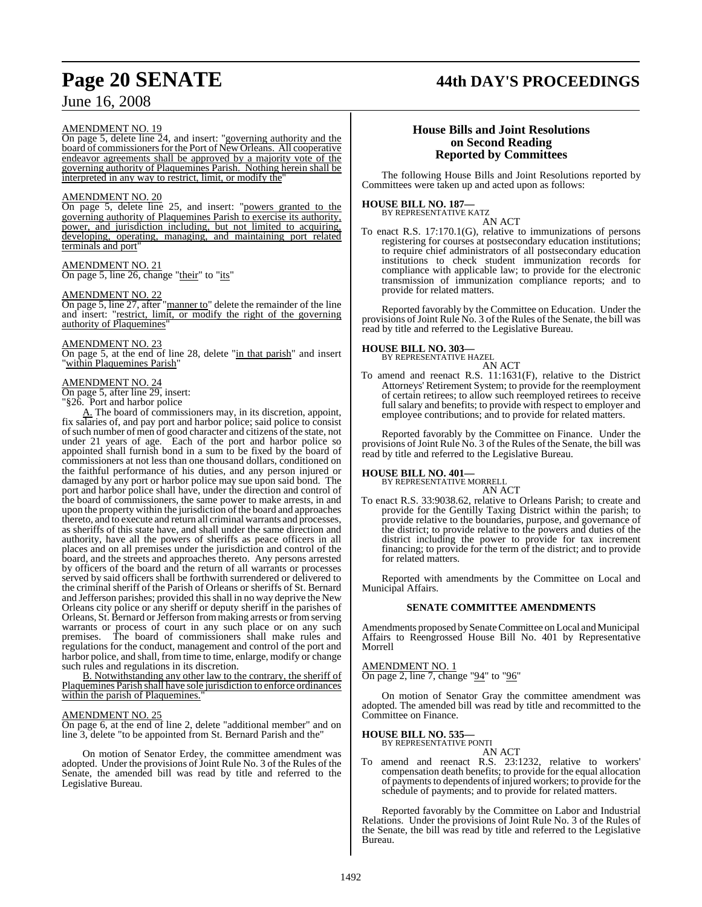AMENDMENT NO. 19

On page 5, delete line 24, and insert: "governing authority and the board of commissioners for the Port of New Orleans. All cooperative endeavor agreements shall be approved by a majority vote of the governing authority of Plaquemines Parish. Nothing herein shall be interpreted in any way to restrict, limit, or modify the"

AMENDMENT NO. 20

On page 5, delete line 25, and insert: "powers granted to the governing authority of Plaquemines Parish to exercise its authority, power, and jurisdiction including, but not limited to acquiring, developing, operating, managing, and maintaining port related terminals and port"

AMENDMENT NO. 21

On page 5, line 26, change "their" to "its"

AMENDMENT NO. 22

On page 5, line 27, after "manner to" delete the remainder of the line and insert: "restrict, limit, or modify the right of the governing authority of Plaquemines"

AMENDMENT NO. 23

On page 5, at the end of line 28, delete "in that parish" and insert "within Plaquemines Parish"

AMENDMENT NO. 24

On page 5, after line 29, insert:

"§26. Port and harbor police

A. The board of commissioners may, in its discretion, appoint, fix salaries of, and pay port and harbor police; said police to consist of such number of men of good character and citizens of the state, not under 21 years of age. Each of the port and harbor police so appointed shall furnish bond in a sum to be fixed by the board of commissioners at not less than one thousand dollars, conditioned on the faithful performance of his duties, and any person injured or damaged by any port or harbor police may sue upon said bond. The port and harbor police shall have, under the direction and control of the board of commissioners, the same power to make arrests, in and upon the property within the jurisdiction of the board and approaches thereto, and to execute and return all criminal warrants and processes, as sheriffs of this state have, and shall under the same direction and authority, have all the powers of sheriffs as peace officers in all places and on all premises under the jurisdiction and control of the board, and the streets and approaches thereto. Any persons arrested by officers of the board and the return of all warrants or processes served by said officers shall be forthwith surrendered or delivered to the criminal sheriff of the Parish of Orleans or sheriffs of St. Bernard and Jefferson parishes; provided this shall in no way deprive the New Orleans city police or any sheriff or deputy sheriff in the parishes of Orleans, St. Bernard or Jefferson from making arrests or from serving warrants or process of court in any such place or on any such premises. The board of commissioners shall make rules and regulations for the conduct, management and control of the port and harbor police, and shall, from time to time, enlarge, modify or change such rules and regulations in its discretion.

B. Notwithstanding any other law to the contrary, the sheriff of Plaquemines Parish shall have sole jurisdiction to enforce ordinances within the parish of Plaquemines."

AMENDMENT NO. 25

On page 6, at the end of line 2, delete "additional member" and on line 3, delete "to be appointed from St. Bernard Parish and the"

On motion of Senator Erdey, the committee amendment was adopted. Under the provisions of Joint Rule No. 3 of the Rules of the Senate, the amended bill was read by title and referred to the Legislative Bureau.

## House Bills and Joint Resolutions on Second Reading Reported by Committees

The following House Bills and Joint Resolutions reported by Committees were taken up and acted upon as follows:

**HOUSE BILL NO. 187—**
BY REPRESENTATIVE KATZ

AN ACT

To enact R.S. 17:170.1(G), relative to immunizations of persons registering for courses at postsecondary education institutions; to require chief administrators of all postsecondary education institutions to check student immunization records for compliance with applicable law; to provide for the electronic transmission of immunization compliance reports; and to provide for related matters.

Reported favorably by the Committee on Education. Under the provisions of Joint Rule No. 3 of the Rules of the Senate, the bill was read by title and referred to the Legislative Bureau.

**HOUSE BILL NO. 303—**
BY REPRESENTATIVE HAZEL

AN ACT

To amend and reenact R.S. 11:1631(F), relative to the District Attorneys' Retirement System; to provide for the reemployment of certain retirees; to allow such reemployed retirees to receive full salary and benefits; to provide with respect to employer and employee contributions; and to provide for related matters.

Reported favorably by the Committee on Finance. Under the provisions of Joint Rule No. 3 of the Rules of the Senate, the bill was read by title and referred to the Legislative Bureau.

**HOUSE BILL NO. 401—**
BY REPRESENTATIVE MORRELL

AN ACT

To enact R.S. 33:9038.62, relative to Orleans Parish; to create and provide for the Gentilly Taxing District within the parish; to provide relative to the boundaries, purpose, and governance of the district; to provide relative to the powers and duties of the district including the power to provide for tax increment financing; to provide for the term of the district; and to provide for related matters.

Reported with amendments by the Committee on Local and Municipal Affairs.

### SENATE COMMITTEE AMENDMENTS

Amendments proposed by Senate Committee on Local and Municipal Affairs to Reengrossed House Bill No. 401 by Representative Morrell

AMENDMENT NO. 1

On page 2, line 7, change "94" to "96"

On motion of Senator Gray the committee amendment was adopted. The amended bill was read by title and recommitted to the Committee on Finance.

**HOUSE BILL NO. 535—**
BY REPRESENTATIVE PONTI

AN ACT

To amend and reenact R.S. 23:1232, relative to workers' compensation death benefits; to provide for the equal allocation of payments to dependents of injured workers; to provide for the schedule of payments; and to provide for related matters.

Reported favorably by the Committee on Labor and Industrial Relations. Under the provisions of Joint Rule No. 3 of the Rules of the Senate, the bill was read by title and referred to the Legislative Bureau.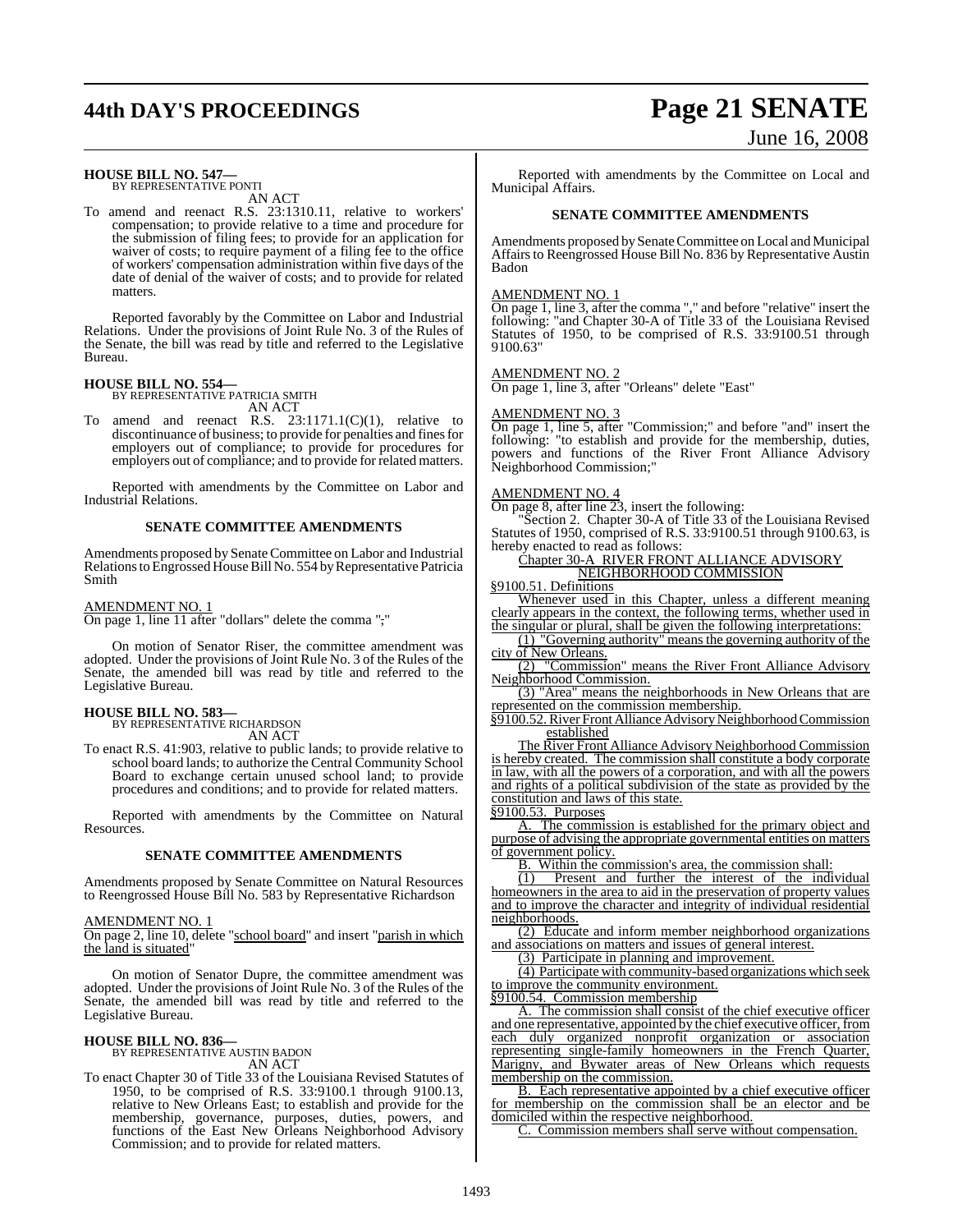**HOUSE BILL NO. 547—**
BY REPRESENTATIVE PONTI

AN ACT

To amend and reenact R.S. 23:1310.11, relative to workers' compensation; to provide relative to a time and procedure for the submission of filing fees; to provide for an application for waiver of costs; to require payment of a filing fee to the office of workers' compensation administration within five days of the date of denial of the waiver of costs; and to provide for related matters.

Reported favorably by the Committee on Labor and Industrial Relations. Under the provisions of Joint Rule No. 3 of the Rules of the Senate, the bill was read by title and referred to the Legislative Bureau.

**HOUSE BILL NO. 554—**
BY REPRESENTATIVE PATRICIA SMITH

AN ACT

To amend and reenact R.S. 23:1171.1(C)(1), relative to discontinuance of business; to provide for penalties and fines for employers out of compliance; to provide for procedures for employers out of compliance; and to provide for related matters.

Reported with amendments by the Committee on Labor and Industrial Relations.

**SENATE COMMITTEE AMENDMENTS**

Amendments proposed by Senate Committee on Labor and Industrial Relations to Engrossed House Bill No. 554 by Representative Patricia Smith

AMENDMENT NO. 1
On page 1, line 11 after "dollars" delete the comma ";"

On motion of Senator Riser, the committee amendment was adopted. Under the provisions of Joint Rule No. 3 of the Rules of the Senate, the amended bill was read by title and referred to the Legislative Bureau.

**HOUSE BILL NO. 583—**
BY REPRESENTATIVE RICHARDSON

AN ACT

To enact R.S. 41:903, relative to public lands; to provide relative to school board lands; to authorize the Central Community School Board to exchange certain unused school land; to provide procedures and conditions; and to provide for related matters.

Reported with amendments by the Committee on Natural Resources.

**SENATE COMMITTEE AMENDMENTS**

Amendments proposed by Senate Committee on Natural Resources to Reengrossed House Bill No. 583 by Representative Richardson

AMENDMENT NO. 1
On page 2, line 10, delete "school board" and insert "parish in which the land is situated"

On motion of Senator Dupre, the committee amendment was adopted. Under the provisions of Joint Rule No. 3 of the Rules of the Senate, the amended bill was read by title and referred to the Legislative Bureau.

**HOUSE BILL NO. 836—**
BY REPRESENTATIVE AUSTIN BADON

AN ACT

To enact Chapter 30 of Title 33 of the Louisiana Revised Statutes of 1950, to be comprised of R.S. 33:9100.1 through 9100.13, relative to New Orleans East; to establish and provide for the membership, governance, purposes, duties, powers, and functions of the East New Orleans Neighborhood Advisory Commission; and to provide for related matters.

Reported with amendments by the Committee on Local and Municipal Affairs.

**SENATE COMMITTEE AMENDMENTS**

Amendments proposed by Senate Committee on Local and Municipal Affairs to Reengrossed House Bill No. 836 by Representative Austin Badon

AMENDMENT NO. 1
On page 1, line 3, after the comma "," and before "relative" insert the following: "and Chapter 30-A of Title 33 of the Louisiana Revised Statutes of 1950, to be comprised of R.S. 33:9100.51 through 9100.63"

AMENDMENT NO. 2
On page 1, line 3, after "Orleans" delete "East"

AMENDMENT NO. 3
On page 1, line 5, after "Commission;" and before "and" insert the following: "to establish and provide for the membership, duties, powers and functions of the River Front Alliance Advisory Neighborhood Commission;"

AMENDMENT NO. 4
On page 8, after line 23, insert the following:

"Section 2. Chapter 30-A of Title 33 of the Louisiana Revised Statutes of 1950, comprised of R.S. 33:9100.51 through 9100.63, is hereby enacted to read as follows:

Chapter 30-A RIVER FRONT ALLIANCE ADVISORY NEIGHBORHOOD COMMISSION

§9100.51. Definitions

Whenever used in this Chapter, unless a different meaning clearly appears in the context, the following terms, whether used in the singular or plural, shall be given the following interpretations:

(1) "Governing authority" means the governing authority of the city of New Orleans.

(2) "Commission" means the River Front Alliance Advisory Neighborhood Commission.

(3) "Area" means the neighborhoods in New Orleans that are represented on the commission membership.

§9100.52. River Front Alliance Advisory Neighborhood Commission established

The River Front Alliance Advisory Neighborhood Commission is hereby created. The commission shall constitute a body corporate in law, with all the powers of a corporation, and with all the powers and rights of a political subdivision of the state as provided by the constitution and laws of this state.

§9100.53. Purposes

A. The commission is established for the primary object and purpose of advising the appropriate governmental entities on matters of government policy.

B. Within the commission's area, the commission shall:

(1) Present and further the interest of the individual homeowners in the area to aid in the preservation of property values and to improve the character and integrity of individual residential neighborhoods.

(2) Educate and inform member neighborhood organizations and associations on matters and issues of general interest.

(3) Participate in planning and improvement.

(4) Participate with community-based organizations which seek to improve the community environment.

§9100.54. Commission membership

A. The commission shall consist of the chief executive officer and one representative, appointed by the chief executive officer, from each duly organized nonprofit organization or association representing single-family homeowners in the French Quarter, Marigny, and Bywater areas of New Orleans which requests membership on the commission.

B. Each representative appointed by a chief executive officer for membership on the commission shall be an elector and be domiciled within the respective neighborhood.

C. Commission members shall serve without compensation.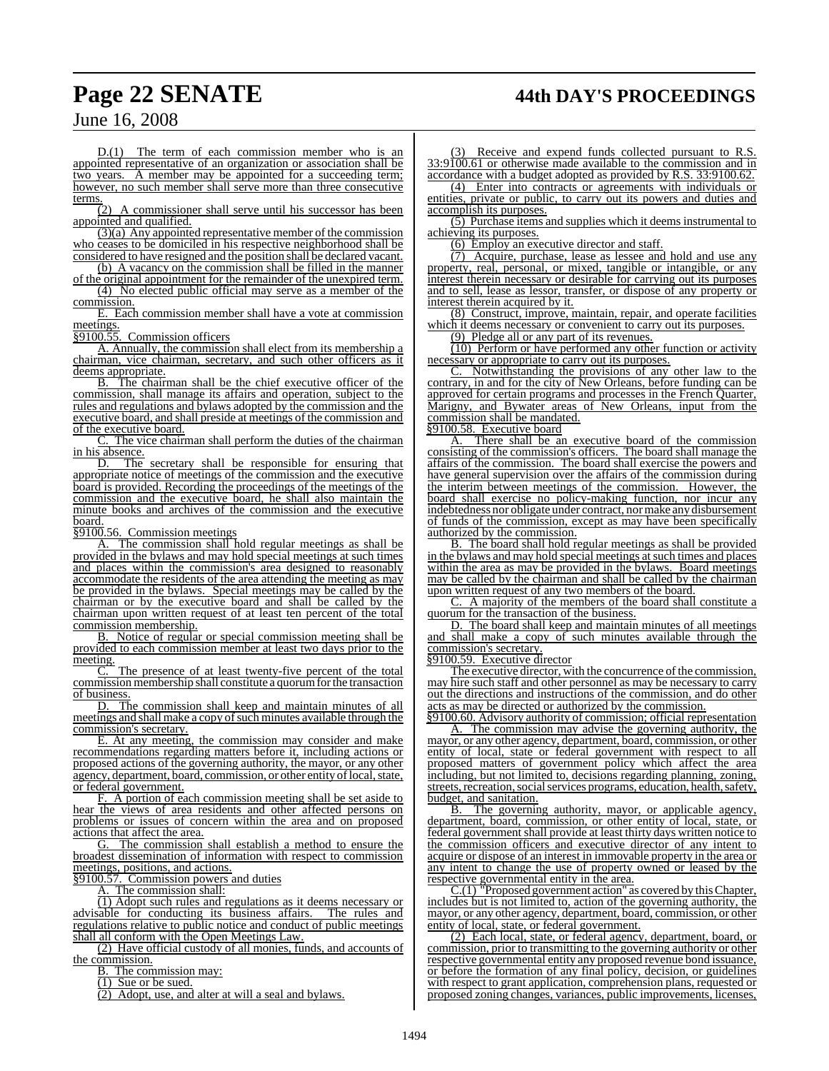D.(1) The term of each commission member who is an appointed representative of an organization or association shall be two years. A member may be appointed for a succeeding term; however, no such member shall serve more than three consecutive terms.

(2) A commissioner shall serve until his successor has been appointed and qualified.

(3)(a) Any appointed representative member of the commission who ceases to be domiciled in his respective neighborhood shall be considered to have resigned and the position shall be declared vacant.

(b) A vacancy on the commission shall be filled in the manner of the original appointment for the remainder of the unexpired term.

(4) No elected public official may serve as a member of the commission.

E. Each commission member shall have a vote at commission meetings.

§9100.55. Commission officers

A. Annually, the commission shall elect from its membership a chairman, vice chairman, secretary, and such other officers as it deems appropriate.

B. The chairman shall be the chief executive officer of the commission, shall manage its affairs and operation, subject to the rules and regulations and bylaws adopted by the commission and the executive board, and shall preside at meetings of the commission and of the executive board.

C. The vice chairman shall perform the duties of the chairman in his absence.

D. The secretary shall be responsible for ensuring that appropriate notice of meetings of the commission and the executive board is provided. Recording the proceedings of the meetings of the commission and the executive board, he shall also maintain the minute books and archives of the commission and the executive board.

§9100.56. Commission meetings

A. The commission shall hold regular meetings as shall be provided in the bylaws and may hold special meetings at such times and places within the commission's area designed to reasonably accommodate the residents of the area attending the meeting as may be provided in the bylaws. Special meetings may be called by the chairman or by the executive board and shall be called by the chairman upon written request of at least ten percent of the total commission membership.

B. Notice of regular or special commission meeting shall be provided to each commission member at least two days prior to the meeting.

C. The presence of at least twenty-five percent of the total commission membership shall constitute a quorum for the transaction of business.

D. The commission shall keep and maintain minutes of all meetings and shall make a copy of such minutes available through the commission's secretary.

E. At any meeting, the commission may consider and make recommendations regarding matters before it, including actions or proposed actions of the governing authority, the mayor, or any other agency, department, board, commission, or other entity of local, state, or federal government.

F. A portion of each commission meeting shall be set aside to hear the views of area residents and other affected persons on problems or issues of concern within the area and on proposed actions that affect the area.

G. The commission shall establish a method to ensure the broadest dissemination of information with respect to commission meetings, positions, and actions.

§9100.57. Commission powers and duties

A. The commission shall:

(1) Adopt such rules and regulations as it deems necessary or advisable for conducting its business affairs. The rules and regulations relative to public notice and conduct of public meetings shall all conform with the Open Meetings Law.

(2) Have official custody of all monies, funds, and accounts of the commission.

B. The commission may:

(1) Sue or be sued.

(2) Adopt, use, and alter at will a seal and bylaws.

(3) Receive and expend funds collected pursuant to R.S. 33:9100.61 or otherwise made available to the commission and in accordance with a budget adopted as provided by R.S. 33:9100.62.

(4) Enter into contracts or agreements with individuals or entities, private or public, to carry out its powers and duties and accomplish its purposes.

(5) Purchase items and supplies which it deems instrumental to achieving its purposes.

(6) Employ an executive director and staff.

(7) Acquire, purchase, lease as lessee and hold and use any property, real, personal, or mixed, tangible or intangible, or any interest therein necessary or desirable for carrying out its purposes and to sell, lease as lessor, transfer, or dispose of any property or interest therein acquired by it.

(8) Construct, improve, maintain, repair, and operate facilities which it deems necessary or convenient to carry out its purposes.

(9) Pledge all or any part of its revenues.

(10) Perform or have performed any other function or activity necessary or appropriate to carry out its purposes.

C. Notwithstanding the provisions of any other law to the contrary, in and for the city of New Orleans, before funding can be approved for certain programs and processes in the French Quarter, Marigny, and Bywater areas of New Orleans, input from the commission shall be mandated.

§9100.58. Executive board

A. There shall be an executive board of the commission consisting of the commission's officers. The board shall manage the affairs of the commission. The board shall exercise the powers and have general supervision over the affairs of the commission during the interim between meetings of the commission. However, the board shall exercise no policy-making function, nor incur any indebtedness nor obligate under contract, nor make any disbursement of funds of the commission, except as may have been specifically authorized by the commission.

B. The board shall hold regular meetings as shall be provided in the bylaws and may hold special meetings at such times and places within the area as may be provided in the bylaws. Board meetings may be called by the chairman and shall be called by the chairman upon written request of any two members of the board.

C. A majority of the members of the board shall constitute a quorum for the transaction of the business.

D. The board shall keep and maintain minutes of all meetings and shall make a copy of such minutes available through the commission's secretary.

§9100.59. Executive director

The executive director, with the concurrence of the commission, may hire such staff and other personnel as may be necessary to carry out the directions and instructions of the commission, and do other acts as may be directed or authorized by the commission.

§9100.60. Advisory authority of commission; official representation

A. The commission may advise the governing authority, the mayor, or any other agency, department, board, commission, or other entity of local, state or federal government with respect to all proposed matters of government policy which affect the area including, but not limited to, decisions regarding planning, zoning, streets, recreation, social services programs, education, health, safety, budget, and sanitation.

B. The governing authority, mayor, or applicable agency, department, board, commission, or other entity of local, state, or federal government shall provide at least thirty days written notice to the commission officers and executive director of any intent to acquire or dispose of an interest in immovable property in the area or any intent to change the use of property owned or leased by the respective governmental entity in the area.

C.(1) "Proposed government action" as covered by this Chapter, includes but is not limited to, action of the governing authority, the mayor, or any other agency, department, board, commission, or other entity of local, state, or federal government.

(2) Each local, state, or federal agency, department, board, or commission, prior to transmitting to the governing authority or other respective governmental entity any proposed revenue bond issuance, or before the formation of any final policy, decision, or guidelines with respect to grant application, comprehension plans, requested or proposed zoning changes, variances, public improvements, licenses,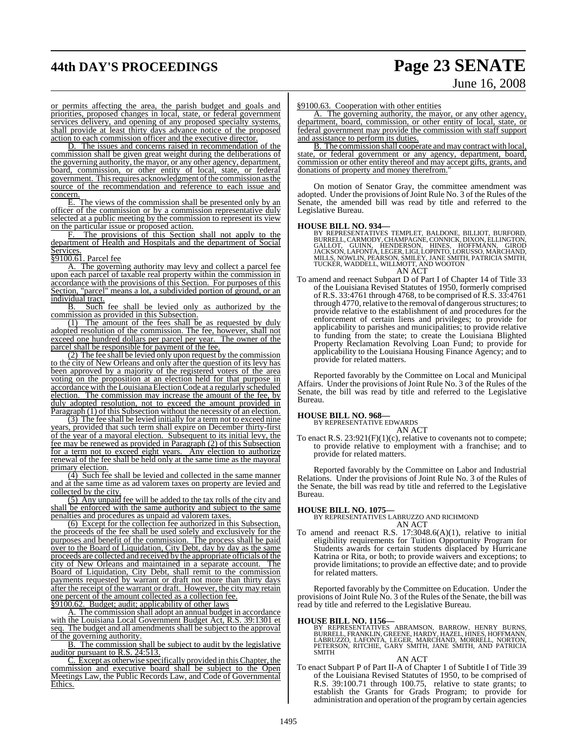or permits affecting the area, the parish budget and goals and priorities, proposed changes in local, state, or federal government services delivery, and opening of any proposed specialty systems, shall provide at least thirty days advance notice of the proposed action to each commission officer and the executive director.

D. The issues and concerns raised in recommendation of the commission shall be given great weight during the deliberations of the governing authority, the mayor, or any other agency, department, board, commission, or other entity of local, state, or federal government. This requires acknowledgment of the commission as the source of the recommendation and reference to each issue and concern.

E. The views of the commission shall be presented only by an officer of the commission or by a commission representative duly selected at a public meeting by the commission to represent its view on the particular issue or proposed action.

F. The provisions of this Section shall not apply to the department of Health and Hospitals and the department of Social Services.

§9100.61. Parcel fee

A. The governing authority may levy and collect a parcel fee upon each parcel of taxable real property within the commission in accordance with the provisions of this Section. For purposes of this Section, "parcel" means a lot, a subdivided portion of ground, or an individual tract.

B. Such fee shall be levied only as authorized by the commission as provided in this Subsection.

(1) The amount of the fees shall be as requested by duly adopted resolution of the commission. The fee, however, shall not exceed one hundred dollars per parcel per year. The owner of the parcel shall be responsible for payment of the fee.

(2) The fee shall be levied only upon request by the commission to the city of New Orleans and only after the question of its levy has been approved by a majority of the registered voters of the area voting on the proposition at an election held for that purpose in accordance with the Louisiana Election Code at a regularly scheduled election. The commission may increase the amount of the fee, by duly adopted resolution, not to exceed the amount provided in Paragraph (1) of this Subsection without the necessity of an election.

(3) The fee shall be levied initially for a term not to exceed nine years, provided that such term shall expire on December thirty-first of the year of a mayoral election. Subsequent to its initial levy, the fee may be renewed as provided in Paragraph (2) of this Subsection for a term not to exceed eight years. Any election to authorize renewal of the fee shall be held only at the same time as the mayoral primary election.

(4) Such fee shall be levied and collected in the same manner and at the same time as ad valorem taxes on property are levied and collected by the city.

(5) Any unpaid fee will be added to the tax rolls of the city and shall be enforced with the same authority and subject to the same penalties and procedures as unpaid ad valorem taxes.

(6) Except for the collection fee authorized in this Subsection, the proceeds of the fee shall be used solely and exclusively for the purposes and benefit of the commission. The process shall be paid over to the Board of Liquidation, City Debt, day by day as the same proceeds are collected and received by the appropriate officials of the city of New Orleans and maintained in a separate account. The Board of Liquidation, City Debt, shall remit to the commission payments requested by warrant or draft not more than thirty days after the receipt of the warrant or draft. However, the city may retain one percent of the amount collected as a collection fee.

§9100.62. Budget; audit; applicability of other laws

A. The commission shall adopt an annual budget in accordance with the Louisiana Local Government Budget Act, R.S. 39:1301 et seq. The budget and all amendments shall be subject to the approval of the governing authority.

B. The commission shall be subject to audit by the legislative auditor pursuant to R.S. 24:513.

C. Except as otherwise specifically provided in this Chapter, the commission and executive board shall be subject to the Open Meetings Law, the Public Records Law, and Code of Governmental Ethics.

§9100.63. Cooperation with other entities

A. The governing authority, the mayor, or any other agency, department, board, commission, or other entity of local, state, or federal government may provide the commission with staff support and assistance to perform its duties.

B. The commission shall cooperate and may contract with local, state, or federal government or any agency, department, board, commission or other entity thereof and may accept gifts, grants, and donations of property and money therefrom."

On motion of Senator Gray, the committee amendment was adopted. Under the provisions of Joint Rule No. 3 of the Rules of the Senate, the amended bill was read by title and referred to the Legislative Bureau.

**HOUSE BILL NO. 934—**
BY REPRESENTATIVES TEMPLET, BALDONE, BILLIOT, BURFORD, BURRELL, CARMODY, CHAMPAGNE, CONNICK, DIXON, ELLINGTON, GALLOT, GUINN, HENDERSON, HINES, HOFFMANN, GIROD JACKSON, LAFONTA, LEGER, LIGI, LOPINTO, LORUSSO, MARCHAND, MILLS, NOWLIN, PEARSON, SMILEY, JANE SMITH, PATRICIA SMITH, TUCKER, WADDELL, WILLMOTT, AND WOOTON

AN ACT

To amend and reenact Subpart D of Part I of Chapter 14 of Title 33 of the Louisiana Revised Statutes of 1950, formerly comprised of R.S. 33:4761 through 4768, to be comprised of R.S. 33:4761 through 4770, relative to the removal of dangerous structures; to provide relative to the establishment of and procedures for the enforcement of certain liens and privileges; to provide for applicability to parishes and municipalities; to provide relative to funding from the state; to create the Louisiana Blighted Property Reclamation Revolving Loan Fund; to provide for applicability to the Louisiana Housing Finance Agency; and to provide for related matters.

Reported favorably by the Committee on Local and Municipal Affairs. Under the provisions of Joint Rule No. 3 of the Rules of the Senate, the bill was read by title and referred to the Legislative Bureau.

**HOUSE BILL NO. 968—**
BY REPRESENTATIVE EDWARDS

AN ACT

To enact R.S. 23:921(F)(1)(c), relative to covenants not to compete; to provide relative to employment with a franchise; and to provide for related matters.

Reported favorably by the Committee on Labor and Industrial Relations. Under the provisions of Joint Rule No. 3 of the Rules of the Senate, the bill was read by title and referred to the Legislative Bureau.

**HOUSE BILL NO. 1075—**
BY REPRESENTATIVES LABRUZZO AND RICHMOND

AN ACT

To amend and reenact R.S. 17:3048.6(A)(1), relative to initial eligibility requirements for Tuition Opportunity Program for Students awards for certain students displaced by Hurricane Katrina or Rita, or both; to provide waivers and exceptions; to provide limitations; to provide an effective date; and to provide for related matters.

Reported favorably by the Committee on Education. Under the provisions of Joint Rule No. 3 of the Rules of the Senate, the bill was read by title and referred to the Legislative Bureau.

**HOUSE BILL NO. 1156—**
BY REPRESENTATIVES ABRAMSON, BARROW, HENRY BURNS, BURRELL, FRANKLIN, GREENE, HARDY, HAZEL, HINES, HOFFMANN, LABRUZZO, LAFONTA, LEGER, MARCHAND, MORRELL, NORTON, PETERSON, RITCHIE, GARY SMITH, JANE SMITH, AND PATRICIA SMITH

AN ACT

To enact Subpart P of Part II-A of Chapter 1 of Subtitle I of Title 39 of the Louisiana Revised Statutes of 1950, to be comprised of R.S. 39:100.71 through 100.75, relative to state grants; to establish the Grants for Grads Program; to provide for administration and operation of the program by certain agencies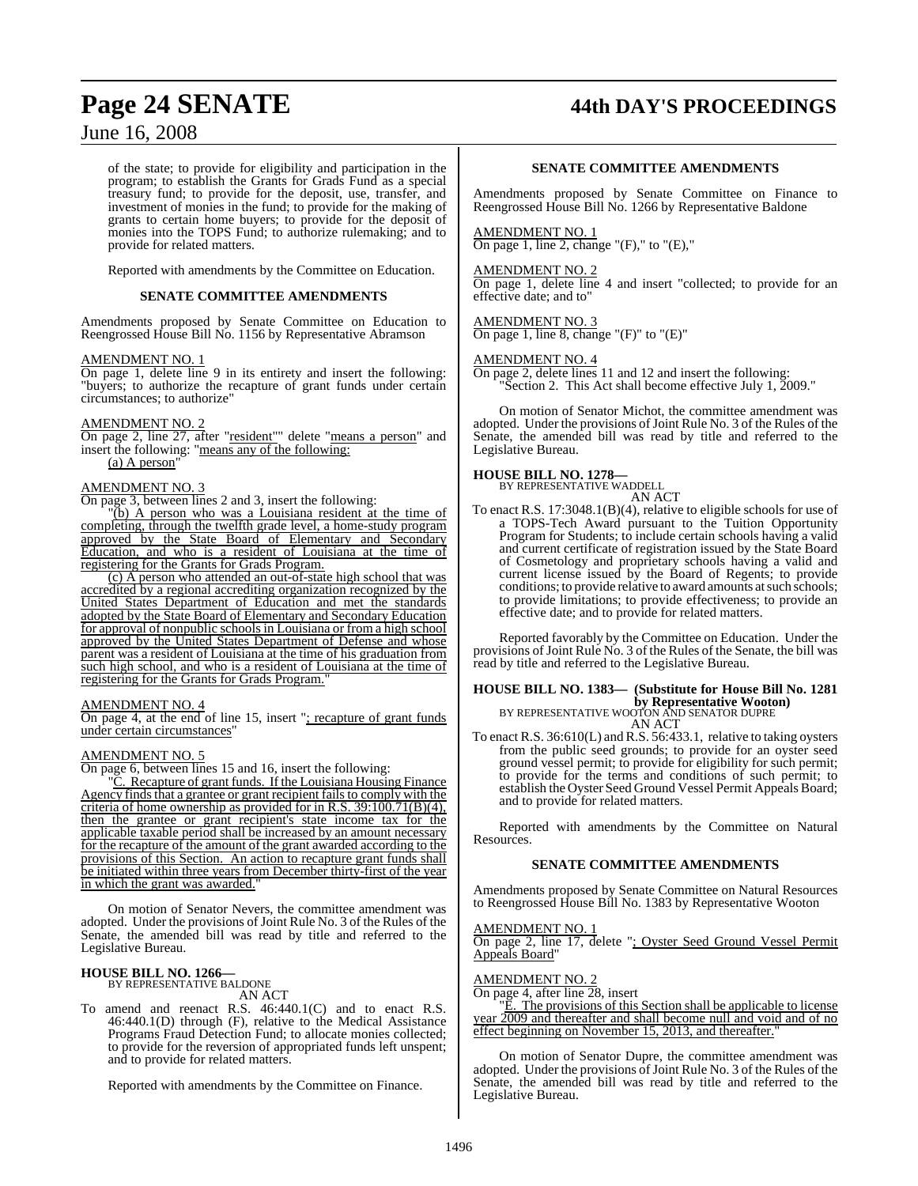of the state; to provide for eligibility and participation in the program; to establish the Grants for Grads Fund as a special treasury fund; to provide for the deposit, use, transfer, and investment of monies in the fund; to provide for the making of grants to certain home buyers; to provide for the deposit of monies into the TOPS Fund; to authorize rulemaking; and to provide for related matters.

Reported with amendments by the Committee on Education.

**SENATE COMMITTEE AMENDMENTS**

Amendments proposed by Senate Committee on Education to Reengrossed House Bill No. 1156 by Representative Abramson

AMENDMENT NO. 1

On page 1, delete line 9 in its entirety and insert the following: "buyers; to authorize the recapture of grant funds under certain circumstances; to authorize"

AMENDMENT NO. 2

On page 2, line 27, after "resident"" delete "means a person" and insert the following: "means any of the following:

(a) A person"

AMENDMENT NO. 3

On page 3, between lines 2 and 3, insert the following:

"(b) A person who was a Louisiana resident at the time of completing, through the twelfth grade level, a home-study program approved by the State Board of Elementary and Secondary Education, and who is a resident of Louisiana at the time of registering for the Grants for Grads Program.

(c) A person who attended an out-of-state high school that was accredited by a regional accrediting organization recognized by the United States Department of Education and met the standards adopted by the State Board of Elementary and Secondary Education for approval of nonpublic schools in Louisiana or from a high school approved by the United States Department of Defense and whose parent was a resident of Louisiana at the time of his graduation from such high school, and who is a resident of Louisiana at the time of registering for the Grants for Grads Program."

AMENDMENT NO. 4

On page 4, at the end of line 15, insert "; recapture of grant funds under certain circumstances"

AMENDMENT NO. 5

On page 6, between lines 15 and 16, insert the following:

"C. Recapture of grant funds. If the Louisiana Housing Finance Agency finds that a grantee or grant recipient fails to comply with the criteria of home ownership as provided for in R.S. 39:100.71(B)(4), then the grantee or grant recipient's state income tax for the applicable taxable period shall be increased by an amount necessary for the recapture of the amount of the grant awarded according to the provisions of this Section. An action to recapture grant funds shall be initiated within three years from December thirty-first of the year in which the grant was awarded."

On motion of Senator Nevers, the committee amendment was adopted. Under the provisions of Joint Rule No. 3 of the Rules of the Senate, the amended bill was read by title and referred to the Legislative Bureau.

**HOUSE BILL NO. 1266—**
BY REPRESENTATIVE BALDONE
AN ACT

To amend and reenact R.S. 46:440.1(C) and to enact R.S. 46:440.1(D) through (F), relative to the Medical Assistance Programs Fraud Detection Fund; to allocate monies collected; to provide for the reversion of appropriated funds left unspent; and to provide for related matters.

Reported with amendments by the Committee on Finance.

**SENATE COMMITTEE AMENDMENTS**

Amendments proposed by Senate Committee on Finance to Reengrossed House Bill No. 1266 by Representative Baldone

AMENDMENT NO. 1

On page 1, line 2, change "(F)," to "(E),"

AMENDMENT NO. 2

On page 1, delete line 4 and insert "collected; to provide for an effective date; and to"

AMENDMENT NO. 3

On page 1, line 8, change "(F)" to "(E)"

AMENDMENT NO. 4

On page 2, delete lines 11 and 12 and insert the following:

"Section 2. This Act shall become effective July 1, 2009."

On motion of Senator Michot, the committee amendment was adopted. Under the provisions of Joint Rule No. 3 of the Rules of the Senate, the amended bill was read by title and referred to the Legislative Bureau.

**HOUSE BILL NO. 1278—**
BY REPRESENTATIVE WADDELL
AN ACT

To enact R.S. 17:3048.1(B)(4), relative to eligible schools for use of a TOPS-Tech Award pursuant to the Tuition Opportunity Program for Students; to include certain schools having a valid and current certificate of registration issued by the State Board of Cosmetology and proprietary schools having a valid and current license issued by the Board of Regents; to provide conditions; to provide relative to award amounts at such schools; to provide limitations; to provide effectiveness; to provide an effective date; and to provide for related matters.

Reported favorably by the Committee on Education. Under the provisions of Joint Rule No. 3 of the Rules of the Senate, the bill was read by title and referred to the Legislative Bureau.

**HOUSE BILL NO. 1383— (Substitute for House Bill No. 1281 by Representative Wooton)**
BY REPRESENTATIVE WOOTON AND SENATOR DUPRE
AN ACT

To enact R.S. 36:610(L) and R.S. 56:433.1, relative to taking oysters from the public seed grounds; to provide for an oyster seed ground vessel permit; to provide for eligibility for such permit; to provide for the terms and conditions of such permit; to establish the Oyster Seed Ground Vessel Permit Appeals Board; and to provide for related matters.

Reported with amendments by the Committee on Natural Resources.

**SENATE COMMITTEE AMENDMENTS**

Amendments proposed by Senate Committee on Natural Resources to Reengrossed House Bill No. 1383 by Representative Wooton

AMENDMENT NO. 1

On page 2, line 17, delete "; Oyster Seed Ground Vessel Permit Appeals Board"

AMENDMENT NO. 2

On page 4, after line 28, insert

"E. The provisions of this Section shall be applicable to license year 2009 and thereafter and shall become null and void and of no effect beginning on November 15, 2013, and thereafter."

On motion of Senator Dupre, the committee amendment was adopted. Under the provisions of Joint Rule No. 3 of the Rules of the Senate, the amended bill was read by title and referred to the Legislative Bureau.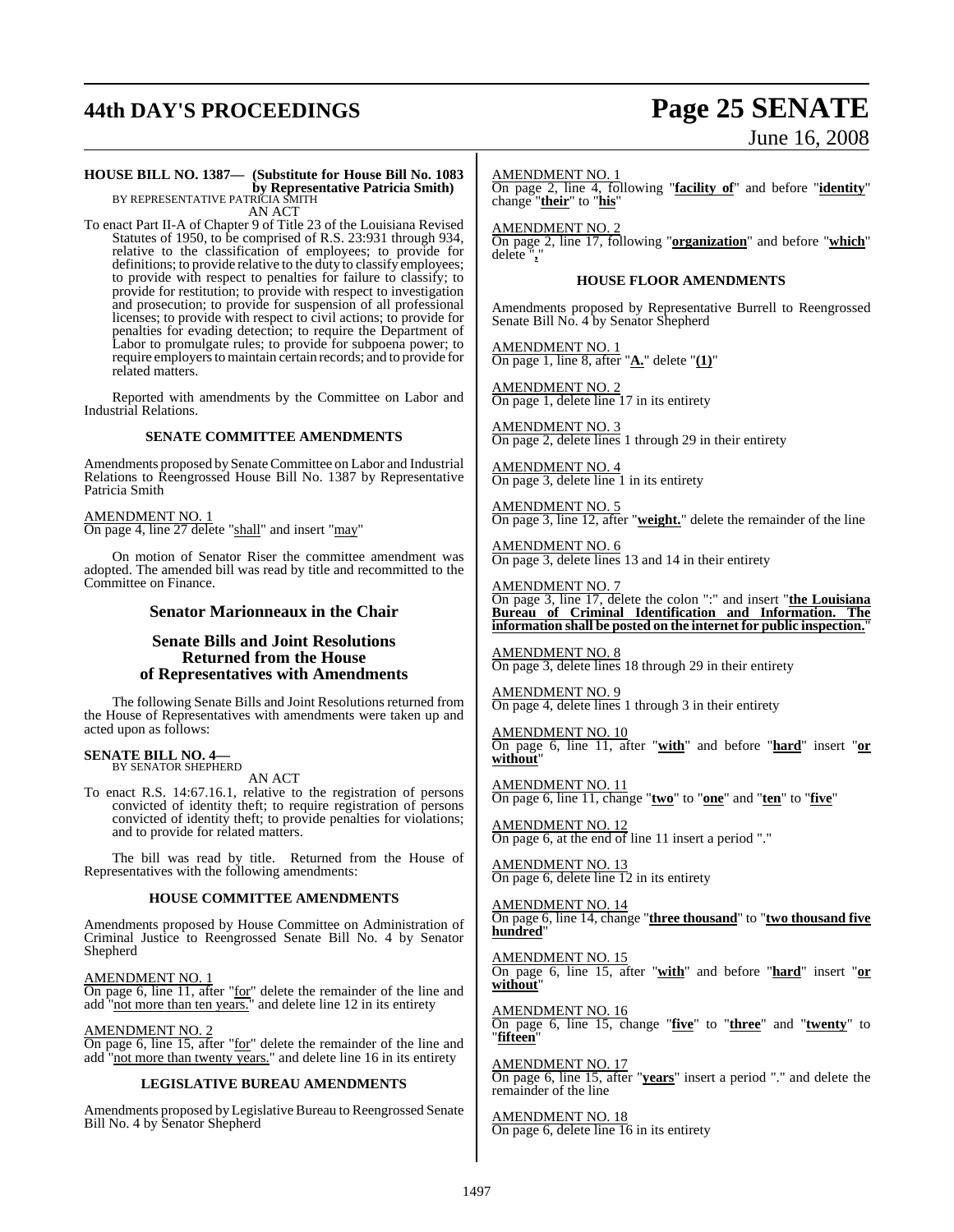**HOUSE BILL NO. 1387— (Substitute for House Bill No. 1083 by Representative Patricia Smith)**
BY REPRESENTATIVE PATRICIA SMITH

AN ACT

To enact Part II-A of Chapter 9 of Title 23 of the Louisiana Revised Statutes of 1950, to be comprised of R.S. 23:931 through 934, relative to the classification of employees; to provide for definitions; to provide relative to the duty to classify employees; to provide with respect to penalties for failure to classify; to provide for restitution; to provide with respect to investigation and prosecution; to provide for suspension of all professional licenses; to provide with respect to civil actions; to provide for penalties for evading detection; to require the Department of Labor to promulgate rules; to provide for subpoena power; to require employers to maintain certain records; and to provide for related matters.

Reported with amendments by the Committee on Labor and Industrial Relations.

### SENATE COMMITTEE AMENDMENTS

Amendments proposed by Senate Committee on Labor and Industrial Relations to Reengrossed House Bill No. 1387 by Representative Patricia Smith

AMENDMENT NO. 1
On page 4, line 27 delete "shall" and insert "may"

On motion of Senator Riser the committee amendment was adopted. The amended bill was read by title and recommitted to the Committee on Finance.

## Senator Marionneaux in the Chair

## Senate Bills and Joint Resolutions Returned from the House of Representatives with Amendments

The following Senate Bills and Joint Resolutions returned from the House of Representatives with amendments were taken up and acted upon as follows:

**SENATE BILL NO. 4—**
BY SENATOR SHEPHERD

AN ACT

To enact R.S. 14:67.16.1, relative to the registration of persons convicted of identity theft; to require registration of persons convicted of identity theft; to provide penalties for violations; and to provide for related matters.

The bill was read by title. Returned from the House of Representatives with the following amendments:

### HOUSE COMMITTEE AMENDMENTS

Amendments proposed by House Committee on Administration of Criminal Justice to Reengrossed Senate Bill No. 4 by Senator Shepherd

AMENDMENT NO. 1
On page 6, line 11, after "for" delete the remainder of the line and add "not more than ten years." and delete line 12 in its entirety

AMENDMENT NO. 2
On page 6, line 15, after "for" delete the remainder of the line and add "not more than twenty years." and delete line 16 in its entirety

### LEGISLATIVE BUREAU AMENDMENTS

Amendments proposed by Legislative Bureau to Reengrossed Senate Bill No. 4 by Senator Shepherd

AMENDMENT NO. 1
On page 2, line 4, following "**facility of**" and before "**identity**" change "**their**" to "**his**"

AMENDMENT NO. 2
On page 2, line 17, following "**organization**" and before "**which**" delete "**,**"

### HOUSE FLOOR AMENDMENTS

Amendments proposed by Representative Burrell to Reengrossed Senate Bill No. 4 by Senator Shepherd

AMENDMENT NO. 1
On page 1, line 8, after "**A.**" delete "**(1)**"

AMENDMENT NO. 2
On page 1, delete line 17 in its entirety

AMENDMENT NO. 3
On page 2, delete lines 1 through 29 in their entirety

AMENDMENT NO. 4
On page 3, delete line 1 in its entirety

AMENDMENT NO. 5
On page 3, line 12, after "**weight.**" delete the remainder of the line

AMENDMENT NO. 6
On page 3, delete lines 13 and 14 in their entirety

AMENDMENT NO. 7
On page 3, line 17, delete the colon ":" and insert "**the Louisiana Bureau of Criminal Identification and Information. The information shall be posted on the internet for public inspection.**"

AMENDMENT NO. 8
On page 3, delete lines 18 through 29 in their entirety

AMENDMENT NO. 9
On page 4, delete lines 1 through 3 in their entirety

AMENDMENT NO. 10
On page 6, line 11, after "**with**" and before "**hard**" insert "**or without**"

AMENDMENT NO. 11
On page 6, line 11, change "**two**" to "**one**" and "**ten**" to "**five**"

AMENDMENT NO. 12
On page 6, at the end of line 11 insert a period "."

AMENDMENT NO. 13
On page 6, delete line 12 in its entirety

AMENDMENT NO. 14
On page 6, line 14, change "**three thousand**" to "**two thousand five hundred**"

AMENDMENT NO. 15
On page 6, line 15, after "**with**" and before "**hard**" insert "**or without**"

AMENDMENT NO. 16
On page 6, line 15, change "**five**" to "**three**" and "**twenty**" to "**fifteen**"

AMENDMENT NO. 17
On page 6, line 15, after "**years**" insert a period "." and delete the remainder of the line

AMENDMENT NO. 18
On page 6, delete line 16 in its entirety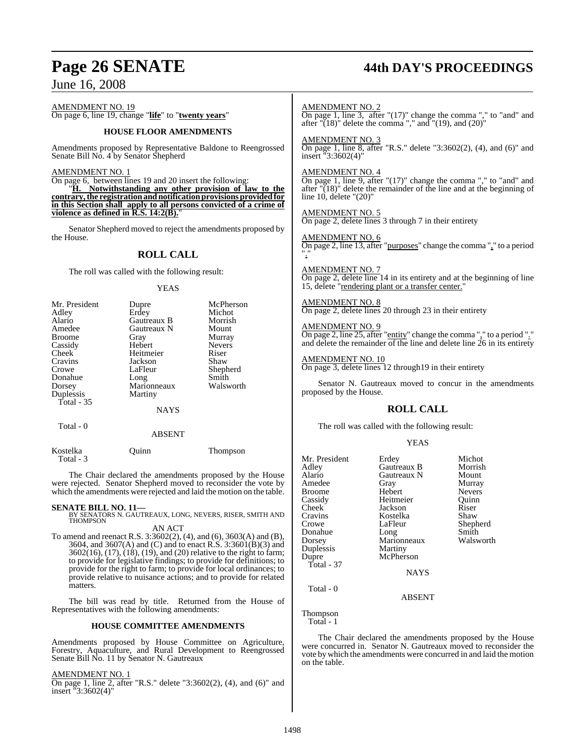AMENDMENT NO. 19

On page 6, line 19, change "**life**" to "**twenty years**"

### HOUSE FLOOR AMENDMENTS

Amendments proposed by Representative Baldone to Reengrossed Senate Bill No. 4 by Senator Shepherd

AMENDMENT NO. 1

On page 6, between lines 19 and 20 insert the following:

"**H. Notwithstanding any other provision of law to the contrary, the registration and notification provisions provided for in this Section shall apply to all persons convicted of a crime of violence as defined in R.S. 14:2(B).**"

Senator Shepherd moved to reject the amendments proposed by the House.

## ROLL CALL

The roll was called with the following result:

YEAS

| | | |
|---|---|---|
| Mr. President | Dupre | McPherson |
| Adley | Erdey | Michot |
| Alario | Gautreaux B | Morrish |
| Amedee | Gautreaux N | Mount |
| Broome | Gray | Murray |
| Cassidy | Hebert | Nevers |
| Cheek | Heitmeier | Riser |
| Cravins | Jackson | Shaw |
| Crowe | LaFleur | Shepherd |
| Donahue | Long | Smith |
| Dorsey | Marionneaux | Walsworth |
| Duplessis | Martiny | |
| Total - 35 | | |

NAYS

Total - 0

ABSENT

| | | |
|---|---|---|
| Kostelka | Quinn | Thompson |
| Total - 3 | | |

The Chair declared the amendments proposed by the House were rejected. Senator Shepherd moved to reconsider the vote by which the amendments were rejected and laid the motion on the table.

**SENATE BILL NO. 11—**
BY SENATORS N. GAUTREAUX, LONG, NEVERS, RISER, SMITH AND THOMPSON

AN ACT

To amend and reenact R.S. 3:3602(2), (4), and (6), 3603(A) and (B), 3604, and 3607(A) and (C) and to enact R.S. 3:3601(B)(3) and 3602(16), (17), (18), (19), and (20) relative to the right to farm; to provide for legislative findings; to provide for definitions; to provide for the right to farm; to provide for local ordinances; to provide relative to nuisance actions; and to provide for related matters.

The bill was read by title. Returned from the House of Representatives with the following amendments:

### HOUSE COMMITTEE AMENDMENTS

Amendments proposed by House Committee on Agriculture, Forestry, Aquaculture, and Rural Development to Reengrossed Senate Bill No. 11 by Senator N. Gautreaux

AMENDMENT NO. 1

On page 1, line 2, after "R.S." delete "3:3602(2), (4), and (6)" and insert "3:3602(4)"

AMENDMENT NO. 2

On page 1, line 3, after "(17)" change the comma "," to "and" and after "(18)" delete the comma "," and "(19), and (20)"

AMENDMENT NO. 3

On page 1, line 8, after "R.S." delete "3:3602(2), (4), and (6)" and insert "3:3602(4)"

AMENDMENT NO. 4

On page 1, line 9, after "(17)" change the comma "," to "and" and after "(18)" delete the remainder of the line and at the beginning of line 10, delete "(20)"

AMENDMENT NO. 5

On page 2, delete lines 3 through 7 in their entirety

AMENDMENT NO. 6

On page 2, line 13, after "purposes" change the comma "," to a period "."

AMENDMENT NO. 7

On page 2, delete line 14 in its entirety and at the beginning of line 15, delete "rendering plant or a transfer center."

AMENDMENT NO. 8

On page 2, delete lines 20 through 23 in their entirety

AMENDMENT NO. 9

On page 2, line 25, after "entity" change the comma "," to a period "." and delete the remainder of the line and delete line 26 in its entirety

AMENDMENT NO. 10

On page 3, delete lines 12 through19 in their entirety

Senator N. Gautreaux moved to concur in the amendments proposed by the House.

## ROLL CALL

The roll was called with the following result:

YEAS

| | | |
|---|---|---|
| Mr. President | Erdey | Michot |
| Adley | Gautreaux B | Morrish |
| Alario | Gautreaux N | Mount |
| Amedee | Gray | Murray |
| Broome | Hebert | Nevers |
| Cassidy | Heitmeier | Quinn |
| Cheek | Jackson | Riser |
| Cravins | Kostelka | Shaw |
| Crowe | LaFleur | Shepherd |
| Donahue | Long | Smith |
| Dorsey | Marionneaux | Walsworth |
| Duplessis | Martiny | |
| Dupre | McPherson | |
| Total - 37 | | |

NAYS

Total - 0

ABSENT

Thompson
Total - 1

The Chair declared the amendments proposed by the House were concurred in. Senator N. Gautreaux moved to reconsider the vote by which the amendments were concurred in and laid the motion on the table.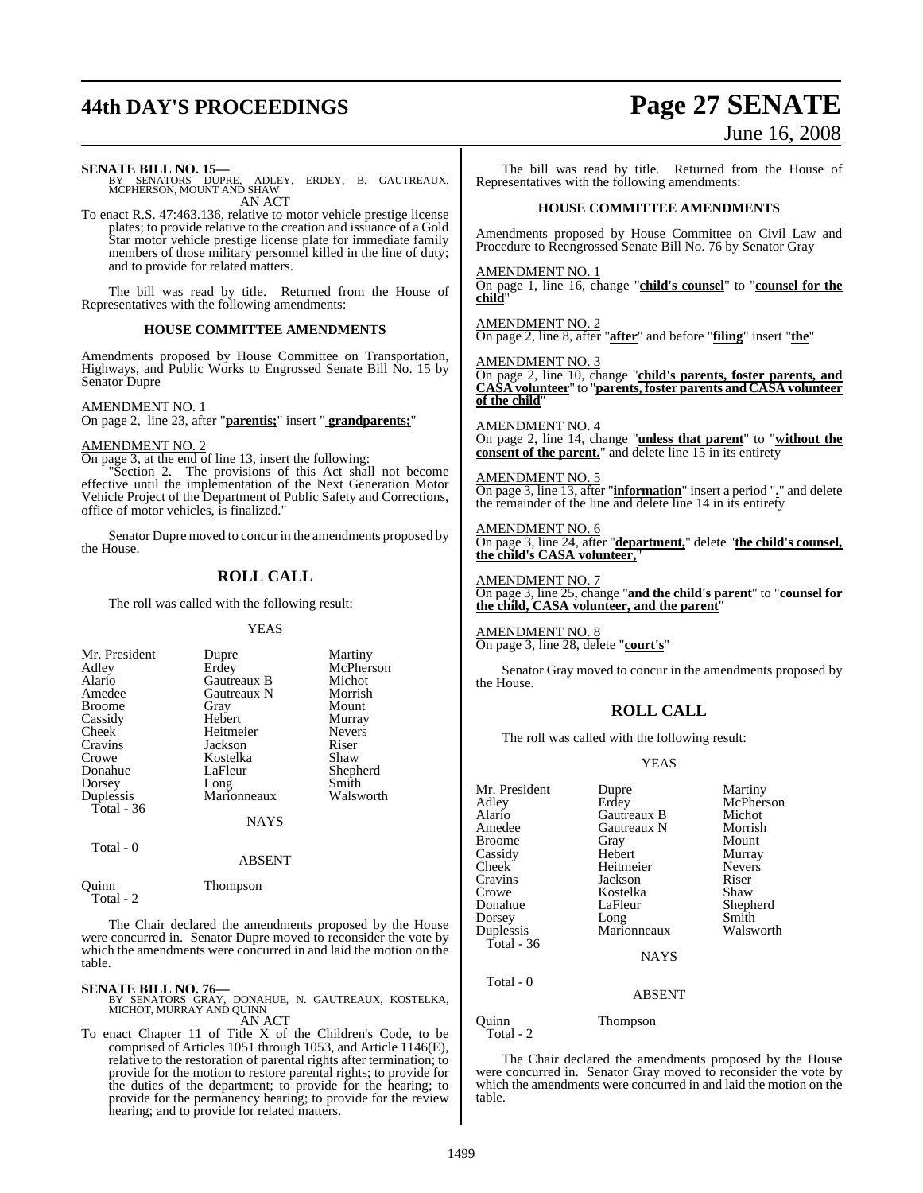**SENATE BILL NO. 15—**
BY SENATORS DUPRE, ADLEY, ERDEY, B. GAUTREAUX, MCPHERSON, MOUNT AND SHAW

AN ACT

To enact R.S. 47:463.136, relative to motor vehicle prestige license plates; to provide relative to the creation and issuance of a Gold Star motor vehicle prestige license plate for immediate family members of those military personnel killed in the line of duty; and to provide for related matters.

The bill was read by title. Returned from the House of Representatives with the following amendments:

### HOUSE COMMITTEE AMENDMENTS

Amendments proposed by House Committee on Transportation, Highways, and Public Works to Engrossed Senate Bill No. 15 by Senator Dupre

AMENDMENT NO. 1

On page 2, line 23, after "**parentis;**" insert " **grandparents;**"

AMENDMENT NO. 2

On page 3, at the end of line 13, insert the following:

"Section 2. The provisions of this Act shall not become effective until the implementation of the Next Generation Motor Vehicle Project of the Department of Public Safety and Corrections, office of motor vehicles, is finalized."

Senator Dupre moved to concur in the amendments proposed by the House.

## ROLL CALL

The roll was called with the following result:

YEAS

| | | |
|---|---|---|
| Mr. President | Dupre | Martiny |
| Adley | Erdey | McPherson |
| Alario | Gautreaux B | Michot |
| Amedee | Gautreaux N | Morrish |
| Broome | Gray | Mount |
| Cassidy | Hebert | Murray |
| Cheek | Heitmeier | Nevers |
| Cravins | Jackson | Riser |
| Crowe | Kostelka | Shaw |
| Donahue | LaFleur | Shepherd |
| Dorsey | Long | Smith |
| Duplessis | Marionneaux | Walsworth |
| Total - 36 | | |

NAYS

Total - 0

ABSENT

Quinn Thompson
Total - 2

The Chair declared the amendments proposed by the House were concurred in. Senator Dupre moved to reconsider the vote by which the amendments were concurred in and laid the motion on the table.

**SENATE BILL NO. 76—**
BY SENATORS GRAY, DONAHUE, N. GAUTREAUX, KOSTELKA, MICHOT, MURRAY AND QUINN

AN ACT

To enact Chapter 11 of Title X of the Children's Code, to be comprised of Articles 1051 through 1053, and Article 1146(E), relative to the restoration of parental rights after termination; to provide for the motion to restore parental rights; to provide for the duties of the department; to provide for the hearing; to provide for the permanency hearing; to provide for the review hearing; and to provide for related matters.

The bill was read by title. Returned from the House of Representatives with the following amendments:

### HOUSE COMMITTEE AMENDMENTS

Amendments proposed by House Committee on Civil Law and Procedure to Reengrossed Senate Bill No. 76 by Senator Gray

AMENDMENT NO. 1

On page 1, line 16, change "**child's counsel**" to "**counsel for the child**"

AMENDMENT NO. 2

On page 2, line 8, after "**after**" and before "**filing**" insert "**the**"

AMENDMENT NO. 3

On page 2, line 10, change "**child's parents, foster parents, and CASA volunteer**" to "**parents, foster parents and CASA volunteer of the child**"

AMENDMENT NO. 4

On page 2, line 14, change "**unless that parent**" to "**without the consent of the parent.**" and delete line 15 in its entirety

AMENDMENT NO. 5

On page 3, line 13, after "**information**" insert a period "**.**" and delete the remainder of the line and delete line 14 in its entirety

AMENDMENT NO. 6

On page 3, line 24, after "**department,**" delete "**the child's counsel, the child's CASA volunteer,**"

AMENDMENT NO. 7

On page 3, line 25, change "**and the child's parent**" to "**counsel for the child, CASA volunteer, and the parent**"

AMENDMENT NO. 8

On page 3, line 28, delete "**court's**"

Senator Gray moved to concur in the amendments proposed by the House.

## ROLL CALL

The roll was called with the following result:

YEAS

| | | |
|---|---|---|
| Mr. President | Dupre | Martiny |
| Adley | Erdey | McPherson |
| Alario | Gautreaux B | Michot |
| Amedee | Gautreaux N | Morrish |
| Broome | Gray | Mount |
| Cassidy | Hebert | Murray |
| Cheek | Heitmeier | Nevers |
| Cravins | Jackson | Riser |
| Crowe | Kostelka | Shaw |
| Donahue | LaFleur | Shepherd |
| Dorsey | Long | Smith |
| Duplessis | Marionneaux | Walsworth |
| Total - 36 | | |

NAYS

Total - 0

ABSENT

Quinn Thompson
Total - 2

The Chair declared the amendments proposed by the House were concurred in. Senator Gray moved to reconsider the vote by which the amendments were concurred in and laid the motion on the table.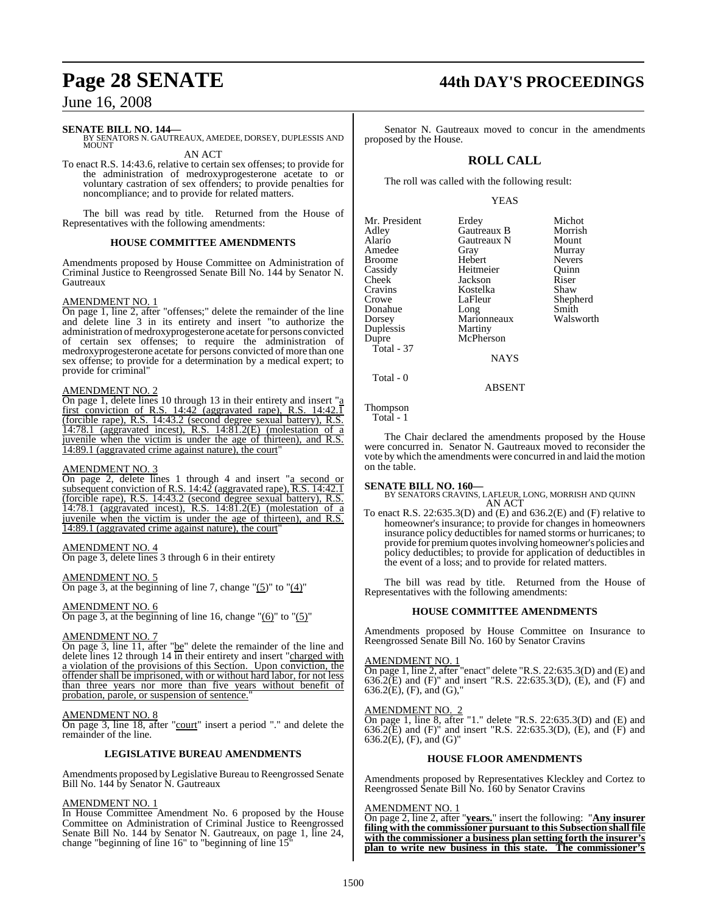**SENATE BILL NO. 144—**
BY SENATORS N. GAUTREAUX, AMEDEE, DORSEY, DUPLESSIS AND MOUNT

AN ACT

To enact R.S. 14:43.6, relative to certain sex offenses; to provide for the administration of medroxyprogesterone acetate to or voluntary castration of sex offenders; to provide penalties for noncompliance; and to provide for related matters.

The bill was read by title. Returned from the House of Representatives with the following amendments:

## HOUSE COMMITTEE AMENDMENTS

Amendments proposed by House Committee on Administration of Criminal Justice to Reengrossed Senate Bill No. 144 by Senator N. Gautreaux

AMENDMENT NO. 1

On page 1, line 2, after "offenses;" delete the remainder of the line and delete line 3 in its entirety and insert "to authorize the administration of medroxyprogesterone acetate for persons convicted of certain sex offenses; to require the administration of medroxyprogesterone acetate for persons convicted of more than one sex offense; to provide for a determination by a medical expert; to provide for criminal"

AMENDMENT NO. 2

On page 1, delete lines 10 through 13 in their entirety and insert "a first conviction of R.S. 14:42 (aggravated rape), R.S. 14:42.1 (forcible rape), R.S. 14:43.2 (second degree sexual battery), R.S. 14:78.1 (aggravated incest), R.S. 14:81.2(E) (molestation of a juvenile when the victim is under the age of thirteen), and R.S. 14:89.1 (aggravated crime against nature), the court"

AMENDMENT NO. 3

On page 2, delete lines 1 through 4 and insert "a second or subsequent conviction of R.S. 14:42 (aggravated rape), R.S. 14:42.1 (forcible rape), R.S. 14:43.2 (second degree sexual battery), R.S. 14:78.1 (aggravated incest), R.S. 14:81.2(E) (molestation of a juvenile when the victim is under the age of thirteen), and R.S. 14:89.1 (aggravated crime against nature), the court"

AMENDMENT NO. 4

On page 3, delete lines 3 through 6 in their entirety

AMENDMENT NO. 5

On page 3, at the beginning of line 7, change "(5)" to "(4)"

AMENDMENT NO. 6

On page 3, at the beginning of line 16, change "(6)" to "(5)"

AMENDMENT NO. 7

On page 3, line 11, after "be" delete the remainder of the line and delete lines 12 through 14 in their entirety and insert "charged with a violation of the provisions of this Section. Upon conviction, the offender shall be imprisoned, with or without hard labor, for not less than three years nor more than five years without benefit of probation, parole, or suspension of sentence."

AMENDMENT NO. 8

On page 3, line 18, after "court" insert a period "." and delete the remainder of the line.

## LEGISLATIVE BUREAU AMENDMENTS

Amendments proposed by Legislative Bureau to Reengrossed Senate Bill No. 144 by Senator N. Gautreaux

AMENDMENT NO. 1

In House Committee Amendment No. 6 proposed by the House Committee on Administration of Criminal Justice to Reengrossed Senate Bill No. 144 by Senator N. Gautreaux, on page 1, line 24, change "beginning of line 16" to "beginning of line 15"

Senator N. Gautreaux moved to concur in the amendments proposed by the House.

## ROLL CALL

The roll was called with the following result:

YEAS

| | | |
|---|---|---|
| Mr. President | Erdey | Michot |
| Adley | Gautreaux B | Morrish |
| Alario | Gautreaux N | Mount |
| Amedee | Gray | Murray |
| Broome | Hebert | Nevers |
| Cassidy | Heitmeier | Quinn |
| Cheek | Jackson | Riser |
| Cravins | Kostelka | Shaw |
| Crowe | LaFleur | Shepherd |
| Donahue | Long | Smith |
| Dorsey | Marionneaux | Walsworth |
| Duplessis | Martiny | |
| Dupre | McPherson | |

Total - 37

NAYS

Total - 0

ABSENT

Thompson

Total - 1

The Chair declared the amendments proposed by the House were concurred in. Senator N. Gautreaux moved to reconsider the vote by which the amendments were concurred in and laid the motion on the table.

**SENATE BILL NO. 160—**
BY SENATORS CRAVINS, LAFLEUR, LONG, MORRISH AND QUINN

AN ACT

To enact R.S. 22:635.3(D) and (E) and 636.2(E) and (F) relative to homeowner's insurance; to provide for changes in homeowners insurance policy deductibles for named storms or hurricanes; to provide for premium quotes involving homeowner's policies and policy deductibles; to provide for application of deductibles in the event of a loss; and to provide for related matters.

The bill was read by title. Returned from the House of Representatives with the following amendments:

## HOUSE COMMITTEE AMENDMENTS

Amendments proposed by House Committee on Insurance to Reengrossed Senate Bill No. 160 by Senator Cravins

AMENDMENT NO. 1

On page 1, line 2, after "enact" delete "R.S. 22:635.3(D) and (E) and 636.2(E) and (F)" and insert "R.S. 22:635.3(D), (E), and (F) and 636.2(E), (F), and (G),"

AMENDMENT NO. 2

On page 1, line 8, after "1." delete "R.S. 22:635.3(D) and (E) and 636.2(E) and (F)" and insert "R.S. 22:635.3(D), (E), and (F) and 636.2(E), (F), and (G)"

## HOUSE FLOOR AMENDMENTS

Amendments proposed by Representatives Kleckley and Cortez to Reengrossed Senate Bill No. 160 by Senator Cravins

AMENDMENT NO. 1

On page 2, line 2, after "**years.**" insert the following: "**Any insurer filing with the commissioner pursuant to this Subsection shall file with the commissioner a business plan setting forth the insurer's plan to write new business in this state. The commissioner's**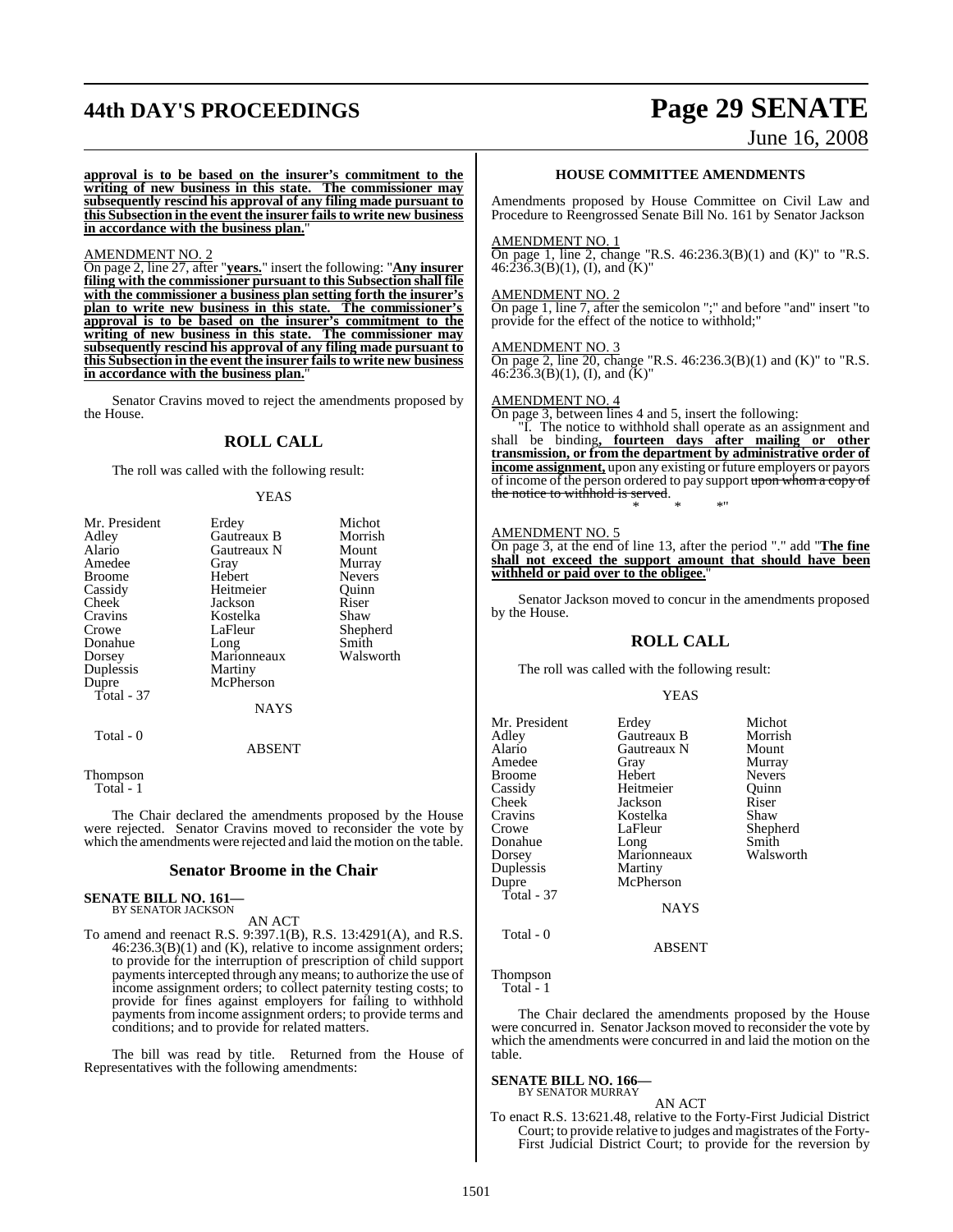**approval is to be based on the insurer's commitment to the writing of new business in this state. The commissioner may subsequently rescind his approval of any filing made pursuant to this Subsection in the event the insurer fails to write new business in accordance with the business plan.**"

AMENDMENT NO. 2

On page 2, line 27, after "**years.**" insert the following: "**Any insurer filing with the commissioner pursuant to this Subsection shall file with the commissioner a business plan setting forth the insurer's plan to write new business in this state. The commissioner's approval is to be based on the insurer's commitment to the writing of new business in this state. The commissioner may subsequently rescind his approval of any filing made pursuant to this Subsection in the event the insurer fails to write new business in accordance with the business plan.**"

Senator Cravins moved to reject the amendments proposed by the House.

## ROLL CALL

The roll was called with the following result:

YEAS

| | | |
|---|---|---|
| Mr. President | Erdey | Michot |
| Adley | Gautreaux B | Morrish |
| Alario | Gautreaux N | Mount |
| Amedee | Gray | Murray |
| Broome | Hebert | Nevers |
| Cassidy | Heitmeier | Quinn |
| Cheek | Jackson | Riser |
| Cravins | Kostelka | Shaw |
| Crowe | LaFleur | Shepherd |
| Donahue | Long | Smith |
| Dorsey | Marionneaux | Walsworth |
| Duplessis | Martiny | |
| Dupre | McPherson | |
| Total - 37 | | |

NAYS

Total - 0

ABSENT

Thompson
Total - 1

The Chair declared the amendments proposed by the House were rejected. Senator Cravins moved to reconsider the vote by which the amendments were rejected and laid the motion on the table.

## Senator Broome in the Chair

**SENATE BILL NO. 161—**
BY SENATOR JACKSON

AN ACT

To amend and reenact R.S. 9:397.1(B), R.S. 13:4291(A), and R.S. 46:236.3(B)(1) and (K), relative to income assignment orders; to provide for the interruption of prescription of child support payments intercepted through any means; to authorize the use of income assignment orders; to collect paternity testing costs; to provide for fines against employers for failing to withhold payments from income assignment orders; to provide terms and conditions; and to provide for related matters.

The bill was read by title. Returned from the House of Representatives with the following amendments:

### HOUSE COMMITTEE AMENDMENTS

Amendments proposed by House Committee on Civil Law and Procedure to Reengrossed Senate Bill No. 161 by Senator Jackson

AMENDMENT NO. 1

On page 1, line 2, change "R.S. 46:236.3(B)(1) and (K)" to "R.S. 46:236.3(B)(1), (I), and (K)"

AMENDMENT NO. 2

On page 1, line 7, after the semicolon ";" and before "and" insert "to provide for the effect of the notice to withhold;"

AMENDMENT NO. 3

On page 2, line 20, change "R.S. 46:236.3(B)(1) and (K)" to "R.S. 46:236.3(B)(1), (I), and (K)"

AMENDMENT NO. 4

On page 3, between lines 4 and 5, insert the following:

"I. The notice to withhold shall operate as an assignment and shall be binding**, fourteen days after mailing or other transmission, or from the department by administrative order of income assignment,** upon any existing or future employers or payors of income of the person ordered to pay support ~~upon whom a copy of the notice to withhold is served~~.

\* \* \*"

AMENDMENT NO. 5

On page 3, at the end of line 13, after the period "." add "**The fine shall not exceed the support amount that should have been withheld or paid over to the obligee.**"

Senator Jackson moved to concur in the amendments proposed by the House.

## ROLL CALL

The roll was called with the following result:

YEAS

| | | |
|---|---|---|
| Mr. President | Erdey | Michot |
| Adley | Gautreaux B | Morrish |
| Alario | Gautreaux N | Mount |
| Amedee | Gray | Murray |
| Broome | Hebert | Nevers |
| Cassidy | Heitmeier | Quinn |
| Cheek | Jackson | Riser |
| Cravins | Kostelka | Shaw |
| Crowe | LaFleur | Shepherd |
| Donahue | Long | Smith |
| Dorsey | Marionneaux | Walsworth |
| Duplessis | Martiny | |
| Dupre | McPherson | |
| Total - 37 | | |

NAYS

Total - 0

ABSENT

Thompson
Total - 1

The Chair declared the amendments proposed by the House were concurred in. Senator Jackson moved to reconsider the vote by which the amendments were concurred in and laid the motion on the table.

**SENATE BILL NO. 166—**
BY SENATOR MURRAY

AN ACT

To enact R.S. 13:621.48, relative to the Forty-First Judicial District Court; to provide relative to judges and magistrates of the Forty-First Judicial District Court; to provide for the reversion by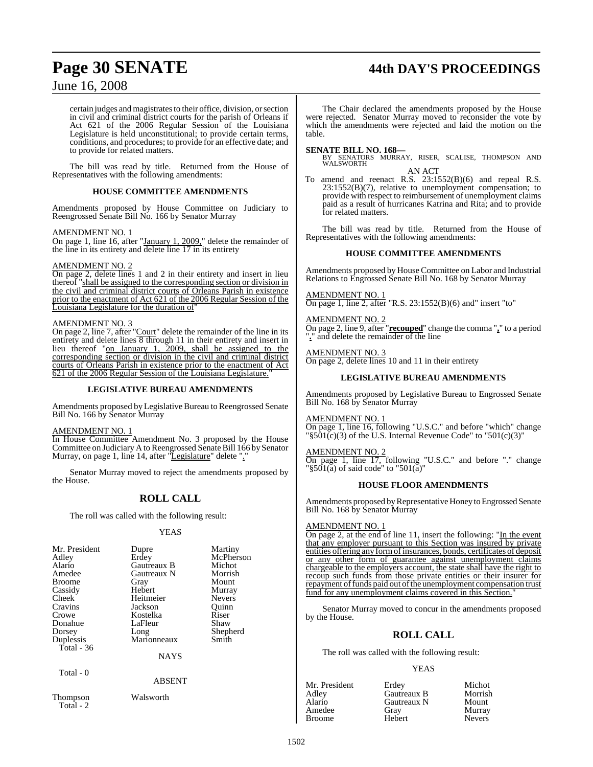certain judges and magistrates to their office, division, or section in civil and criminal district courts for the parish of Orleans if Act 621 of the 2006 Regular Session of the Louisiana Legislature is held unconstitutional; to provide certain terms, conditions, and procedures; to provide for an effective date; and to provide for related matters.

The bill was read by title. Returned from the House of Representatives with the following amendments:

### HOUSE COMMITTEE AMENDMENTS

Amendments proposed by House Committee on Judiciary to Reengrossed Senate Bill No. 166 by Senator Murray

AMENDMENT NO. 1

On page 1, line 16, after "January 1, 2009," delete the remainder of the line in its entirety and delete line 17 in its entirety

AMENDMENT NO. 2

On page 2, delete lines 1 and 2 in their entirety and insert in lieu thereof "shall be assigned to the corresponding section or division in the civil and criminal district courts of Orleans Parish in existence prior to the enactment of Act 621 of the 2006 Regular Session of the Louisiana Legislature for the duration of"

AMENDMENT NO. 3

On page 2, line 7, after "Court" delete the remainder of the line in its entirety and delete lines 8 through 11 in their entirety and insert in lieu thereof "on January 1, 2009, shall be assigned to the corresponding section or division in the civil and criminal district courts of Orleans Parish in existence prior to the enactment of Act 621 of the 2006 Regular Session of the Louisiana Legislature."

### LEGISLATIVE BUREAU AMENDMENTS

Amendments proposed by Legislative Bureau to Reengrossed Senate Bill No. 166 by Senator Murray

AMENDMENT NO. 1

In House Committee Amendment No. 3 proposed by the House Committee on Judiciary A to Reengrossed Senate Bill 166 by Senator Murray, on page 1, line 14, after "Legislature" delete "."

Senator Murray moved to reject the amendments proposed by the House.

## ROLL CALL

The roll was called with the following result:

YEAS

| | | |
|---|---|---|
| Mr. President | Dupre | Martiny |
| Adley | Erdey | McPherson |
| Alario | Gautreaux B | Michot |
| Amedee | Gautreaux N | Morrish |
| Broome | Gray | Mount |
| Cassidy | Hebert | Murray |
| Cheek | Heitmeier | Nevers |
| Cravins | Jackson | Quinn |
| Crowe | Kostelka | Riser |
| Donahue | LaFleur | Shaw |
| Dorsey | Long | Shepherd |
| Duplessis | Marionneaux | Smith |
| Total - 36 | | |

NAYS

Total - 0

ABSENT

| | |
|---|---|
| Thompson | Walsworth |
| Total - 2 | |

The Chair declared the amendments proposed by the House were rejected. Senator Murray moved to reconsider the vote by which the amendments were rejected and laid the motion on the table.

**SENATE BILL NO. 168—**
BY SENATORS MURRAY, RISER, SCALISE, THOMPSON AND WALSWORTH

AN ACT

To amend and reenact R.S. 23:1552(B)(6) and repeal R.S. 23:1552(B)(7), relative to unemployment compensation; to provide with respect to reimbursement of unemployment claims paid as a result of hurricanes Katrina and Rita; and to provide for related matters.

The bill was read by title. Returned from the House of Representatives with the following amendments:

### HOUSE COMMITTEE AMENDMENTS

Amendments proposed by House Committee on Labor and Industrial Relations to Engrossed Senate Bill No. 168 by Senator Murray

AMENDMENT NO. 1

On page 1, line 2, after "R.S. 23:1552(B)(6) and" insert "to"

AMENDMENT NO. 2

On page 2, line 9, after "**recouped**" change the comma "," to a period "." and delete the remainder of the line

AMENDMENT NO. 3

On page 2, delete lines 10 and 11 in their entirety

### LEGISLATIVE BUREAU AMENDMENTS

Amendments proposed by Legislative Bureau to Engrossed Senate Bill No. 168 by Senator Murray

AMENDMENT NO. 1

On page 1, line 16, following "U.S.C." and before "which" change "§501(c)(3) of the U.S. Internal Revenue Code" to "501(c)(3)"

AMENDMENT NO. 2

On page 1, line 17, following "U.S.C." and before "." change "§501(a) of said code" to "501(a)"

### HOUSE FLOOR AMENDMENTS

Amendments proposed by Representative Honey to Engrossed Senate Bill No. 168 by Senator Murray

AMENDMENT NO. 1

On page 2, at the end of line 11, insert the following: "In the event that any employer pursuant to this Section was insured by private entities offering any form of insurances, bonds, certificates of deposit or any other form of guarantee against unemployment claims chargeable to the employers account, the state shall have the right to recoup such funds from those private entities or their insurer for repayment of funds paid out of the unemployment compensation trust fund for any unemployment claims covered in this Section."

Senator Murray moved to concur in the amendments proposed by the House.

## ROLL CALL

The roll was called with the following result:

YEAS

| | | |
|---|---|---|
| Mr. President | Erdey | Michot |
| Adley | Gautreaux B | Morrish |
| Alario | Gautreaux N | Mount |
| Amedee | Gray | Murray |
| Broome | Hebert | Nevers |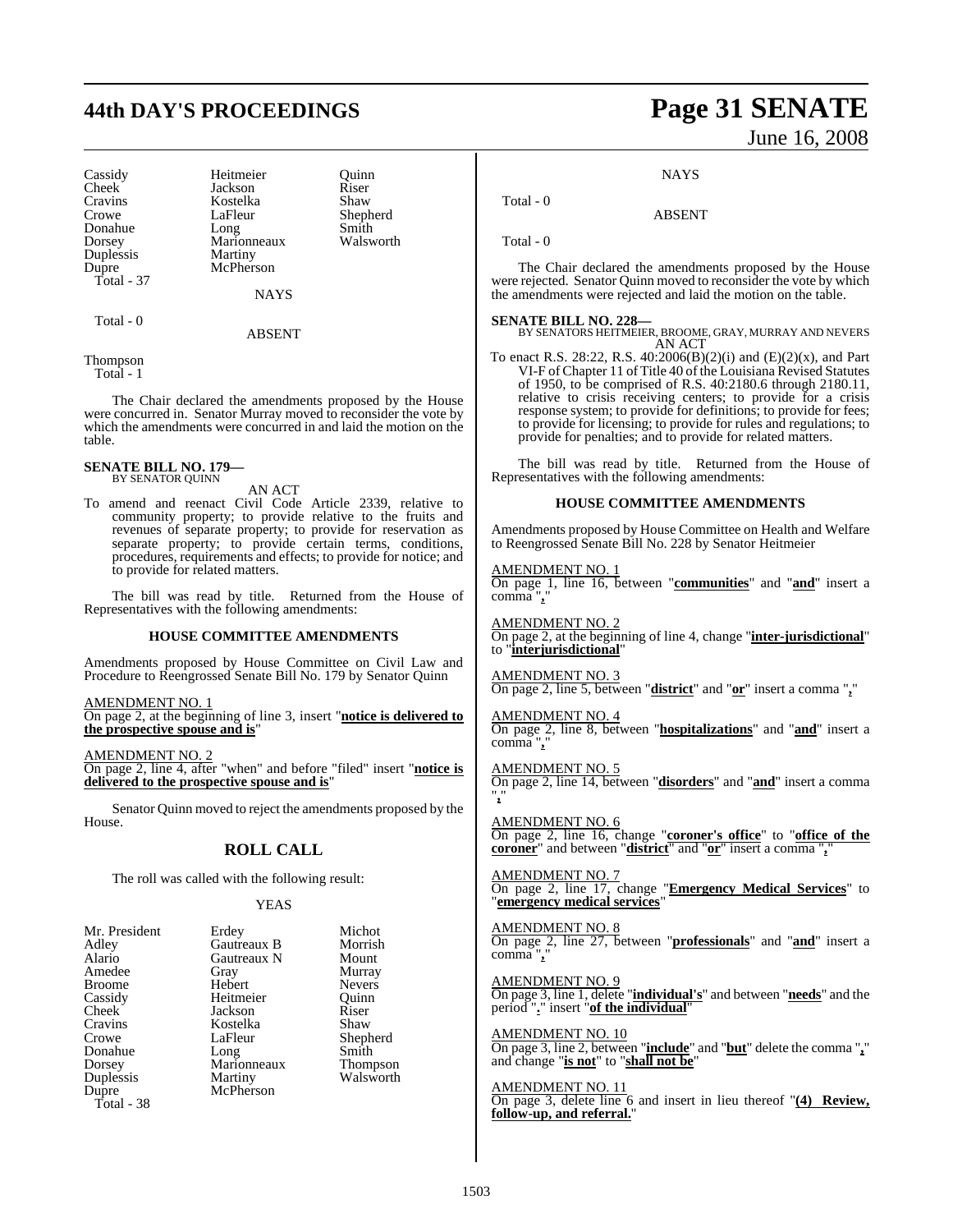| Cassidy | Heitmeier | Quinn |
|---|---|---|
| Cheek | Jackson | Riser |
| Cravins | Kostelka | Shaw |
| Crowe | LaFleur | Shepherd |
| Donahue | Long | Smith |
| Dorsey | Marionneaux | Walsworth |
| Duplessis | Martiny | |
| Dupre | McPherson | |

Total - 37

NAYS

Total - 0

ABSENT

Thompson

Total - 1

The Chair declared the amendments proposed by the House were concurred in. Senator Murray moved to reconsider the vote by which the amendments were concurred in and laid the motion on the table.

**SENATE BILL NO. 179—**
BY SENATOR QUINN

AN ACT

To amend and reenact Civil Code Article 2339, relative to community property; to provide relative to the fruits and revenues of separate property; to provide for reservation as separate property; to provide certain terms, conditions, procedures, requirements and effects; to provide for notice; and to provide for related matters.

The bill was read by title. Returned from the House of Representatives with the following amendments:

**HOUSE COMMITTEE AMENDMENTS**

Amendments proposed by House Committee on Civil Law and Procedure to Reengrossed Senate Bill No. 179 by Senator Quinn

AMENDMENT NO. 1
On page 2, at the beginning of line 3, insert "**notice is delivered to the prospective spouse and is**"

AMENDMENT NO. 2
On page 2, line 4, after "when" and before "filed" insert "**notice is delivered to the prospective spouse and is**"

Senator Quinn moved to reject the amendments proposed by the House.

## ROLL CALL

The roll was called with the following result:

YEAS

| Mr. President | Erdey | Michot |
|---|---|---|
| Adley | Gautreaux B | Morrish |
| Alario | Gautreaux N | Mount |
| Amedee | Gray | Murray |
| Broome | Hebert | Nevers |
| Cassidy | Heitmeier | Quinn |
| Cheek | Jackson | Riser |
| Cravins | Kostelka | Shaw |
| Crowe | LaFleur | Shepherd |
| Donahue | Long | Smith |
| Dorsey | Marionneaux | Thompson |
| Duplessis | Martiny | Walsworth |
| Dupre | McPherson | |

Total - 38

NAYS

Total - 0

ABSENT

Total - 0

The Chair declared the amendments proposed by the House were rejected. Senator Quinn moved to reconsider the vote by which the amendments were rejected and laid the motion on the table.

**SENATE BILL NO. 228—**
BY SENATORS HEITMEIER, BROOME, GRAY, MURRAY AND NEVERS

AN ACT

To enact R.S. 28:22, R.S. 40:2006(B)(2)(i) and (E)(2)(x), and Part VI-F of Chapter 11 of Title 40 of the Louisiana Revised Statutes of 1950, to be comprised of R.S. 40:2180.6 through 2180.11, relative to crisis receiving centers; to provide for a crisis response system; to provide for definitions; to provide for fees; to provide for licensing; to provide for rules and regulations; to provide for penalties; and to provide for related matters.

The bill was read by title. Returned from the House of Representatives with the following amendments:

**HOUSE COMMITTEE AMENDMENTS**

Amendments proposed by House Committee on Health and Welfare to Reengrossed Senate Bill No. 228 by Senator Heitmeier

AMENDMENT NO. 1
On page 1, line 16, between "**communities**" and "**and**" insert a comma "**,**"

AMENDMENT NO. 2
On page 2, at the beginning of line 4, change "**inter-jurisdictional**" to "**interjurisdictional**"

AMENDMENT NO. 3
On page 2, line 5, between "**district**" and "**or**" insert a comma "**,**"

AMENDMENT NO. 4
On page 2, line 8, between "**hospitalizations**" and "**and**" insert a comma "**,**"

AMENDMENT NO. 5
On page 2, line 14, between "**disorders**" and "**and**" insert a comma "**,**"

AMENDMENT NO. 6
On page 2, line 16, change "**coroner's office**" to "**office of the coroner**" and between "**district**" and "**or**" insert a comma "**,**"

AMENDMENT NO. 7
On page 2, line 17, change "**Emergency Medical Services**" to "**emergency medical services**"

AMENDMENT NO. 8
On page 2, line 27, between "**professionals**" and "**and**" insert a comma "**,**"

AMENDMENT NO. 9
On page 3, line 1, delete "**individual's**" and between "**needs**" and the period "**.**" insert "**of the individual**"

AMENDMENT NO. 10
On page 3, line 2, between "**include**" and "**but**" delete the comma "**,**" and change "**is not**" to "**shall not be**"

AMENDMENT NO. 11
On page 3, delete line 6 and insert in lieu thereof "**(4) Review, follow-up, and referral.**"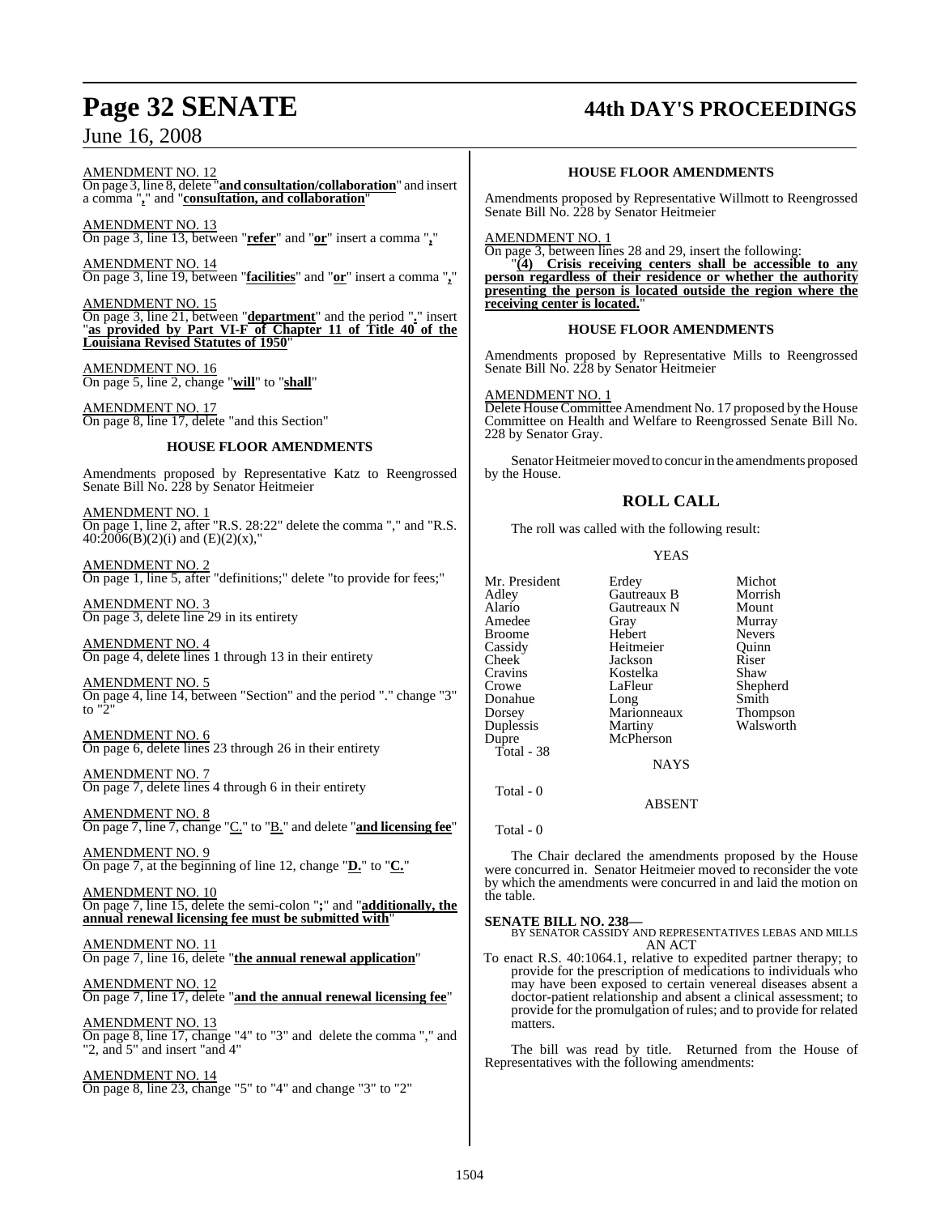AMENDMENT NO. 12

On page 3, line 8, delete "**and consultation/collaboration**" and insert a comma "**,**" and "**consultation, and collaboration**"

AMENDMENT NO. 13

On page 3, line 13, between "**refer**" and "**or**" insert a comma "**,**"

AMENDMENT NO. 14

On page 3, line 19, between "**facilities**" and "**or**" insert a comma "**,**"

AMENDMENT NO. 15

On page 3, line 21, between "**department**" and the period "**.**" insert "**as provided by Part VI-F of Chapter 11 of Title 40 of the Louisiana Revised Statutes of 1950**"

AMENDMENT NO. 16

On page 5, line 2, change "**will**" to "**shall**"

AMENDMENT NO. 17

On page 8, line 17, delete "and this Section"

### HOUSE FLOOR AMENDMENTS

Amendments proposed by Representative Katz to Reengrossed Senate Bill No. 228 by Senator Heitmeier

AMENDMENT NO. 1

On page 1, line 2, after "R.S. 28:22" delete the comma "," and "R.S. 40:2006(B)(2)(i) and (E)(2)(x),"

AMENDMENT NO. 2

On page 1, line 5, after "definitions;" delete "to provide for fees;"

AMENDMENT NO. 3

On page 3, delete line 29 in its entirety

AMENDMENT NO. 4

On page 4, delete lines 1 through 13 in their entirety

AMENDMENT NO. 5

On page 4, line 14, between "Section" and the period "." change "3" to "2"

AMENDMENT NO. 6

On page 6, delete lines 23 through 26 in their entirety

AMENDMENT NO. 7

On page 7, delete lines 4 through 6 in their entirety

AMENDMENT NO. 8

On page 7, line 7, change "C." to "B." and delete "**and licensing fee**"

AMENDMENT NO. 9

On page 7, at the beginning of line 12, change "**D.**" to "**C.**"

AMENDMENT NO. 10

On page 7, line 15, delete the semi-colon "**;**" and "**additionally, the annual renewal licensing fee must be submitted with**"

AMENDMENT NO. 11

On page 7, line 16, delete "**the annual renewal application**"

AMENDMENT NO. 12

On page 7, line 17, delete "**and the annual renewal licensing fee**"

AMENDMENT NO. 13

On page 8, line 17, change "4" to "3" and delete the comma "," and "2, and 5" and insert "and 4"

AMENDMENT NO. 14

On page 8, line 23, change "5" to "4" and change "3" to "2"

### HOUSE FLOOR AMENDMENTS

Amendments proposed by Representative Willmott to Reengrossed Senate Bill No. 228 by Senator Heitmeier

AMENDMENT NO. 1

On page 3, between lines 28 and 29, insert the following:

"**(4) Crisis receiving centers shall be accessible to any person regardless of their residence or whether the authority presenting the person is located outside the region where the receiving center is located.**"

### HOUSE FLOOR AMENDMENTS

Amendments proposed by Representative Mills to Reengrossed Senate Bill No. 228 by Senator Heitmeier

AMENDMENT NO. 1

Delete House Committee Amendment No. 17 proposed by the House Committee on Health and Welfare to Reengrossed Senate Bill No. 228 by Senator Gray.

Senator Heitmeier moved to concur in the amendments proposed by the House.

## ROLL CALL

The roll was called with the following result:

YEAS

| | | |
|---|---|---|
| Mr. President | Erdey | Michot |
| Adley | Gautreaux B | Morrish |
| Alario | Gautreaux N | Mount |
| Amedee | Gray | Murray |
| Broome | Hebert | Nevers |
| Cassidy | Heitmeier | Quinn |
| Cheek | Jackson | Riser |
| Cravins | Kostelka | Shaw |
| Crowe | LaFleur | Shepherd |
| Donahue | Long | Smith |
| Dorsey | Marionneaux | Thompson |
| Duplessis | Martiny | Walsworth |
| Dupre | McPherson | |

Total - 38

NAYS

Total - 0

ABSENT

Total - 0

The Chair declared the amendments proposed by the House were concurred in. Senator Heitmeier moved to reconsider the vote by which the amendments were concurred in and laid the motion on the table.

**SENATE BILL NO. 238—**
BY SENATOR CASSIDY AND REPRESENTATIVES LEBAS AND MILLS
AN ACT

To enact R.S. 40:1064.1, relative to expedited partner therapy; to provide for the prescription of medications to individuals who may have been exposed to certain venereal diseases absent a doctor-patient relationship and absent a clinical assessment; to provide for the promulgation of rules; and to provide for related matters.

The bill was read by title. Returned from the House of Representatives with the following amendments: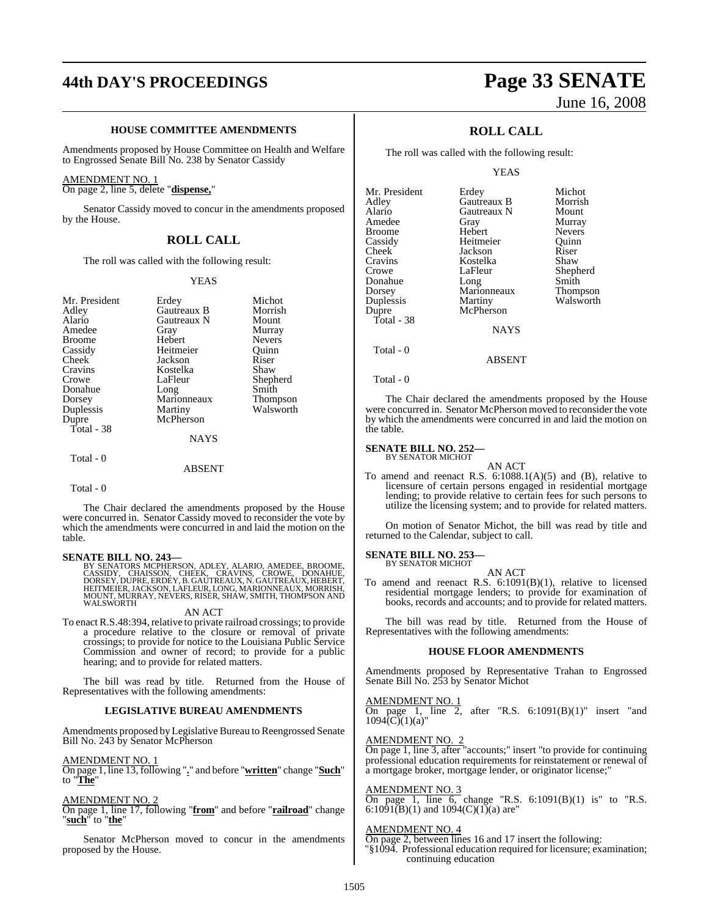### HOUSE COMMITTEE AMENDMENTS

Amendments proposed by House Committee on Health and Welfare to Engrossed Senate Bill No. 238 by Senator Cassidy

AMENDMENT NO. 1

On page 2, line 5, delete "**dispense,**"

Senator Cassidy moved to concur in the amendments proposed by the House.

## ROLL CALL

The roll was called with the following result:

YEAS

| | | |
|---|---|---|
| Mr. President | Erdey | Michot |
| Adley | Gautreaux B | Morrish |
| Alario | Gautreaux N | Mount |
| Amedee | Gray | Murray |
| Broome | Hebert | Nevers |
| Cassidy | Heitmeier | Quinn |
| Cheek | Jackson | Riser |
| Cravins | Kostelka | Shaw |
| Crowe | LaFleur | Shepherd |
| Donahue | Long | Smith |
| Dorsey | Marionneaux | Thompson |
| Duplessis | Martiny | Walsworth |
| Dupre | McPherson | |
| Total - 38 | | |

NAYS

Total - 0

ABSENT

Total - 0

The Chair declared the amendments proposed by the House were concurred in. Senator Cassidy moved to reconsider the vote by which the amendments were concurred in and laid the motion on the table.

**SENATE BILL NO. 243—**
BY SENATORS MCPHERSON, ADLEY, ALARIO, AMEDEE, BROOME, CASSIDY, CHAISSON, CHEEK, CRAVINS, CROWE, DONAHUE, DORSEY, DUPRE, ERDEY, B. GAUTREAUX, N. GAUTREAUX, HEBERT, HEITMEIER, JACKSON, LAFLEUR, LONG, MARIONNEAUX, MORRISH, MOUNT, MURRAY, NEVERS, RISER, SHAW, SMITH, THOMPSON AND WALSWORTH

AN ACT

To enact R.S.48:394, relative to private railroad crossings; to provide a procedure relative to the closure or removal of private crossings; to provide for notice to the Louisiana Public Service Commission and owner of record; to provide for a public hearing; and to provide for related matters.

The bill was read by title. Returned from the House of Representatives with the following amendments:

### LEGISLATIVE BUREAU AMENDMENTS

Amendments proposed by Legislative Bureau to Reengrossed Senate Bill No. 243 by Senator McPherson

AMENDMENT NO. 1

On page 1, line 13, following "**.**" and before "**written**" change "**Such**" to "**The**"

AMENDMENT NO. 2

On page 1, line 17, following "**from**" and before "**railroad**" change "**such**" to "**the**"

Senator McPherson moved to concur in the amendments proposed by the House.

## ROLL CALL

The roll was called with the following result:

YEAS

| | | |
|---|---|---|
| Mr. President | Erdey | Michot |
| Adley | Gautreaux B | Morrish |
| Alario | Gautreaux N | Mount |
| Amedee | Gray | Murray |
| Broome | Hebert | Nevers |
| Cassidy | Heitmeier | Quinn |
| Cheek | Jackson | Riser |
| Cravins | Kostelka | Shaw |
| Crowe | LaFleur | Shepherd |
| Donahue | Long | Smith |
| Dorsey | Marionneaux | Thompson |
| Duplessis | Martiny | Walsworth |
| Dupre | McPherson | |
| Total - 38 | | |

NAYS

Total - 0

ABSENT

Total - 0

The Chair declared the amendments proposed by the House were concurred in. Senator McPherson moved to reconsider the vote by which the amendments were concurred in and laid the motion on the table.

**SENATE BILL NO. 252—**
BY SENATOR MICHOT

AN ACT

To amend and reenact R.S. 6:1088.1(A)(5) and (B), relative to licensure of certain persons engaged in residential mortgage lending; to provide relative to certain fees for such persons to utilize the licensing system; and to provide for related matters.

On motion of Senator Michot, the bill was read by title and returned to the Calendar, subject to call.

**SENATE BILL NO. 253—**
BY SENATOR MICHOT

AN ACT

To amend and reenact R.S. 6:1091(B)(1), relative to licensed residential mortgage lenders; to provide for examination of books, records and accounts; and to provide for related matters.

The bill was read by title. Returned from the House of Representatives with the following amendments:

### HOUSE FLOOR AMENDMENTS

Amendments proposed by Representative Trahan to Engrossed Senate Bill No. 253 by Senator Michot

AMENDMENT NO. 1

On page 1, line 2, after "R.S. 6:1091(B)(1)" insert "and 1094(C)(1)(a)"

AMENDMENT NO. 2

On page 1, line 3, after "accounts;" insert "to provide for continuing professional education requirements for reinstatement or renewal of a mortgage broker, mortgage lender, or originator license;"

AMENDMENT NO. 3

On page 1, line 6, change "R.S. 6:1091(B)(1) is" to "R.S. 6:1091(B)(1) and 1094(C)(1)(a) are"

AMENDMENT NO. 4

On page 2, between lines 16 and 17 insert the following:

"§1094. Professional education required for licensure; examination; continuing education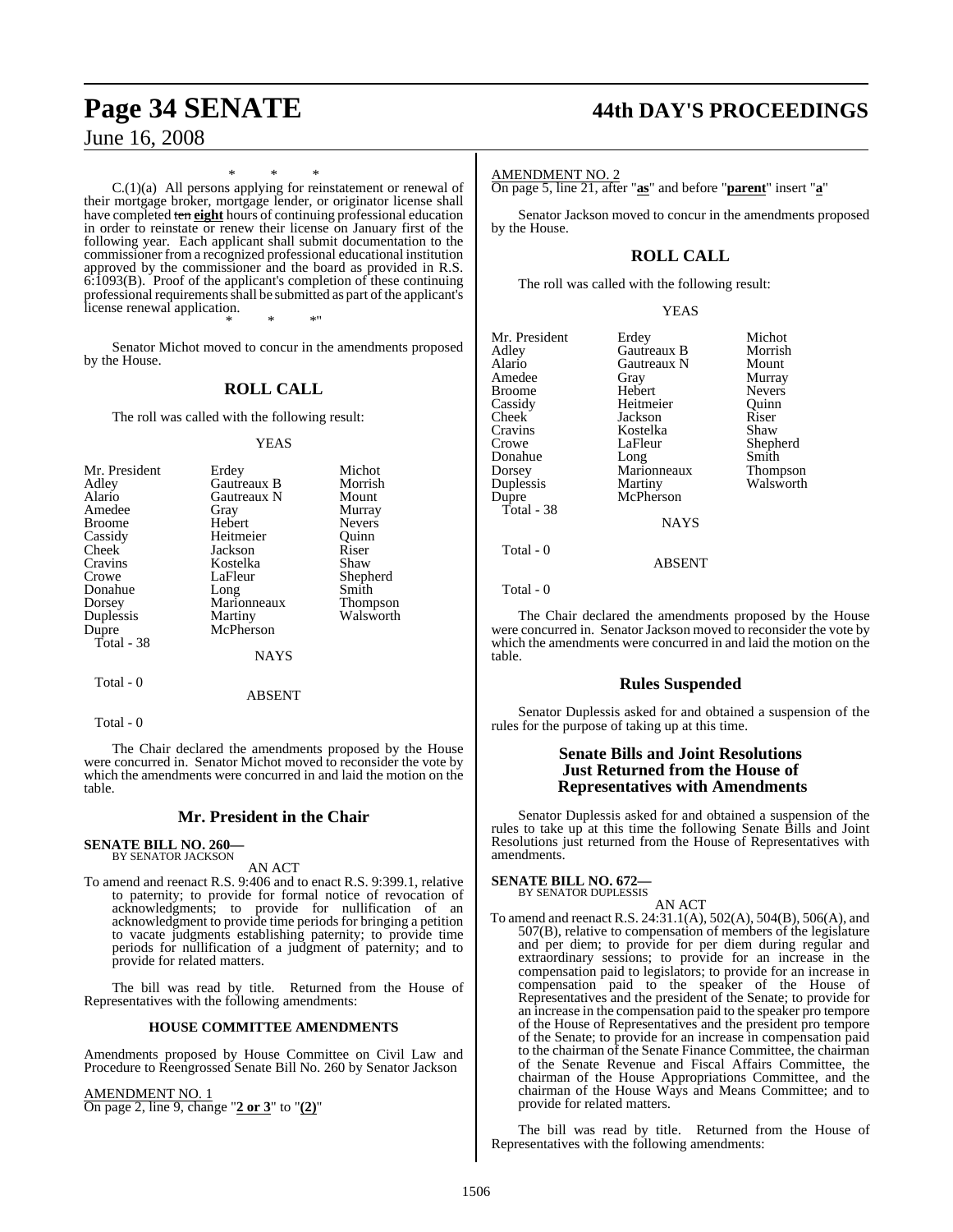\* \* \*

C.(1)(a) All persons applying for reinstatement or renewal of their mortgage broker, mortgage lender, or originator license shall have completed ~~ten~~ **eight** hours of continuing professional education in order to reinstate or renew their license on January first of the following year. Each applicant shall submit documentation to the commissioner from a recognized professional educational institution approved by the commissioner and the board as provided in R.S. 6:1093(B). Proof of the applicant's completion of these continuing professional requirements shall be submitted as part of the applicant's license renewal application.

\* \* \*"

Senator Michot moved to concur in the amendments proposed by the House.

## ROLL CALL

The roll was called with the following result:

YEAS

| | | |
|---|---|---|
| Mr. President | Erdey | Michot |
| Adley | Gautreaux B | Morrish |
| Alario | Gautreaux N | Mount |
| Amedee | Gray | Murray |
| Broome | Hebert | Nevers |
| Cassidy | Heitmeier | Quinn |
| Cheek | Jackson | Riser |
| Cravins | Kostelka | Shaw |
| Crowe | LaFleur | Shepherd |
| Donahue | Long | Smith |
| Dorsey | Marionneaux | Thompson |
| Duplessis | Martiny | Walsworth |
| Dupre | McPherson | |

Total - 38

NAYS

Total - 0

ABSENT

Total - 0

The Chair declared the amendments proposed by the House were concurred in. Senator Michot moved to reconsider the vote by which the amendments were concurred in and laid the motion on the table.

## Mr. President in the Chair

**SENATE BILL NO. 260—**
BY SENATOR JACKSON

AN ACT

To amend and reenact R.S. 9:406 and to enact R.S. 9:399.1, relative to paternity; to provide for formal notice of revocation of acknowledgments; to provide for nullification of an acknowledgment to provide time periods for bringing a petition to vacate judgments establishing paternity; to provide time periods for nullification of a judgment of paternity; and to provide for related matters.

The bill was read by title. Returned from the House of Representatives with the following amendments:

### HOUSE COMMITTEE AMENDMENTS

Amendments proposed by House Committee on Civil Law and Procedure to Reengrossed Senate Bill No. 260 by Senator Jackson

AMENDMENT NO. 1
On page 2, line 9, change "**2 or 3**" to "**(2)**"

AMENDMENT NO. 2
On page 5, line 21, after "**as**" and before "**parent**" insert "**a**"

Senator Jackson moved to concur in the amendments proposed by the House.

## ROLL CALL

The roll was called with the following result:

YEAS

| | | |
|---|---|---|
| Mr. President | Erdey | Michot |
| Adley | Gautreaux B | Morrish |
| Alario | Gautreaux N | Mount |
| Amedee | Gray | Murray |
| Broome | Hebert | Nevers |
| Cassidy | Heitmeier | Quinn |
| Cheek | Jackson | Riser |
| Cravins | Kostelka | Shaw |
| Crowe | LaFleur | Shepherd |
| Donahue | Long | Smith |
| Dorsey | Marionneaux | Thompson |
| Duplessis | Martiny | Walsworth |
| Dupre | McPherson | |

Total - 38

NAYS

Total - 0

ABSENT

Total - 0

The Chair declared the amendments proposed by the House were concurred in. Senator Jackson moved to reconsider the vote by which the amendments were concurred in and laid the motion on the table.

## Rules Suspended

Senator Duplessis asked for and obtained a suspension of the rules for the purpose of taking up at this time.

## Senate Bills and Joint Resolutions Just Returned from the House of Representatives with Amendments

Senator Duplessis asked for and obtained a suspension of the rules to take up at this time the following Senate Bills and Joint Resolutions just returned from the House of Representatives with amendments.

**SENATE BILL NO. 672—**
BY SENATOR DUPLESSIS

AN ACT

To amend and reenact R.S. 24:31.1(A), 502(A), 504(B), 506(A), and 507(B), relative to compensation of members of the legislature and per diem; to provide for per diem during regular and extraordinary sessions; to provide for an increase in the compensation paid to legislators; to provide for an increase in compensation paid to the speaker of the House of Representatives and the president of the Senate; to provide for an increase in the compensation paid to the speaker pro tempore of the House of Representatives and the president pro tempore of the Senate; to provide for an increase in compensation paid to the chairman of the Senate Finance Committee, the chairman of the Senate Revenue and Fiscal Affairs Committee, the chairman of the House Appropriations Committee, and the chairman of the House Ways and Means Committee; and to provide for related matters.

The bill was read by title. Returned from the House of Representatives with the following amendments: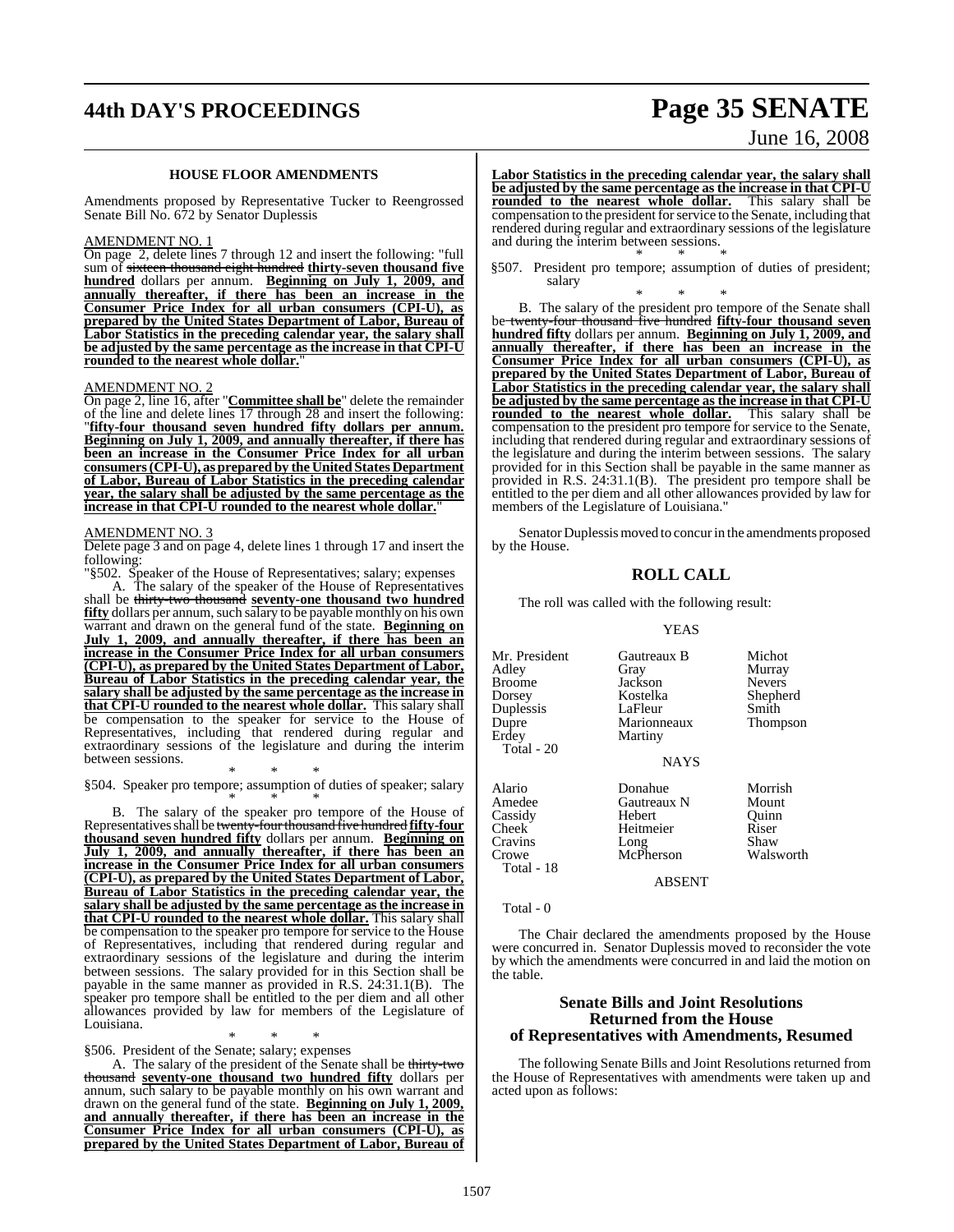### HOUSE FLOOR AMENDMENTS

Amendments proposed by Representative Tucker to Reengrossed Senate Bill No. 672 by Senator Duplessis

AMENDMENT NO. 1

On page 2, delete lines 7 through 12 and insert the following: "full sum of ~~sixteen thousand eight hundred~~ **thirty-seven thousand five hundred** dollars per annum. **Beginning on July 1, 2009, and annually thereafter, if there has been an increase in the Consumer Price Index for all urban consumers (CPI-U), as prepared by the United States Department of Labor, Bureau of Labor Statistics in the preceding calendar year, the salary shall be adjusted by the same percentage as the increase in that CPI-U rounded to the nearest whole dollar.**"

AMENDMENT NO. 2

On page 2, line 16, after "**Committee shall be**" delete the remainder of the line and delete lines 17 through 28 and insert the following: "**fifty-four thousand seven hundred fifty dollars per annum. Beginning on July 1, 2009, and annually thereafter, if there has been an increase in the Consumer Price Index for all urban consumers (CPI-U), as prepared by the United States Department of Labor, Bureau of Labor Statistics in the preceding calendar year, the salary shall be adjusted by the same percentage as the increase in that CPI-U rounded to the nearest whole dollar.**"

AMENDMENT NO. 3

Delete page 3 and on page 4, delete lines 1 through 17 and insert the following:

"§502. Speaker of the House of Representatives; salary; expenses

A. The salary of the speaker of the House of Representatives shall be ~~thirty-two thousand~~ **seventy-one thousand two hundred fifty** dollars per annum, such salary to be payable monthly on his own warrant and drawn on the general fund of the state. **Beginning on July 1, 2009, and annually thereafter, if there has been an increase in the Consumer Price Index for all urban consumers (CPI-U), as prepared by the United States Department of Labor, Bureau of Labor Statistics in the preceding calendar year, the salary shall be adjusted by the same percentage as the increase in that CPI-U rounded to the nearest whole dollar.** This salary shall be compensation to the speaker for service to the House of Representatives, including that rendered during regular and extraordinary sessions of the legislature and during the interim between sessions.

\* \* \*

§504. Speaker pro tempore; assumption of duties of speaker; salary

\* \* \*

B. The salary of the speaker pro tempore of the House of Representatives shall be ~~twenty-four thousand five hundred~~ **fifty-four thousand seven hundred fifty** dollars per annum. **Beginning on July 1, 2009, and annually thereafter, if there has been an increase in the Consumer Price Index for all urban consumers (CPI-U), as prepared by the United States Department of Labor, Bureau of Labor Statistics in the preceding calendar year, the salary shall be adjusted by the same percentage as the increase in that CPI-U rounded to the nearest whole dollar.** This salary shall be compensation to the speaker pro tempore for service to the House of Representatives, including that rendered during regular and extraordinary sessions of the legislature and during the interim between sessions. The salary provided for in this Section shall be payable in the same manner as provided in R.S. 24:31.1(B). The speaker pro tempore shall be entitled to the per diem and all other allowances provided by law for members of the Legislature of Louisiana.

\* \* \*

§506. President of the Senate; salary; expenses

A. The salary of the president of the Senate shall be ~~thirty-two thousand~~ **seventy-one thousand two hundred fifty** dollars per annum, such salary to be payable monthly on his own warrant and drawn on the general fund of the state. **Beginning on July 1, 2009, and annually thereafter, if there has been an increase in the Consumer Price Index for all urban consumers (CPI-U), as prepared by the United States Department of Labor, Bureau of Labor Statistics in the preceding calendar year, the salary shall be adjusted by the same percentage as the increase in that CPI-U rounded to the nearest whole dollar.** This salary shall be compensation to the president for service to the Senate, including that rendered during regular and extraordinary sessions of the legislature and during the interim between sessions.

\* \* \*

§507. President pro tempore; assumption of duties of president; salary

\* \* \*

B. The salary of the president pro tempore of the Senate shall be ~~twenty-four thousand five hundred~~ **fifty-four thousand seven hundred fifty** dollars per annum. **Beginning on July 1, 2009, and annually thereafter, if there has been an increase in the Consumer Price Index for all urban consumers (CPI-U), as prepared by the United States Department of Labor, Bureau of Labor Statistics in the preceding calendar year, the salary shall be adjusted by the same percentage as the increase in that CPI-U rounded to the nearest whole dollar.** This salary shall be compensation to the president pro tempore for service to the Senate, including that rendered during regular and extraordinary sessions of the legislature and during the interim between sessions. The salary provided for in this Section shall be payable in the same manner as provided in R.S. 24:31.1(B). The president pro tempore shall be entitled to the per diem and all other allowances provided by law for members of the Legislature of Louisiana."

Senator Duplessis moved to concur in the amendments proposed by the House.

## ROLL CALL

The roll was called with the following result:

YEAS

| | | |
|---|---|---|
| Mr. President | Gautreaux B | Michot |
| Adley | Gray | Murray |
| Broome | Jackson | Nevers |
| Dorsey | Kostelka | Shepherd |
| Duplessis | LaFleur | Smith |
| Dupre | Marionneaux | Thompson |
| Erdey | Martiny | |

Total - 20

NAYS

| | | |
|---|---|---|
| Alario | Donahue | Morrish |
| Amedee | Gautreaux N | Mount |
| Cassidy | Hebert | Quinn |
| Cheek | Heitmeier | Riser |
| Cravins | Long | Shaw |
| Crowe | McPherson | Walsworth |

Total - 18

ABSENT

Total - 0

The Chair declared the amendments proposed by the House were concurred in. Senator Duplessis moved to reconsider the vote by which the amendments were concurred in and laid the motion on the table.

## Senate Bills and Joint Resolutions Returned from the House of Representatives with Amendments, Resumed

The following Senate Bills and Joint Resolutions returned from the House of Representatives with amendments were taken up and acted upon as follows: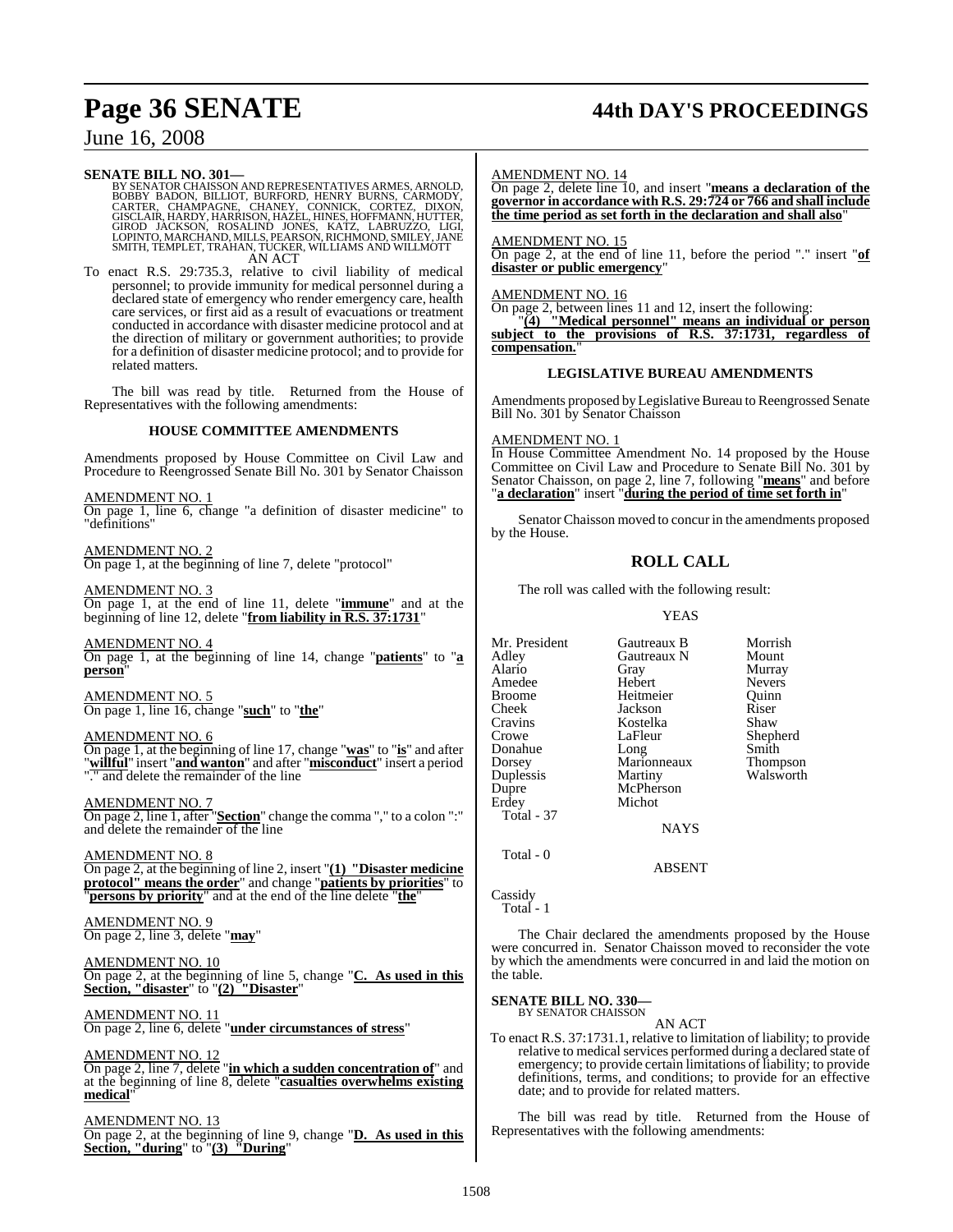**SENATE BILL NO. 301—**
BY SENATOR CHAISSON AND REPRESENTATIVES ARMES, ARNOLD, BOBBY BADON, BILLIOT, BURFORD, HENRY BURNS, CARMODY, CARTER, CHAMPAGNE, CHANEY, CONNICK, CORTEZ, DIXON, GISCLAIR, HARDY, HARRISON, HAZEL, HINES, HOFFMANN, HUTTER, GIROD JACKSON, ROSALIND JONES, KATZ, LABRUZZO, LIGI, LOPINTO, MARCHAND, MILLS, PEARSON, RICHMOND, SMILEY, JANE SMITH, TEMPLET, TRAHAN, TUCKER, WILLIAMS AND WILLMOTT

AN ACT

To enact R.S. 29:735.3, relative to civil liability of medical personnel; to provide immunity for medical personnel during a declared state of emergency who render emergency care, health care services, or first aid as a result of evacuations or treatment conducted in accordance with disaster medicine protocol and at the direction of military or government authorities; to provide for a definition of disaster medicine protocol; and to provide for related matters.

The bill was read by title. Returned from the House of Representatives with the following amendments:

**HOUSE COMMITTEE AMENDMENTS**

Amendments proposed by House Committee on Civil Law and Procedure to Reengrossed Senate Bill No. 301 by Senator Chaisson

AMENDMENT NO. 1
On page 1, line 6, change "a definition of disaster medicine" to "definitions"

AMENDMENT NO. 2
On page 1, at the beginning of line 7, delete "protocol"

AMENDMENT NO. 3
On page 1, at the end of line 11, delete "**immune**" and at the beginning of line 12, delete "**from liability in R.S. 37:1731**"

AMENDMENT NO. 4
On page 1, at the beginning of line 14, change "**patients**" to "**a person**"

AMENDMENT NO. 5
On page 1, line 16, change "**such**" to "**the**"

AMENDMENT NO. 6
On page 1, at the beginning of line 17, change "**was**" to "**is**" and after "**willful**" insert "**and wanton**" and after "**misconduct**" insert a period "." and delete the remainder of the line

AMENDMENT NO. 7
On page 2, line 1, after "**Section**" change the comma "," to a colon ":" and delete the remainder of the line

AMENDMENT NO. 8
On page 2, at the beginning of line 2, insert "**(1) "Disaster medicine protocol" means the order**" and change "**patients by priorities**" to "**persons by priority**" and at the end of the line delete "**the**"

AMENDMENT NO. 9
On page 2, line 3, delete "**may**"

AMENDMENT NO. 10
On page 2, at the beginning of line 5, change "**C. As used in this Section, "disaster**" to "**(2) "Disaster**"

AMENDMENT NO. 11
On page 2, line 6, delete "**under circumstances of stress**"

AMENDMENT NO. 12
On page 2, line 7, delete "**in which a sudden concentration of**" and at the beginning of line 8, delete "**casualties overwhelms existing medical**"

AMENDMENT NO. 13
On page 2, at the beginning of line 9, change "**D. As used in this Section, "during**" to "**(3) "During**"

AMENDMENT NO. 14
On page 2, delete line 10, and insert "**means a declaration of the governor in accordance with R.S. 29:724 or 766 and shall include the time period as set forth in the declaration and shall also**"

AMENDMENT NO. 15
On page 2, at the end of line 11, before the period "." insert "**of disaster or public emergency**"

AMENDMENT NO. 16
On page 2, between lines 11 and 12, insert the following:

"**(4) "Medical personnel" means an individual or person subject to the provisions of R.S. 37:1731, regardless of compensation.**"

**LEGISLATIVE BUREAU AMENDMENTS**

Amendments proposed by Legislative Bureau to Reengrossed Senate Bill No. 301 by Senator Chaisson

AMENDMENT NO. 1
In House Committee Amendment No. 14 proposed by the House Committee on Civil Law and Procedure to Senate Bill No. 301 by Senator Chaisson, on page 2, line 7, following "**means**" and before "**a declaration**" insert "**during the period of time set forth in**"

Senator Chaisson moved to concur in the amendments proposed by the House.

## ROLL CALL

The roll was called with the following result:

YEAS

| | | |
|---|---|---|
| Mr. President | Gautreaux B | Morrish |
| Adley | Gautreaux N | Mount |
| Alario | Gray | Murray |
| Amedee | Hebert | Nevers |
| Broome | Heitmeier | Quinn |
| Cheek | Jackson | Riser |
| Cravins | Kostelka | Shaw |
| Crowe | LaFleur | Shepherd |
| Donahue | Long | Smith |
| Dorsey | Marionneaux | Thompson |
| Duplessis | Martiny | Walsworth |
| Dupre | McPherson | |
| Erdey | Michot | |

Total - 37

NAYS

Total - 0

ABSENT

Cassidy

Total - 1

The Chair declared the amendments proposed by the House were concurred in. Senator Chaisson moved to reconsider the vote by which the amendments were concurred in and laid the motion on the table.

**SENATE BILL NO. 330—**
BY SENATOR CHAISSON

AN ACT

To enact R.S. 37:1731.1, relative to limitation of liability; to provide relative to medical services performed during a declared state of emergency; to provide certain limitations of liability; to provide definitions, terms, and conditions; to provide for an effective date; and to provide for related matters.

The bill was read by title. Returned from the House of Representatives with the following amendments: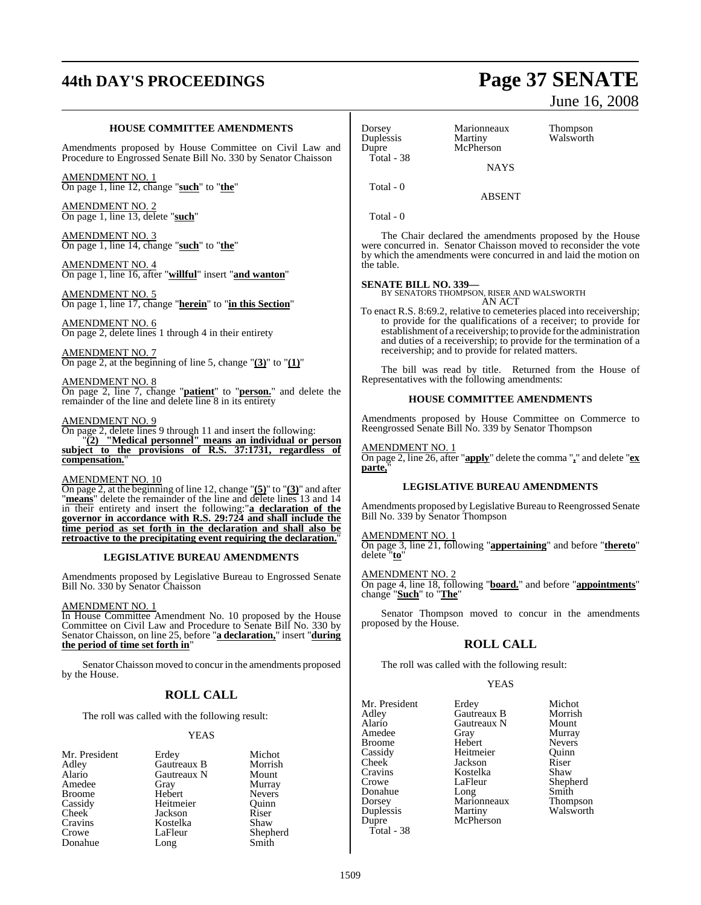### HOUSE COMMITTEE AMENDMENTS

Amendments proposed by House Committee on Civil Law and Procedure to Engrossed Senate Bill No. 330 by Senator Chaisson

AMENDMENT NO. 1
On page 1, line 12, change "**such**" to "**the**"

AMENDMENT NO. 2
On page 1, line 13, delete "**such**"

AMENDMENT NO. 3
On page 1, line 14, change "**such**" to "**the**"

AMENDMENT NO. 4
On page 1, line 16, after "**willful**" insert "**and wanton**"

AMENDMENT NO. 5
On page 1, line 17, change "**herein**" to "**in this Section**"

AMENDMENT NO. 6
On page 2, delete lines 1 through 4 in their entirety

AMENDMENT NO. 7
On page 2, at the beginning of line 5, change "**(3)**" to "**(1)**"

AMENDMENT NO. 8
On page 2, line 7, change "**patient**" to "**person.**" and delete the remainder of the line and delete line 8 in its entirety

AMENDMENT NO. 9
On page 2, delete lines 9 through 11 and insert the following:
"**(2) "Medical personnel" means an individual or person subject to the provisions of R.S. 37:1731, regardless of compensation.**"

AMENDMENT NO. 10
On page 2, at the beginning of line 12, change "**(5)**" to "**(3)**" and after "**means**" delete the remainder of the line and delete lines 13 and 14 in their entirety and insert the following:"**a declaration of the governor in accordance with R.S. 29:724 and shall include the time period as set forth in the declaration and shall also be retroactive to the precipitating event requiring the declaration.**"

### LEGISLATIVE BUREAU AMENDMENTS

Amendments proposed by Legislative Bureau to Engrossed Senate Bill No. 330 by Senator Chaisson

AMENDMENT NO. 1
In House Committee Amendment No. 10 proposed by the House Committee on Civil Law and Procedure to Senate Bill No. 330 by Senator Chaisson, on line 25, before "**a declaration,**" insert "**during the period of time set forth in**"

Senator Chaisson moved to concur in the amendments proposed by the House.

## ROLL CALL

The roll was called with the following result:

YEAS

| | | |
|---|---|---|
| Mr. President | Erdey | Michot |
| Adley | Gautreaux B | Morrish |
| Alario | Gautreaux N | Mount |
| Amedee | Gray | Murray |
| Broome | Hebert | Nevers |
| Cassidy | Heitmeier | Quinn |
| Cheek | Jackson | Riser |
| Cravins | Kostelka | Shaw |
| Crowe | LaFleur | Shepherd |
| Donahue | Long | Smith |
| Dorsey | Marionneaux | Thompson |
| Duplessis | Martiny | Walsworth |
| Dupre | McPherson | |

Total - 38

NAYS

Total - 0

ABSENT

Total - 0

The Chair declared the amendments proposed by the House were concurred in. Senator Chaisson moved to reconsider the vote by which the amendments were concurred in and laid the motion on the table.

**SENATE BILL NO. 339—**
BY SENATORS THOMPSON, RISER AND WALSWORTH
AN ACT

To enact R.S. 8:69.2, relative to cemeteries placed into receivership; to provide for the qualifications of a receiver; to provide for establishment of a receivership; to provide for the administration and duties of a receivership; to provide for the termination of a receivership; and to provide for related matters.

The bill was read by title. Returned from the House of Representatives with the following amendments:

### HOUSE COMMITTEE AMENDMENTS

Amendments proposed by House Committee on Commerce to Reengrossed Senate Bill No. 339 by Senator Thompson

AMENDMENT NO. 1
On page 2, line 26, after "**apply**" delete the comma "**,**" and delete "**ex parte,**"

### LEGISLATIVE BUREAU AMENDMENTS

Amendments proposed by Legislative Bureau to Reengrossed Senate Bill No. 339 by Senator Thompson

AMENDMENT NO. 1
On page 3, line 21, following "**appertaining**" and before "**thereto**" delete "**to**"

AMENDMENT NO. 2
On page 4, line 18, following "**board.**" and before "**appointments**" change "**Such**" to "**The**"

Senator Thompson moved to concur in the amendments proposed by the House.

## ROLL CALL

The roll was called with the following result:

YEAS

| | | |
|---|---|---|
| Mr. President | Erdey | Michot |
| Adley | Gautreaux B | Morrish |
| Alario | Gautreaux N | Mount |
| Amedee | Gray | Murray |
| Broome | Hebert | Nevers |
| Cassidy | Heitmeier | Quinn |
| Cheek | Jackson | Riser |
| Cravins | Kostelka | Shaw |
| Crowe | LaFleur | Shepherd |
| Donahue | Long | Smith |
| Dorsey | Marionneaux | Thompson |
| Duplessis | Martiny | Walsworth |
| Dupre | McPherson | |

Total - 38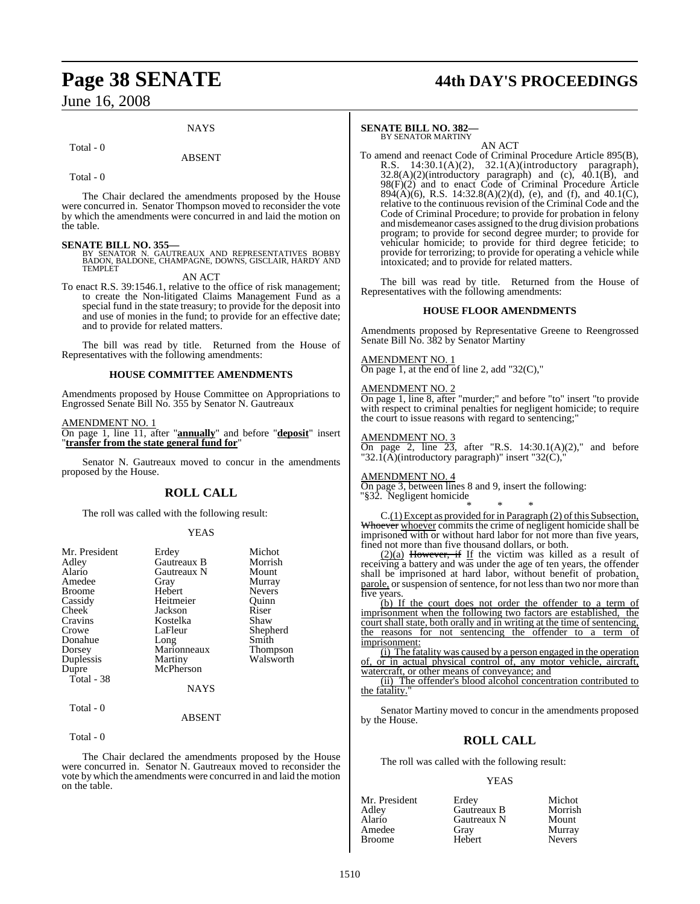NAYS

Total - 0

ABSENT

Total - 0

The Chair declared the amendments proposed by the House were concurred in. Senator Thompson moved to reconsider the vote by which the amendments were concurred in and laid the motion on the table.

**SENATE BILL NO. 355—**
BY SENATOR N. GAUTREAUX AND REPRESENTATIVES BOBBY BADON, BALDONE, CHAMPAGNE, DOWNS, GISCLAIR, HARDY AND TEMPLET

AN ACT

To enact R.S. 39:1546.1, relative to the office of risk management; to create the Non-litigated Claims Management Fund as a special fund in the state treasury; to provide for the deposit into and use of monies in the fund; to provide for an effective date; and to provide for related matters.

The bill was read by title. Returned from the House of Representatives with the following amendments:

**HOUSE COMMITTEE AMENDMENTS**

Amendments proposed by House Committee on Appropriations to Engrossed Senate Bill No. 355 by Senator N. Gautreaux

AMENDMENT NO. 1

On page 1, line 11, after "**annually**" and before "**deposit**" insert "**transfer from the state general fund for**"

Senator N. Gautreaux moved to concur in the amendments proposed by the House.

## ROLL CALL

The roll was called with the following result:

YEAS

| | | |
|---|---|---|
| Mr. President | Erdey | Michot |
| Adley | Gautreaux B | Morrish |
| Alario | Gautreaux N | Mount |
| Amedee | Gray | Murray |
| Broome | Hebert | Nevers |
| Cassidy | Heitmeier | Quinn |
| Cheek | Jackson | Riser |
| Cravins | Kostelka | Shaw |
| Crowe | LaFleur | Shepherd |
| Donahue | Long | Smith |
| Dorsey | Marionneaux | Thompson |
| Duplessis | Martiny | Walsworth |
| Dupre | McPherson | |

Total - 38

NAYS

Total - 0

ABSENT

Total - 0

The Chair declared the amendments proposed by the House were concurred in. Senator N. Gautreaux moved to reconsider the vote by which the amendments were concurred in and laid the motion on the table.

**SENATE BILL NO. 382—**
BY SENATOR MARTINY

AN ACT

To amend and reenact Code of Criminal Procedure Article 895(B), R.S. 14:30.1(A)(2), 32.1(A)(introductory paragraph), 32.8(A)(2)(introductory paragraph) and (c), 40.1(B), and 98(F)(2) and to enact Code of Criminal Procedure Article 894(A)(6), R.S. 14:32.8(A)(2)(d), (e), and (f), and 40.1(C), relative to the continuous revision of the Criminal Code and the Code of Criminal Procedure; to provide for probation in felony and misdemeanor cases assigned to the drug division probations program; to provide for second degree murder; to provide for vehicular homicide; to provide for third degree feticide; to provide for terrorizing; to provide for operating a vehicle while intoxicated; and to provide for related matters.

The bill was read by title. Returned from the House of Representatives with the following amendments:

**HOUSE FLOOR AMENDMENTS**

Amendments proposed by Representative Greene to Reengrossed Senate Bill No. 382 by Senator Martiny

AMENDMENT NO. 1

On page 1, at the end of line 2, add "32(C),"

AMENDMENT NO. 2

On page 1, line 8, after "murder;" and before "to" insert "to provide with respect to criminal penalties for negligent homicide; to require the court to issue reasons with regard to sentencing;"

AMENDMENT NO. 3

On page 2, line 23, after "R.S. 14:30.1(A)(2)," and before "32.1(A)(introductory paragraph)" insert "32(C),"

AMENDMENT NO. 4

On page 3, between lines 8 and 9, insert the following:

"§32. Negligent homicide

\* \* \*

C.(1) Except as provided for in Paragraph (2) of this Subsection, ~~Whoever~~ whoever commits the crime of negligent homicide shall be imprisoned with or without hard labor for not more than five years, fined not more than five thousand dollars, or both.

(2)(a) ~~However, if~~ If the victim was killed as a result of receiving a battery and was under the age of ten years, the offender shall be imprisoned at hard labor, without benefit of probation, parole, or suspension of sentence, for not less than two nor more than five years.

(b) If the court does not order the offender to a term of imprisonment when the following two factors are established, the court shall state, both orally and in writing at the time of sentencing, the reasons for not sentencing the offender to a term of imprisonment:

(i) The fatality was caused by a person engaged in the operation of, or in actual physical control of, any motor vehicle, aircraft, watercraft, or other means of conveyance; and

(ii) The offender's blood alcohol concentration contributed to the fatality."

Senator Martiny moved to concur in the amendments proposed by the House.

## ROLL CALL

The roll was called with the following result:

YEAS

| | | |
|---|---|---|
| Mr. President | Erdey | Michot |
| Adley | Gautreaux B | Morrish |
| Alario | Gautreaux N | Mount |
| Amedee | Gray | Murray |
| Broome | Hebert | Nevers |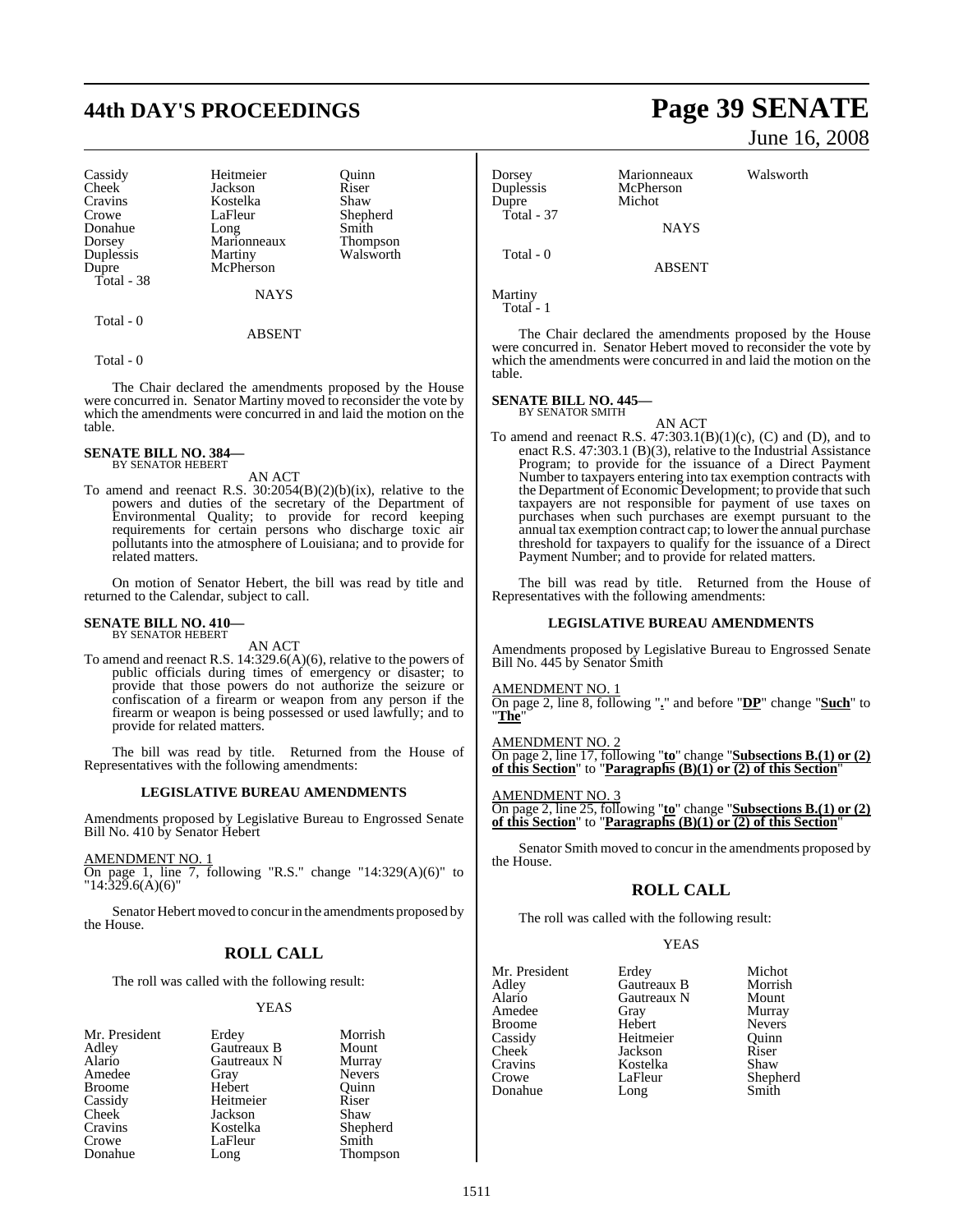| Cassidy | Heitmeier | Quinn |
|---|---|---|
| Cheek | Jackson | Riser |
| Cravins | Kostelka | Shaw |
| Crowe | LaFleur | Shepherd |
| Donahue | Long | Smith |
| Dorsey | Marionneaux | Thompson |
| Duplessis | Martiny | Walsworth |
| Dupre | McPherson | |

Total - 38

NAYS

Total - 0

ABSENT

Total - 0

The Chair declared the amendments proposed by the House were concurred in. Senator Martiny moved to reconsider the vote by which the amendments were concurred in and laid the motion on the table.

**SENATE BILL NO. 384—**
BY SENATOR HEBERT

AN ACT

To amend and reenact R.S. 30:2054(B)(2)(b)(ix), relative to the powers and duties of the secretary of the Department of Environmental Quality; to provide for record keeping requirements for certain persons who discharge toxic air pollutants into the atmosphere of Louisiana; and to provide for related matters.

On motion of Senator Hebert, the bill was read by title and returned to the Calendar, subject to call.

**SENATE BILL NO. 410—**
BY SENATOR HEBERT

AN ACT

To amend and reenact R.S. 14:329.6(A)(6), relative to the powers of public officials during times of emergency or disaster; to provide that those powers do not authorize the seizure or confiscation of a firearm or weapon from any person if the firearm or weapon is being possessed or used lawfully; and to provide for related matters.

The bill was read by title. Returned from the House of Representatives with the following amendments:

**LEGISLATIVE BUREAU AMENDMENTS**

Amendments proposed by Legislative Bureau to Engrossed Senate Bill No. 410 by Senator Hebert

AMENDMENT NO. 1
On page 1, line 7, following "R.S." change "14:329(A)(6)" to "14:329.6(A)(6)"

Senator Hebert moved to concur in the amendments proposed by the House.

## ROLL CALL

The roll was called with the following result:

YEAS

| Mr. President | Erdey | Morrish |
|---|---|---|
| Adley | Gautreaux B | Mount |
| Alario | Gautreaux N | Murray |
| Amedee | Gray | Nevers |
| Broome | Hebert | Quinn |
| Cassidy | Heitmeier | Riser |
| Cheek | Jackson | Shaw |
| Cravins | Kostelka | Shepherd |
| Crowe | LaFleur | Smith |
| Donahue | Long | Thompson |
| Dorsey | Marionneaux | Walsworth |
| Duplessis | McPherson | |
| Dupre | Michot | |

Total - 37

NAYS

Total - 0

ABSENT

Martiny

Total - 1

The Chair declared the amendments proposed by the House were concurred in. Senator Hebert moved to reconsider the vote by which the amendments were concurred in and laid the motion on the table.

**SENATE BILL NO. 445—**
BY SENATOR SMITH

AN ACT

To amend and reenact R.S. 47:303.1(B)(1)(c), (C) and (D), and to enact R.S. 47:303.1 (B)(3), relative to the Industrial Assistance Program; to provide for the issuance of a Direct Payment Number to taxpayers entering into tax exemption contracts with the Department of Economic Development; to provide that such taxpayers are not responsible for payment of use taxes on purchases when such purchases are exempt pursuant to the annual tax exemption contract cap; to lower the annual purchase threshold for taxpayers to qualify for the issuance of a Direct Payment Number; and to provide for related matters.

The bill was read by title. Returned from the House of Representatives with the following amendments:

**LEGISLATIVE BUREAU AMENDMENTS**

Amendments proposed by Legislative Bureau to Engrossed Senate Bill No. 445 by Senator Smith

AMENDMENT NO. 1
On page 2, line 8, following "**.**" and before "**DP**" change "**Such**" to "**The**"

AMENDMENT NO. 2
On page 2, line 17, following "**to**" change "**Subsections B.(1) or (2) of this Section**" to "**Paragraphs (B)(1) or (2) of this Section**"

AMENDMENT NO. 3
On page 2, line 25, following "**to**" change "**Subsections B.(1) or (2) of this Section**" to "**Paragraphs (B)(1) or (2) of this Section**"

Senator Smith moved to concur in the amendments proposed by the House.

## ROLL CALL

The roll was called with the following result:

YEAS

| Mr. President | Erdey | Michot |
|---|---|---|
| Adley | Gautreaux B | Morrish |
| Alario | Gautreaux N | Mount |
| Amedee | Gray | Murray |
| Broome | Hebert | Nevers |
| Cassidy | Heitmeier | Quinn |
| Cheek | Jackson | Riser |
| Cravins | Kostelka | Shaw |
| Crowe | LaFleur | Shepherd |
| Donahue | Long | Smith |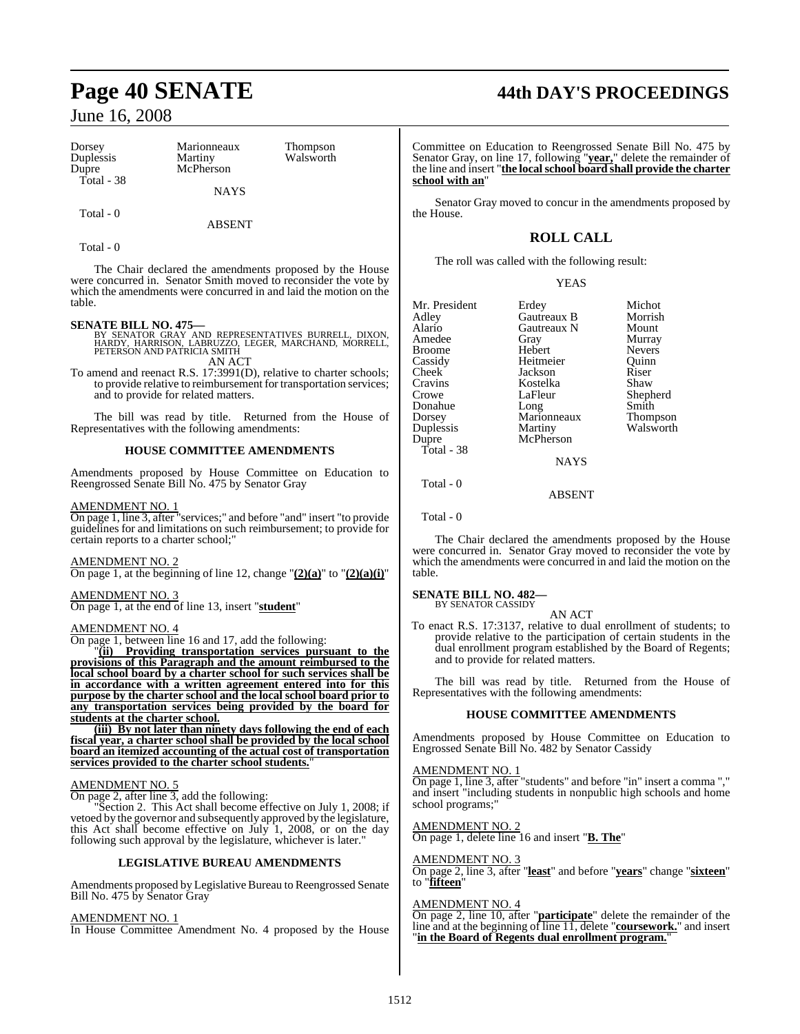| Dorsey | Marionneaux | Thompson |
|---|---|---|
| Duplessis | Martiny | Walsworth |
| Dupre | McPherson | |
| Total - 38 | | |

NAYS

Total - 0

ABSENT

Total - 0

The Chair declared the amendments proposed by the House were concurred in. Senator Smith moved to reconsider the vote by which the amendments were concurred in and laid the motion on the table.

**SENATE BILL NO. 475—**
BY SENATOR GRAY AND REPRESENTATIVES BURRELL, DIXON, HARDY, HARRISON, LABRUZZO, LEGER, MARCHAND, MORRELL, PETERSON AND PATRICIA SMITH

AN ACT

To amend and reenact R.S. 17:3991(D), relative to charter schools; to provide relative to reimbursement for transportation services; and to provide for related matters.

The bill was read by title. Returned from the House of Representatives with the following amendments:

**HOUSE COMMITTEE AMENDMENTS**

Amendments proposed by House Committee on Education to Reengrossed Senate Bill No. 475 by Senator Gray

AMENDMENT NO. 1

On page 1, line 3, after "services;" and before "and" insert "to provide guidelines for and limitations on such reimbursement; to provide for certain reports to a charter school;"

AMENDMENT NO. 2

On page 1, at the beginning of line 12, change "**(2)(a)**" to "**(2)(a)(i)**"

AMENDMENT NO. 3

On page 1, at the end of line 13, insert "**student**"

AMENDMENT NO. 4

On page 1, between line 16 and 17, add the following:

"**(ii) Providing transportation services pursuant to the provisions of this Paragraph and the amount reimbursed to the local school board by a charter school for such services shall be in accordance with a written agreement entered into for this purpose by the charter school and the local school board prior to any transportation services being provided by the board for students at the charter school.**

**(iii) By not later than ninety days following the end of each fiscal year, a charter school shall be provided by the local school board an itemized accounting of the actual cost of transportation services provided to the charter school students.**"

AMENDMENT NO. 5

On page 2, after line 3, add the following:

"Section 2. This Act shall become effective on July 1, 2008; if vetoed by the governor and subsequently approved by the legislature, this Act shall become effective on July 1, 2008, or on the day following such approval by the legislature, whichever is later."

**LEGISLATIVE BUREAU AMENDMENTS**

Amendments proposed by Legislative Bureau to Reengrossed Senate Bill No. 475 by Senator Gray

AMENDMENT NO. 1

In House Committee Amendment No. 4 proposed by the House Committee on Education to Reengrossed Senate Bill No. 475 by Senator Gray, on line 17, following "**year,**" delete the remainder of the line and insert "**the local school board shall provide the charter school with an**"

Senator Gray moved to concur in the amendments proposed by the House.

## ROLL CALL

The roll was called with the following result:

YEAS

| Mr. President | Erdey | Michot |
|---|---|---|
| Adley | Gautreaux B | Morrish |
| Alario | Gautreaux N | Mount |
| Amedee | Gray | Murray |
| Broome | Hebert | Nevers |
| Cassidy | Heitmeier | Quinn |
| Cheek | Jackson | Riser |
| Cravins | Kostelka | Shaw |
| Crowe | LaFleur | Shepherd |
| Donahue | Long | Smith |
| Dorsey | Marionneaux | Thompson |
| Duplessis | Martiny | Walsworth |
| Dupre | McPherson | |
| Total - 38 | | |

NAYS

Total - 0

ABSENT

Total - 0

The Chair declared the amendments proposed by the House were concurred in. Senator Gray moved to reconsider the vote by which the amendments were concurred in and laid the motion on the table.

**SENATE BILL NO. 482—**
BY SENATOR CASSIDY

AN ACT

To enact R.S. 17:3137, relative to dual enrollment of students; to provide relative to the participation of certain students in the dual enrollment program established by the Board of Regents; and to provide for related matters.

The bill was read by title. Returned from the House of Representatives with the following amendments:

**HOUSE COMMITTEE AMENDMENTS**

Amendments proposed by House Committee on Education to Engrossed Senate Bill No. 482 by Senator Cassidy

AMENDMENT NO. 1

On page 1, line 3, after "students" and before "in" insert a comma "," and insert "including students in nonpublic high schools and home school programs;"

AMENDMENT NO. 2

On page 1, delete line 16 and insert "**B. The**"

AMENDMENT NO. 3

On page 2, line 3, after "**least**" and before "**years**" change "**sixteen**" to "**fifteen**"

AMENDMENT NO. 4

On page 2, line 10, after "**participate**" delete the remainder of the line and at the beginning of line 11, delete "**coursework.**" and insert "**in the Board of Regents dual enrollment program.**"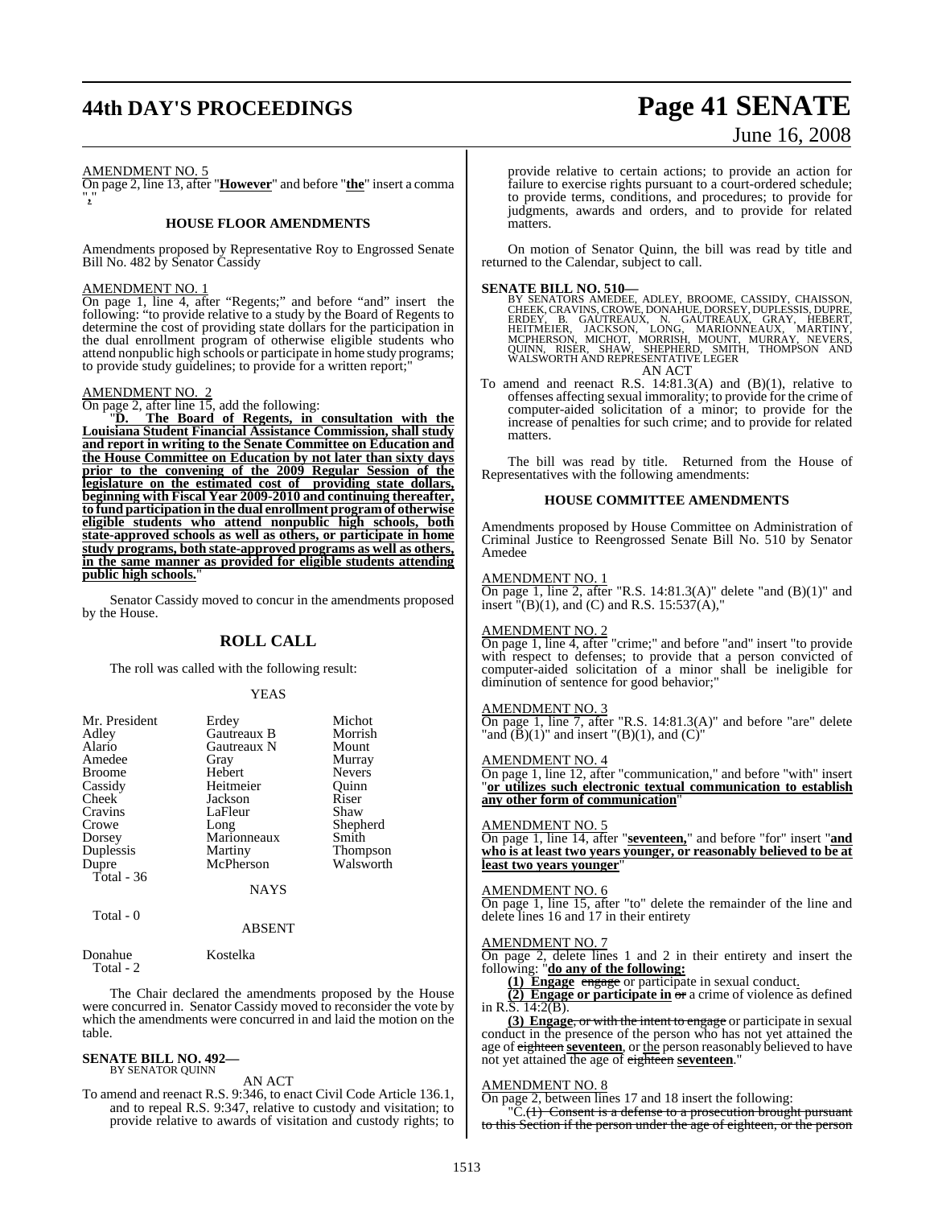AMENDMENT NO. 5

On page 2, line 13, after "**However**" and before "**the**" insert a comma "**,**"

## HOUSE FLOOR AMENDMENTS

Amendments proposed by Representative Roy to Engrossed Senate Bill No. 482 by Senator Cassidy

AMENDMENT NO. 1

On page 1, line 4, after "Regents;" and before "and" insert the following: "to provide relative to a study by the Board of Regents to determine the cost of providing state dollars for the participation in the dual enrollment program of otherwise eligible students who attend nonpublic high schools or participate in home study programs; to provide study guidelines; to provide for a written report;"

AMENDMENT NO. 2

On page 2, after line 15, add the following:

"**D. The Board of Regents, in consultation with the Louisiana Student Financial Assistance Commission, shall study and report in writing to the Senate Committee on Education and the House Committee on Education by not later than sixty days prior to the convening of the 2009 Regular Session of the legislature on the estimated cost of providing state dollars, beginning with Fiscal Year 2009-2010 and continuing thereafter, to fund participation in the dual enrollment program of otherwise eligible students who attend nonpublic high schools, both state-approved schools as well as others, or participate in home study programs, both state-approved programs as well as others, in the same manner as provided for eligible students attending public high schools.**"

Senator Cassidy moved to concur in the amendments proposed by the House.

## ROLL CALL

The roll was called with the following result:

YEAS

| | | |
|---|---|---|
| Mr. President | Erdey | Michot |
| Adley | Gautreaux B | Morrish |
| Alario | Gautreaux N | Mount |
| Amedee | Gray | Murray |
| Broome | Hebert | Nevers |
| Cassidy | Heitmeier | Quinn |
| Cheek | Jackson | Riser |
| Cravins | LaFleur | Shaw |
| Crowe | Long | Shepherd |
| Dorsey | Marionneaux | Smith |
| Duplessis | Martiny | Thompson |
| Dupre | McPherson | Walsworth |

Total - 36

NAYS

Total - 0

ABSENT

| | |
|---|---|
| Donahue | Kostelka |

Total - 2

The Chair declared the amendments proposed by the House were concurred in. Senator Cassidy moved to reconsider the vote by which the amendments were concurred in and laid the motion on the table.

**SENATE BILL NO. 492—**
BY SENATOR QUINN

AN ACT

To amend and reenact R.S. 9:346, to enact Civil Code Article 136.1, and to repeal R.S. 9:347, relative to custody and visitation; to provide relative to awards of visitation and custody rights; to provide relative to certain actions; to provide an action for failure to exercise rights pursuant to a court-ordered schedule; to provide terms, conditions, and procedures; to provide for judgments, awards and orders, and to provide for related matters.

On motion of Senator Quinn, the bill was read by title and returned to the Calendar, subject to call.

**SENATE BILL NO. 510—**
BY SENATORS AMEDEE, ADLEY, BROOME, CASSIDY, CHAISSON, CHEEK, CRAVINS, CROWE, DONAHUE, DORSEY, DUPLESSIS, DUPRE, ERDEY, B. GAUTREAUX, N. GAUTREAUX, GRAY, HEBERT, HEITMEIER, JACKSON, LONG, MARIONNEAUX, MARTINY, MCPHERSON, MICHOT, MORRISH, MOUNT, MURRAY, NEVERS, QUINN, RISER, SHAW, SHEPHERD, SMITH, THOMPSON AND WALSWORTH AND REPRESENTATIVE LEGER

AN ACT

To amend and reenact R.S. 14:81.3(A) and (B)(1), relative to offenses affecting sexual immorality; to provide for the crime of computer-aided solicitation of a minor; to provide for the increase of penalties for such crime; and to provide for related matters.

The bill was read by title. Returned from the House of Representatives with the following amendments:

## HOUSE COMMITTEE AMENDMENTS

Amendments proposed by House Committee on Administration of Criminal Justice to Reengrossed Senate Bill No. 510 by Senator Amedee

AMENDMENT NO. 1

On page 1, line 2, after "R.S. 14:81.3(A)" delete "and (B)(1)" and insert "(B)(1), and (C) and R.S. 15:537(A),"

AMENDMENT NO. 2

On page 1, line 4, after "crime;" and before "and" insert "to provide with respect to defenses; to provide that a person convicted of computer-aided solicitation of a minor shall be ineligible for diminution of sentence for good behavior;"

AMENDMENT NO. 3

On page 1, line 7, after "R.S. 14:81.3(A)" and before "are" delete "and (B)(1)" and insert "(B)(1), and (C)"

AMENDMENT NO. 4

On page 1, line 12, after "communication," and before "with" insert "**or utilizes such electronic textual communication to establish any other form of communication**"

AMENDMENT NO. 5

On page 1, line 14, after "**seventeen,**" and before "for" insert "**and who is at least two years younger, or reasonably believed to be at least two years younger**"

AMENDMENT NO. 6

On page 1, line 15, after "to" delete the remainder of the line and delete lines 16 and 17 in their entirety

AMENDMENT NO. 7

On page 2, delete lines 1 and 2 in their entirety and insert the following: "**do any of the following:**

**(1) Engage** ~~engage~~ or participate in sexual conduct**.**

**(2) Engage or participate in** ~~or~~ a crime of violence as defined in R.S. 14:2(B).

**(3) Engage**~~, or with the intent to engage~~ or participate in sexual conduct in the presence of the person who has not yet attained the age of ~~eighteen~~ **seventeen**, or the person reasonably believed to have not yet attained the age of ~~eighteen~~ **seventeen**."

AMENDMENT NO. 8

On page 2, between lines 17 and 18 insert the following:

"C.~~(1) Consent is a defense to a prosecution brought pursuant to this Section if the person under the age of eighteen, or the person~~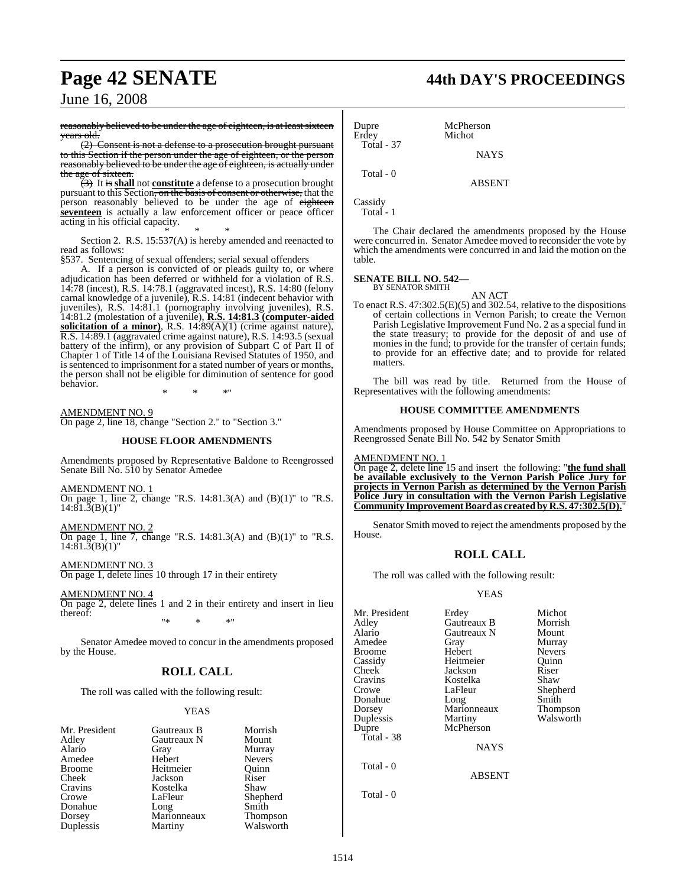reasonably believed to be under the age of eighteen, is at least sixteen years old.

(2) Consent is not a defense to a prosecution brought pursuant to this Section if the person under the age of eighteen, or the person reasonably believed to be under the age of eighteen, is actually under the age of sixteen.

(3) It is **shall** not **constitute** a defense to a prosecution brought pursuant to this Section, on the basis of consent or otherwise, that the person reasonably believed to be under the age of eighteen **seventeen** is actually a law enforcement officer or peace officer acting in his official capacity.

\* \* \*

Section 2. R.S. 15:537(A) is hereby amended and reenacted to read as follows:

§537. Sentencing of sexual offenders; serial sexual offenders

A. If a person is convicted of or pleads guilty to, or where adjudication has been deferred or withheld for a violation of R.S. 14:78 (incest), R.S. 14:78.1 (aggravated incest), R.S. 14:80 (felony carnal knowledge of a juvenile), R.S. 14:81 (indecent behavior with juveniles), R.S. 14:81.1 (pornography involving juveniles), R.S. 14:81.2 (molestation of a juvenile), **R.S. 14:81.3 (computer-aided solicitation of a minor)**, R.S. 14:89(A)(1) (crime against nature), R.S. 14:89.1 (aggravated crime against nature), R.S. 14:93.5 (sexual battery of the infirm), or any provision of Subpart C of Part II of Chapter 1 of Title 14 of the Louisiana Revised Statutes of 1950, and is sentenced to imprisonment for a stated number of years or months, the person shall not be eligible for diminution of sentence for good behavior.

\* \* \*"

AMENDMENT NO. 9

On page 2, line 18, change "Section 2." to "Section 3."

### HOUSE FLOOR AMENDMENTS

Amendments proposed by Representative Baldone to Reengrossed Senate Bill No. 510 by Senator Amedee

AMENDMENT NO. 1

On page 1, line 2, change "R.S. 14:81.3(A) and (B)(1)" to "R.S. 14:81.3(B)(1)"

AMENDMENT NO. 2

On page 1, line 7, change "R.S. 14:81.3(A) and (B)(1)" to "R.S. 14:81.3(B)(1)"

AMENDMENT NO. 3

On page 1, delete lines 10 through 17 in their entirety

AMENDMENT NO. 4

On page 2, delete lines 1 and 2 in their entirety and insert in lieu thereof:

"\* \* \*"

Senator Amedee moved to concur in the amendments proposed by the House.

## ROLL CALL

The roll was called with the following result:

YEAS

| | | |
|---|---|---|
| Mr. President | Gautreaux B | Morrish |
| Adley | Gautreaux N | Mount |
| Alario | Gray | Murray |
| Amedee | Hebert | Nevers |
| Broome | Heitmeier | Quinn |
| Cheek | Jackson | Riser |
| Cravins | Kostelka | Shaw |
| Crowe | LaFleur | Shepherd |
| Donahue | Long | Smith |
| Dorsey | Marionneaux | Thompson |
| Duplessis | Martiny | Walsworth |
| Dupre | McPherson | |
| Erdey | Michot | |

Total - 37

NAYS

Total - 0

ABSENT

Cassidy

Total - 1

The Chair declared the amendments proposed by the House were concurred in. Senator Amedee moved to reconsider the vote by which the amendments were concurred in and laid the motion on the table.

**SENATE BILL NO. 542—**
BY SENATOR SMITH

AN ACT

To enact R.S. 47:302.5(E)(5) and 302.54, relative to the dispositions of certain collections in Vernon Parish; to create the Vernon Parish Legislative Improvement Fund No. 2 as a special fund in the state treasury; to provide for the deposit of and use of monies in the fund; to provide for the transfer of certain funds; to provide for an effective date; and to provide for related matters.

The bill was read by title. Returned from the House of Representatives with the following amendments:

### HOUSE COMMITTEE AMENDMENTS

Amendments proposed by House Committee on Appropriations to Reengrossed Senate Bill No. 542 by Senator Smith

AMENDMENT NO. 1

On page 2, delete line 15 and insert the following: "**the fund shall be available exclusively to the Vernon Parish Police Jury for projects in Vernon Parish as determined by the Vernon Parish Police Jury in consultation with the Vernon Parish Legislative Community Improvement Board as created by R.S. 47:302.5(D).**"

Senator Smith moved to reject the amendments proposed by the House.

## ROLL CALL

The roll was called with the following result:

YEAS

| | | |
|---|---|---|
| Mr. President | Erdey | Michot |
| Adley | Gautreaux B | Morrish |
| Alario | Gautreaux N | Mount |
| Amedee | Gray | Murray |
| Broome | Hebert | Nevers |
| Cassidy | Heitmeier | Quinn |
| Cheek | Jackson | Riser |
| Cravins | Kostelka | Shaw |
| Crowe | LaFleur | Shepherd |
| Donahue | Long | Smith |
| Dorsey | Marionneaux | Thompson |
| Duplessis | Martiny | Walsworth |
| Dupre | McPherson | |

Total - 38

NAYS

Total - 0

ABSENT

Total - 0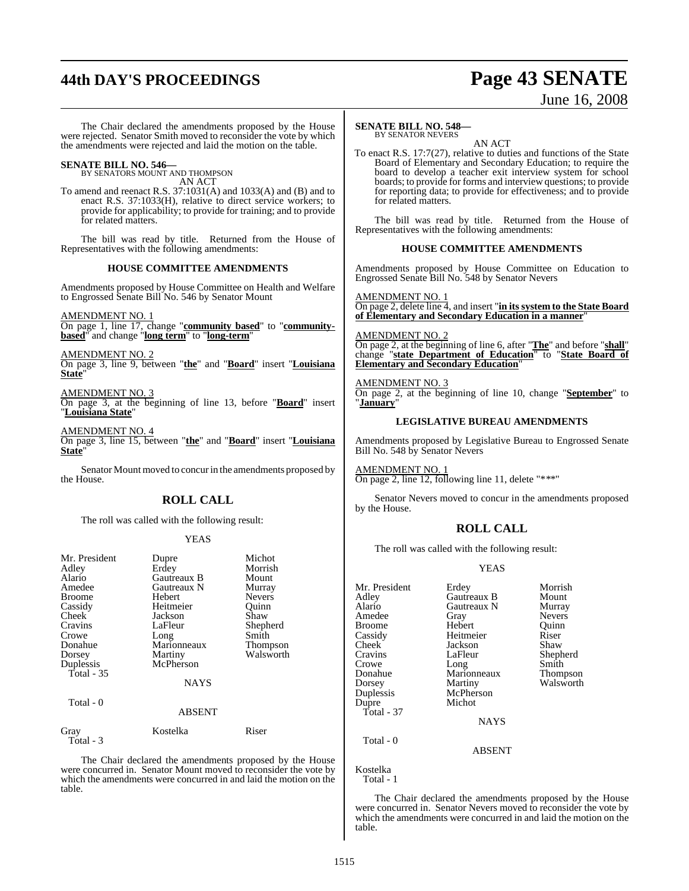The Chair declared the amendments proposed by the House were rejected. Senator Smith moved to reconsider the vote by which the amendments were rejected and laid the motion on the table.

**SENATE BILL NO. 546—**
BY SENATORS MOUNT AND THOMPSON
AN ACT

To amend and reenact R.S. 37:1031(A) and 1033(A) and (B) and to enact R.S. 37:1033(H), relative to direct service workers; to provide for applicability; to provide for training; and to provide for related matters.

The bill was read by title. Returned from the House of Representatives with the following amendments:

### HOUSE COMMITTEE AMENDMENTS

Amendments proposed by House Committee on Health and Welfare to Engrossed Senate Bill No. 546 by Senator Mount

AMENDMENT NO. 1
On page 1, line 17, change "**community based**" to "**community-based**" and change "**long term**" to "**long-term**"

AMENDMENT NO. 2
On page 3, line 9, between "**the**" and "**Board**" insert "**Louisiana State**"

AMENDMENT NO. 3
On page 3, at the beginning of line 13, before "**Board**" insert "**Louisiana State**"

AMENDMENT NO. 4
On page 3, line 15, between "**the**" and "**Board**" insert "**Louisiana State**"

Senator Mount moved to concur in the amendments proposed by the House.

## ROLL CALL

The roll was called with the following result:

YEAS

| | | |
|---|---|---|
| Mr. President | Dupre | Michot |
| Adley | Erdey | Morrish |
| Alario | Gautreaux B | Mount |
| Amedee | Gautreaux N | Murray |
| Broome | Hebert | Nevers |
| Cassidy | Heitmeier | Quinn |
| Cheek | Jackson | Shaw |
| Cravins | LaFleur | Shepherd |
| Crowe | Long | Smith |
| Donahue | Marionneaux | Thompson |
| Dorsey | Martiny | Walsworth |
| Duplessis | McPherson | |

Total - 35

NAYS

Total - 0

ABSENT

| | | |
|---|---|---|
| Gray | Kostelka | Riser |

Total - 3

The Chair declared the amendments proposed by the House were concurred in. Senator Mount moved to reconsider the vote by which the amendments were concurred in and laid the motion on the table.

**SENATE BILL NO. 548—**
BY SENATOR NEVERS
AN ACT

To enact R.S. 17:7(27), relative to duties and functions of the State Board of Elementary and Secondary Education; to require the board to develop a teacher exit interview system for school boards; to provide for forms and interview questions; to provide for reporting data; to provide for effectiveness; and to provide for related matters.

The bill was read by title. Returned from the House of Representatives with the following amendments:

### HOUSE COMMITTEE AMENDMENTS

Amendments proposed by House Committee on Education to Engrossed Senate Bill No. 548 by Senator Nevers

AMENDMENT NO. 1
On page 2, delete line 4, and insert "**in its system to the State Board of Elementary and Secondary Education in a manner**"

AMENDMENT NO. 2
On page 2, at the beginning of line 6, after "**The**" and before "**shall**" change "**state Department of Education**" to "**State Board of Elementary and Secondary Education**"

AMENDMENT NO. 3
On page 2, at the beginning of line 10, change "**September**" to "**January**"

### LEGISLATIVE BUREAU AMENDMENTS

Amendments proposed by Legislative Bureau to Engrossed Senate Bill No. 548 by Senator Nevers

AMENDMENT NO. 1
On page 2, line 12, following line 11, delete "***"

Senator Nevers moved to concur in the amendments proposed by the House.

## ROLL CALL

The roll was called with the following result:

YEAS

| | | |
|---|---|---|
| Mr. President | Erdey | Morrish |
| Adley | Gautreaux B | Mount |
| Alario | Gautreaux N | Murray |
| Amedee | Gray | Nevers |
| Broome | Hebert | Quinn |
| Cassidy | Heitmeier | Riser |
| Cheek | Jackson | Shaw |
| Cravins | LaFleur | Shepherd |
| Crowe | Long | Smith |
| Donahue | Marionneaux | Thompson |
| Dorsey | Martiny | Walsworth |
| Duplessis | McPherson | |
| Dupre | Michot | |

Total - 37

NAYS

Total - 0

ABSENT

Kostelka

Total - 1

The Chair declared the amendments proposed by the House were concurred in. Senator Nevers moved to reconsider the vote by which the amendments were concurred in and laid the motion on the table.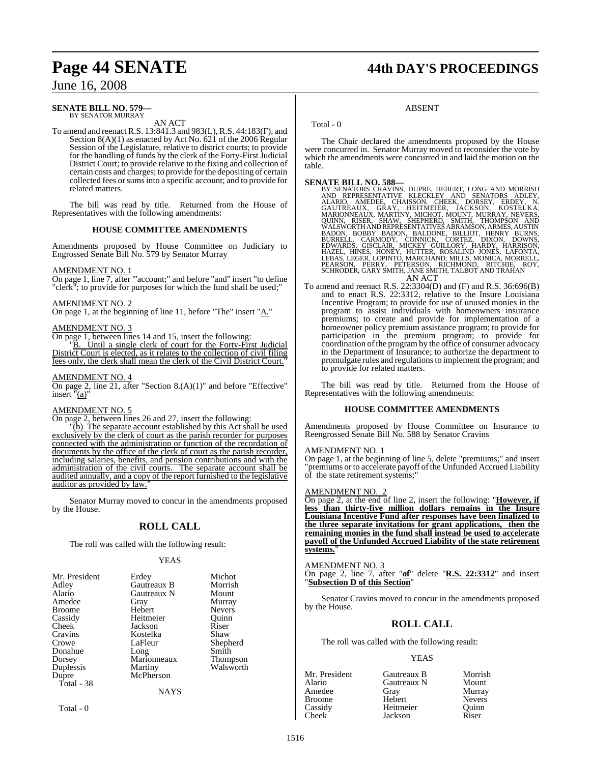**SENATE BILL NO. 579—**
BY SENATOR MURRAY

AN ACT

To amend and reenact R.S. 13:841.3 and 983(L), R.S. 44:183(F), and Section 8(A)(1) as enacted by Act No. 621 of the 2006 Regular Session of the Legislature, relative to district courts; to provide for the handling of funds by the clerk of the Forty-First Judicial District Court; to provide relative to the fixing and collection of certain costs and charges; to provide for the depositing of certain collected fees or sums into a specific account; and to provide for related matters.

The bill was read by title. Returned from the House of Representatives with the following amendments:

### HOUSE COMMITTEE AMENDMENTS

Amendments proposed by House Committee on Judiciary to Engrossed Senate Bill No. 579 by Senator Murray

AMENDMENT NO. 1

On page 1, line 7, after "'account;" and before "and" insert "to define "clerk"; to provide for purposes for which the fund shall be used;"

AMENDMENT NO. 2

On page 1, at the beginning of line 11, before "The" insert "A."

AMENDMENT NO. 3

On page 1, between lines 14 and 15, insert the following:

"B. Until a single clerk of court for the Forty-First Judicial District Court is elected, as it relates to the collection of civil filing fees only, the clerk shall mean the clerk of the Civil District Court."

AMENDMENT NO. 4

On page 2, line 21, after "Section 8.(A)(1)" and before "Effective" insert "(a)"

AMENDMENT NO. 5

On page 2, between lines 26 and 27, insert the following:

"(b) The separate account established by this Act shall be used exclusively by the clerk of court as the parish recorder for purposes connected with the administration or function of the recordation of documents by the office of the clerk of court as the parish recorder, including salaries, benefits, and pension contributions and with the administration of the civil courts. The separate account shall be audited annually, and a copy of the report furnished to the legislative auditor as provided by law."

Senator Murray moved to concur in the amendments proposed by the House.

## ROLL CALL

The roll was called with the following result:

YEAS

| | | |
|---|---|---|
| Mr. President | Erdey | Michot |
| Adley | Gautreaux B | Morrish |
| Alario | Gautreaux N | Mount |
| Amedee | Gray | Murray |
| Broome | Hebert | Nevers |
| Cassidy | Heitmeier | Quinn |
| Cheek | Jackson | Riser |
| Cravins | Kostelka | Shaw |
| Crowe | LaFleur | Shepherd |
| Donahue | Long | Smith |
| Dorsey | Marionneaux | Thompson |
| Duplessis | Martiny | Walsworth |
| Dupre | McPherson | |

Total - 38

NAYS

Total - 0

ABSENT

Total - 0

The Chair declared the amendments proposed by the House were concurred in. Senator Murray moved to reconsider the vote by which the amendments were concurred in and laid the motion on the table.

**SENATE BILL NO. 588—**
BY SENATORS CRAVINS, DUPRE, HEBERT, LONG AND MORRISH AND REPRESENTATIVE KLECKLEY AND SENATORS ADLEY, ALARIO, AMEDEE, CHAISSON, CHEEK, DORSEY, ERDEY, N. GAUTREAUX, GRAY, HEITMEIER, JACKSON, KOSTELKA, MARIONNEAUX, MARTINY, MICHOT, MOUNT, MURRAY, NEVERS, QUINN, RISER, SHAW, SHEPHERD, SMITH, THOMPSON AND WALSWORTH AND REPRESENTATIVES ABRAMSON, ARMES, AUSTIN BADON, BOBBY BADON, BALDONE, BILLIOT, HENRY BURNS, BURRELL, CARMODY, CONNICK, CORTEZ, DIXON, DOWNS, EDWARDS, GISCLAIR, MICKEY GUILLORY, HARDY, HARRISON, HAZEL, HINES, HONEY, HUTTER, ROSALIND JONES, LAFONTA, LEBAS, LEGER, LOPINTO, MARCHAND, MILLS, MONICA, MORRELL, PEARSON, PERRY, PETERSON, RICHMOND, RITCHIE, ROY, SCHRODER, GARY SMITH, JANE SMITH, TALBOT AND TRAHAN

AN ACT

To amend and reenact R.S. 22:3304(D) and (F) and R.S. 36:696(B) and to enact R.S. 22:3312, relative to the Insure Louisiana Incentive Program; to provide for use of unused monies in the program to assist individuals with homeowners insurance premiums; to create and provide for implementation of a homeowner policy premium assistance program; to provide for participation in the premium program; to provide for coordination of the program by the office of consumer advocacy in the Department of Insurance; to authorize the department to promulgate rules and regulations to implement the program; and to provide for related matters.

The bill was read by title. Returned from the House of Representatives with the following amendments:

### HOUSE COMMITTEE AMENDMENTS

Amendments proposed by House Committee on Insurance to Reengrossed Senate Bill No. 588 by Senator Cravins

AMENDMENT NO. 1

On page 1, at the beginning of line 5, delete "premiums;" and insert "premiums or to accelerate payoff of the Unfunded Accrued Liability of the state retirement systems;"

AMENDMENT NO. 2

On page 2, at the end of line 2, insert the following: "**However, if less than thirty-five million dollars remains in the Insure Louisiana Incentive Fund after responses have been finalized to the three separate invitations for grant applications, then the remaining monies in the fund shall instead be used to accelerate payoff of the Unfunded Accrued Liability of the state retirement systems.**"

AMENDMENT NO. 3

On page 2, line 7, after "**of**" delete "**R.S. 22:3312**" and insert "**Subsection D of this Section**"

Senator Cravins moved to concur in the amendments proposed by the House.

## ROLL CALL

The roll was called with the following result:

YEAS

| | | |
|---|---|---|
| Mr. President | Gautreaux B | Morrish |
| Alario | Gautreaux N | Mount |
| Amedee | Gray | Murray |
| Broome | Hebert | Nevers |
| Cassidy | Heitmeier | Quinn |
| Cheek | Jackson | Riser |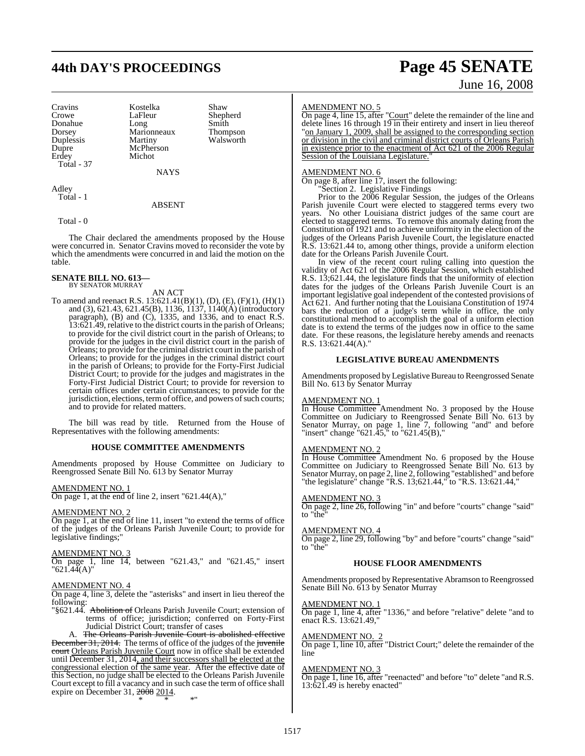| | | |
|---|---|---|
| Cravins | Kostelka | Shaw |
| Crowe | LaFleur | Shepherd |
| Donahue | Long | Smith |
| Dorsey | Marionneaux | Thompson |
| Duplessis | Martiny | Walsworth |
| Dupre | McPherson | |
| Erdey | Michot | |
| Total - 37 | | |

NAYS

Adley
Total - 1

ABSENT

Total - 0

The Chair declared the amendments proposed by the House were concurred in. Senator Cravins moved to reconsider the vote by which the amendments were concurred in and laid the motion on the table.

**SENATE BILL NO. 613—**
BY SENATOR MURRAY

AN ACT

To amend and reenact R.S. 13:621.41(B)(1), (D), (E), (F)(1), (H)(1) and (3), 621.43, 621.45(B), 1136, 1137, 1140(A) (introductory paragraph), (B) and (C), 1335, and 1336, and to enact R.S. 13:621.49, relative to the district courts in the parish of Orleans; to provide for the civil district court in the parish of Orleans; to provide for the judges in the civil district court in the parish of Orleans; to provide for the criminal district court in the parish of Orleans; to provide for the judges in the criminal district court in the parish of Orleans; to provide for the Forty-First Judicial District Court; to provide for the judges and magistrates in the Forty-First Judicial District Court; to provide for reversion to certain offices under certain circumstances; to provide for the jurisdiction, elections, term of office, and powers of such courts; and to provide for related matters.

The bill was read by title. Returned from the House of Representatives with the following amendments:

**HOUSE COMMITTEE AMENDMENTS**

Amendments proposed by House Committee on Judiciary to Reengrossed Senate Bill No. 613 by Senator Murray

AMENDMENT NO. 1
On page 1, at the end of line 2, insert "621.44(A),"

AMENDMENT NO. 2
On page 1, at the end of line 11, insert "to extend the terms of office of the judges of the Orleans Parish Juvenile Court; to provide for legislative findings;"

AMENDMENT NO. 3
On page 1, line 14, between "621.43," and "621.45," insert "621.44(A)"

AMENDMENT NO. 4
On page 4, line 3, delete the "asterisks" and insert in lieu thereof the following:

"§621.44. ~~Abolition of~~ Orleans Parish Juvenile Court; extension of terms of office; jurisdiction; conferred on Forty-First Judicial District Court; transfer of cases

A. ~~The Orleans Parish Juvenile Court is abolished effective December 31, 2014.~~ The terms of office of the judges of the ~~juvenile court~~ Orleans Parish Juvenile Court now in office shall be extended until December 31, 2014, and their successors shall be elected at the congressional election of the same year. After the effective date of this Section, no judge shall be elected to the Orleans Parish Juvenile Court except to fill a vacancy and in such case the term of office shall expire on December 31, ~~2008~~ 2014.

\* \* \*"

AMENDMENT NO. 5
On page 4, line 15, after "Court" delete the remainder of the line and delete lines 16 through 19 in their entirety and insert in lieu thereof "on January 1, 2009, shall be assigned to the corresponding section or division in the civil and criminal district courts of Orleans Parish in existence prior to the enactment of Act 621 of the 2006 Regular Session of the Louisiana Legislature."

AMENDMENT NO. 6
On page 8, after line 17, insert the following:

"Section 2. Legislative Findings

Prior to the 2006 Regular Session, the judges of the Orleans Parish juvenile Court were elected to staggered terms every two years. No other Louisiana district judges of the same court are elected to staggered terms. To remove this anomaly dating from the Constitution of 1921 and to achieve uniformity in the election of the judges of the Orleans Parish Juvenile Court, the legislature enacted R.S. 13:621.44 to, among other things, provide a uniform election date for the Orleans Parish Juvenile Court.

In view of the recent court ruling calling into question the validity of Act 621 of the 2006 Regular Session, which established R.S. 13;621.44, the legislature finds that the uniformity of election dates for the judges of the Orleans Parish Juvenile Court is an important legislative goal independent of the contested provisions of Act 621. And further noting that the Louisiana Constitution of 1974 bars the reduction of a judge's term while in office, the only constitutional method to accomplish the goal of a uniform election date is to extend the terms of the judges now in office to the same date. For these reasons, the legislature hereby amends and reenacts R.S. 13:621.44(A)."

**LEGISLATIVE BUREAU AMENDMENTS**

Amendments proposed by Legislative Bureau to Reengrossed Senate Bill No. 613 by Senator Murray

AMENDMENT NO. 1
In House Committee Amendment No. 3 proposed by the House Committee on Judiciary to Reengrossed Senate Bill No. 613 by Senator Murray, on page 1, line 7, following "and" and before "insert" change "621.45," to "621.45(B),"

AMENDMENT NO. 2
In House Committee Amendment No. 6 proposed by the House Committee on Judiciary to Reengrossed Senate Bill No. 613 by Senator Murray, on page 2, line 2, following "established" and before "the legislature" change "R.S. 13;621.44," to "R.S. 13:621.44,"

AMENDMENT NO. 3
On page 2, line 26, following "in" and before "courts" change "said" to "the"

AMENDMENT NO. 4
On page 2, line 29, following "by" and before "courts" change "said" to "the"

**HOUSE FLOOR AMENDMENTS**

Amendments proposed by Representative Abramson to Reengrossed Senate Bill No. 613 by Senator Murray

AMENDMENT NO. 1
On page 1, line 4, after "1336," and before "relative" delete "and to enact R.S. 13:621.49,"

AMENDMENT NO. 2
On page 1, line 10, after "District Court;" delete the remainder of the line

AMENDMENT NO. 3
On page 1, line 16, after "reenacted" and before "to" delete "and R.S. 13:621.49 is hereby enacted"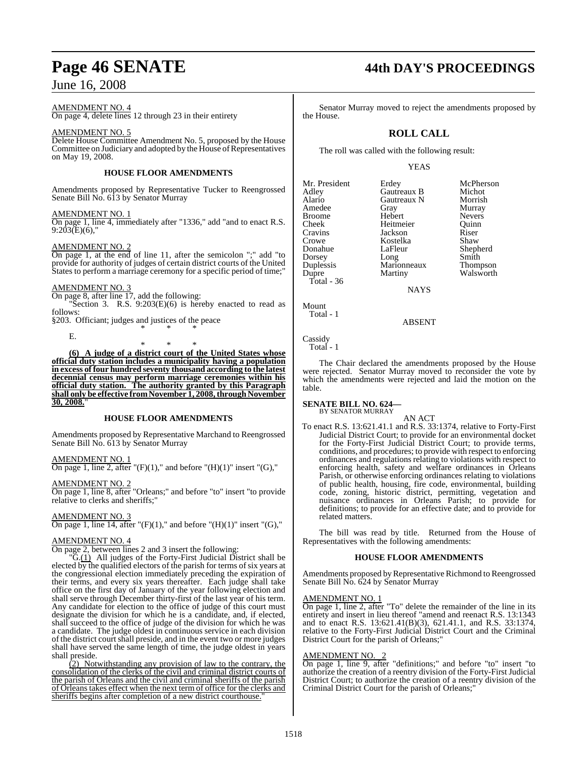AMENDMENT NO. 4

On page 4, delete lines 12 through 23 in their entirety

AMENDMENT NO. 5

Delete House Committee Amendment No. 5, proposed by the House Committee on Judiciary and adopted by the House of Representatives on May 19, 2008.

### HOUSE FLOOR AMENDMENTS

Amendments proposed by Representative Tucker to Reengrossed Senate Bill No. 613 by Senator Murray

AMENDMENT NO. 1

On page 1, line 4, immediately after "1336," add "and to enact R.S. 9:203(E)(6),"

AMENDMENT NO. 2

On page 1, at the end of line 11, after the semicolon ";" add "to provide for authority of judges of certain district courts of the United States to perform a marriage ceremony for a specific period of time;"

AMENDMENT NO. 3

On page 8, after line 17, add the following:

"Section 3. R.S. 9:203(E)(6) is hereby enacted to read as follows:

§203. Officiant; judges and justices of the peace

\* \* \*

E.

\* \* \*

**(6) A judge of a district court of the United States whose official duty station includes a municipality having a population in excess of four hundred seventy thousand according to the latest decennial census may perform marriage ceremonies within his official duty station. The authority granted by this Paragraph shall only be effective from November 1, 2008, through November 30, 2008.**"

### HOUSE FLOOR AMENDMENTS

Amendments proposed by Representative Marchand to Reengrossed Senate Bill No. 613 by Senator Murray

AMENDMENT NO. 1

On page 1, line 2, after "(F)(1)," and before "(H)(1)" insert "(G),"

AMENDMENT NO. 2

On page 1, line 8, after "Orleans;" and before "to" insert "to provide relative to clerks and sheriffs;"

AMENDMENT NO. 3

On page 1, line 14, after "(F)(1)," and before "(H)(1)" insert "(G),"

AMENDMENT NO. 4

On page 2, between lines 2 and 3 insert the following:

"G.(1) All judges of the Forty-First Judicial District shall be elected by the qualified electors of the parish for terms of six years at the congressional election immediately preceding the expiration of their terms, and every six years thereafter. Each judge shall take office on the first day of January of the year following election and shall serve through December thirty-first of the last year of his term. Any candidate for election to the office of judge of this court must designate the division for which he is a candidate, and, if elected, shall succeed to the office of judge of the division for which he was a candidate. The judge oldest in continuous service in each division of the district court shall preside, and in the event two or more judges shall have served the same length of time, the judge oldest in years shall preside.

(2) Notwithstanding any provision of law to the contrary, the consolidation of the clerks of the civil and criminal district courts of the parish of Orleans and the civil and criminal sheriffs of the parish of Orleans takes effect when the next term of office for the clerks and sheriffs begins after completion of a new district courthouse."

Senator Murray moved to reject the amendments proposed by the House.

## ROLL CALL

The roll was called with the following result:

YEAS

| | | |
|---|---|---|
| Mr. President | Erdey | McPherson |
| Adley | Gautreaux B | Michot |
| Alario | Gautreaux N | Morrish |
| Amedee | Gray | Murray |
| Broome | Hebert | Nevers |
| Cheek | Heitmeier | Quinn |
| Cravins | Jackson | Riser |
| Crowe | Kostelka | Shaw |
| Donahue | LaFleur | Shepherd |
| Dorsey | Long | Smith |
| Duplessis | Marionneaux | Thompson |
| Dupre | Martiny | Walsworth |

Total - 36

NAYS

Mount

Total - 1

ABSENT

Cassidy

Total - 1

The Chair declared the amendments proposed by the House were rejected. Senator Murray moved to reconsider the vote by which the amendments were rejected and laid the motion on the table.

**SENATE BILL NO. 624—**
BY SENATOR MURRAY

AN ACT

To enact R.S. 13:621.41.1 and R.S. 33:1374, relative to Forty-First Judicial District Court; to provide for an environmental docket for the Forty-First Judicial District Court; to provide terms, conditions, and procedures; to provide with respect to enforcing ordinances and regulations relating to violations with respect to enforcing health, safety and welfare ordinances in Orleans Parish, or otherwise enforcing ordinances relating to violations of public health, housing, fire code, environmental, building code, zoning, historic district, permitting, vegetation and nuisance ordinances in Orleans Parish; to provide for definitions; to provide for an effective date; and to provide for related matters.

The bill was read by title. Returned from the House of Representatives with the following amendments:

### HOUSE FLOOR AMENDMENTS

Amendments proposed by Representative Richmond to Reengrossed Senate Bill No. 624 by Senator Murray

AMENDMENT NO. 1

On page 1, line 2, after "To" delete the remainder of the line in its entirety and insert in lieu thereof "amend and reenact R.S. 13:1343 and to enact R.S. 13:621.41(B)(3), 621.41.1, and R.S. 33:1374, relative to the Forty-First Judicial District Court and the Criminal District Court for the parish of Orleans;"

AMENDMENT NO. 2

On page 1, line 9, after "definitions;" and before "to" insert "to authorize the creation of a reentry division of the Forty-First Judicial District Court; to authorize the creation of a reentry division of the Criminal District Court for the parish of Orleans;"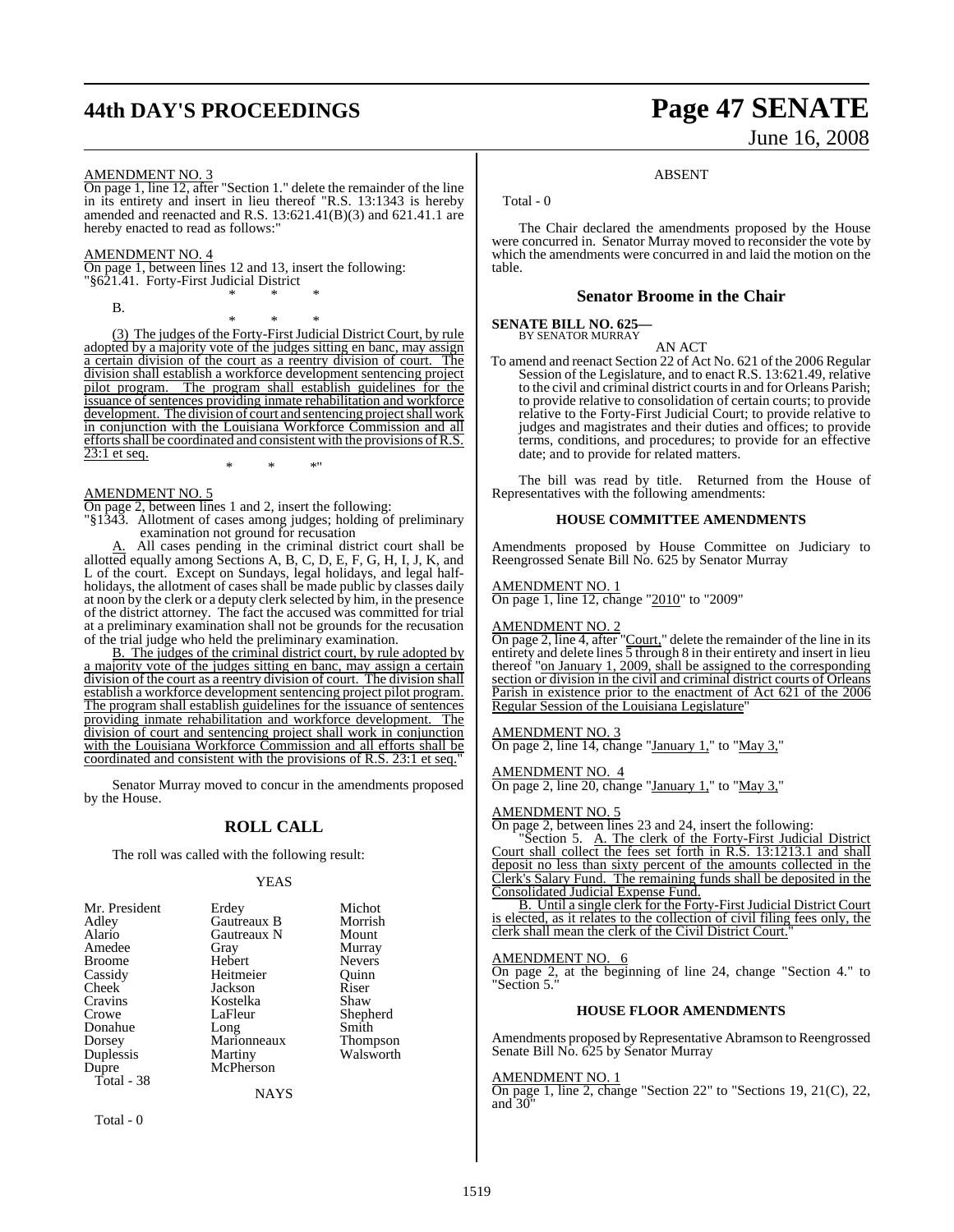AMENDMENT NO. 3

On page 1, line 12, after "Section 1." delete the remainder of the line in its entirety and insert in lieu thereof "R.S. 13:1343 is hereby amended and reenacted and R.S. 13:621.41(B)(3) and 621.41.1 are hereby enacted to read as follows:"

AMENDMENT NO. 4

On page 1, between lines 12 and 13, insert the following:
"§621.41. Forty-First Judicial District

\* \* \*

B.

\* \* \*

(3) The judges of the Forty-First Judicial District Court, by rule adopted by a majority vote of the judges sitting en banc, may assign a certain division of the court as a reentry division of court. The division shall establish a workforce development sentencing project pilot program. The program shall establish guidelines for the issuance of sentences providing inmate rehabilitation and workforce development. The division of court and sentencing project shall work in conjunction with the Louisiana Workforce Commission and all efforts shall be coordinated and consistent with the provisions of R.S. 23:1 et seq.

\* \* \*"

AMENDMENT NO. 5

On page 2, between lines 1 and 2, insert the following:
"§1343. Allotment of cases among judges; holding of preliminary examination not ground for recusation

A. All cases pending in the criminal district court shall be allotted equally among Sections A, B, C, D, E, F, G, H, I, J, K, and L of the court. Except on Sundays, legal holidays, and legal half-holidays, the allotment of cases shall be made public by classes daily at noon by the clerk or a deputy clerk selected by him, in the presence of the district attorney. The fact the accused was committed for trial at a preliminary examination shall not be grounds for the recusation of the trial judge who held the preliminary examination.

B. The judges of the criminal district court, by rule adopted by a majority vote of the judges sitting en banc, may assign a certain division of the court as a reentry division of court. The division shall establish a workforce development sentencing project pilot program. The program shall establish guidelines for the issuance of sentences providing inmate rehabilitation and workforce development. The division of court and sentencing project shall work in conjunction with the Louisiana Workforce Commission and all efforts shall be coordinated and consistent with the provisions of R.S. 23:1 et seq."

Senator Murray moved to concur in the amendments proposed by the House.

## ROLL CALL

The roll was called with the following result:

YEAS

| | | |
|---|---|---|
| Mr. President | Erdey | Michot |
| Adley | Gautreaux B | Morrish |
| Alario | Gautreaux N | Mount |
| Amedee | Gray | Murray |
| Broome | Hebert | Nevers |
| Cassidy | Heitmeier | Quinn |
| Cheek | Jackson | Riser |
| Cravins | Kostelka | Shaw |
| Crowe | LaFleur | Shepherd |
| Donahue | Long | Smith |
| Dorsey | Marionneaux | Thompson |
| Duplessis | Martiny | Walsworth |
| Dupre | McPherson | |

Total - 38

NAYS

Total - 0

ABSENT

Total - 0

The Chair declared the amendments proposed by the House were concurred in. Senator Murray moved to reconsider the vote by which the amendments were concurred in and laid the motion on the table.

## Senator Broome in the Chair

**SENATE BILL NO. 625—**
BY SENATOR MURRAY

AN ACT

To amend and reenact Section 22 of Act No. 621 of the 2006 Regular Session of the Legislature, and to enact R.S. 13:621.49, relative to the civil and criminal district courts in and for Orleans Parish; to provide relative to consolidation of certain courts; to provide relative to the Forty-First Judicial Court; to provide relative to judges and magistrates and their duties and offices; to provide terms, conditions, and procedures; to provide for an effective date; and to provide for related matters.

The bill was read by title. Returned from the House of Representatives with the following amendments:

### HOUSE COMMITTEE AMENDMENTS

Amendments proposed by House Committee on Judiciary to Reengrossed Senate Bill No. 625 by Senator Murray

AMENDMENT NO. 1

On page 1, line 12, change "2010" to "2009"

AMENDMENT NO. 2

On page 2, line 4, after "Court," delete the remainder of the line in its entirety and delete lines 5 through 8 in their entirety and insert in lieu thereof "on January 1, 2009, shall be assigned to the corresponding section or division in the civil and criminal district courts of Orleans Parish in existence prior to the enactment of Act 621 of the 2006 Regular Session of the Louisiana Legislature"

AMENDMENT NO. 3

On page 2, line 14, change "January 1," to "May 3,"

AMENDMENT NO. 4

On page 2, line 20, change "January 1," to "May 3,"

AMENDMENT NO. 5

On page 2, between lines 23 and 24, insert the following:

"Section 5. A. The clerk of the Forty-First Judicial District Court shall collect the fees set forth in R.S. 13:1213.1 and shall deposit no less than sixty percent of the amounts collected in the Clerk's Salary Fund. The remaining funds shall be deposited in the Consolidated Judicial Expense Fund.

B. Until a single clerk for the Forty-First Judicial District Court is elected, as it relates to the collection of civil filing fees only, the clerk shall mean the clerk of the Civil District Court."

AMENDMENT NO. 6

On page 2, at the beginning of line 24, change "Section 4." to "Section 5."

### HOUSE FLOOR AMENDMENTS

Amendments proposed by Representative Abramson to Reengrossed Senate Bill No. 625 by Senator Murray

AMENDMENT NO. 1

On page 1, line 2, change "Section 22" to "Sections 19, 21(C), 22, and 30"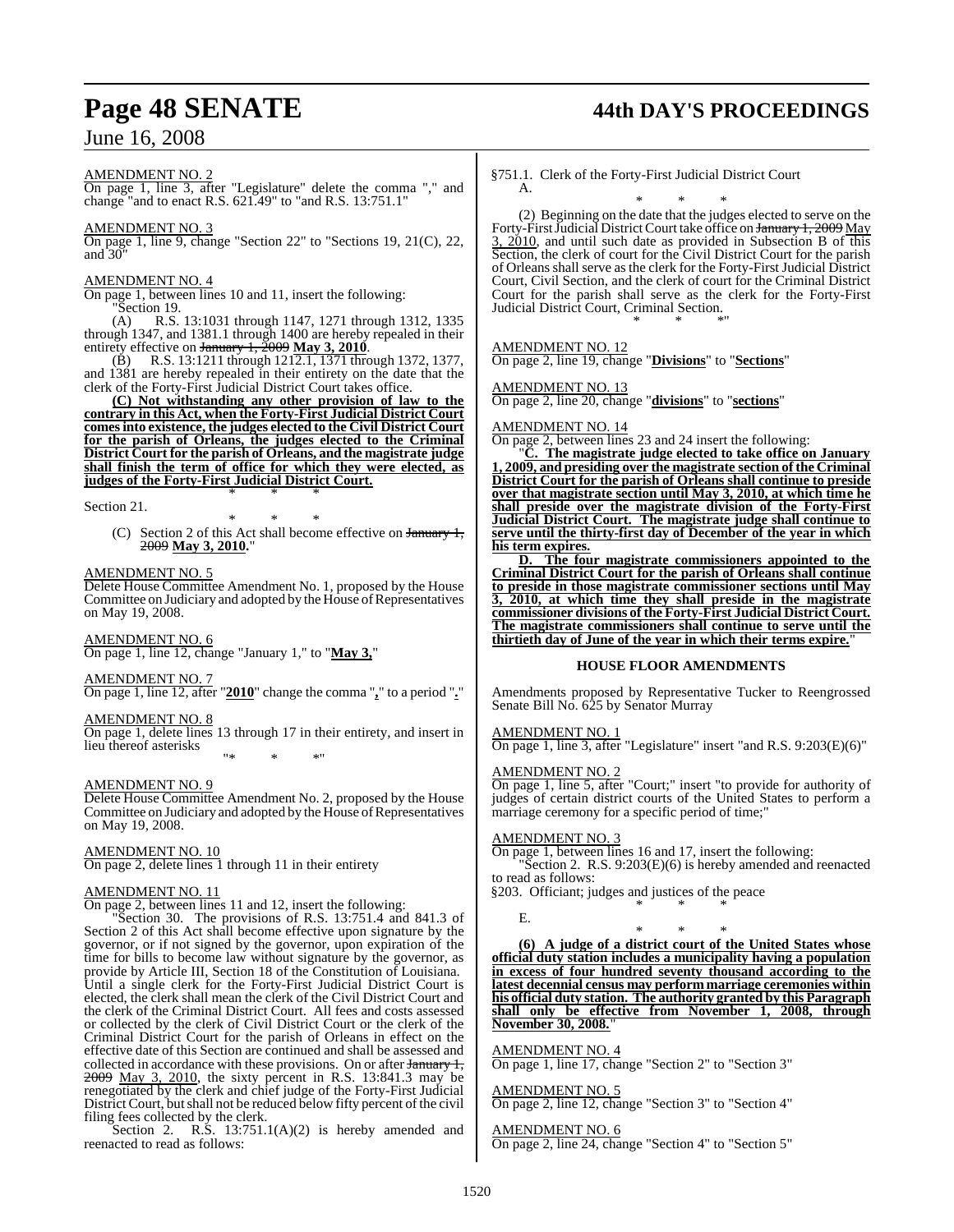AMENDMENT NO. 2

On page 1, line 3, after "Legislature" delete the comma "," and change "and to enact R.S. 621.49" to "and R.S. 13:751.1"

AMENDMENT NO. 3

On page 1, line 9, change "Section 22" to "Sections 19, 21(C), 22, and 30"

AMENDMENT NO. 4

On page 1, between lines 10 and 11, insert the following:

"Section 19.

(A) R.S. 13:1031 through 1147, 1271 through 1312, 1335 through 1347, and 1381.1 through 1400 are hereby repealed in their entirety effective on ~~January 1, 2009~~ **May 3, 2010**.

(B) R.S. 13:1211 through 1212.1, 1371 through 1372, 1377, and 1381 are hereby repealed in their entirety on the date that the clerk of the Forty-First Judicial District Court takes office.

**(C) Not withstanding any other provision of law to the contrary in this Act, when the Forty-First Judicial District Court comes into existence, the judges elected to the Civil District Court for the parish of Orleans, the judges elected to the Criminal District Court for the parish of Orleans, and the magistrate judge shall finish the term of office for which they were elected, as judges of the Forty-First Judicial District Court.**

\* \* \*

Section 21.

\* \* \*

(C) Section 2 of this Act shall become effective on ~~January 1, 2009~~ **May 3, 2010.**"

AMENDMENT NO. 5

Delete House Committee Amendment No. 1, proposed by the House Committee on Judiciary and adopted by the House of Representatives on May 19, 2008.

AMENDMENT NO. 6

On page 1, line 12, change "January 1," to "**May 3,**"

AMENDMENT NO. 7

On page 1, line 12, after "**2010**" change the comma "**,**" to a period "**.**"

AMENDMENT NO. 8

On page 1, delete lines 13 through 17 in their entirety, and insert in lieu thereof asterisks

"\* \* \*"

AMENDMENT NO. 9

Delete House Committee Amendment No. 2, proposed by the House Committee on Judiciary and adopted by the House of Representatives on May 19, 2008.

AMENDMENT NO. 10

On page 2, delete lines 1 through 11 in their entirety

AMENDMENT NO. 11

On page 2, between lines 11 and 12, insert the following:

"Section 30. The provisions of R.S. 13:751.4 and 841.3 of Section 2 of this Act shall become effective upon signature by the governor, or if not signed by the governor, upon expiration of the time for bills to become law without signature by the governor, as provide by Article III, Section 18 of the Constitution of Louisiana. Until a single clerk for the Forty-First Judicial District Court is elected, the clerk shall mean the clerk of the Civil District Court and the clerk of the Criminal District Court. All fees and costs assessed or collected by the clerk of Civil District Court or the clerk of the Criminal District Court for the parish of Orleans in effect on the effective date of this Section are continued and shall be assessed and collected in accordance with these provisions. On or after ~~January 1, 2009~~ May 3, 2010, the sixty percent in R.S. 13:841.3 may be renegotiated by the clerk and chief judge of the Forty-First Judicial District Court, but shall not be reduced below fifty percent of the civil filing fees collected by the clerk.

Section 2. R.S. 13:751.1(A)(2) is hereby amended and reenacted to read as follows:

§751.1. Clerk of the Forty-First Judicial District Court

A.

\* \* \*

(2) Beginning on the date that the judges elected to serve on the Forty-First Judicial District Court take office on ~~January 1, 2009~~ May 3, 2010, and until such date as provided in Subsection B of this Section, the clerk of court for the Civil District Court for the parish of Orleans shall serve as the clerk for the Forty-First Judicial District Court, Civil Section, and the clerk of court for the Criminal District Court for the parish shall serve as the clerk for the Forty-First Judicial District Court, Criminal Section.

\* \* \*"

AMENDMENT NO. 12

On page 2, line 19, change "**Divisions**" to "**Sections**"

AMENDMENT NO. 13

On page 2, line 20, change "**divisions**" to "**sections**"

AMENDMENT NO. 14

On page 2, between lines 23 and 24 insert the following:

"**C. The magistrate judge elected to take office on January 1, 2009, and presiding over the magistrate section of the Criminal District Court for the parish of Orleans shall continue to preside over that magistrate section until May 3, 2010, at which time he shall preside over the magistrate division of the Forty-First Judicial District Court. The magistrate judge shall continue to serve until the thirty-first day of December of the year in which his term expires.**

**D. The four magistrate commissioners appointed to the Criminal District Court for the parish of Orleans shall continue to preside in those magistrate commissioner sections until May 3, 2010, at which time they shall preside in the magistrate commissioner divisions of the Forty-First Judicial District Court. The magistrate commissioners shall continue to serve until the thirtieth day of June of the year in which their terms expire.**"

## HOUSE FLOOR AMENDMENTS

Amendments proposed by Representative Tucker to Reengrossed Senate Bill No. 625 by Senator Murray

AMENDMENT NO. 1

On page 1, line 3, after "Legislature" insert "and R.S. 9:203(E)(6)"

AMENDMENT NO. 2

On page 1, line 5, after "Court;" insert "to provide for authority of judges of certain district courts of the United States to perform a marriage ceremony for a specific period of time;"

AMENDMENT NO. 3

On page 1, between lines 16 and 17, insert the following:

"Section 2. R.S. 9:203(E)(6) is hereby amended and reenacted to read as follows:

§203. Officiant; judges and justices of the peace

\* \* \*

E.

\* \* \*

**(6) A judge of a district court of the United States whose official duty station includes a municipality having a population in excess of four hundred seventy thousand according to the latest decennial census may perform marriage ceremonies within his official duty station. The authority granted by this Paragraph shall only be effective from November 1, 2008, through November 30, 2008.**"

AMENDMENT NO. 4

On page 1, line 17, change "Section 2" to "Section 3"

AMENDMENT NO. 5

On page 2, line 12, change "Section 3" to "Section 4"

AMENDMENT NO. 6

On page 2, line 24, change "Section 4" to "Section 5"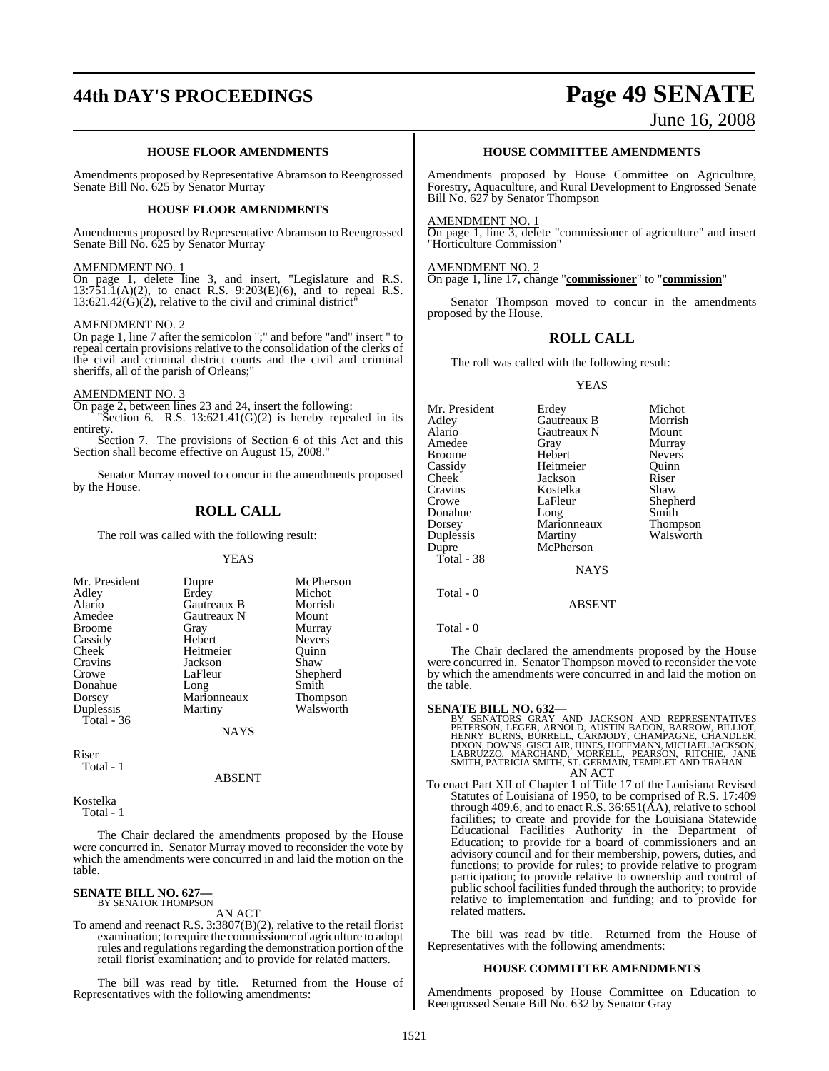### HOUSE FLOOR AMENDMENTS

Amendments proposed by Representative Abramson to Reengrossed Senate Bill No. 625 by Senator Murray

### HOUSE FLOOR AMENDMENTS

Amendments proposed by Representative Abramson to Reengrossed Senate Bill No. 625 by Senator Murray

AMENDMENT NO. 1

On page 1, delete line 3, and insert, "Legislature and R.S. 13:751.1(A)(2), to enact R.S. 9:203(E)(6), and to repeal R.S. 13:621.42(G)(2), relative to the civil and criminal district"

AMENDMENT NO. 2

On page 1, line 7 after the semicolon ";" and before "and" insert " to repeal certain provisions relative to the consolidation of the clerks of the civil and criminal district courts and the civil and criminal sheriffs, all of the parish of Orleans;"

AMENDMENT NO. 3

On page 2, between lines 23 and 24, insert the following:

"Section 6. R.S. 13:621.41(G)(2) is hereby repealed in its entirety.

Section 7. The provisions of Section 6 of this Act and this Section shall become effective on August 15, 2008."

Senator Murray moved to concur in the amendments proposed by the House.

## ROLL CALL

The roll was called with the following result:

YEAS

| | | |
|---|---|---|
| Mr. President | Dupre | McPherson |
| Adley | Erdey | Michot |
| Alario | Gautreaux B | Morrish |
| Amedee | Gautreaux N | Mount |
| Broome | Gray | Murray |
| Cassidy | Hebert | Nevers |
| Cheek | Heitmeier | Quinn |
| Cravins | Jackson | Shaw |
| Crowe | LaFleur | Shepherd |
| Donahue | Long | Smith |
| Dorsey | Marionneaux | Thompson |
| Duplessis | Martiny | Walsworth |

Total - 36

NAYS

Riser

Total - 1

ABSENT

Kostelka

Total - 1

The Chair declared the amendments proposed by the House were concurred in. Senator Murray moved to reconsider the vote by which the amendments were concurred in and laid the motion on the table.

**SENATE BILL NO. 627—**
BY SENATOR THOMPSON

AN ACT

To amend and reenact R.S. 3:3807(B)(2), relative to the retail florist examination; to require the commissioner of agriculture to adopt rules and regulations regarding the demonstration portion of the retail florist examination; and to provide for related matters.

The bill was read by title. Returned from the House of Representatives with the following amendments:

### HOUSE COMMITTEE AMENDMENTS

Amendments proposed by House Committee on Agriculture, Forestry, Aquaculture, and Rural Development to Engrossed Senate Bill No. 627 by Senator Thompson

AMENDMENT NO. 1

On page 1, line 3, delete "commissioner of agriculture" and insert "Horticulture Commission"

AMENDMENT NO. 2

On page 1, line 17, change "**commissioner**" to "**commission**"

Senator Thompson moved to concur in the amendments proposed by the House.

## ROLL CALL

The roll was called with the following result:

YEAS

| | | |
|---|---|---|
| Mr. President | Erdey | Michot |
| Adley | Gautreaux B | Morrish |
| Alario | Gautreaux N | Mount |
| Amedee | Gray | Murray |
| Broome | Hebert | Nevers |
| Cassidy | Heitmeier | Quinn |
| Cheek | Jackson | Riser |
| Cravins | Kostelka | Shaw |
| Crowe | LaFleur | Shepherd |
| Donahue | Long | Smith |
| Dorsey | Marionneaux | Thompson |
| Duplessis | Martiny | Walsworth |
| Dupre | McPherson | |

Total - 38

NAYS

Total - 0

ABSENT

Total - 0

The Chair declared the amendments proposed by the House were concurred in. Senator Thompson moved to reconsider the vote by which the amendments were concurred in and laid the motion on the table.

**SENATE BILL NO. 632—**
BY SENATORS GRAY AND JACKSON AND REPRESENTATIVES PETERSON, LEGER, ARNOLD, AUSTIN BADON, BARROW, BILLIOT, HENRY BURNS, BURRELL, CARMODY, CHAMPAGNE, CHANDLER, DIXON, DOWNS, GISCLAIR, HINES, HOFFMANN, MICHAEL JACKSON, LABRUZZO, MARCHAND, MORRELL, PEARSON, RITCHIE, JANE SMITH, PATRICIA SMITH, ST. GERMAIN, TEMPLET AND TRAHAN

AN ACT

To enact Part XII of Chapter 1 of Title 17 of the Louisiana Revised Statutes of Louisiana of 1950, to be comprised of R.S. 17:409 through 409.6, and to enact R.S. 36:651(AA), relative to school facilities; to create and provide for the Louisiana Statewide Educational Facilities Authority in the Department of Education; to provide for a board of commissioners and an advisory council and for their membership, powers, duties, and functions; to provide for rules; to provide relative to program participation; to provide relative to ownership and control of public school facilities funded through the authority; to provide relative to implementation and funding; and to provide for related matters.

The bill was read by title. Returned from the House of Representatives with the following amendments:

### HOUSE COMMITTEE AMENDMENTS

Amendments proposed by House Committee on Education to Reengrossed Senate Bill No. 632 by Senator Gray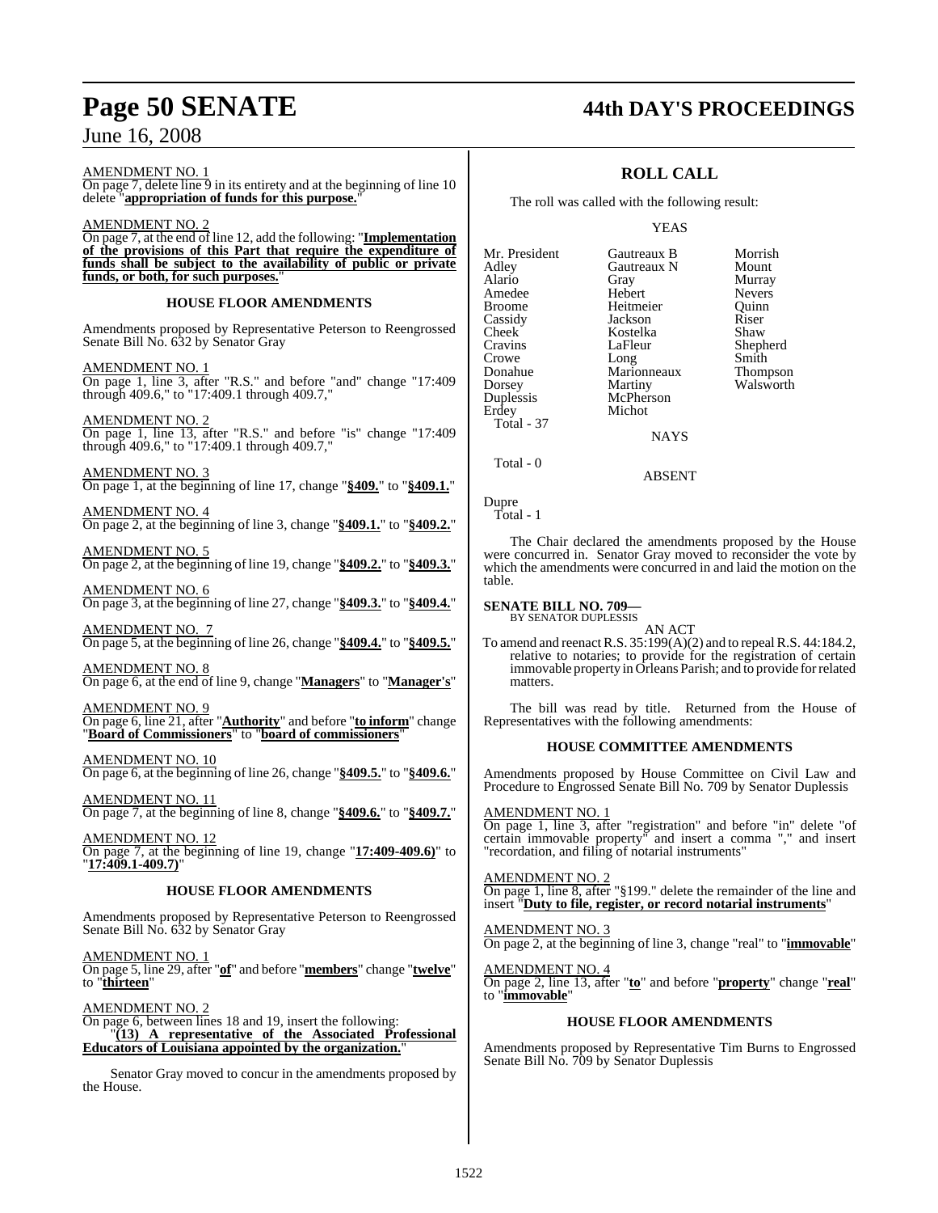AMENDMENT NO. 1

On page 7, delete line 9 in its entirety and at the beginning of line 10 delete "**appropriation of funds for this purpose.**"

AMENDMENT NO. 2

On page 7, at the end of line 12, add the following: "**Implementation of the provisions of this Part that require the expenditure of funds shall be subject to the availability of public or private funds, or both, for such purposes.**"

### HOUSE FLOOR AMENDMENTS

Amendments proposed by Representative Peterson to Reengrossed Senate Bill No. 632 by Senator Gray

AMENDMENT NO. 1

On page 1, line 3, after "R.S." and before "and" change "17:409 through 409.6," to "17:409.1 through 409.7,"

AMENDMENT NO. 2

On page 1, line 13, after "R.S." and before "is" change "17:409 through 409.6," to "17:409.1 through 409.7,"

AMENDMENT NO. 3

On page 1, at the beginning of line 17, change "**§409.**" to "**§409.1.**"

AMENDMENT NO. 4

On page 2, at the beginning of line 3, change "**§409.1.**" to "**§409.2.**"

AMENDMENT NO. 5

On page 2, at the beginning of line 19, change "**§409.2.**" to "**§409.3.**"

AMENDMENT NO. 6

On page 3, at the beginning of line 27, change "**§409.3.**" to "**§409.4.**"

AMENDMENT NO. 7

On page 5, at the beginning of line 26, change "**§409.4.**" to "**§409.5.**"

AMENDMENT NO. 8

On page 6, at the end of line 9, change "**Managers**" to "**Manager's**"

AMENDMENT NO. 9

On page 6, line 21, after "**Authority**" and before "**to inform**" change "**Board of Commissioners**" to "**board of commissioners**"

AMENDMENT NO. 10

On page 6, at the beginning of line 26, change "**§409.5.**" to "**§409.6.**"

AMENDMENT NO. 11

On page 7, at the beginning of line 8, change "**§409.6.**" to "**§409.7.**"

AMENDMENT NO. 12

On page 7, at the beginning of line 19, change "**17:409-409.6)**" to "**17:409.1-409.7)**"

### HOUSE FLOOR AMENDMENTS

Amendments proposed by Representative Peterson to Reengrossed Senate Bill No. 632 by Senator Gray

AMENDMENT NO. 1

On page 5, line 29, after "**of**" and before "**members**" change "**twelve**" to "**thirteen**"

AMENDMENT NO. 2

On page 6, between lines 18 and 19, insert the following:

"**(13) A representative of the Associated Professional Educators of Louisiana appointed by the organization.**"

Senator Gray moved to concur in the amendments proposed by the House.

## ROLL CALL

The roll was called with the following result:

YEAS

| | | |
|---|---|---|
| Mr. President | Gautreaux B | Morrish |
| Adley | Gautreaux N | Mount |
| Alario | Gray | Murray |
| Amedee | Hebert | Nevers |
| Broome | Heitmeier | Quinn |
| Cassidy | Jackson | Riser |
| Cheek | Kostelka | Shaw |
| Cravins | LaFleur | Shepherd |
| Crowe | Long | Smith |
| Donahue | Marionneaux | Thompson |
| Dorsey | Martiny | Walsworth |
| Duplessis | McPherson | |
| Erdey | Michot | |

Total - 37

NAYS

Total - 0

ABSENT

Dupre

Total - 1

The Chair declared the amendments proposed by the House were concurred in. Senator Gray moved to reconsider the vote by which the amendments were concurred in and laid the motion on the table.

**SENATE BILL NO. 709—**
BY SENATOR DUPLESSIS

AN ACT

To amend and reenact R.S. 35:199(A)(2) and to repeal R.S. 44:184.2, relative to notaries; to provide for the registration of certain immovable property in Orleans Parish; and to provide for related matters.

The bill was read by title. Returned from the House of Representatives with the following amendments:

### HOUSE COMMITTEE AMENDMENTS

Amendments proposed by House Committee on Civil Law and Procedure to Engrossed Senate Bill No. 709 by Senator Duplessis

AMENDMENT NO. 1

On page 1, line 3, after "registration" and before "in" delete "of certain immovable property" and insert a comma "," and insert "recordation, and filing of notarial instruments"

AMENDMENT NO. 2

On page 1, line 8, after "§199." delete the remainder of the line and insert "**Duty to file, register, or record notarial instruments**"

AMENDMENT NO. 3

On page 2, at the beginning of line 3, change "real" to "**immovable**"

AMENDMENT NO. 4

On page 2, line 13, after "**to**" and before "**property**" change "**real**" to "**immovable**"

### HOUSE FLOOR AMENDMENTS

Amendments proposed by Representative Tim Burns to Engrossed Senate Bill No. 709 by Senator Duplessis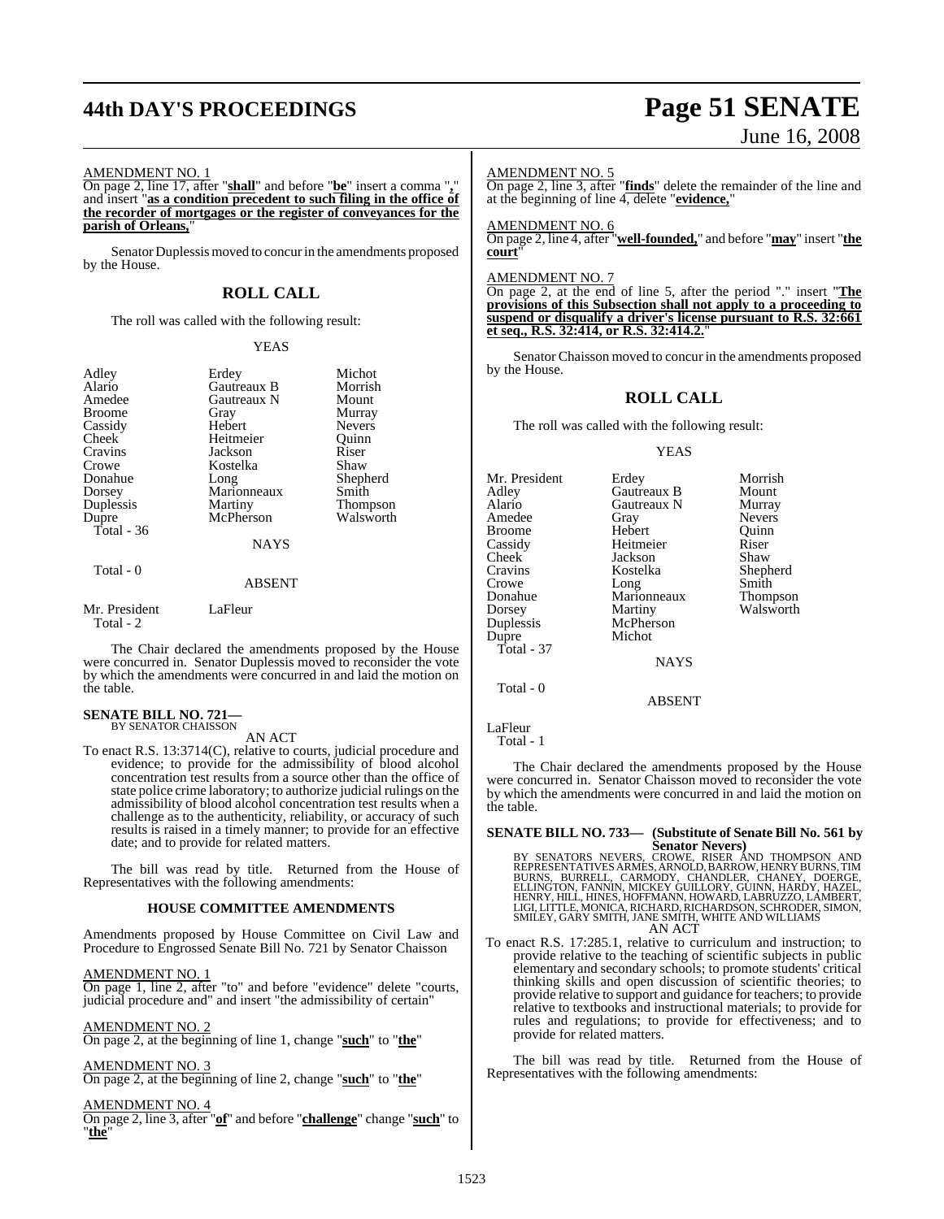AMENDMENT NO. 1

On page 2, line 17, after "**shall**" and before "**be**" insert a comma "**,**" and insert "**as a condition precedent to such filing in the office of the recorder of mortgages or the register of conveyances for the parish of Orleans,**"

Senator Duplessis moved to concur in the amendments proposed by the House.

## ROLL CALL

The roll was called with the following result:

YEAS

| | | |
|---|---|---|
| Adley | Erdey | Michot |
| Alario | Gautreaux B | Morrish |
| Amedee | Gautreaux N | Mount |
| Broome | Gray | Murray |
| Cassidy | Hebert | Nevers |
| Cheek | Heitmeier | Quinn |
| Cravins | Jackson | Riser |
| Crowe | Kostelka | Shaw |
| Donahue | Long | Shepherd |
| Dorsey | Marionneaux | Smith |
| Duplessis | Martiny | Thompson |
| Dupre | McPherson | Walsworth |

Total - 36

NAYS

Total - 0

ABSENT

Mr. President  LaFleur

Total - 2

The Chair declared the amendments proposed by the House were concurred in. Senator Duplessis moved to reconsider the vote by which the amendments were concurred in and laid the motion on the table.

**SENATE BILL NO. 721—**
BY SENATOR CHAISSON

AN ACT

To enact R.S. 13:3714(C), relative to courts, judicial procedure and evidence; to provide for the admissibility of blood alcohol concentration test results from a source other than the office of state police crime laboratory; to authorize judicial rulings on the admissibility of blood alcohol concentration test results when a challenge as to the authenticity, reliability, or accuracy of such results is raised in a timely manner; to provide for an effective date; and to provide for related matters.

The bill was read by title. Returned from the House of Representatives with the following amendments:

### HOUSE COMMITTEE AMENDMENTS

Amendments proposed by House Committee on Civil Law and Procedure to Engrossed Senate Bill No. 721 by Senator Chaisson

AMENDMENT NO. 1

On page 1, line 2, after "to" and before "evidence" delete "courts, judicial procedure and" and insert "the admissibility of certain"

AMENDMENT NO. 2

On page 2, at the beginning of line 1, change "**such**" to "**the**"

AMENDMENT NO. 3

On page 2, at the beginning of line 2, change "**such**" to "**the**"

AMENDMENT NO. 4

On page 2, line 3, after "**of**" and before "**challenge**" change "**such**" to "**the**"

AMENDMENT NO. 5

On page 2, line 3, after "**finds**" delete the remainder of the line and at the beginning of line 4, delete "**evidence,**"

AMENDMENT NO. 6

On page 2, line 4, after "**well-founded,**" and before "**may**" insert "**the court**"

AMENDMENT NO. 7

On page 2, at the end of line 5, after the period "." insert "**The provisions of this Subsection shall not apply to a proceeding to suspend or disqualify a driver's license pursuant to R.S. 32:661 et seq., R.S. 32:414, or R.S. 32:414.2.**"

Senator Chaisson moved to concur in the amendments proposed by the House.

## ROLL CALL

The roll was called with the following result:

YEAS

| | | |
|---|---|---|
| Mr. President | Erdey | Morrish |
| Adley | Gautreaux B | Mount |
| Alario | Gautreaux N | Murray |
| Amedee | Gray | Nevers |
| Broome | Hebert | Quinn |
| Cassidy | Heitmeier | Riser |
| Cheek | Jackson | Shaw |
| Cravins | Kostelka | Shepherd |
| Crowe | Long | Smith |
| Donahue | Marionneaux | Thompson |
| Dorsey | Martiny | Walsworth |
| Duplessis | McPherson | |
| Dupre | Michot | |

Total - 37

NAYS

Total - 0

ABSENT

LaFleur

Total - 1

The Chair declared the amendments proposed by the House were concurred in. Senator Chaisson moved to reconsider the vote by which the amendments were concurred in and laid the motion on the table.

**SENATE BILL NO. 733— (Substitute of Senate Bill No. 561 by Senator Nevers)**
BY SENATORS NEVERS, CROWE, RISER AND THOMPSON AND REPRESENTATIVES ARMES, ARNOLD, BARROW, HENRY BURNS, TIM BURNS, BURRELL, CARMODY, CHANDLER, CHANEY, DOERGE, ELLINGTON, FANNIN, MICKEY GUILLORY, GUINN, HARDY, HAZEL, HENRY, HILL, HINES, HOFFMANN, HOWARD, LABRUZZO, LAMBERT, LIGI, LITTLE, MONICA, RICHARD, RICHARDSON, SCHRODER, SIMON, SMILEY, GARY SMITH, JANE SMITH, WHITE AND WILLIAMS

AN ACT

To enact R.S. 17:285.1, relative to curriculum and instruction; to provide relative to the teaching of scientific subjects in public elementary and secondary schools; to promote students' critical thinking skills and open discussion of scientific theories; to provide relative to support and guidance for teachers; to provide relative to textbooks and instructional materials; to provide for rules and regulations; to provide for effectiveness; and to provide for related matters.

The bill was read by title. Returned from the House of Representatives with the following amendments: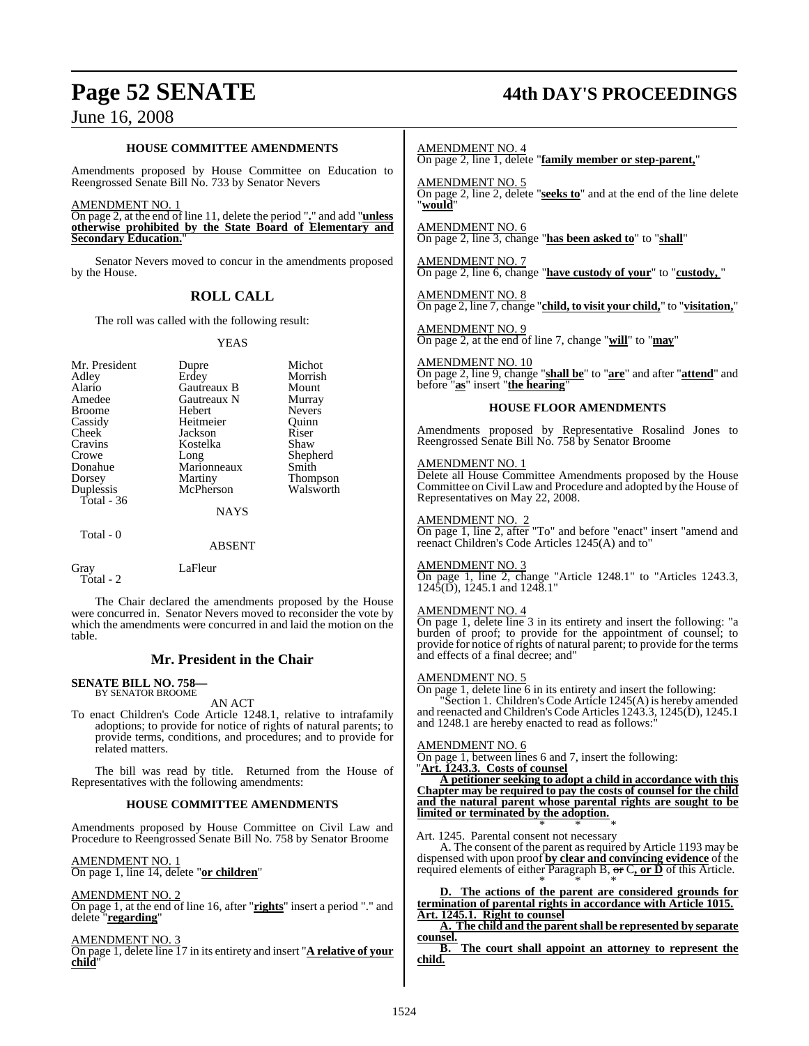### HOUSE COMMITTEE AMENDMENTS

Amendments proposed by House Committee on Education to Reengrossed Senate Bill No. 733 by Senator Nevers

AMENDMENT NO. 1
On page 2, at the end of line 11, delete the period "**.**" and add "**unless otherwise prohibited by the State Board of Elementary and Secondary Education.**"

Senator Nevers moved to concur in the amendments proposed by the House.

## ROLL CALL

The roll was called with the following result:

YEAS

| | | |
|---|---|---|
| Mr. President | Dupre | Michot |
| Adley | Erdey | Morrish |
| Alario | Gautreaux B | Mount |
| Amedee | Gautreaux N | Murray |
| Broome | Hebert | Nevers |
| Cassidy | Heitmeier | Quinn |
| Cheek | Jackson | Riser |
| Cravins | Kostelka | Shaw |
| Crowe | Long | Shepherd |
| Donahue | Marionneaux | Smith |
| Dorsey | Martiny | Thompson |
| Duplessis | McPherson | Walsworth |

Total - 36

NAYS

Total - 0

ABSENT

Gray LaFleur

Total - 2

The Chair declared the amendments proposed by the House were concurred in. Senator Nevers moved to reconsider the vote by which the amendments were concurred in and laid the motion on the table.

## Mr. President in the Chair

**SENATE BILL NO. 758—**
BY SENATOR BROOME

AN ACT

To enact Children's Code Article 1248.1, relative to intrafamily adoptions; to provide for notice of rights of natural parents; to provide terms, conditions, and procedures; and to provide for related matters.

The bill was read by title. Returned from the House of Representatives with the following amendments:

### HOUSE COMMITTEE AMENDMENTS

Amendments proposed by House Committee on Civil Law and Procedure to Reengrossed Senate Bill No. 758 by Senator Broome

AMENDMENT NO. 1
On page 1, line 14, delete "**or children**"

AMENDMENT NO. 2
On page 1, at the end of line 16, after "**rights**" insert a period "." and delete "**regarding**"

AMENDMENT NO. 3
On page 1, delete line 17 in its entirety and insert "**A relative of your child**"

AMENDMENT NO. 4
On page 2, line 1, delete "**family member or step-parent,**"

AMENDMENT NO. 5
On page 2, line 2, delete "**seeks to**" and at the end of the line delete "**would**"

AMENDMENT NO. 6
On page 2, line 3, change "**has been asked to**" to "**shall**"

AMENDMENT NO. 7
On page 2, line 6, change "**have custody of your**" to "**custody,** "

AMENDMENT NO. 8
On page 2, line 7, change "**child, to visit your child,**" to "**visitation,**"

AMENDMENT NO. 9
On page 2, at the end of line 7, change "**will**" to "**may**"

AMENDMENT NO. 10
On page 2, line 9, change "**shall be**" to "**are**" and after "**attend**" and before "**as**" insert "**the hearing**"

### HOUSE FLOOR AMENDMENTS

Amendments proposed by Representative Rosalind Jones to Reengrossed Senate Bill No. 758 by Senator Broome

AMENDMENT NO. 1
Delete all House Committee Amendments proposed by the House Committee on Civil Law and Procedure and adopted by the House of Representatives on May 22, 2008.

AMENDMENT NO. 2
On page 1, line 2, after "To" and before "enact" insert "amend and reenact Children's Code Articles 1245(A) and to"

AMENDMENT NO. 3
On page 1, line 2, change "Article 1248.1" to "Articles 1243.3, 1245(D), 1245.1 and 1248.1"

AMENDMENT NO. 4
On page 1, delete line 3 in its entirety and insert the following: "a burden of proof; to provide for the appointment of counsel; to provide for notice of rights of natural parent; to provide for the terms and effects of a final decree; and"

AMENDMENT NO. 5
On page 1, delete line 6 in its entirety and insert the following:
"Section 1. Children's Code Article 1245(A) is hereby amended and reenacted and Children's Code Articles 1243.3, 1245(D), 1245.1 and 1248.1 are hereby enacted to read as follows:"

AMENDMENT NO. 6
On page 1, between lines 6 and 7, insert the following:
"**Art. 1243.3. Costs of counsel**

**A petitioner seeking to adopt a child in accordance with this Chapter may be required to pay the costs of counsel for the child and the natural parent whose parental rights are sought to be limited or terminated by the adoption.**

\* \* \*

Art. 1245. Parental consent not necessary

A. The consent of the parent as required by Article 1193 may be dispensed with upon proof **by clear and convincing evidence** of the required elements of either Paragraph B, ~~or~~ C**, or D** of this Article.

\* \* \*

**D. The actions of the parent are considered grounds for termination of parental rights in accordance with Article 1015.**

**Art. 1245.1. Right to counsel**

**A. The child and the parent shall be represented by separate counsel.**

**B. The court shall appoint an attorney to represent the child.**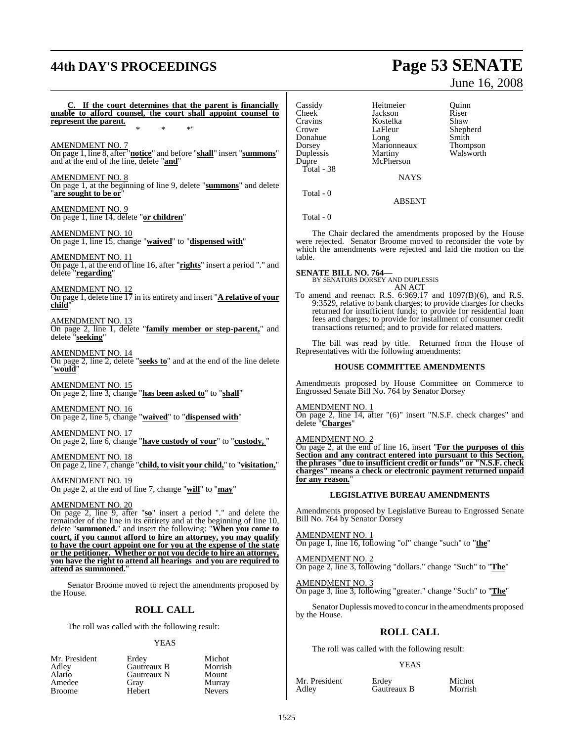**C. If the court determines that the parent is financially unable to afford counsel, the court shall appoint counsel to represent the parent.**

\* \* \*"

AMENDMENT NO. 7
On page 1, line 8, after "**notice**" and before "**shall**" insert "**summons**" and at the end of the line, delete "**and**"

AMENDMENT NO. 8
On page 1, at the beginning of line 9, delete "**summons**" and delete "**are sought to be or**"

AMENDMENT NO. 9
On page 1, line 14, delete "**or children**"

AMENDMENT NO. 10
On page 1, line 15, change "**waived**" to "**dispensed with**"

AMENDMENT NO. 11
On page 1, at the end of line 16, after "**rights**" insert a period "." and delete "**regarding**"

AMENDMENT NO. 12
On page 1, delete line 17 in its entirety and insert "**A relative of your child**"

AMENDMENT NO. 13
On page 2, line 1, delete "**family member or step-parent,**" and delete "**seeking**"

AMENDMENT NO. 14
On page 2, line 2, delete "**seeks to**" and at the end of the line delete "**would**"

AMENDMENT NO. 15
On page 2, line 3, change "**has been asked to**" to "**shall**"

AMENDMENT NO. 16
On page 2, line 5, change "**waived**" to "**dispensed with**"

AMENDMENT NO. 17
On page 2, line 6, change "**have custody of your**" to "**custody,** "

AMENDMENT NO. 18
On page 2, line 7, change "**child, to visit your child,**" to "**visitation,**"

AMENDMENT NO. 19
On page 2, at the end of line 7, change "**will**" to "**may**"

AMENDMENT NO. 20
On page 2, line 9, after "**so**" insert a period "." and delete the remainder of the line in its entirety and at the beginning of line 10, delete "**summoned.**" and insert the following: "**When you come to court, if you cannot afford to hire an attorney, you may qualify to have the court appoint one for you at the expense of the state or the petitioner. Whether or not you decide to hire an attorney, you have the right to attend all hearings and you are required to attend as summoned.**"

Senator Broome moved to reject the amendments proposed by the House.

## ROLL CALL

The roll was called with the following result:

YEAS

| | | |
|---|---|---|
| Mr. President | Erdey | Michot |
| Adley | Gautreaux B | Morrish |
| Alario | Gautreaux N | Mount |
| Amedee | Gray | Murray |
| Broome | Hebert | Nevers |
| Cassidy | Heitmeier | Quinn |
| Cheek | Jackson | Riser |
| Cravins | Kostelka | Shaw |
| Crowe | LaFleur | Shepherd |
| Donahue | Long | Smith |
| Dorsey | Marionneaux | Thompson |
| Duplessis | Martiny | Walsworth |
| Dupre | McPherson | |

Total - 38

NAYS

Total - 0

ABSENT

Total - 0

The Chair declared the amendments proposed by the House were rejected. Senator Broome moved to reconsider the vote by which the amendments were rejected and laid the motion on the table.

**SENATE BILL NO. 764—**
BY SENATORS DORSEY AND DUPLESSIS
AN ACT

To amend and reenact R.S. 6:969.17 and 1097(B)(6), and R.S. 9:3529, relative to bank charges; to provide charges for checks returned for insufficient funds; to provide for residential loan fees and charges; to provide for installment of consumer credit transactions returned; and to provide for related matters.

The bill was read by title. Returned from the House of Representatives with the following amendments:

### HOUSE COMMITTEE AMENDMENTS

Amendments proposed by House Committee on Commerce to Engrossed Senate Bill No. 764 by Senator Dorsey

AMENDMENT NO. 1
On page 2, line 14, after "(6)" insert "N.S.F. check charges" and delete "**Charges**"

AMENDMENT NO. 2
On page 2, at the end of line 16, insert "**For the purposes of this Section and any contract entered into pursuant to this Section, the phrases "due to insufficient credit or funds" or "N.S.F. check charges" means a check or electronic payment returned unpaid for any reason.**"

### LEGISLATIVE BUREAU AMENDMENTS

Amendments proposed by Legislative Bureau to Engrossed Senate Bill No. 764 by Senator Dorsey

AMENDMENT NO. 1
On page 1, line 16, following "of" change "such" to "**the**"

AMENDMENT NO. 2
On page 2, line 3, following "dollars." change "Such" to "**The**"

AMENDMENT NO. 3
On page 3, line 3, following "greater." change "Such" to "**The**"

Senator Duplessis moved to concur in the amendments proposed by the House.

## ROLL CALL

The roll was called with the following result:

YEAS

| | | |
|---|---|---|
| Mr. President | Erdey | Michot |
| Adley | Gautreaux B | Morrish |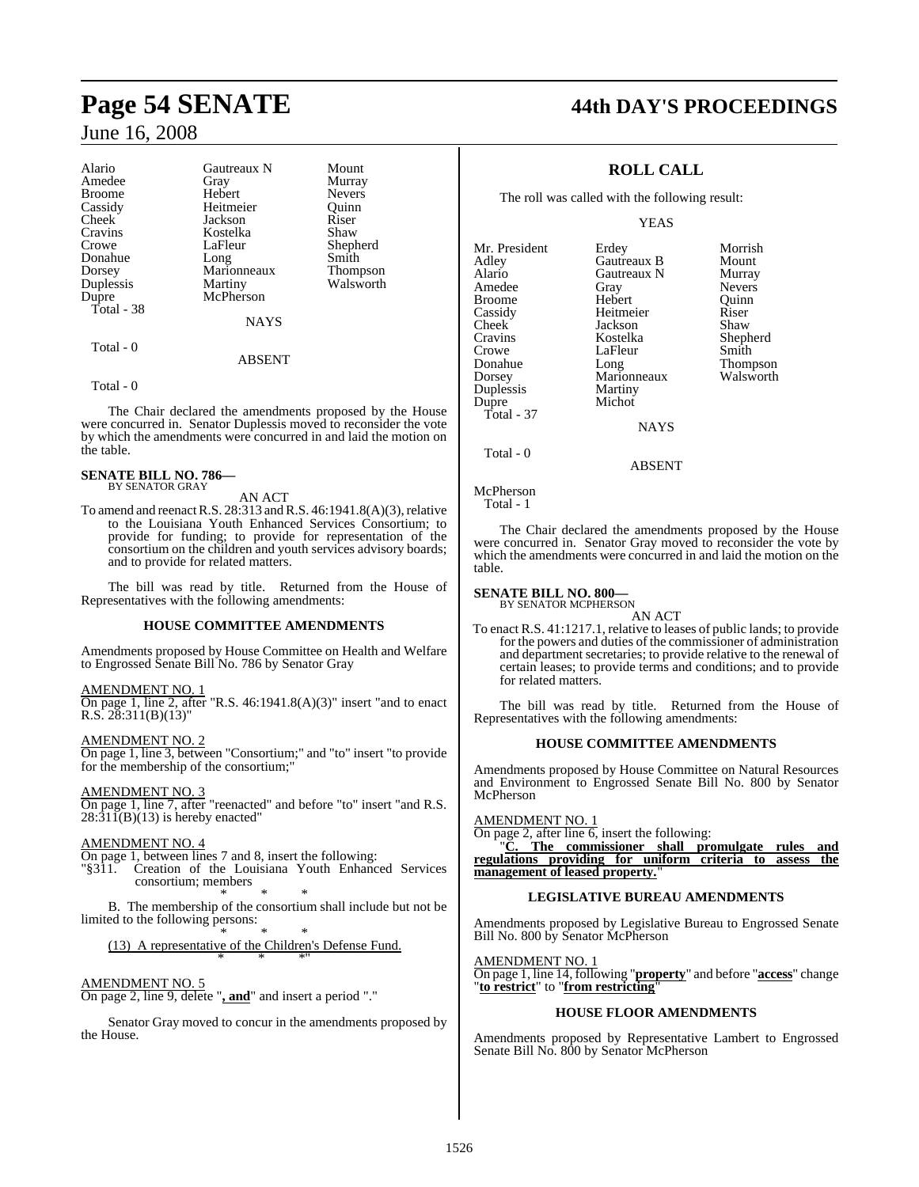| Alario | Gautreaux N | Mount |
|---|---|---|
| Amedee | Gray | Murray |
| Broome | Hebert | Nevers |
| Cassidy | Heitmeier | Quinn |
| Cheek | Jackson | Riser |
| Cravins | Kostelka | Shaw |
| Crowe | LaFleur | Shepherd |
| Donahue | Long | Smith |
| Dorsey | Marionneaux | Thompson |
| Duplessis | Martiny | Walsworth |
| Dupre | McPherson | |

Total - 38

NAYS

Total - 0

ABSENT

Total - 0

The Chair declared the amendments proposed by the House were concurred in. Senator Duplessis moved to reconsider the vote by which the amendments were concurred in and laid the motion on the table.

**SENATE BILL NO. 786—**
BY SENATOR GRAY

AN ACT

To amend and reenact R.S. 28:313 and R.S. 46:1941.8(A)(3), relative to the Louisiana Youth Enhanced Services Consortium; to provide for funding; to provide for representation of the consortium on the children and youth services advisory boards; and to provide for related matters.

The bill was read by title. Returned from the House of Representatives with the following amendments:

**HOUSE COMMITTEE AMENDMENTS**

Amendments proposed by House Committee on Health and Welfare to Engrossed Senate Bill No. 786 by Senator Gray

AMENDMENT NO. 1
On page 1, line 2, after "R.S. 46:1941.8(A)(3)" insert "and to enact R.S. 28:311(B)(13)"

AMENDMENT NO. 2
On page 1, line 3, between "Consortium;" and "to" insert "to provide for the membership of the consortium;"

AMENDMENT NO. 3
On page 1, line 7, after "reenacted" and before "to" insert "and R.S. 28:311(B)(13) is hereby enacted"

AMENDMENT NO. 4
On page 1, between lines 7 and 8, insert the following:
"§311. Creation of the Louisiana Youth Enhanced Services consortium; members

\* \* \*

B. The membership of the consortium shall include but not be limited to the following persons:

\* \* \*

(13) A representative of the Children's Defense Fund.

\* \* \*"

AMENDMENT NO. 5
On page 2, line 9, delete "**, and**" and insert a period "."

Senator Gray moved to concur in the amendments proposed by the House.

**ROLL CALL**

The roll was called with the following result:

YEAS

| Mr. President | Erdey | Morrish |
|---|---|---|
| Adley | Gautreaux B | Mount |
| Alario | Gautreaux N | Murray |
| Amedee | Gray | Nevers |
| Broome | Hebert | Quinn |
| Cassidy | Heitmeier | Riser |
| Cheek | Jackson | Shaw |
| Cravins | Kostelka | Shepherd |
| Crowe | LaFleur | Smith |
| Donahue | Long | Thompson |
| Dorsey | Marionneaux | Walsworth |
| Duplessis | Martiny | |
| Dupre | Michot | |

Total - 37

NAYS

Total - 0

ABSENT

McPherson

Total - 1

The Chair declared the amendments proposed by the House were concurred in. Senator Gray moved to reconsider the vote by which the amendments were concurred in and laid the motion on the table.

**SENATE BILL NO. 800—**
BY SENATOR MCPHERSON

AN ACT

To enact R.S. 41:1217.1, relative to leases of public lands; to provide for the powers and duties of the commissioner of administration and department secretaries; to provide relative to the renewal of certain leases; to provide terms and conditions; and to provide for related matters.

The bill was read by title. Returned from the House of Representatives with the following amendments:

**HOUSE COMMITTEE AMENDMENTS**

Amendments proposed by House Committee on Natural Resources and Environment to Engrossed Senate Bill No. 800 by Senator McPherson

AMENDMENT NO. 1
On page 2, after line 6, insert the following:
"**C. The commissioner shall promulgate rules and regulations providing for uniform criteria to assess the management of leased property.**"

**LEGISLATIVE BUREAU AMENDMENTS**

Amendments proposed by Legislative Bureau to Engrossed Senate Bill No. 800 by Senator McPherson

AMENDMENT NO. 1
On page 1, line 14, following "**property**" and before "**access**" change "**to restrict**" to "**from restricting**"

**HOUSE FLOOR AMENDMENTS**

Amendments proposed by Representative Lambert to Engrossed Senate Bill No. 800 by Senator McPherson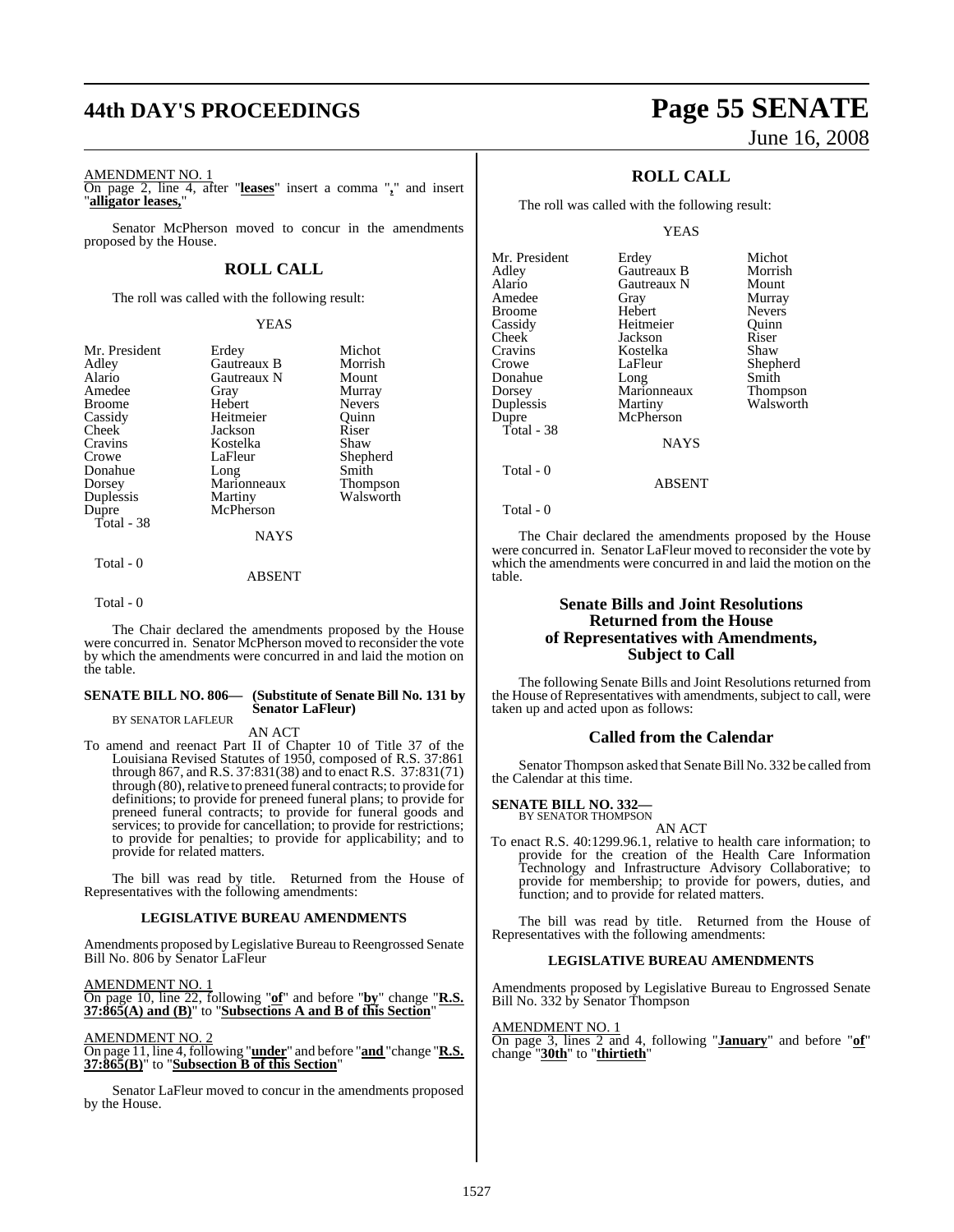AMENDMENT NO. 1

On page 2, line 4, after "**leases**" insert a comma "**,**" and insert "**alligator leases,**"

Senator McPherson moved to concur in the amendments proposed by the House.

## ROLL CALL

The roll was called with the following result:

YEAS

| | | |
|---|---|---|
| Mr. President | Erdey | Michot |
| Adley | Gautreaux B | Morrish |
| Alario | Gautreaux N | Mount |
| Amedee | Gray | Murray |
| Broome | Hebert | Nevers |
| Cassidy | Heitmeier | Quinn |
| Cheek | Jackson | Riser |
| Cravins | Kostelka | Shaw |
| Crowe | LaFleur | Shepherd |
| Donahue | Long | Smith |
| Dorsey | Marionneaux | Thompson |
| Duplessis | Martiny | Walsworth |
| Dupre | McPherson | |

Total - 38

NAYS

Total - 0

ABSENT

Total - 0

The Chair declared the amendments proposed by the House were concurred in. Senator McPherson moved to reconsider the vote by which the amendments were concurred in and laid the motion on the table.

**SENATE BILL NO. 806— (Substitute of Senate Bill No. 131 by Senator LaFleur)**
BY SENATOR LAFLEUR

AN ACT

To amend and reenact Part II of Chapter 10 of Title 37 of the Louisiana Revised Statutes of 1950, composed of R.S. 37:861 through 867, and R.S. 37:831(38) and to enact R.S. 37:831(71) through (80), relative to preneed funeral contracts; to provide for definitions; to provide for preneed funeral plans; to provide for preneed funeral contracts; to provide for funeral goods and services; to provide for cancellation; to provide for restrictions; to provide for penalties; to provide for applicability; and to provide for related matters.

The bill was read by title. Returned from the House of Representatives with the following amendments:

**LEGISLATIVE BUREAU AMENDMENTS**

Amendments proposed by Legislative Bureau to Reengrossed Senate Bill No. 806 by Senator LaFleur

AMENDMENT NO. 1

On page 10, line 22, following "**of**" and before "**by**" change "**R.S. 37:865(A) and (B)**" to "**Subsections A and B of this Section**"

AMENDMENT NO. 2

On page 11, line 4, following "**under**" and before "**and**" change "**R.S. 37:865(B)**" to "**Subsection B of this Section**"

Senator LaFleur moved to concur in the amendments proposed by the House.

## ROLL CALL

The roll was called with the following result:

YEAS

| | | |
|---|---|---|
| Mr. President | Erdey | Michot |
| Adley | Gautreaux B | Morrish |
| Alario | Gautreaux N | Mount |
| Amedee | Gray | Murray |
| Broome | Hebert | Nevers |
| Cassidy | Heitmeier | Quinn |
| Cheek | Jackson | Riser |
| Cravins | Kostelka | Shaw |
| Crowe | LaFleur | Shepherd |
| Donahue | Long | Smith |
| Dorsey | Marionneaux | Thompson |
| Duplessis | Martiny | Walsworth |
| Dupre | McPherson | |

Total - 38

NAYS

Total - 0

ABSENT

Total - 0

The Chair declared the amendments proposed by the House were concurred in. Senator LaFleur moved to reconsider the vote by which the amendments were concurred in and laid the motion on the table.

## Senate Bills and Joint Resolutions Returned from the House of Representatives with Amendments, Subject to Call

The following Senate Bills and Joint Resolutions returned from the House of Representatives with amendments, subject to call, were taken up and acted upon as follows:

## Called from the Calendar

Senator Thompson asked that Senate Bill No. 332 be called from the Calendar at this time.

**SENATE BILL NO. 332—**
BY SENATOR THOMPSON

AN ACT

To enact R.S. 40:1299.96.1, relative to health care information; to provide for the creation of the Health Care Information Technology and Infrastructure Advisory Collaborative; to provide for membership; to provide for powers, duties, and function; and to provide for related matters.

The bill was read by title. Returned from the House of Representatives with the following amendments:

**LEGISLATIVE BUREAU AMENDMENTS**

Amendments proposed by Legislative Bureau to Engrossed Senate Bill No. 332 by Senator Thompson

AMENDMENT NO. 1

On page 3, lines 2 and 4, following "**January**" and before "**of**" change "**30th**" to "**thirtieth**"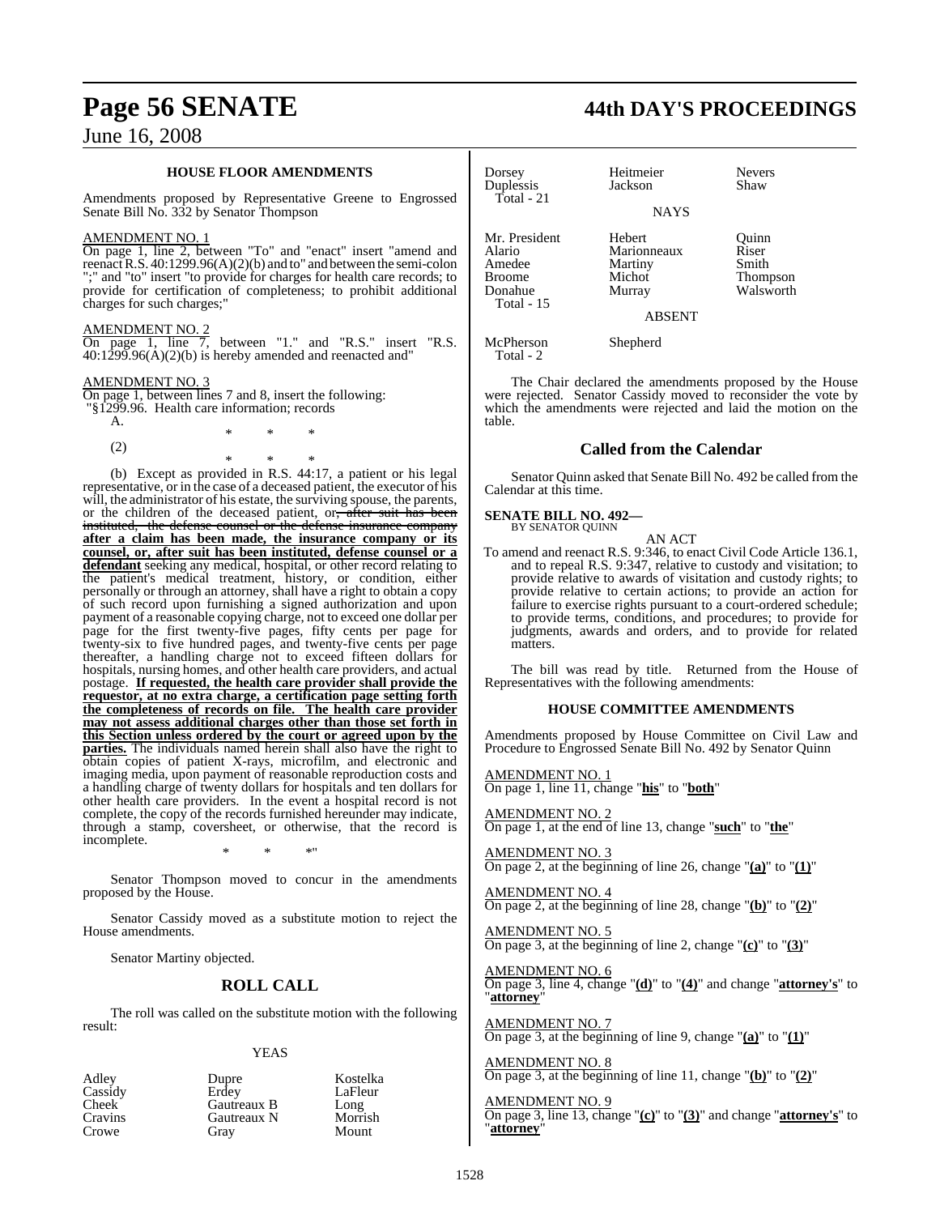### HOUSE FLOOR AMENDMENTS

Amendments proposed by Representative Greene to Engrossed Senate Bill No. 332 by Senator Thompson

AMENDMENT NO. 1

On page 1, line 2, between "To" and "enact" insert "amend and reenact R.S. 40:1299.96(A)(2)(b) and to" and between the semi-colon ";" and "to" insert "to provide for charges for health care records; to provide for certification of completeness; to prohibit additional charges for such charges;"

AMENDMENT NO. 2

On page 1, line 7, between "1." and "R.S." insert "R.S. 40:1299.96(A)(2)(b) is hereby amended and reenacted and"

AMENDMENT NO. 3

On page 1, between lines 7 and 8, insert the following:

"§1299.96. Health care information; records

A.

\* \* \*

(2)

\* \* \*

(b) Except as provided in R.S. 44:17, a patient or his legal representative, or in the case of a deceased patient, the executor of his will, the administrator of his estate, the surviving spouse, the parents, or the children of the deceased patient, or~~, after suit has been instituted, the defense counsel or the defense insurance company~~ **after a claim has been made, the insurance company or its counsel, or, after suit has been instituted, defense counsel or a defendant** seeking any medical, hospital, or other record relating to the patient's medical treatment, history, or condition, either personally or through an attorney, shall have a right to obtain a copy of such record upon furnishing a signed authorization and upon payment of a reasonable copying charge, not to exceed one dollar per page for the first twenty-five pages, fifty cents per page for twenty-six to five hundred pages, and twenty-five cents per page thereafter, a handling charge not to exceed fifteen dollars for hospitals, nursing homes, and other health care providers, and actual postage. **If requested, the health care provider shall provide the requestor, at no extra charge, a certification page setting forth the completeness of records on file. The health care provider may not assess additional charges other than those set forth in this Section unless ordered by the court or agreed upon by the parties.** The individuals named herein shall also have the right to obtain copies of patient X-rays, microfilm, and electronic and imaging media, upon payment of reasonable reproduction costs and a handling charge of twenty dollars for hospitals and ten dollars for other health care providers. In the event a hospital record is not complete, the copy of the records furnished hereunder may indicate, through a stamp, coversheet, or otherwise, that the record is incomplete.

\* \* \*"

Senator Thompson moved to concur in the amendments proposed by the House.

Senator Cassidy moved as a substitute motion to reject the House amendments.

Senator Martiny objected.

## ROLL CALL

The roll was called on the substitute motion with the following result:

YEAS

| | | |
|---|---|---|
| Adley | Dupre | Kostelka |
| Cassidy | Erdey | LaFleur |
| Cheek | Gautreaux B | Long |
| Cravins | Gautreaux N | Morrish |
| Crowe | Gray | Mount |
| Dorsey | Heitmeier | Nevers |
| Duplessis | Jackson | Shaw |

Total - 21

NAYS

| | | |
|---|---|---|
| Mr. President | Hebert | Quinn |
| Alario | Marionneaux | Riser |
| Amedee | Martiny | Smith |
| Broome | Michot | Thompson |
| Donahue | Murray | Walsworth |

Total - 15

ABSENT

| | |
|---|---|
| McPherson | Shepherd |

Total - 2

The Chair declared the amendments proposed by the House were rejected. Senator Cassidy moved to reconsider the vote by which the amendments were rejected and laid the motion on the table.

## Called from the Calendar

Senator Quinn asked that Senate Bill No. 492 be called from the Calendar at this time.

**SENATE BILL NO. 492—**
BY SENATOR QUINN

AN ACT

To amend and reenact R.S. 9:346, to enact Civil Code Article 136.1, and to repeal R.S. 9:347, relative to custody and visitation; to provide relative to awards of visitation and custody rights; to provide relative to certain actions; to provide an action for failure to exercise rights pursuant to a court-ordered schedule; to provide terms, conditions, and procedures; to provide for judgments, awards and orders, and to provide for related matters.

The bill was read by title. Returned from the House of Representatives with the following amendments:

### HOUSE COMMITTEE AMENDMENTS

Amendments proposed by House Committee on Civil Law and Procedure to Engrossed Senate Bill No. 492 by Senator Quinn

AMENDMENT NO. 1

On page 1, line 11, change "**his**" to "**both**"

AMENDMENT NO. 2

On page 1, at the end of line 13, change "**such**" to "**the**"

AMENDMENT NO. 3

On page 2, at the beginning of line 26, change "**(a)**" to "**(1)**"

AMENDMENT NO. 4

On page 2, at the beginning of line 28, change "**(b)**" to "**(2)**"

AMENDMENT NO. 5

On page 3, at the beginning of line 2, change "**(c)**" to "**(3)**"

AMENDMENT NO. 6

On page 3, line 4, change "**(d)**" to "**(4)**" and change "**attorney's**" to "**attorney**"

AMENDMENT NO. 7

On page 3, at the beginning of line 9, change "**(a)**" to "**(1)**"

AMENDMENT NO. 8

On page 3, at the beginning of line 11, change "**(b)**" to "**(2)**"

AMENDMENT NO. 9

On page 3, line 13, change "**(c)**" to "**(3)**" and change "**attorney's**" to "**attorney**"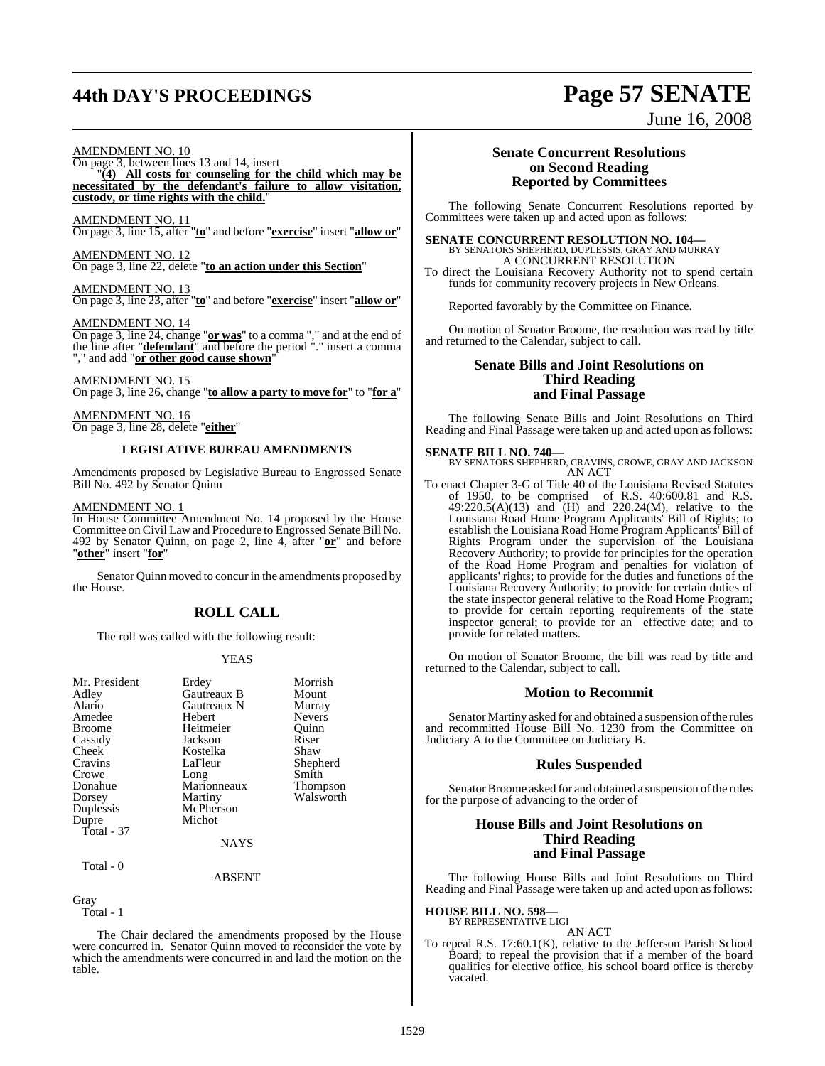AMENDMENT NO. 10

On page 3, between lines 13 and 14, insert

"**(4) All costs for counseling for the child which may be necessitated by the defendant's failure to allow visitation, custody, or time rights with the child.**"

AMENDMENT NO. 11

On page 3, line 15, after "**to**" and before "**exercise**" insert "**allow or**"

AMENDMENT NO. 12

On page 3, line 22, delete "**to an action under this Section**"

AMENDMENT NO. 13

On page 3, line 23, after "**to**" and before "**exercise**" insert "**allow or**"

AMENDMENT NO. 14

On page 3, line 24, change "**or was**" to a comma "," and at the end of the line after "**defendant**" and before the period "." insert a comma "," and add "**or other good cause shown**"

AMENDMENT NO. 15

On page 3, line 26, change "**to allow a party to move for**" to "**for a**"

AMENDMENT NO. 16

On page 3, line 28, delete "**either**"

### LEGISLATIVE BUREAU AMENDMENTS

Amendments proposed by Legislative Bureau to Engrossed Senate Bill No. 492 by Senator Quinn

AMENDMENT NO. 1

In House Committee Amendment No. 14 proposed by the House Committee on Civil Law and Procedure to Engrossed Senate Bill No. 492 by Senator Quinn, on page 2, line 4, after "**or**" and before "**other**" insert "**for**"

Senator Quinn moved to concur in the amendments proposed by the House.

## ROLL CALL

The roll was called with the following result:

YEAS

| | | |
|---|---|---|
| Mr. President | Erdey | Morrish |
| Adley | Gautreaux B | Mount |
| Alario | Gautreaux N | Murray |
| Amedee | Hebert | Nevers |
| Broome | Heitmeier | Quinn |
| Cassidy | Jackson | Riser |
| Cheek | Kostelka | Shaw |
| Cravins | LaFleur | Shepherd |
| Crowe | Long | Smith |
| Donahue | Marionneaux | Thompson |
| Dorsey | Martiny | Walsworth |
| Duplessis | McPherson | |
| Dupre | Michot | |

Total - 37

NAYS

Total - 0

ABSENT

Gray

Total - 1

The Chair declared the amendments proposed by the House were concurred in. Senator Quinn moved to reconsider the vote by which the amendments were concurred in and laid the motion on the table.

## Senate Concurrent Resolutions on Second Reading Reported by Committees

The following Senate Concurrent Resolutions reported by Committees were taken up and acted upon as follows:

**SENATE CONCURRENT RESOLUTION NO. 104—**
BY SENATORS SHEPHERD, DUPLESSIS, GRAY AND MURRAY
A CONCURRENT RESOLUTION

To direct the Louisiana Recovery Authority not to spend certain funds for community recovery projects in New Orleans.

Reported favorably by the Committee on Finance.

On motion of Senator Broome, the resolution was read by title and returned to the Calendar, subject to call.

## Senate Bills and Joint Resolutions on Third Reading and Final Passage

The following Senate Bills and Joint Resolutions on Third Reading and Final Passage were taken up and acted upon as follows:

**SENATE BILL NO. 740—**
BY SENATORS SHEPHERD, CRAVINS, CROWE, GRAY AND JACKSON
AN ACT

To enact Chapter 3-G of Title 40 of the Louisiana Revised Statutes of 1950, to be comprised of R.S. 40:600.81 and R.S. 49:220.5(A)(13) and (H) and 220.24(M), relative to the Louisiana Road Home Program Applicants' Bill of Rights; to establish the Louisiana Road Home Program Applicants' Bill of Rights Program under the supervision of the Louisiana Recovery Authority; to provide for principles for the operation of the Road Home Program and penalties for violation of applicants' rights; to provide for the duties and functions of the Louisiana Recovery Authority; to provide for certain duties of the state inspector general relative to the Road Home Program; to provide for certain reporting requirements of the state inspector general; to provide for an effective date; and to provide for related matters.

On motion of Senator Broome, the bill was read by title and returned to the Calendar, subject to call.

## Motion to Recommit

Senator Martiny asked for and obtained a suspension of the rules and recommitted House Bill No. 1230 from the Committee on Judiciary A to the Committee on Judiciary B.

## Rules Suspended

Senator Broome asked for and obtained a suspension of the rules for the purpose of advancing to the order of

## House Bills and Joint Resolutions on Third Reading and Final Passage

The following House Bills and Joint Resolutions on Third Reading and Final Passage were taken up and acted upon as follows:

**HOUSE BILL NO. 598—**
BY REPRESENTATIVE LIGI
AN ACT

To repeal R.S. 17:60.1(K), relative to the Jefferson Parish School Board; to repeal the provision that if a member of the board qualifies for elective office, his school board office is thereby vacated.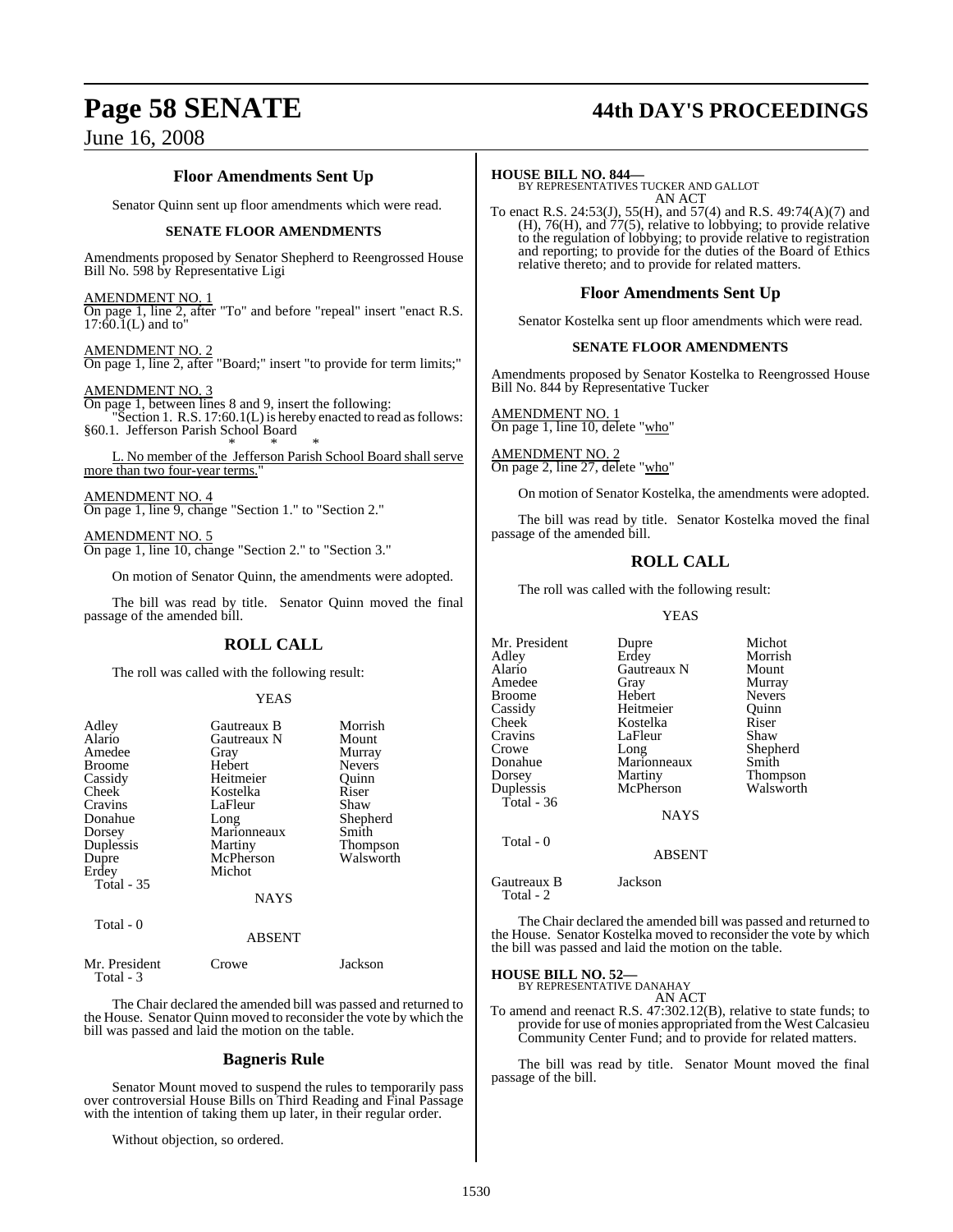### Floor Amendments Sent Up

Senator Quinn sent up floor amendments which were read.

#### SENATE FLOOR AMENDMENTS

Amendments proposed by Senator Shepherd to Reengrossed House Bill No. 598 by Representative Ligi

AMENDMENT NO. 1
On page 1, line 2, after "To" and before "repeal" insert "enact R.S. 17:60.1(L) and to"

AMENDMENT NO. 2
On page 1, line 2, after "Board;" insert "to provide for term limits;"

AMENDMENT NO. 3
On page 1, between lines 8 and 9, insert the following:
"Section 1. R.S. 17:60.1(L) is hereby enacted to read as follows:
§60.1. Jefferson Parish School Board

\* \* \*

L. No member of the Jefferson Parish School Board shall serve more than two four-year terms."

AMENDMENT NO. 4
On page 1, line 9, change "Section 1." to "Section 2."

AMENDMENT NO. 5
On page 1, line 10, change "Section 2." to "Section 3."

On motion of Senator Quinn, the amendments were adopted.

The bill was read by title. Senator Quinn moved the final passage of the amended bill.

### ROLL CALL

The roll was called with the following result:

YEAS

| | | |
|---|---|---|
| Adley | Gautreaux B | Morrish |
| Alario | Gautreaux N | Mount |
| Amedee | Gray | Murray |
| Broome | Hebert | Nevers |
| Cassidy | Heitmeier | Quinn |
| Cheek | Kostelka | Riser |
| Cravins | LaFleur | Shaw |
| Donahue | Long | Shepherd |
| Dorsey | Marionneaux | Smith |
| Duplessis | Martiny | Thompson |
| Dupre | McPherson | Walsworth |
| Erdey | Michot | |

Total - 35

NAYS

Total - 0

ABSENT

| | | |
|---|---|---|
| Mr. President | Crowe | Jackson |

Total - 3

The Chair declared the amended bill was passed and returned to the House. Senator Quinn moved to reconsider the vote by which the bill was passed and laid the motion on the table.

### Bagneris Rule

Senator Mount moved to suspend the rules to temporarily pass over controversial House Bills on Third Reading and Final Passage with the intention of taking them up later, in their regular order.

Without objection, so ordered.

**HOUSE BILL NO. 844—**
BY REPRESENTATIVES TUCKER AND GALLOT
AN ACT

To enact R.S. 24:53(J), 55(H), and 57(4) and R.S. 49:74(A)(7) and (H), 76(H), and 77(5), relative to lobbying; to provide relative to the regulation of lobbying; to provide relative to registration and reporting; to provide for the duties of the Board of Ethics relative thereto; and to provide for related matters.

### Floor Amendments Sent Up

Senator Kostelka sent up floor amendments which were read.

#### SENATE FLOOR AMENDMENTS

Amendments proposed by Senator Kostelka to Reengrossed House Bill No. 844 by Representative Tucker

AMENDMENT NO. 1
On page 1, line 10, delete "who"

AMENDMENT NO. 2
On page 2, line 27, delete "who"

On motion of Senator Kostelka, the amendments were adopted.

The bill was read by title. Senator Kostelka moved the final passage of the amended bill.

### ROLL CALL

The roll was called with the following result:

YEAS

| | | |
|---|---|---|
| Mr. President | Dupre | Michot |
| Adley | Erdey | Morrish |
| Alario | Gautreaux N | Mount |
| Amedee | Gray | Murray |
| Broome | Hebert | Nevers |
| Cassidy | Heitmeier | Quinn |
| Cheek | Kostelka | Riser |
| Cravins | LaFleur | Shaw |
| Crowe | Long | Shepherd |
| Donahue | Marionneaux | Smith |
| Dorsey | Martiny | Thompson |
| Duplessis | McPherson | Walsworth |

Total - 36

NAYS

Total - 0

ABSENT

| | |
|---|---|
| Gautreaux B | Jackson |

Total - 2

The Chair declared the amended bill was passed and returned to the House. Senator Kostelka moved to reconsider the vote by which the bill was passed and laid the motion on the table.

**HOUSE BILL NO. 52—**
BY REPRESENTATIVE DANAHAY
AN ACT

To amend and reenact R.S. 47:302.12(B), relative to state funds; to provide for use of monies appropriated from the West Calcasieu Community Center Fund; and to provide for related matters.

The bill was read by title. Senator Mount moved the final passage of the bill.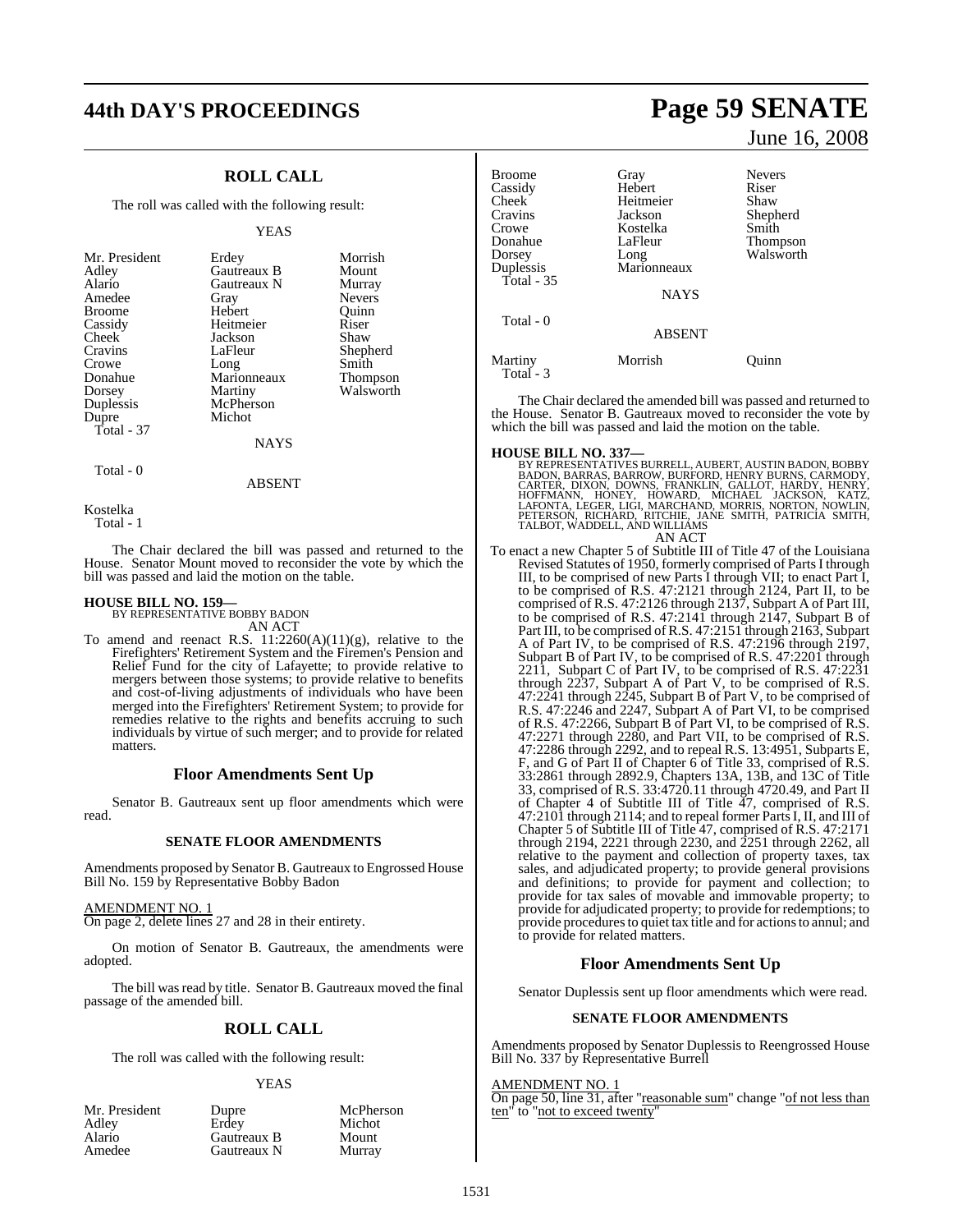## ROLL CALL

The roll was called with the following result:

YEAS

| | | |
|---|---|---|
| Mr. President | Erdey | Morrish |
| Adley | Gautreaux B | Mount |
| Alario | Gautreaux N | Murray |
| Amedee | Gray | Nevers |
| Broome | Hebert | Quinn |
| Cassidy | Heitmeier | Riser |
| Cheek | Jackson | Shaw |
| Cravins | LaFleur | Shepherd |
| Crowe | Long | Smith |
| Donahue | Marionneaux | Thompson |
| Dorsey | Martiny | Walsworth |
| Duplessis | McPherson | |
| Dupre | Michot | |
| Total - 37 | | |

NAYS

Total - 0

ABSENT

Kostelka
Total - 1

The Chair declared the bill was passed and returned to the House. Senator Mount moved to reconsider the vote by which the bill was passed and laid the motion on the table.

**HOUSE BILL NO. 159—**
BY REPRESENTATIVE BOBBY BADON
AN ACT

To amend and reenact R.S. 11:2260(A)(11)(g), relative to the Firefighters' Retirement System and the Firemen's Pension and Relief Fund for the city of Lafayette; to provide relative to mergers between those systems; to provide relative to benefits and cost-of-living adjustments of individuals who have been merged into the Firefighters' Retirement System; to provide for remedies relative to the rights and benefits accruing to such individuals by virtue of such merger; and to provide for related matters.

## Floor Amendments Sent Up

Senator B. Gautreaux sent up floor amendments which were read.

### SENATE FLOOR AMENDMENTS

Amendments proposed by Senator B. Gautreaux to Engrossed House Bill No. 159 by Representative Bobby Badon

AMENDMENT NO. 1
On page 2, delete lines 27 and 28 in their entirety.

On motion of Senator B. Gautreaux, the amendments were adopted.

The bill was read by title. Senator B. Gautreaux moved the final passage of the amended bill.

## ROLL CALL

The roll was called with the following result:

YEAS

| | | |
|---|---|---|
| Mr. President | Dupre | McPherson |
| Adley | Erdey | Michot |
| Alario | Gautreaux B | Mount |
| Amedee | Gautreaux N | Murray |
| Broome | Gray | Nevers |
| Cassidy | Hebert | Riser |
| Cheek | Heitmeier | Shaw |
| Cravins | Jackson | Shepherd |
| Crowe | Kostelka | Smith |
| Donahue | LaFleur | Thompson |
| Dorsey | Long | Walsworth |
| Duplessis | Marionneaux | |
| Total - 35 | | |

NAYS

Total - 0

ABSENT

| | | |
|---|---|---|
| Martiny | Morrish | Quinn |
| Total - 3 | | |

The Chair declared the amended bill was passed and returned to the House. Senator B. Gautreaux moved to reconsider the vote by which the bill was passed and laid the motion on the table.

**HOUSE BILL NO. 337—**
BY REPRESENTATIVES BURRELL, AUBERT, AUSTIN BADON, BOBBY BADON, BARRAS, BARROW, BURFORD, HENRY BURNS, CARMODY, CARTER, DIXON, DOWNS, FRANKLIN, GALLOT, HARDY, HENRY, HOFFMANN, HONEY, HOWARD, MICHAEL JACKSON, KATZ, LAFONTA, LEGER, LIGI, MARCHAND, MORRIS, NORTON, NOWLIN, PETERSON, RICHARD, RITCHIE, JANE SMITH, PATRICIA SMITH, TALBOT, WADDELL, AND WILLIAMS
AN ACT

To enact a new Chapter 5 of Subtitle III of Title 47 of the Louisiana Revised Statutes of 1950, formerly comprised of Parts I through III, to be comprised of new Parts I through VII; to enact Part I, to be comprised of R.S. 47:2121 through 2124, Part II, to be comprised of R.S. 47:2126 through 2137, Subpart A of Part III, to be comprised of R.S. 47:2141 through 2147, Subpart B of Part III, to be comprised of R.S. 47:2151 through 2163, Subpart A of Part IV, to be comprised of R.S. 47:2196 through 2197, Subpart B of Part IV, to be comprised of R.S. 47:2201 through 2211, Subpart C of Part IV, to be comprised of R.S. 47:2231 through 2237, Subpart A of Part V, to be comprised of R.S. 47:2241 through 2245, Subpart B of Part V, to be comprised of R.S. 47:2246 and 2247, Subpart A of Part VI, to be comprised of R.S. 47:2266, Subpart B of Part VI, to be comprised of R.S. 47:2271 through 2280, and Part VII, to be comprised of R.S. 47:2286 through 2292, and to repeal R.S. 13:4951, Subparts E, F, and G of Part II of Chapter 6 of Title 33, comprised of R.S. 33:2861 through 2892.9, Chapters 13A, 13B, and 13C of Title 33, comprised of R.S. 33:4720.11 through 4720.49, and Part II of Chapter 4 of Subtitle III of Title 47, comprised of R.S. 47:2101 through 2114; and to repeal former Parts I, II, and III of Chapter 5 of Subtitle III of Title 47, comprised of R.S. 47:2171 through 2194, 2221 through 2230, and 2251 through 2262, all relative to the payment and collection of property taxes, tax sales, and adjudicated property; to provide general provisions and definitions; to provide for payment and collection; to provide for tax sales of movable and immovable property; to provide for adjudicated property; to provide for redemptions; to provide procedures to quiet tax title and for actions to annul; and to provide for related matters.

## Floor Amendments Sent Up

Senator Duplessis sent up floor amendments which were read.

### SENATE FLOOR AMENDMENTS

Amendments proposed by Senator Duplessis to Reengrossed House Bill No. 337 by Representative Burrell

AMENDMENT NO. 1
On page 50, line 31, after "reasonable sum" change "of not less than ten" to "not to exceed twenty"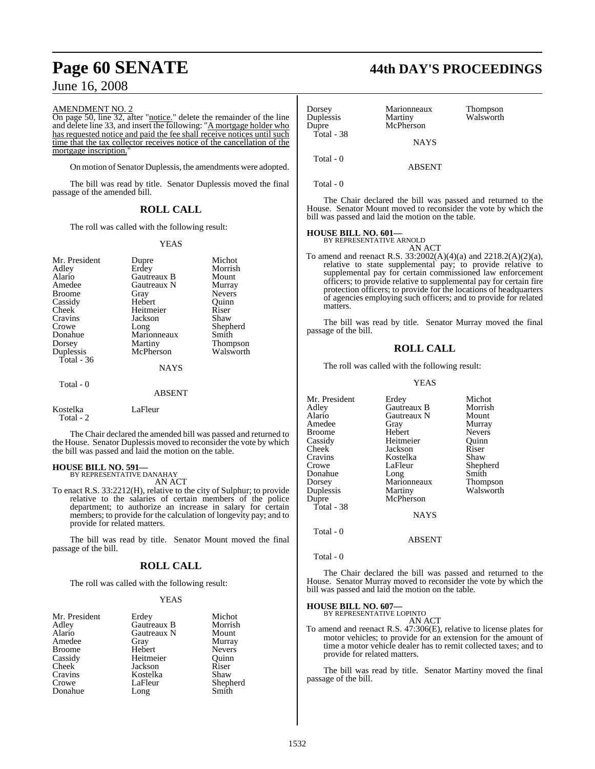AMENDMENT NO. 2

On page 50, line 32, after "notice." delete the remainder of the line and delete line 33, and insert the following: "A mortgage holder who has requested notice and paid the fee shall receive notices until such time that the tax collector receives notice of the cancellation of the mortgage inscription."

On motion of Senator Duplessis, the amendments were adopted.

The bill was read by title. Senator Duplessis moved the final passage of the amended bill.

## ROLL CALL

The roll was called with the following result:

YEAS

| | | |
|---|---|---|
| Mr. President | Dupre | Michot |
| Adley | Erdey | Morrish |
| Alario | Gautreaux B | Mount |
| Amedee | Gautreaux N | Murray |
| Broome | Gray | Nevers |
| Cassidy | Hebert | Quinn |
| Cheek | Heitmeier | Riser |
| Cravins | Jackson | Shaw |
| Crowe | Long | Shepherd |
| Donahue | Marionneaux | Smith |
| Dorsey | Martiny | Thompson |
| Duplessis | McPherson | Walsworth |
| Total - 36 | | |

NAYS

Total - 0

ABSENT

Kostelka LaFleur
Total - 2

The Chair declared the amended bill was passed and returned to the House. Senator Duplessis moved to reconsider the vote by which the bill was passed and laid the motion on the table.

**HOUSE BILL NO. 591—**
BY REPRESENTATIVE DANAHAY

AN ACT

To enact R.S. 33:2212(H), relative to the city of Sulphur; to provide relative to the salaries of certain members of the police department; to authorize an increase in salary for certain members; to provide for the calculation of longevity pay; and to provide for related matters.

The bill was read by title. Senator Mount moved the final passage of the bill.

## ROLL CALL

The roll was called with the following result:

YEAS

| | | |
|---|---|---|
| Mr. President | Erdey | Michot |
| Adley | Gautreaux B | Morrish |
| Alario | Gautreaux N | Mount |
| Amedee | Gray | Murray |
| Broome | Hebert | Nevers |
| Cassidy | Heitmeier | Quinn |
| Cheek | Jackson | Riser |
| Cravins | Kostelka | Shaw |
| Crowe | LaFleur | Shepherd |
| Donahue | Long | Smith |
| Dorsey | Marionneaux | Thompson |
| Duplessis | Martiny | Walsworth |
| Dupre | McPherson | |
| Total - 38 | | |

NAYS

Total - 0

ABSENT

Total - 0

The Chair declared the bill was passed and returned to the House. Senator Mount moved to reconsider the vote by which the bill was passed and laid the motion on the table.

**HOUSE BILL NO. 601—**
BY REPRESENTATIVE ARNOLD

AN ACT

To amend and reenact R.S. 33:2002(A)(4)(a) and 2218.2(A)(2)(a), relative to state supplemental pay; to provide relative to supplemental pay for certain commissioned law enforcement officers; to provide relative to supplemental pay for certain fire protection officers; to provide for the locations of headquarters of agencies employing such officers; and to provide for related matters.

The bill was read by title. Senator Murray moved the final passage of the bill.

## ROLL CALL

The roll was called with the following result:

YEAS

| | | |
|---|---|---|
| Mr. President | Erdey | Michot |
| Adley | Gautreaux B | Morrish |
| Alario | Gautreaux N | Mount |
| Amedee | Gray | Murray |
| Broome | Hebert | Nevers |
| Cassidy | Heitmeier | Quinn |
| Cheek | Jackson | Riser |
| Cravins | Kostelka | Shaw |
| Crowe | LaFleur | Shepherd |
| Donahue | Long | Smith |
| Dorsey | Marionneaux | Thompson |
| Duplessis | Martiny | Walsworth |
| Dupre | McPherson | |
| Total - 38 | | |

NAYS

Total - 0

ABSENT

Total - 0

The Chair declared the bill was passed and returned to the House. Senator Murray moved to reconsider the vote by which the bill was passed and laid the motion on the table.

**HOUSE BILL NO. 607—**
BY REPRESENTATIVE LOPINTO

AN ACT

To amend and reenact R.S. 47:306(E), relative to license plates for motor vehicles; to provide for an extension for the amount of time a motor vehicle dealer has to remit collected taxes; and to provide for related matters.

The bill was read by title. Senator Martiny moved the final passage of the bill.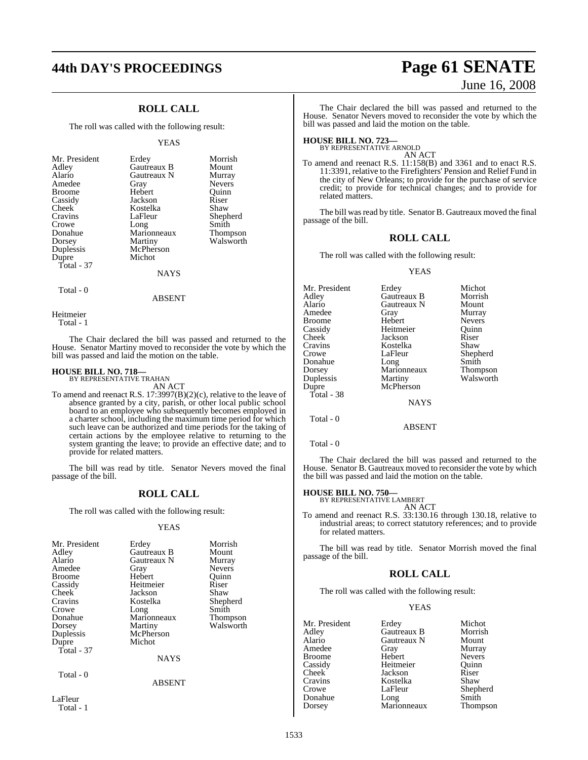## ROLL CALL

The roll was called with the following result:

YEAS

| | | |
|---|---|---|
| Mr. President | Erdey | Morrish |
| Adley | Gautreaux B | Mount |
| Alario | Gautreaux N | Murray |
| Amedee | Gray | Nevers |
| Broome | Hebert | Quinn |
| Cassidy | Jackson | Riser |
| Cheek | Kostelka | Shaw |
| Cravins | LaFleur | Shepherd |
| Crowe | Long | Smith |
| Donahue | Marionneaux | Thompson |
| Dorsey | Martiny | Walsworth |
| Duplessis | McPherson | |
| Dupre | Michot | |

Total - 37

NAYS

Total - 0

ABSENT

Heitmeier

Total - 1

The Chair declared the bill was passed and returned to the House. Senator Martiny moved to reconsider the vote by which the bill was passed and laid the motion on the table.

**HOUSE BILL NO. 718—**
BY REPRESENTATIVE TRAHAN

AN ACT

To amend and reenact R.S. 17:3997(B)(2)(c), relative to the leave of absence granted by a city, parish, or other local public school board to an employee who subsequently becomes employed in a charter school, including the maximum time period for which such leave can be authorized and time periods for the taking of certain actions by the employee relative to returning to the system granting the leave; to provide an effective date; and to provide for related matters.

The bill was read by title. Senator Nevers moved the final passage of the bill.

## ROLL CALL

The roll was called with the following result:

YEAS

| | | |
|---|---|---|
| Mr. President | Erdey | Morrish |
| Adley | Gautreaux B | Mount |
| Alario | Gautreaux N | Murray |
| Amedee | Gray | Nevers |
| Broome | Hebert | Quinn |
| Cassidy | Heitmeier | Riser |
| Cheek | Jackson | Shaw |
| Cravins | Kostelka | Shepherd |
| Crowe | Long | Smith |
| Donahue | Marionneaux | Thompson |
| Dorsey | Martiny | Walsworth |
| Duplessis | McPherson | |
| Dupre | Michot | |

Total - 37

NAYS

Total - 0

ABSENT

LaFleur

Total - 1

The Chair declared the bill was passed and returned to the House. Senator Nevers moved to reconsider the vote by which the bill was passed and laid the motion on the table.

**HOUSE BILL NO. 723—**
BY REPRESENTATIVE ARNOLD

AN ACT

To amend and reenact R.S. 11:158(B) and 3361 and to enact R.S. 11:3391, relative to the Firefighters' Pension and Relief Fund in the city of New Orleans; to provide for the purchase of service credit; to provide for technical changes; and to provide for related matters.

The bill was read by title. Senator B. Gautreaux moved the final passage of the bill.

## ROLL CALL

The roll was called with the following result:

YEAS

| | | |
|---|---|---|
| Mr. President | Erdey | Michot |
| Adley | Gautreaux B | Morrish |
| Alario | Gautreaux N | Mount |
| Amedee | Gray | Murray |
| Broome | Hebert | Nevers |
| Cassidy | Heitmeier | Quinn |
| Cheek | Jackson | Riser |
| Cravins | Kostelka | Shaw |
| Crowe | LaFleur | Shepherd |
| Donahue | Long | Smith |
| Dorsey | Marionneaux | Thompson |
| Duplessis | Martiny | Walsworth |
| Dupre | McPherson | |

Total - 38

NAYS

Total - 0

ABSENT

Total - 0

The Chair declared the bill was passed and returned to the House. Senator B. Gautreaux moved to reconsider the vote by which the bill was passed and laid the motion on the table.

**HOUSE BILL NO. 750—**
BY REPRESENTATIVE LAMBERT

AN ACT

To amend and reenact R.S. 33:130.16 through 130.18, relative to industrial areas; to correct statutory references; and to provide for related matters.

The bill was read by title. Senator Morrish moved the final passage of the bill.

## ROLL CALL

The roll was called with the following result:

YEAS

| | | |
|---|---|---|
| Mr. President | Erdey | Michot |
| Adley | Gautreaux B | Morrish |
| Alario | Gautreaux N | Mount |
| Amedee | Gray | Murray |
| Broome | Hebert | Nevers |
| Cassidy | Heitmeier | Quinn |
| Cheek | Jackson | Riser |
| Cravins | Kostelka | Shaw |
| Crowe | LaFleur | Shepherd |
| Donahue | Long | Smith |
| Dorsey | Marionneaux | Thompson |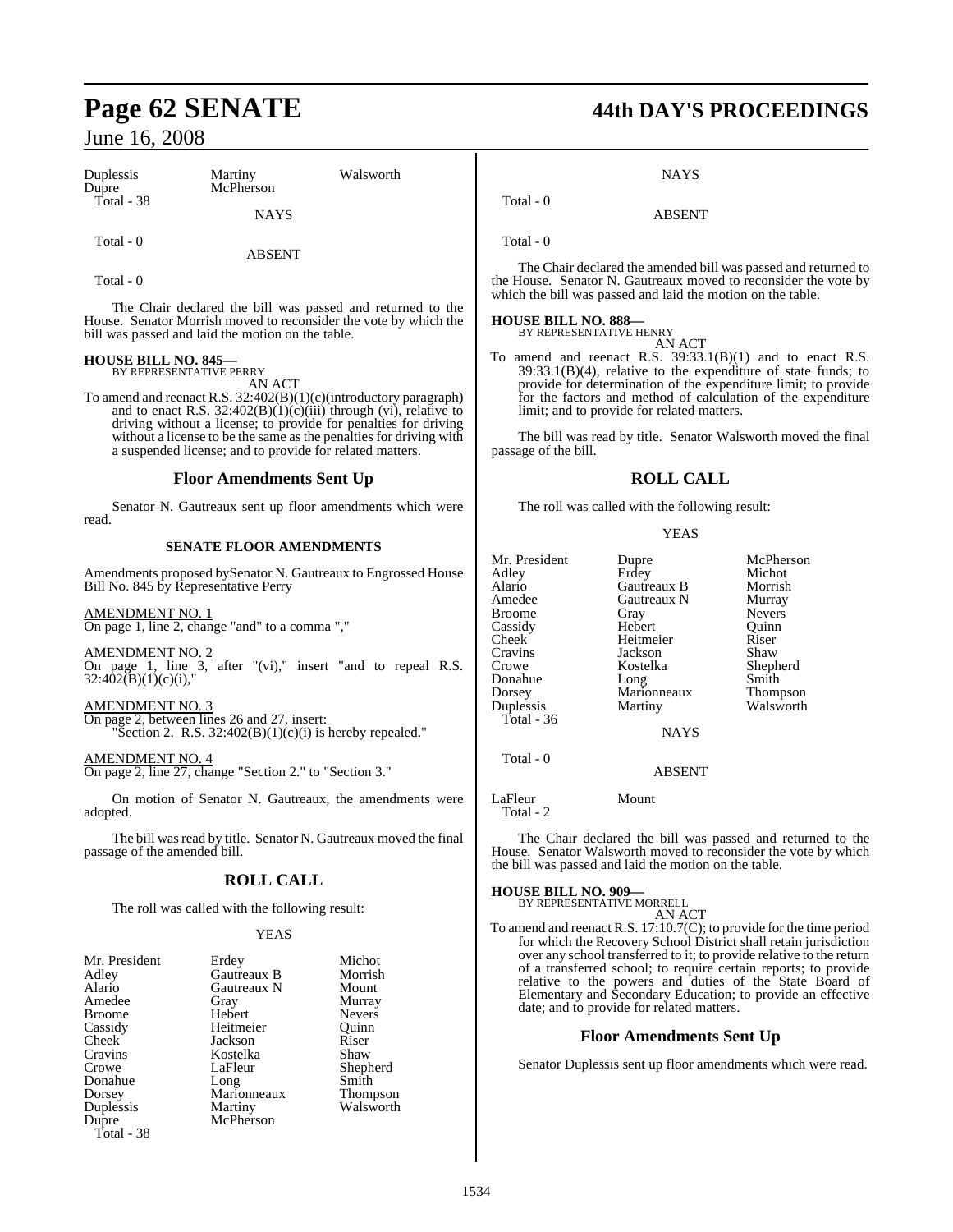| Duplessis | Martiny | Walsworth |
|---|---|---|
| Dupre | McPherson | |
| Total - 38 | | |

NAYS

Total - 0

ABSENT

Total - 0

The Chair declared the bill was passed and returned to the House. Senator Morrish moved to reconsider the vote by which the bill was passed and laid the motion on the table.

**HOUSE BILL NO. 845—**
BY REPRESENTATIVE PERRY

AN ACT

To amend and reenact R.S. 32:402(B)(1)(c)(introductory paragraph) and to enact R.S. 32:402(B)(1)(c)(iii) through (vi), relative to driving without a license; to provide for penalties for driving without a license to be the same as the penalties for driving with a suspended license; and to provide for related matters.

## Floor Amendments Sent Up

Senator N. Gautreaux sent up floor amendments which were read.

### SENATE FLOOR AMENDMENTS

Amendments proposed by Senator N. Gautreaux to Engrossed House Bill No. 845 by Representative Perry

AMENDMENT NO. 1
On page 1, line 2, change "and" to a comma ","

AMENDMENT NO. 2
On page 1, line 3, after "(vi)," insert "and to repeal R.S. 32:402(B)(1)(c)(i),"

AMENDMENT NO. 3
On page 2, between lines 26 and 27, insert:
"Section 2. R.S. 32:402(B)(1)(c)(i) is hereby repealed."

AMENDMENT NO. 4
On page 2, line 27, change "Section 2." to "Section 3."

On motion of Senator N. Gautreaux, the amendments were adopted.

The bill was read by title. Senator N. Gautreaux moved the final passage of the amended bill.

## ROLL CALL

The roll was called with the following result:

YEAS

| Mr. President | Erdey | Michot |
|---|---|---|
| Adley | Gautreaux B | Morrish |
| Alario | Gautreaux N | Mount |
| Amedee | Gray | Murray |
| Broome | Hebert | Nevers |
| Cassidy | Heitmeier | Quinn |
| Cheek | Jackson | Riser |
| Cravins | Kostelka | Shaw |
| Crowe | LaFleur | Shepherd |
| Donahue | Long | Smith |
| Dorsey | Marionneaux | Thompson |
| Duplessis | Martiny | Walsworth |
| Dupre | McPherson | |
| Total - 38 | | |

NAYS

Total - 0

ABSENT

Total - 0

The Chair declared the amended bill was passed and returned to the House. Senator N. Gautreaux moved to reconsider the vote by which the bill was passed and laid the motion on the table.

**HOUSE BILL NO. 888—**
BY REPRESENTATIVE HENRY

AN ACT

To amend and reenact R.S. 39:33.1(B)(1) and to enact R.S. 39:33.1(B)(4), relative to the expenditure of state funds; to provide for determination of the expenditure limit; to provide for the factors and method of calculation of the expenditure limit; and to provide for related matters.

The bill was read by title. Senator Walsworth moved the final passage of the bill.

## ROLL CALL

The roll was called with the following result:

YEAS

| Mr. President | Dupre | McPherson |
|---|---|---|
| Adley | Erdey | Michot |
| Alario | Gautreaux B | Morrish |
| Amedee | Gautreaux N | Murray |
| Broome | Gray | Nevers |
| Cassidy | Hebert | Quinn |
| Cheek | Heitmeier | Riser |
| Cravins | Jackson | Shaw |
| Crowe | Kostelka | Shepherd |
| Donahue | Long | Smith |
| Dorsey | Marionneaux | Thompson |
| Duplessis | Martiny | Walsworth |
| Total - 36 | | |

NAYS

Total - 0

ABSENT

| LaFleur | Mount |
|---|---|
| Total - 2 | |

The Chair declared the bill was passed and returned to the House. Senator Walsworth moved to reconsider the vote by which the bill was passed and laid the motion on the table.

**HOUSE BILL NO. 909—**
BY REPRESENTATIVE MORRELL

AN ACT

To amend and reenact R.S. 17:10.7(C); to provide for the time period for which the Recovery School District shall retain jurisdiction over any school transferred to it; to provide relative to the return of a transferred school; to require certain reports; to provide relative to the powers and duties of the State Board of Elementary and Secondary Education; to provide an effective date; and to provide for related matters.

## Floor Amendments Sent Up

Senator Duplessis sent up floor amendments which were read.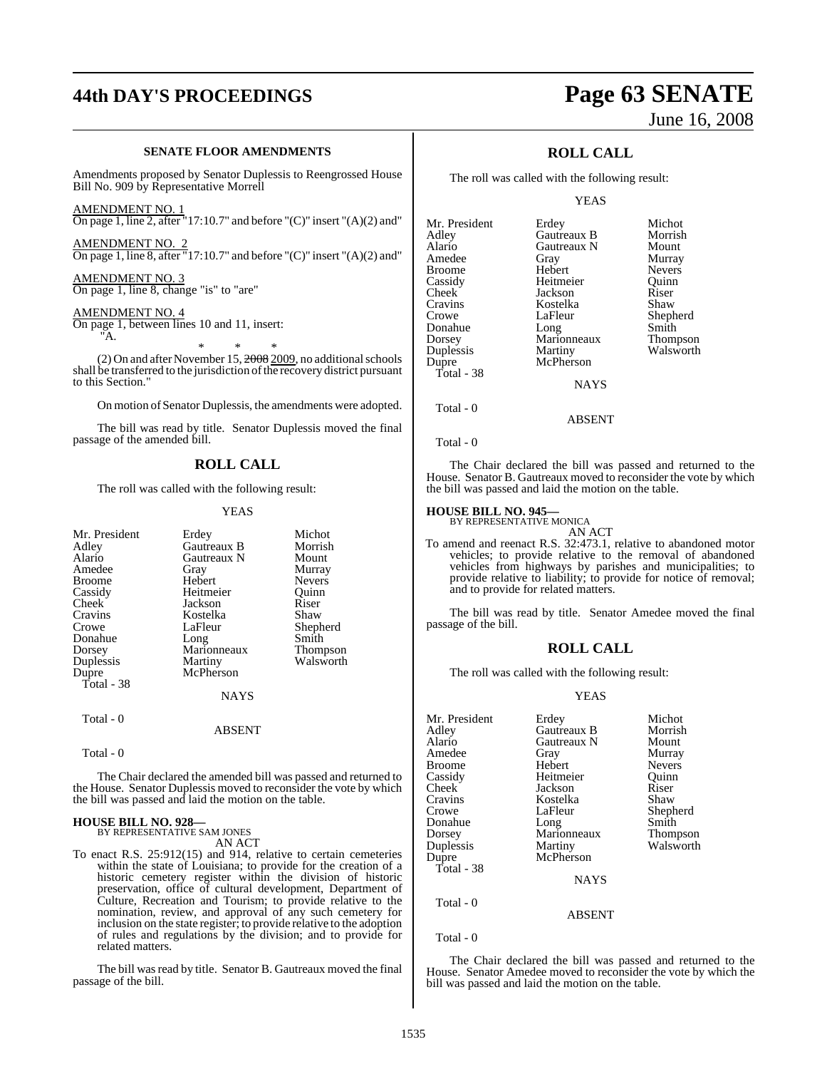**SENATE FLOOR AMENDMENTS**

Amendments proposed by Senator Duplessis to Reengrossed House Bill No. 909 by Representative Morrell

AMENDMENT NO. 1
On page 1, line 2, after "17:10.7" and before "(C)" insert "(A)(2) and"

AMENDMENT NO. 2
On page 1, line 8, after "17:10.7" and before "(C)" insert "(A)(2) and"

AMENDMENT NO. 3
On page 1, line 8, change "is" to "are"

AMENDMENT NO. 4
On page 1, between lines 10 and 11, insert:
"A.

\* \* \*

(2) On and after November 15, ~~2008~~ 2009, no additional schools shall be transferred to the jurisdiction of the recovery district pursuant to this Section."

On motion of Senator Duplessis, the amendments were adopted.

The bill was read by title. Senator Duplessis moved the final passage of the amended bill.

## ROLL CALL

The roll was called with the following result:

YEAS

| | | |
|---|---|---|
| Mr. President | Erdey | Michot |
| Adley | Gautreaux B | Morrish |
| Alario | Gautreaux N | Mount |
| Amedee | Gray | Murray |
| Broome | Hebert | Nevers |
| Cassidy | Heitmeier | Quinn |
| Cheek | Jackson | Riser |
| Cravins | Kostelka | Shaw |
| Crowe | LaFleur | Shepherd |
| Donahue | Long | Smith |
| Dorsey | Marionneaux | Thompson |
| Duplessis | Martiny | Walsworth |
| Dupre | McPherson | |

Total - 38

NAYS

Total - 0

ABSENT

Total - 0

The Chair declared the amended bill was passed and returned to the House. Senator Duplessis moved to reconsider the vote by which the bill was passed and laid the motion on the table.

**HOUSE BILL NO. 928—**
BY REPRESENTATIVE SAM JONES

AN ACT

To enact R.S. 25:912(15) and 914, relative to certain cemeteries within the state of Louisiana; to provide for the creation of a historic cemetery register within the division of historic preservation, office of cultural development, Department of Culture, Recreation and Tourism; to provide relative to the nomination, review, and approval of any such cemetery for inclusion on the state register; to provide relative to the adoption of rules and regulations by the division; and to provide for related matters.

The bill was read by title. Senator B. Gautreaux moved the final passage of the bill.

## ROLL CALL

The roll was called with the following result:

YEAS

| | | |
|---|---|---|
| Mr. President | Erdey | Michot |
| Adley | Gautreaux B | Morrish |
| Alario | Gautreaux N | Mount |
| Amedee | Gray | Murray |
| Broome | Hebert | Nevers |
| Cassidy | Heitmeier | Quinn |
| Cheek | Jackson | Riser |
| Cravins | Kostelka | Shaw |
| Crowe | LaFleur | Shepherd |
| Donahue | Long | Smith |
| Dorsey | Marionneaux | Thompson |
| Duplessis | Martiny | Walsworth |
| Dupre | McPherson | |

Total - 38

NAYS

Total - 0

ABSENT

Total - 0

The Chair declared the bill was passed and returned to the House. Senator B. Gautreaux moved to reconsider the vote by which the bill was passed and laid the motion on the table.

**HOUSE BILL NO. 945—**
BY REPRESENTATIVE MONICA

AN ACT

To amend and reenact R.S. 32:473.1, relative to abandoned motor vehicles; to provide relative to the removal of abandoned vehicles from highways by parishes and municipalities; to provide relative to liability; to provide for notice of removal; and to provide for related matters.

The bill was read by title. Senator Amedee moved the final passage of the bill.

## ROLL CALL

The roll was called with the following result:

YEAS

| | | |
|---|---|---|
| Mr. President | Erdey | Michot |
| Adley | Gautreaux B | Morrish |
| Alario | Gautreaux N | Mount |
| Amedee | Gray | Murray |
| Broome | Hebert | Nevers |
| Cassidy | Heitmeier | Quinn |
| Cheek | Jackson | Riser |
| Cravins | Kostelka | Shaw |
| Crowe | LaFleur | Shepherd |
| Donahue | Long | Smith |
| Dorsey | Marionneaux | Thompson |
| Duplessis | Martiny | Walsworth |
| Dupre | McPherson | |

Total - 38

NAYS

Total - 0

ABSENT

Total - 0

The Chair declared the bill was passed and returned to the House. Senator Amedee moved to reconsider the vote by which the bill was passed and laid the motion on the table.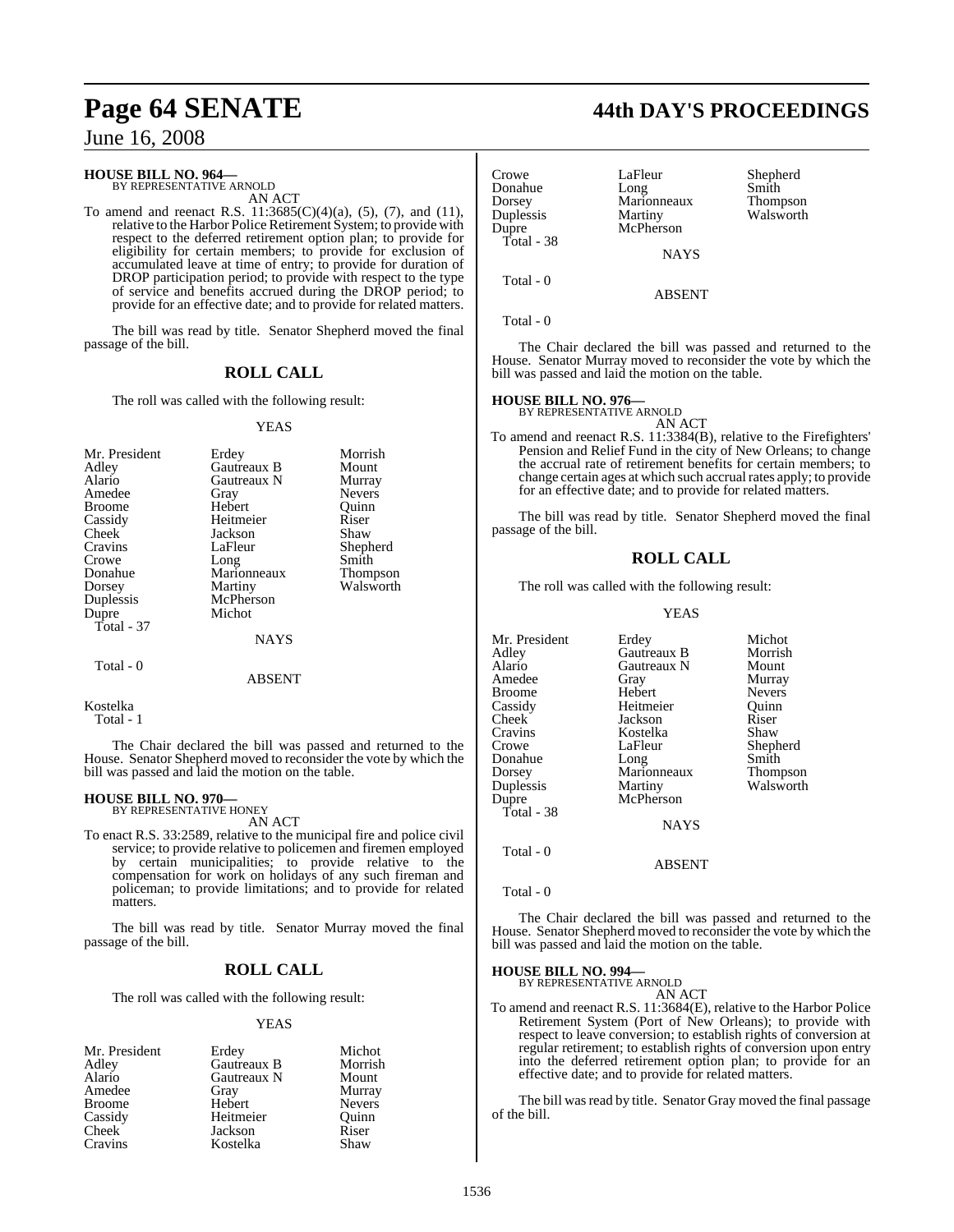**HOUSE BILL NO. 964—**
BY REPRESENTATIVE ARNOLD
AN ACT

To amend and reenact R.S. 11:3685(C)(4)(a), (5), (7), and (11), relative to the Harbor Police Retirement System; to provide with respect to the deferred retirement option plan; to provide for eligibility for certain members; to provide for exclusion of accumulated leave at time of entry; to provide for duration of DROP participation period; to provide with respect to the type of service and benefits accrued during the DROP period; to provide for an effective date; and to provide for related matters.

The bill was read by title. Senator Shepherd moved the final passage of the bill.

## ROLL CALL

The roll was called with the following result:

YEAS

| | | |
|---|---|---|
| Mr. President | Erdey | Morrish |
| Adley | Gautreaux B | Mount |
| Alario | Gautreaux N | Murray |
| Amedee | Gray | Nevers |
| Broome | Hebert | Quinn |
| Cassidy | Heitmeier | Riser |
| Cheek | Jackson | Shaw |
| Cravins | LaFleur | Shepherd |
| Crowe | Long | Smith |
| Donahue | Marionneaux | Thompson |
| Dorsey | Martiny | Walsworth |
| Duplessis | McPherson | |
| Dupre | Michot | |

Total - 37

NAYS

Total - 0

ABSENT

Kostelka

Total - 1

The Chair declared the bill was passed and returned to the House. Senator Shepherd moved to reconsider the vote by which the bill was passed and laid the motion on the table.

**HOUSE BILL NO. 970—**
BY REPRESENTATIVE HONEY
AN ACT

To enact R.S. 33:2589, relative to the municipal fire and police civil service; to provide relative to policemen and firemen employed by certain municipalities; to provide relative to the compensation for work on holidays of any such fireman and policeman; to provide limitations; and to provide for related matters.

The bill was read by title. Senator Murray moved the final passage of the bill.

## ROLL CALL

The roll was called with the following result:

YEAS

| | | |
|---|---|---|
| Mr. President | Erdey | Michot |
| Adley | Gautreaux B | Morrish |
| Alario | Gautreaux N | Mount |
| Amedee | Gray | Murray |
| Broome | Hebert | Nevers |
| Cassidy | Heitmeier | Quinn |
| Cheek | Jackson | Riser |
| Cravins | Kostelka | Shaw |
| Crowe | LaFleur | Shepherd |
| Donahue | Long | Smith |
| Dorsey | Marionneaux | Thompson |
| Duplessis | Martiny | Walsworth |
| Dupre | McPherson | |

Total - 38

NAYS

Total - 0

ABSENT

Total - 0

The Chair declared the bill was passed and returned to the House. Senator Murray moved to reconsider the vote by which the bill was passed and laid the motion on the table.

**HOUSE BILL NO. 976—**
BY REPRESENTATIVE ARNOLD
AN ACT

To amend and reenact R.S. 11:3384(B), relative to the Firefighters' Pension and Relief Fund in the city of New Orleans; to change the accrual rate of retirement benefits for certain members; to change certain ages at which such accrual rates apply; to provide for an effective date; and to provide for related matters.

The bill was read by title. Senator Shepherd moved the final passage of the bill.

## ROLL CALL

The roll was called with the following result:

YEAS

| | | |
|---|---|---|
| Mr. President | Erdey | Michot |
| Adley | Gautreaux B | Morrish |
| Alario | Gautreaux N | Mount |
| Amedee | Gray | Murray |
| Broome | Hebert | Nevers |
| Cassidy | Heitmeier | Quinn |
| Cheek | Jackson | Riser |
| Cravins | Kostelka | Shaw |
| Crowe | LaFleur | Shepherd |
| Donahue | Long | Smith |
| Dorsey | Marionneaux | Thompson |
| Duplessis | Martiny | Walsworth |
| Dupre | McPherson | |

Total - 38

NAYS

Total - 0

ABSENT

Total - 0

The Chair declared the bill was passed and returned to the House. Senator Shepherd moved to reconsider the vote by which the bill was passed and laid the motion on the table.

**HOUSE BILL NO. 994—**
BY REPRESENTATIVE ARNOLD
AN ACT

To amend and reenact R.S. 11:3684(E), relative to the Harbor Police Retirement System (Port of New Orleans); to provide with respect to leave conversion; to establish rights of conversion at regular retirement; to establish rights of conversion upon entry into the deferred retirement option plan; to provide for an effective date; and to provide for related matters.

The bill was read by title. Senator Gray moved the final passage of the bill.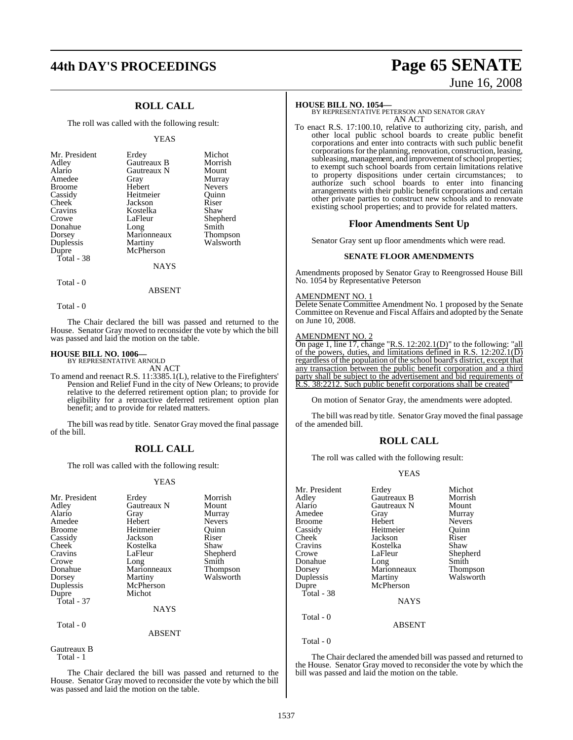## ROLL CALL

The roll was called with the following result:

YEAS

| | | |
|---|---|---|
| Mr. President | Erdey | Michot |
| Adley | Gautreaux B | Morrish |
| Alario | Gautreaux N | Mount |
| Amedee | Gray | Murray |
| Broome | Hebert | Nevers |
| Cassidy | Heitmeier | Quinn |
| Cheek | Jackson | Riser |
| Cravins | Kostelka | Shaw |
| Crowe | LaFleur | Shepherd |
| Donahue | Long | Smith |
| Dorsey | Marionneaux | Thompson |
| Duplessis | Martiny | Walsworth |
| Dupre | McPherson | |
| Total - 38 | | |

NAYS

Total - 0

ABSENT

Total - 0

The Chair declared the bill was passed and returned to the House. Senator Gray moved to reconsider the vote by which the bill was passed and laid the motion on the table.

**HOUSE BILL NO. 1006—**
BY REPRESENTATIVE ARNOLD
AN ACT

To amend and reenact R.S. 11:3385.1(L), relative to the Firefighters' Pension and Relief Fund in the city of New Orleans; to provide relative to the deferred retirement option plan; to provide for eligibility for a retroactive deferred retirement option plan benefit; and to provide for related matters.

The bill was read by title. Senator Gray moved the final passage of the bill.

## ROLL CALL

The roll was called with the following result:

YEAS

| | | |
|---|---|---|
| Mr. President | Erdey | Morrish |
| Adley | Gautreaux N | Mount |
| Alario | Gray | Murray |
| Amedee | Hebert | Nevers |
| Broome | Heitmeier | Quinn |
| Cassidy | Jackson | Riser |
| Cheek | Kostelka | Shaw |
| Cravins | LaFleur | Shepherd |
| Crowe | Long | Smith |
| Donahue | Marionneaux | Thompson |
| Dorsey | Martiny | Walsworth |
| Duplessis | McPherson | |
| Dupre | Michot | |
| Total - 37 | | |

NAYS

Total - 0

ABSENT

Gautreaux B
Total - 1

The Chair declared the bill was passed and returned to the House. Senator Gray moved to reconsider the vote by which the bill was passed and laid the motion on the table.

**HOUSE BILL NO. 1054—**
BY REPRESENTATIVE PETERSON AND SENATOR GRAY
AN ACT

To enact R.S. 17:100.10, relative to authorizing city, parish, and other local public school boards to create public benefit corporations and enter into contracts with such public benefit corporations for the planning, renovation, construction, leasing, subleasing, management, and improvement of school properties; to exempt such school boards from certain limitations relative to property dispositions under certain circumstances; to authorize such school boards to enter into financing arrangements with their public benefit corporations and certain other private parties to construct new schools and to renovate existing school properties; and to provide for related matters.

### Floor Amendments Sent Up

Senator Gray sent up floor amendments which were read.

**SENATE FLOOR AMENDMENTS**

Amendments proposed by Senator Gray to Reengrossed House Bill No. 1054 by Representative Peterson

AMENDMENT NO. 1
Delete Senate Committee Amendment No. 1 proposed by the Senate Committee on Revenue and Fiscal Affairs and adopted by the Senate on June 10, 2008.

AMENDMENT NO. 2
On page 1, line 17, change "R.S. 12:202.1(D)" to the following: "all of the powers, duties, and limitations defined in R.S. 12:202.1(D) regardless of the population of the school board's district, except that any transaction between the public benefit corporation and a third party shall be subject to the advertisement and bid requirements of R.S. 38:2212. Such public benefit corporations shall be created"

On motion of Senator Gray, the amendments were adopted.

The bill was read by title. Senator Gray moved the final passage of the amended bill.

## ROLL CALL

The roll was called with the following result:

YEAS

| | | |
|---|---|---|
| Mr. President | Erdey | Michot |
| Adley | Gautreaux B | Morrish |
| Alario | Gautreaux N | Mount |
| Amedee | Gray | Murray |
| Broome | Hebert | Nevers |
| Cassidy | Heitmeier | Quinn |
| Cheek | Jackson | Riser |
| Cravins | Kostelka | Shaw |
| Crowe | LaFleur | Shepherd |
| Donahue | Long | Smith |
| Dorsey | Marionneaux | Thompson |
| Duplessis | Martiny | Walsworth |
| Dupre | McPherson | |
| Total - 38 | | |

NAYS

Total - 0

ABSENT

Total - 0

The Chair declared the amended bill was passed and returned to the House. Senator Gray moved to reconsider the vote by which the bill was passed and laid the motion on the table.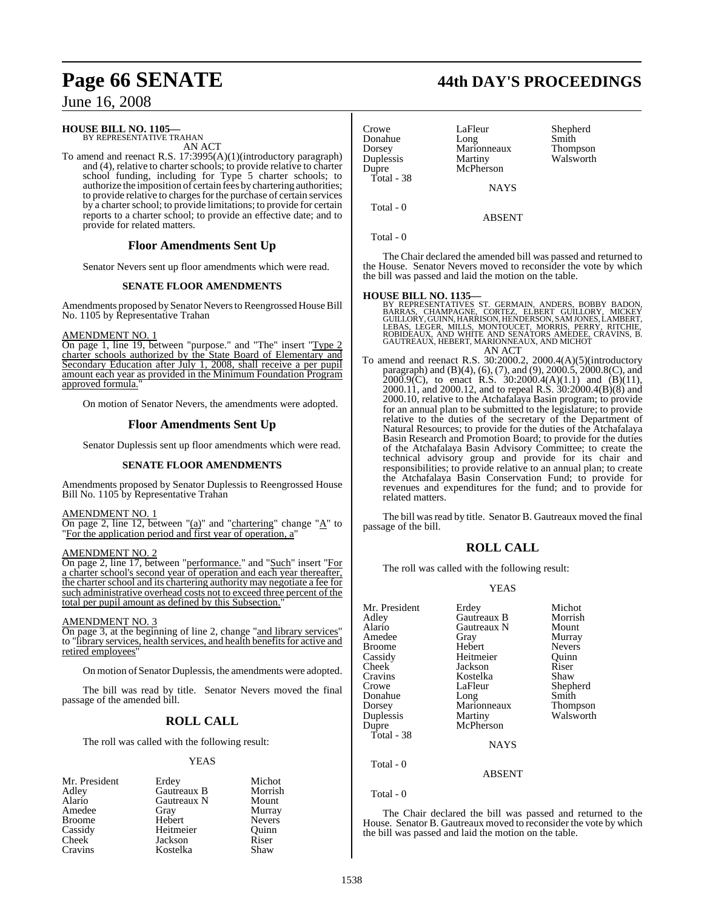**HOUSE BILL NO. 1105—**
BY REPRESENTATIVE TRAHAN

AN ACT

To amend and reenact R.S. 17:3995(A)(1)(introductory paragraph) and (4), relative to charter schools; to provide relative to charter school funding, including for Type 5 charter schools; to authorize the imposition of certain fees by chartering authorities; to provide relative to charges for the purchase of certain services by a charter school; to provide limitations; to provide for certain reports to a charter school; to provide an effective date; and to provide for related matters.

## Floor Amendments Sent Up

Senator Nevers sent up floor amendments which were read.

### SENATE FLOOR AMENDMENTS

Amendments proposed by Senator Nevers to Reengrossed House Bill No. 1105 by Representative Trahan

AMENDMENT NO. 1
On page 1, line 19, between "purpose." and "The" insert "Type 2 charter schools authorized by the State Board of Elementary and Secondary Education after July 1, 2008, shall receive a per pupil amount each year as provided in the Minimum Foundation Program approved formula."

On motion of Senator Nevers, the amendments were adopted.

## Floor Amendments Sent Up

Senator Duplessis sent up floor amendments which were read.

### SENATE FLOOR AMENDMENTS

Amendments proposed by Senator Duplessis to Reengrossed House Bill No. 1105 by Representative Trahan

AMENDMENT NO. 1
On page 2, line 12, between "(a)" and "chartering" change "A" to "For the application period and first year of operation, a"

AMENDMENT NO. 2
On page 2, line 17, between "performance." and "Such" insert "For a charter school's second year of operation and each year thereafter, the charter school and its chartering authority may negotiate a fee for such administrative overhead costs not to exceed three percent of the total per pupil amount as defined by this Subsection."

AMENDMENT NO. 3
On page 3, at the beginning of line 2, change "and library services" to "library services, health services, and health benefits for active and retired employees"

On motion of Senator Duplessis, the amendments were adopted.

The bill was read by title. Senator Nevers moved the final passage of the amended bill.

## ROLL CALL

The roll was called with the following result:

YEAS

| | | |
|---|---|---|
| Mr. President | Erdey | Michot |
| Adley | Gautreaux B | Morrish |
| Alario | Gautreaux N | Mount |
| Amedee | Gray | Murray |
| Broome | Hebert | Nevers |
| Cassidy | Heitmeier | Quinn |
| Cheek | Jackson | Riser |
| Cravins | Kostelka | Shaw |
| Crowe | LaFleur | Shepherd |
| Donahue | Long | Smith |
| Dorsey | Marionneaux | Thompson |
| Duplessis | Martiny | Walsworth |
| Dupre | McPherson | |

Total - 38

NAYS

Total - 0

ABSENT

Total - 0

The Chair declared the amended bill was passed and returned to the House. Senator Nevers moved to reconsider the vote by which the bill was passed and laid the motion on the table.

**HOUSE BILL NO. 1135—**
BY REPRESENTATIVES ST. GERMAIN, ANDERS, BOBBY BADON, BARRAS, CHAMPAGNE, CORTEZ, ELBERT GUILLORY, MICKEY GUILLORY, GUINN, HARRISON, HENDERSON, SAM JONES, LAMBERT, LEBAS, LEGER, MILLS, MONTOUCET, MORRIS, PERRY, RITCHIE, ROBIDEAUX, AND WHITE AND SENATORS AMEDEE, CRAVINS, B. GAUTREAUX, HEBERT, MARIONNEAUX, AND MICHOT

AN ACT

To amend and reenact R.S. 30:2000.2, 2000.4(A)(5)(introductory paragraph) and (B)(4), (6), (7), and (9), 2000.5, 2000.8(C), and 2000.9(C), to enact R.S. 30:2000.4(A)(1.1) and (B)(11), 2000.11, and 2000.12, and to repeal R.S. 30:2000.4(B)(8) and 2000.10, relative to the Atchafalaya Basin program; to provide for an annual plan to be submitted to the legislature; to provide relative to the duties of the secretary of the Department of Natural Resources; to provide for the duties of the Atchafalaya Basin Research and Promotion Board; to provide for the duties of the Atchafalaya Basin Advisory Committee; to create the technical advisory group and provide for its chair and responsibilities; to provide relative to an annual plan; to create the Atchafalaya Basin Conservation Fund; to provide for revenues and expenditures for the fund; and to provide for related matters.

The bill was read by title. Senator B. Gautreaux moved the final passage of the bill.

## ROLL CALL

The roll was called with the following result:

YEAS

| | | |
|---|---|---|
| Mr. President | Erdey | Michot |
| Adley | Gautreaux B | Morrish |
| Alario | Gautreaux N | Mount |
| Amedee | Gray | Murray |
| Broome | Hebert | Nevers |
| Cassidy | Heitmeier | Quinn |
| Cheek | Jackson | Riser |
| Cravins | Kostelka | Shaw |
| Crowe | LaFleur | Shepherd |
| Donahue | Long | Smith |
| Dorsey | Marionneaux | Thompson |
| Duplessis | Martiny | Walsworth |
| Dupre | McPherson | |

Total - 38

NAYS

Total - 0

ABSENT

Total - 0

The Chair declared the bill was passed and returned to the House. Senator B. Gautreaux moved to reconsider the vote by which the bill was passed and laid the motion on the table.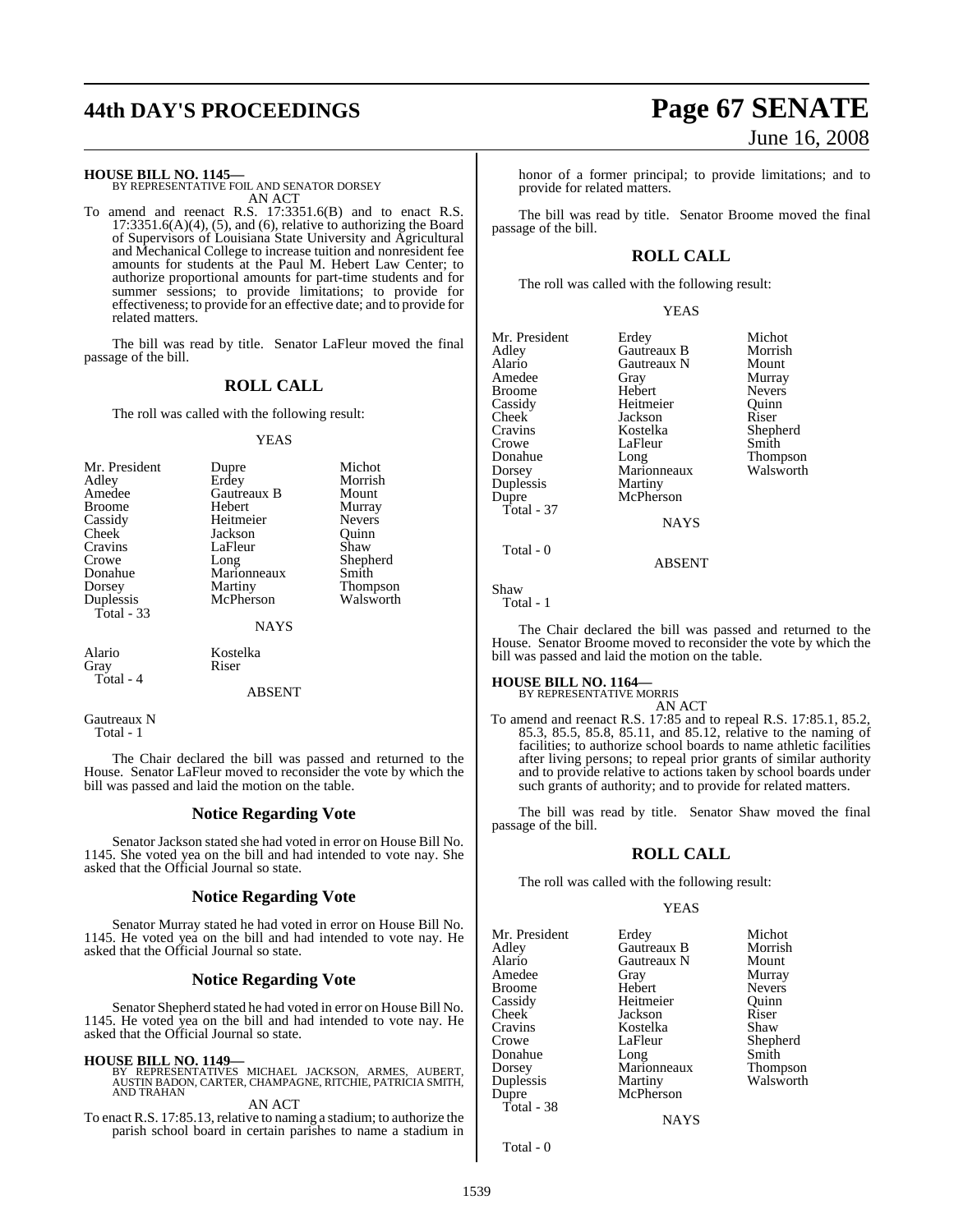**HOUSE BILL NO. 1145—**
BY REPRESENTATIVE FOIL AND SENATOR DORSEY
AN ACT

To amend and reenact R.S. 17:3351.6(B) and to enact R.S. 17:3351.6(A)(4), (5), and (6), relative to authorizing the Board of Supervisors of Louisiana State University and Agricultural and Mechanical College to increase tuition and nonresident fee amounts for students at the Paul M. Hebert Law Center; to authorize proportional amounts for part-time students and for summer sessions; to provide limitations; to provide for effectiveness; to provide for an effective date; and to provide for related matters.

The bill was read by title. Senator LaFleur moved the final passage of the bill.

## ROLL CALL

The roll was called with the following result:

YEAS

| | | |
|---|---|---|
| Mr. President | Dupre | Michot |
| Adley | Erdey | Morrish |
| Amedee | Gautreaux B | Mount |
| Broome | Hebert | Murray |
| Cassidy | Heitmeier | Nevers |
| Cheek | Jackson | Quinn |
| Cravins | LaFleur | Shaw |
| Crowe | Long | Shepherd |
| Donahue | Marionneaux | Smith |
| Dorsey | Martiny | Thompson |
| Duplessis | McPherson | Walsworth |

Total - 33

NAYS

| | |
|---|---|
| Alario | Kostelka |
| Gray | Riser |

Total - 4

ABSENT

Gautreaux N

Total - 1

The Chair declared the bill was passed and returned to the House. Senator LaFleur moved to reconsider the vote by which the bill was passed and laid the motion on the table.

## Notice Regarding Vote

Senator Jackson stated she had voted in error on House Bill No. 1145. She voted yea on the bill and had intended to vote nay. She asked that the Official Journal so state.

## Notice Regarding Vote

Senator Murray stated he had voted in error on House Bill No. 1145. He voted yea on the bill and had intended to vote nay. He asked that the Official Journal so state.

## Notice Regarding Vote

Senator Shepherd stated he had voted in error on House Bill No. 1145. He voted yea on the bill and had intended to vote nay. He asked that the Official Journal so state.

**HOUSE BILL NO. 1149—**
BY REPRESENTATIVES MICHAEL JACKSON, ARMES, AUBERT, AUSTIN BADON, CARTER, CHAMPAGNE, RITCHIE, PATRICIA SMITH, AND TRAHAN
AN ACT

To enact R.S. 17:85.13, relative to naming a stadium; to authorize the parish school board in certain parishes to name a stadium in honor of a former principal; to provide limitations; and to provide for related matters.

The bill was read by title. Senator Broome moved the final passage of the bill.

## ROLL CALL

The roll was called with the following result:

YEAS

| | | |
|---|---|---|
| Mr. President | Erdey | Michot |
| Adley | Gautreaux B | Morrish |
| Alario | Gautreaux N | Mount |
| Amedee | Gray | Murray |
| Broome | Hebert | Nevers |
| Cassidy | Heitmeier | Quinn |
| Cheek | Jackson | Riser |
| Cravins | Kostelka | Shepherd |
| Crowe | LaFleur | Smith |
| Donahue | Long | Thompson |
| Dorsey | Marionneaux | Walsworth |
| Duplessis | Martiny | |
| Dupre | McPherson | |

Total - 37

NAYS

Total - 0

ABSENT

Shaw

Total - 1

The Chair declared the bill was passed and returned to the House. Senator Broome moved to reconsider the vote by which the bill was passed and laid the motion on the table.

**HOUSE BILL NO. 1164—**
BY REPRESENTATIVE MORRIS
AN ACT

To amend and reenact R.S. 17:85 and to repeal R.S. 17:85.1, 85.2, 85.3, 85.5, 85.8, 85.11, and 85.12, relative to the naming of facilities; to authorize school boards to name athletic facilities after living persons; to repeal prior grants of similar authority and to provide relative to actions taken by school boards under such grants of authority; and to provide for related matters.

The bill was read by title. Senator Shaw moved the final passage of the bill.

## ROLL CALL

The roll was called with the following result:

YEAS

| | | |
|---|---|---|
| Mr. President | Erdey | Michot |
| Adley | Gautreaux B | Morrish |
| Alario | Gautreaux N | Mount |
| Amedee | Gray | Murray |
| Broome | Hebert | Nevers |
| Cassidy | Heitmeier | Quinn |
| Cheek | Jackson | Riser |
| Cravins | Kostelka | Shaw |
| Crowe | LaFleur | Shepherd |
| Donahue | Long | Smith |
| Dorsey | Marionneaux | Thompson |
| Duplessis | Martiny | Walsworth |
| Dupre | McPherson | |

Total - 38

NAYS

Total - 0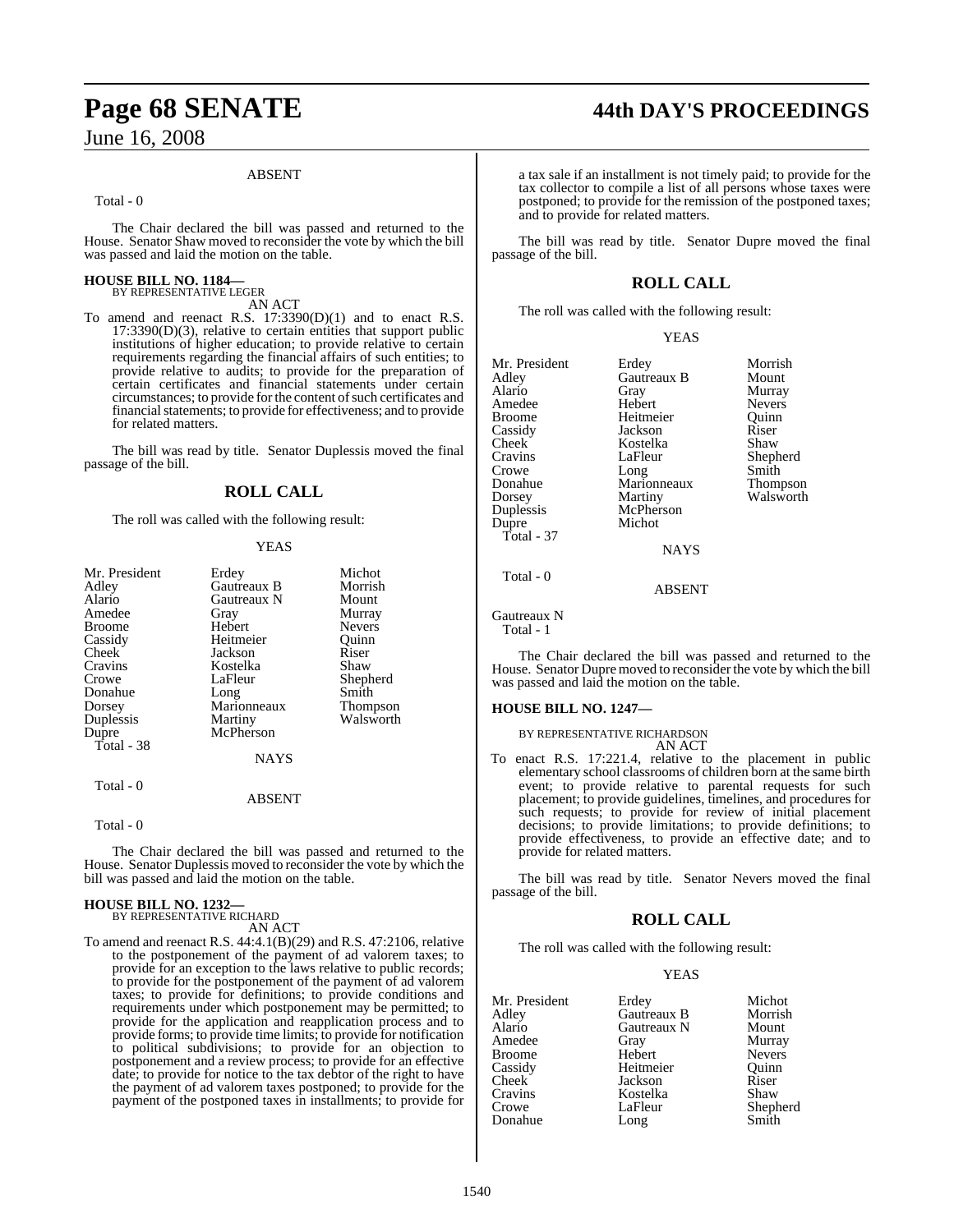ABSENT

Total - 0

The Chair declared the bill was passed and returned to the House. Senator Shaw moved to reconsider the vote by which the bill was passed and laid the motion on the table.

**HOUSE BILL NO. 1184—**
BY REPRESENTATIVE LEGER
AN ACT

To amend and reenact R.S. 17:3390(D)(1) and to enact R.S. 17:3390(D)(3), relative to certain entities that support public institutions of higher education; to provide relative to certain requirements regarding the financial affairs of such entities; to provide relative to audits; to provide for the preparation of certain certificates and financial statements under certain circumstances; to provide for the content of such certificates and financial statements; to provide for effectiveness; and to provide for related matters.

The bill was read by title. Senator Duplessis moved the final passage of the bill.

## ROLL CALL

The roll was called with the following result:

YEAS

| | | |
|---|---|---|
| Mr. President | Erdey | Michot |
| Adley | Gautreaux B | Morrish |
| Alario | Gautreaux N | Mount |
| Amedee | Gray | Murray |
| Broome | Hebert | Nevers |
| Cassidy | Heitmeier | Quinn |
| Cheek | Jackson | Riser |
| Cravins | Kostelka | Shaw |
| Crowe | LaFleur | Shepherd |
| Donahue | Long | Smith |
| Dorsey | Marionneaux | Thompson |
| Duplessis | Martiny | Walsworth |
| Dupre | McPherson | |

Total - 38

NAYS

Total - 0

ABSENT

Total - 0

The Chair declared the bill was passed and returned to the House. Senator Duplessis moved to reconsider the vote by which the bill was passed and laid the motion on the table.

**HOUSE BILL NO. 1232—**
BY REPRESENTATIVE RICHARD
AN ACT

To amend and reenact R.S. 44:4.1(B)(29) and R.S. 47:2106, relative to the postponement of the payment of ad valorem taxes; to provide for an exception to the laws relative to public records; to provide for the postponement of the payment of ad valorem taxes; to provide for definitions; to provide conditions and requirements under which postponement may be permitted; to provide for the application and reapplication process and to provide forms; to provide time limits; to provide for notification to political subdivisions; to provide for an objection to postponement and a review process; to provide for an effective date; to provide for notice to the tax debtor of the right to have the payment of ad valorem taxes postponed; to provide for the payment of the postponed taxes in installments; to provide for a tax sale if an installment is not timely paid; to provide for the tax collector to compile a list of all persons whose taxes were postponed; to provide for the remission of the postponed taxes; and to provide for related matters.

The bill was read by title. Senator Dupre moved the final passage of the bill.

## ROLL CALL

The roll was called with the following result:

YEAS

| | | |
|---|---|---|
| Mr. President | Erdey | Morrish |
| Adley | Gautreaux B | Mount |
| Alario | Gray | Murray |
| Amedee | Hebert | Nevers |
| Broome | Heitmeier | Quinn |
| Cassidy | Jackson | Riser |
| Cheek | Kostelka | Shaw |
| Cravins | LaFleur | Shepherd |
| Crowe | Long | Smith |
| Donahue | Marionneaux | Thompson |
| Dorsey | Martiny | Walsworth |
| Duplessis | McPherson | |
| Dupre | Michot | |

Total - 37

NAYS

Total - 0

ABSENT

Gautreaux N

Total - 1

The Chair declared the bill was passed and returned to the House. Senator Dupre moved to reconsider the vote by which the bill was passed and laid the motion on the table.

**HOUSE BILL NO. 1247—**
BY REPRESENTATIVE RICHARDSON
AN ACT

To enact R.S. 17:221.4, relative to the placement in public elementary school classrooms of children born at the same birth event; to provide relative to parental requests for such placement; to provide guidelines, timelines, and procedures for such requests; to provide for review of initial placement decisions; to provide limitations; to provide definitions; to provide effectiveness, to provide an effective date; and to provide for related matters.

The bill was read by title. Senator Nevers moved the final passage of the bill.

## ROLL CALL

The roll was called with the following result:

YEAS

| | | |
|---|---|---|
| Mr. President | Erdey | Michot |
| Adley | Gautreaux B | Morrish |
| Alario | Gautreaux N | Mount |
| Amedee | Gray | Murray |
| Broome | Hebert | Nevers |
| Cassidy | Heitmeier | Quinn |
| Cheek | Jackson | Riser |
| Cravins | Kostelka | Shaw |
| Crowe | LaFleur | Shepherd |
| Donahue | Long | Smith |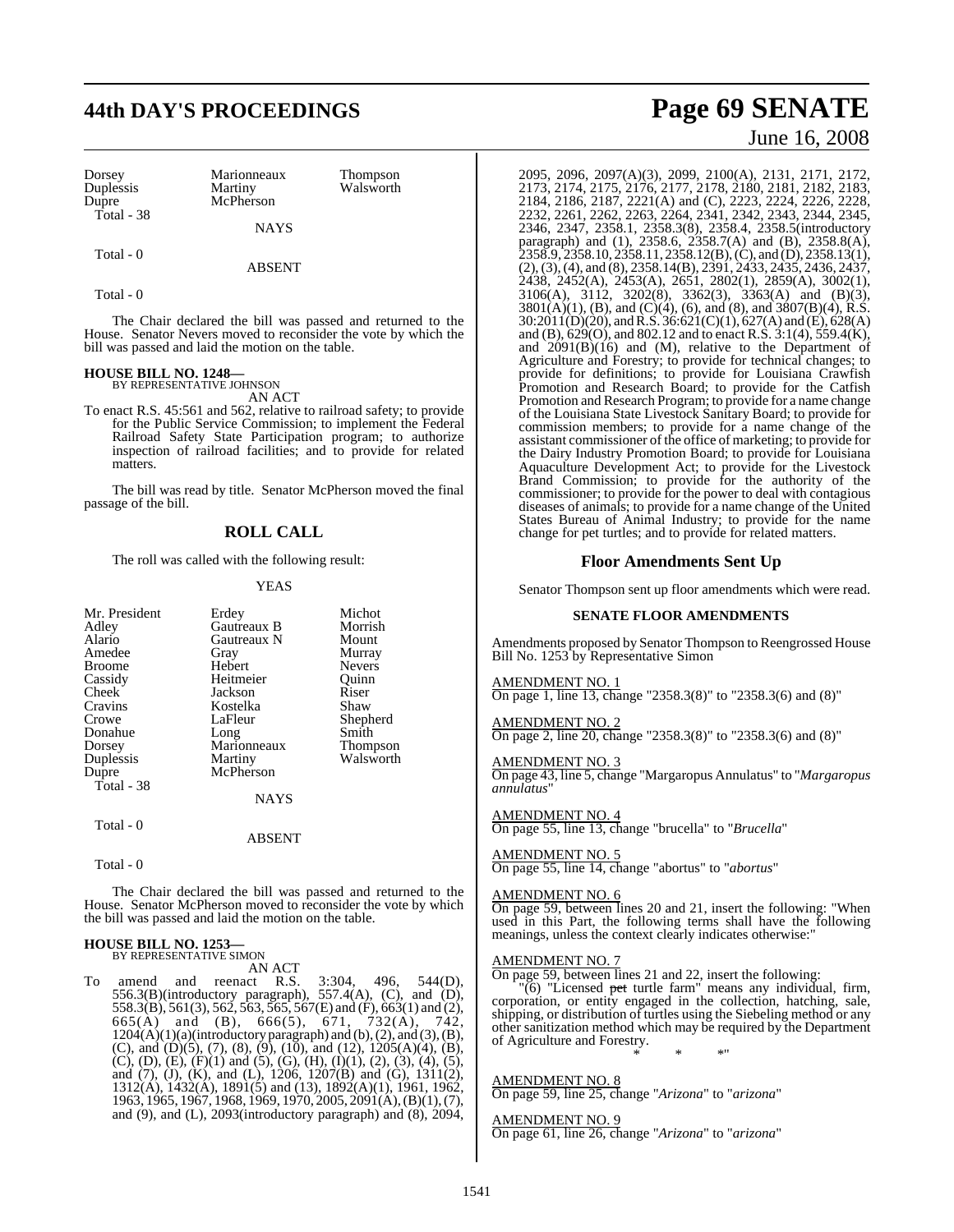| Dorsey | Marionneaux | Thompson |
|---|---|---|
| Duplessis | Martiny | Walsworth |
| Dupre | McPherson | |
| Total - 38 | | |

NAYS

Total - 0

ABSENT

Total - 0

The Chair declared the bill was passed and returned to the House. Senator Nevers moved to reconsider the vote by which the bill was passed and laid the motion on the table.

**HOUSE BILL NO. 1248—**
BY REPRESENTATIVE JOHNSON

AN ACT

To enact R.S. 45:561 and 562, relative to railroad safety; to provide for the Public Service Commission; to implement the Federal Railroad Safety State Participation program; to authorize inspection of railroad facilities; and to provide for related matters.

The bill was read by title. Senator McPherson moved the final passage of the bill.

## ROLL CALL

The roll was called with the following result:

YEAS

| Mr. President | Erdey | Michot |
|---|---|---|
| Adley | Gautreaux B | Morrish |
| Alario | Gautreaux N | Mount |
| Amedee | Gray | Murray |
| Broome | Hebert | Nevers |
| Cassidy | Heitmeier | Quinn |
| Cheek | Jackson | Riser |
| Cravins | Kostelka | Shaw |
| Crowe | LaFleur | Shepherd |
| Donahue | Long | Smith |
| Dorsey | Marionneaux | Thompson |
| Duplessis | Martiny | Walsworth |
| Dupre | McPherson | |
| Total - 38 | | |

NAYS

Total - 0

ABSENT

Total - 0

The Chair declared the bill was passed and returned to the House. Senator McPherson moved to reconsider the vote by which the bill was passed and laid the motion on the table.

**HOUSE BILL NO. 1253—**
BY REPRESENTATIVE SIMON

AN ACT

To amend and reenact R.S. 3:304, 496, 544(D), 556.3(B)(introductory paragraph), 557.4(A), (C), and (D), 558.3(B), 561(3), 562, 563, 565, 567(E) and (F), 663(1) and (2), 665(A) and (B), 666(5), 671, 732(A), 742, 1204(A)(1)(a)(introductory paragraph) and (b), (2), and (3), (B), (C), and (D)(5), (7), (8), (9), (10), and (12), 1205(A)(4), (B), (C), (D), (E), (F)(1) and (5), (G), (H), (I)(1), (2), (3), (4), (5), and (7), (J), (K), and (L), 1206, 1207(B) and (G), 1311(2), 1312(A), 1432(A), 1891(5) and (13), 1892(A)(1), 1961, 1962, 1963, 1965, 1967, 1968, 1969, 1970, 2005, 2091(A), (B)(1), (7), and (9), and (L), 2093(introductory paragraph) and (8), 2094, 2095, 2096, 2097(A)(3), 2099, 2100(A), 2131, 2171, 2172, 2173, 2174, 2175, 2176, 2177, 2178, 2180, 2181, 2182, 2183, 2184, 2186, 2187, 2221(A) and (C), 2223, 2224, 2226, 2228, 2232, 2261, 2262, 2263, 2264, 2341, 2342, 2343, 2344, 2345, 2346, 2347, 2358.1, 2358.3(8), 2358.4, 2358.5(introductory paragraph) and (1), 2358.6, 2358.7(A) and (B), 2358.8(A), 2358.9, 2358.10, 2358.11, 2358.12(B), (C), and (D), 2358.13(1), (2), (3), (4), and (8), 2358.14(B), 2391, 2433, 2435, 2436, 2437, 2438, 2452(A), 2453(A), 2651, 2802(1), 2859(A), 3002(1), 3106(A), 3112, 3202(8), 3362(3), 3363(A) and (B)(3), 3801(A)(1), (B), and (C)(4), (6), and (8), and 3807(B)(4), R.S. 30:2011(D)(20), and R.S. 36:621(C)(1), 627(A) and (E), 628(A) and (B), 629(O), and 802.12 and to enact R.S. 3:1(4), 559.4(K), and 2091(B)(16) and (M), relative to the Department of Agriculture and Forestry; to provide for technical changes; to provide for definitions; to provide for Louisiana Crawfish Promotion and Research Board; to provide for the Catfish Promotion and Research Program; to provide for a name change of the Louisiana State Livestock Sanitary Board; to provide for commission members; to provide for a name change of the assistant commissioner of the office of marketing; to provide for the Dairy Industry Promotion Board; to provide for Louisiana Aquaculture Development Act; to provide for the Livestock Brand Commission; to provide for the authority of the commissioner; to provide for the power to deal with contagious diseases of animals; to provide for a name change of the United States Bureau of Animal Industry; to provide for the name change for pet turtles; and to provide for related matters.

## Floor Amendments Sent Up

Senator Thompson sent up floor amendments which were read.

### SENATE FLOOR AMENDMENTS

Amendments proposed by Senator Thompson to Reengrossed House Bill No. 1253 by Representative Simon

AMENDMENT NO. 1
On page 1, line 13, change "2358.3(8)" to "2358.3(6) and (8)"

AMENDMENT NO. 2
On page 2, line 20, change "2358.3(8)" to "2358.3(6) and (8)"

AMENDMENT NO. 3
On page 43, line 5, change "Margaropus Annulatus" to "*Margaropus annulatus*"

AMENDMENT NO. 4
On page 55, line 13, change "brucella" to "*Brucella*"

AMENDMENT NO. 5
On page 55, line 14, change "abortus" to "*abortus*"

AMENDMENT NO. 6
On page 59, between lines 20 and 21, insert the following: "When used in this Part, the following terms shall have the following meanings, unless the context clearly indicates otherwise:"

AMENDMENT NO. 7
On page 59, between lines 21 and 22, insert the following:

"(6) "Licensed ~~pet~~ turtle farm" means any individual, firm, corporation, or entity engaged in the collection, hatching, sale, shipping, or distribution of turtles using the Siebeling method or any other sanitization method which may be required by the Department of Agriculture and Forestry.

\* \* \*"

AMENDMENT NO. 8
On page 59, line 25, change "*Arizona*" to "*arizona*"

AMENDMENT NO. 9
On page 61, line 26, change "*Arizona*" to "*arizona*"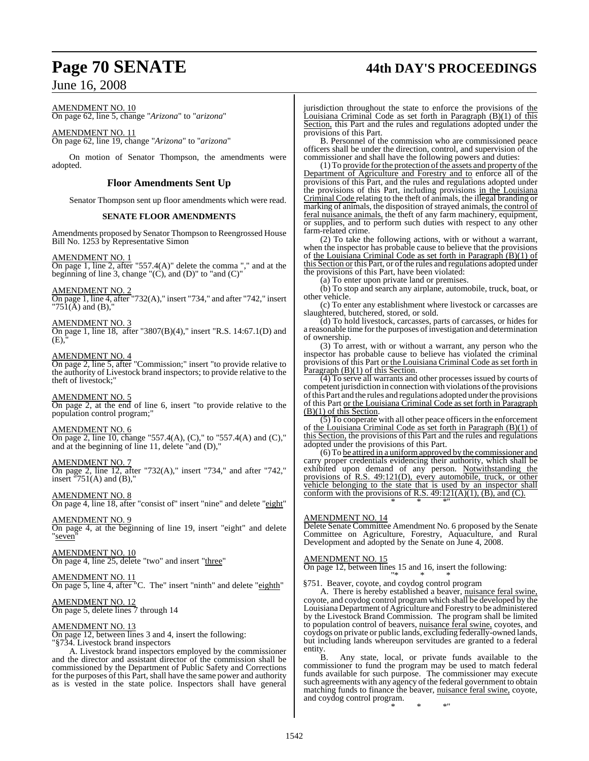AMENDMENT NO. 10
On page 62, line 5, change "*Arizona*" to "*arizona*"

AMENDMENT NO. 11
On page 62, line 19, change "*Arizona*" to "*arizona*"

On motion of Senator Thompson, the amendments were adopted.

## Floor Amendments Sent Up

Senator Thompson sent up floor amendments which were read.

### SENATE FLOOR AMENDMENTS

Amendments proposed by Senator Thompson to Reengrossed House Bill No. 1253 by Representative Simon

AMENDMENT NO. 1
On page 1, line 2, after "557.4(A)" delete the comma "," and at the beginning of line 3, change "(C), and (D)" to "and (C)"

AMENDMENT NO. 2
On page 1, line 4, after "732(A)," insert "734," and after "742," insert "751(A) and (B),"

AMENDMENT NO. 3
On page 1, line 18, after "3807(B)(4)," insert "R.S. 14:67.1(D) and (E),"

AMENDMENT NO. 4
On page 2, line 5, after "Commission;" insert "to provide relative to the authority of Livestock brand inspectors; to provide relative to the theft of livestock;"

AMENDMENT NO. 5
On page 2, at the end of line 6, insert "to provide relative to the population control program;"

AMENDMENT NO. 6
On page 2, line 10, change "557.4(A), (C)," to "557.4(A) and (C)," and at the beginning of line 11, delete "and (D),"

AMENDMENT NO. 7
On page 2, line 12, after "732(A)," insert "734," and after "742," insert "751(A) and (B),"

AMENDMENT NO. 8
On page 4, line 18, after "consist of" insert "nine" and delete "eight"

AMENDMENT NO. 9
On page 4, at the beginning of line 19, insert "eight" and delete "seven"

AMENDMENT NO. 10
On page 4, line 25, delete "two" and insert "three"

AMENDMENT NO. 11
On page 5, line 4, after "C. The" insert "ninth" and delete "eighth"

AMENDMENT NO. 12
On page 5, delete lines 7 through 14

AMENDMENT NO. 13
On page 12, between lines 3 and 4, insert the following:

"§734. Livestock brand inspectors

A. Livestock brand inspectors employed by the commissioner and the director and assistant director of the commission shall be commissioned by the Department of Public Safety and Corrections for the purposes of this Part, shall have the same power and authority as is vested in the state police. Inspectors shall have general jurisdiction throughout the state to enforce the provisions of the Louisiana Criminal Code as set forth in Paragraph (B)(1) of this Section, this Part and the rules and regulations adopted under the provisions of this Part.

B. Personnel of the commission who are commissioned peace officers shall be under the direction, control, and supervision of the commissioner and shall have the following powers and duties:

(1) To provide for the protection of the assets and property of the Department of Agriculture and Forestry and to enforce all of the provisions of this Part, and the rules and regulations adopted under the provisions of this Part, including provisions in the Louisiana Criminal Code relating to the theft of animals, the illegal branding or marking of animals, the disposition of strayed animals, the control of feral nuisance animals, the theft of any farm machinery, equipment, or supplies, and to perform such duties with respect to any other farm-related crime.

(2) To take the following actions, with or without a warrant, when the inspector has probable cause to believe that the provisions of the Louisiana Criminal Code as set forth in Paragraph (B)(1) of this Section or this Part, or of the rules and regulations adopted under the provisions of this Part, have been violated:

(a) To enter upon private land or premises.

(b) To stop and search any airplane, automobile, truck, boat, or other vehicle.

(c) To enter any establishment where livestock or carcasses are slaughtered, butchered, stored, or sold.

(d) To hold livestock, carcasses, parts of carcasses, or hides for a reasonable time for the purposes of investigation and determination of ownership.

(3) To arrest, with or without a warrant, any person who the inspector has probable cause to believe has violated the criminal provisions of this Part or the Louisiana Criminal Code as set forth in Paragraph (B)(1) of this Section.

(4) To serve all warrants and other processes issued by courts of competent jurisdiction in connection with violations of the provisions of this Part and the rules and regulations adopted under the provisions of this Part or the Louisiana Criminal Code as set forth in Paragraph (B)(1) of this Section.

(5) To cooperate with all other peace officers in the enforcement of the Louisiana Criminal Code as set forth in Paragraph (B)(1) of this Section, the provisions of this Part and the rules and regulations adopted under the provisions of this Part.

(6) To be attired in a uniform approved by the commissioner and carry proper credentials evidencing their authority, which shall be exhibited upon demand of any person. Notwithstanding the provisions of R.S. 49:121(D), every automobile, truck, or other vehicle belonging to the state that is used by an inspector shall conform with the provisions of R.S. 49:121(A)(1), (B), and (C).

\* \* \*"

AMENDMENT NO. 14
Delete Senate Committee Amendment No. 6 proposed by the Senate Committee on Agriculture, Forestry, Aquaculture, and Rural Development and adopted by the Senate on June 4, 2008.

AMENDMENT NO. 15
On page 12, between lines 15 and 16, insert the following:

"\* \* \*

§751. Beaver, coyote, and coydog control program

A. There is hereby established a beaver, nuisance feral swine, coyote, and coydog control program which shall be developed by the Louisiana Department of Agriculture and Forestry to be administered by the Livestock Brand Commission. The program shall be limited to population control of beavers, nuisance feral swine, coyotes, and coydogs on private or public lands, excluding federally-owned lands, but including lands whereupon servitudes are granted to a federal entity.

B. Any state, local, or private funds available to the commissioner to fund the program may be used to match federal funds available for such purpose. The commissioner may execute such agreements with any agency of the federal government to obtain matching funds to finance the beaver, nuisance feral swine, coyote, and coydog control program.

\* \* \*"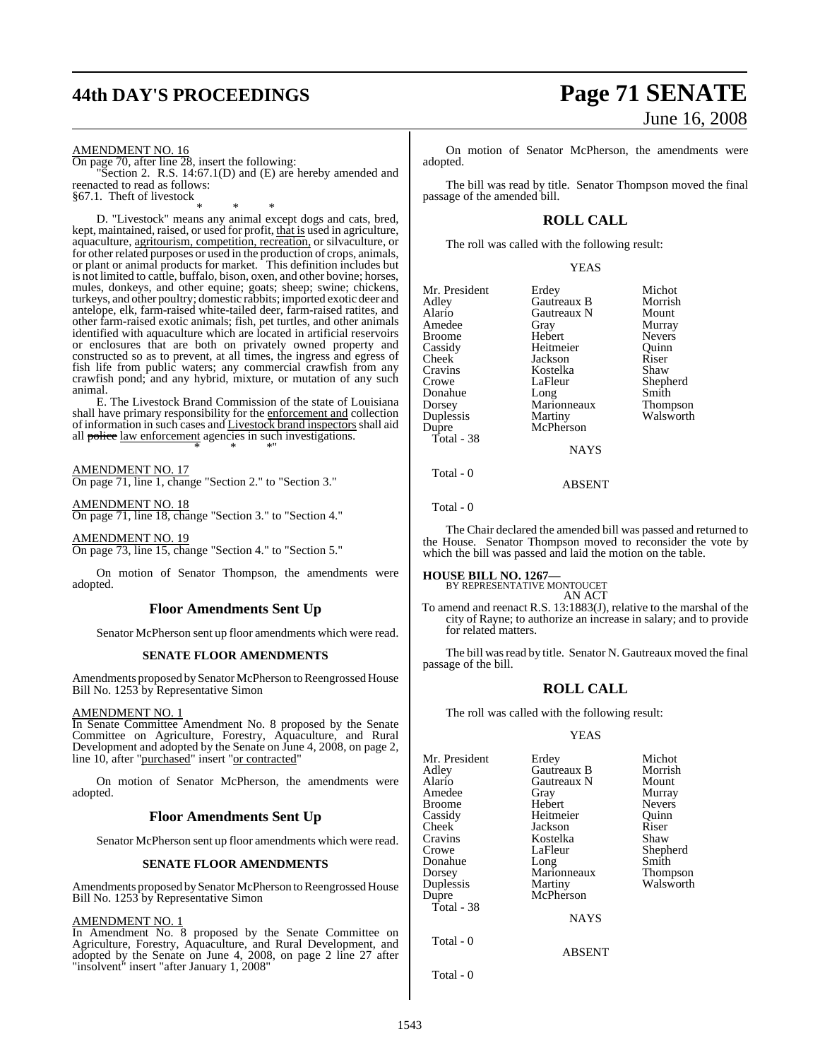AMENDMENT NO. 16

On page 70, after line 28, insert the following:

"Section 2. R.S. 14:67.1(D) and (E) are hereby amended and reenacted to read as follows:

§67.1. Theft of livestock

\* \* \*

D. "Livestock" means any animal except dogs and cats, bred, kept, maintained, raised, or used for profit, that is used in agriculture, aquaculture, agritourism, competition, recreation, or silvaculture, or for other related purposes or used in the production of crops, animals, or plant or animal products for market. This definition includes but is not limited to cattle, buffalo, bison, oxen, and other bovine; horses, mules, donkeys, and other equine; goats; sheep; swine; chickens, turkeys, and other poultry; domestic rabbits; imported exotic deer and antelope, elk, farm-raised white-tailed deer, farm-raised ratites, and other farm-raised exotic animals; fish, pet turtles, and other animals identified with aquaculture which are located in artificial reservoirs or enclosures that are both on privately owned property and constructed so as to prevent, at all times, the ingress and egress of fish life from public waters; any commercial crawfish from any crawfish pond; and any hybrid, mixture, or mutation of any such animal.

E. The Livestock Brand Commission of the state of Louisiana shall have primary responsibility for the enforcement and collection of information in such cases and Livestock brand inspectors shall aid all police law enforcement agencies in such investigations.

\* \* \*"

AMENDMENT NO. 17

On page 71, line 1, change "Section 2." to "Section 3."

AMENDMENT NO. 18

On page 71, line 18, change "Section 3." to "Section 4."

AMENDMENT NO. 19

On page 73, line 15, change "Section 4." to "Section 5."

On motion of Senator Thompson, the amendments were adopted.

## Floor Amendments Sent Up

Senator McPherson sent up floor amendments which were read.

### SENATE FLOOR AMENDMENTS

Amendments proposed by Senator McPherson to Reengrossed House Bill No. 1253 by Representative Simon

AMENDMENT NO. 1

In Senate Committee Amendment No. 8 proposed by the Senate Committee on Agriculture, Forestry, Aquaculture, and Rural Development and adopted by the Senate on June 4, 2008, on page 2, line 10, after "purchased" insert "or contracted"

On motion of Senator McPherson, the amendments were adopted.

## Floor Amendments Sent Up

Senator McPherson sent up floor amendments which were read.

### SENATE FLOOR AMENDMENTS

Amendments proposed by Senator McPherson to Reengrossed House Bill No. 1253 by Representative Simon

AMENDMENT NO. 1

In Amendment No. 8 proposed by the Senate Committee on Agriculture, Forestry, Aquaculture, and Rural Development, and adopted by the Senate on June 4, 2008, on page 2 line 27 after "insolvent" insert "after January 1, 2008"

On motion of Senator McPherson, the amendments were adopted.

The bill was read by title. Senator Thompson moved the final passage of the amended bill.

## ROLL CALL

The roll was called with the following result:

YEAS

| | | |
|---|---|---|
| Mr. President | Erdey | Michot |
| Adley | Gautreaux B | Morrish |
| Alario | Gautreaux N | Mount |
| Amedee | Gray | Murray |
| Broome | Hebert | Nevers |
| Cassidy | Heitmeier | Quinn |
| Cheek | Jackson | Riser |
| Cravins | Kostelka | Shaw |
| Crowe | LaFleur | Shepherd |
| Donahue | Long | Smith |
| Dorsey | Marionneaux | Thompson |
| Duplessis | Martiny | Walsworth |
| Dupre | McPherson | |

Total - 38

NAYS

Total - 0

ABSENT

Total - 0

The Chair declared the amended bill was passed and returned to the House. Senator Thompson moved to reconsider the vote by which the bill was passed and laid the motion on the table.

**HOUSE BILL NO. 1267—**
BY REPRESENTATIVE MONTOUCET
AN ACT

To amend and reenact R.S. 13:1883(J), relative to the marshal of the city of Rayne; to authorize an increase in salary; and to provide for related matters.

The bill was read by title. Senator N. Gautreaux moved the final passage of the bill.

## ROLL CALL

The roll was called with the following result:

YEAS

| | | |
|---|---|---|
| Mr. President | Erdey | Michot |
| Adley | Gautreaux B | Morrish |
| Alario | Gautreaux N | Mount |
| Amedee | Gray | Murray |
| Broome | Hebert | Nevers |
| Cassidy | Heitmeier | Quinn |
| Cheek | Jackson | Riser |
| Cravins | Kostelka | Shaw |
| Crowe | LaFleur | Shepherd |
| Donahue | Long | Smith |
| Dorsey | Marionneaux | Thompson |
| Duplessis | Martiny | Walsworth |
| Dupre | McPherson | |

Total - 38

NAYS

Total - 0

ABSENT

Total - 0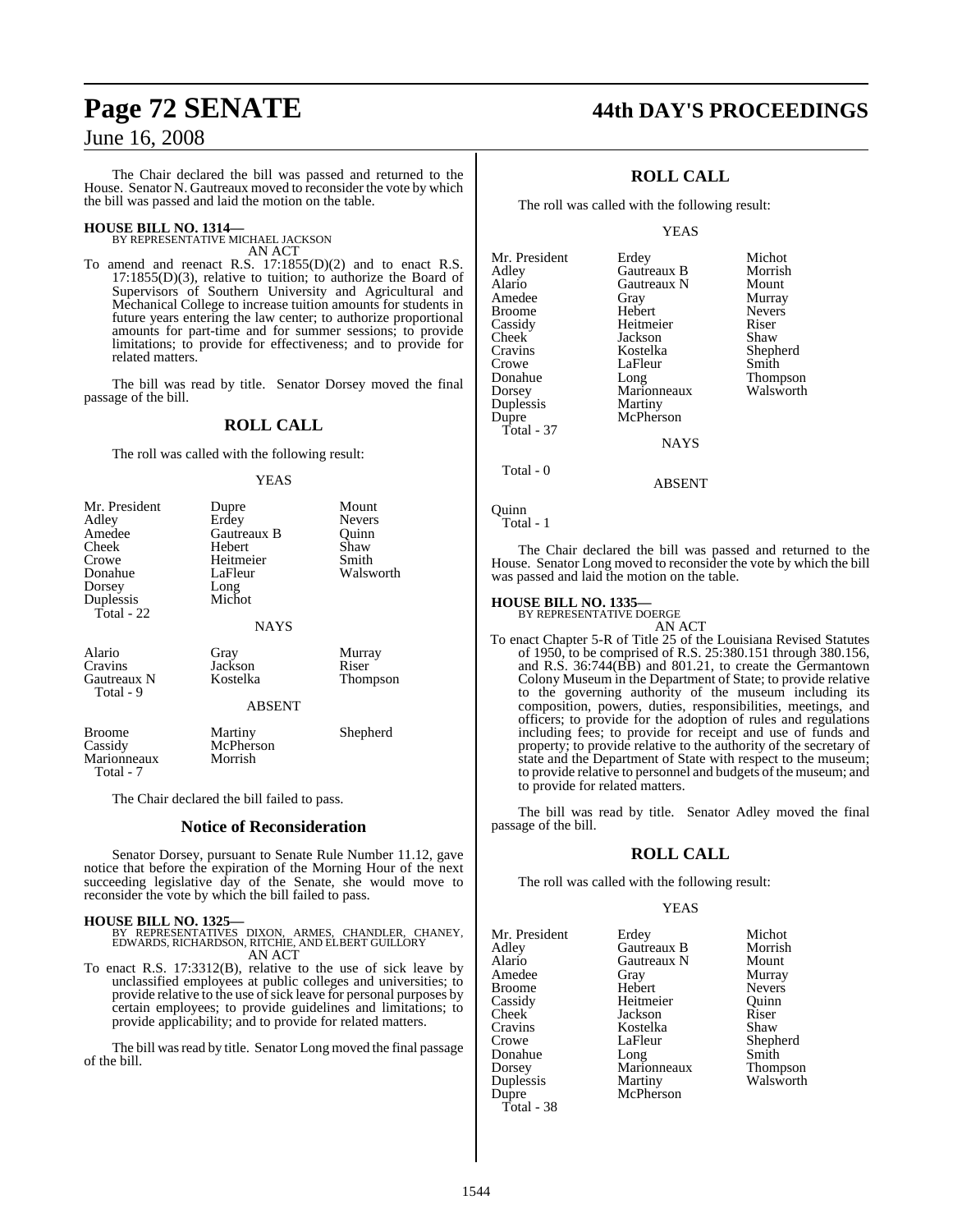The Chair declared the bill was passed and returned to the House. Senator N. Gautreaux moved to reconsider the vote by which the bill was passed and laid the motion on the table.

**HOUSE BILL NO. 1314—**
BY REPRESENTATIVE MICHAEL JACKSON
AN ACT

To amend and reenact R.S. 17:1855(D)(2) and to enact R.S. 17:1855(D)(3), relative to tuition; to authorize the Board of Supervisors of Southern University and Agricultural and Mechanical College to increase tuition amounts for students in future years entering the law center; to authorize proportional amounts for part-time and for summer sessions; to provide limitations; to provide for effectiveness; and to provide for related matters.

The bill was read by title. Senator Dorsey moved the final passage of the bill.

## ROLL CALL

The roll was called with the following result:

YEAS

| | | |
|---|---|---|
| Mr. President | Dupre | Mount |
| Adley | Erdey | Nevers |
| Amedee | Gautreaux B | Quinn |
| Cheek | Hebert | Shaw |
| Crowe | Heitmeier | Smith |
| Donahue | LaFleur | Walsworth |
| Dorsey | Long | |
| Duplessis | Michot | |

Total - 22

NAYS

| | | |
|---|---|---|
| Alario | Gray | Murray |
| Cravins | Jackson | Riser |
| Gautreaux N | Kostelka | Thompson |

Total - 9

ABSENT

| | | |
|---|---|---|
| Broome | Martiny | Shepherd |
| Cassidy | McPherson | |
| Marionneaux | Morrish | |

Total - 7

The Chair declared the bill failed to pass.

## Notice of Reconsideration

Senator Dorsey, pursuant to Senate Rule Number 11.12, gave notice that before the expiration of the Morning Hour of the next succeeding legislative day of the Senate, she would move to reconsider the vote by which the bill failed to pass.

**HOUSE BILL NO. 1325—**
BY REPRESENTATIVES DIXON, ARMES, CHANDLER, CHANEY, EDWARDS, RICHARDSON, RITCHIE, AND ELBERT GUILLORY
AN ACT

To enact R.S. 17:3312(B), relative to the use of sick leave by unclassified employees at public colleges and universities; to provide relative to the use of sick leave for personal purposes by certain employees; to provide guidelines and limitations; to provide applicability; and to provide for related matters.

The bill was read by title. Senator Long moved the final passage of the bill.

## ROLL CALL

The roll was called with the following result:

YEAS

| | | |
|---|---|---|
| Mr. President | Erdey | Michot |
| Adley | Gautreaux B | Morrish |
| Alario | Gautreaux N | Mount |
| Amedee | Gray | Murray |
| Broome | Hebert | Nevers |
| Cassidy | Heitmeier | Riser |
| Cheek | Jackson | Shaw |
| Cravins | Kostelka | Shepherd |
| Crowe | LaFleur | Smith |
| Donahue | Long | Thompson |
| Dorsey | Marionneaux | Walsworth |
| Duplessis | Martiny | |
| Dupre | McPherson | |

Total - 37

NAYS

Total - 0

ABSENT

Quinn

Total - 1

The Chair declared the bill was passed and returned to the House. Senator Long moved to reconsider the vote by which the bill was passed and laid the motion on the table.

**HOUSE BILL NO. 1335—**
BY REPRESENTATIVE DOERGE
AN ACT

To enact Chapter 5-R of Title 25 of the Louisiana Revised Statutes of 1950, to be comprised of R.S. 25:380.151 through 380.156, and R.S. 36:744(BB) and 801.21, to create the Germantown Colony Museum in the Department of State; to provide relative to the governing authority of the museum including its composition, powers, duties, responsibilities, meetings, and officers; to provide for the adoption of rules and regulations including fees; to provide for receipt and use of funds and property; to provide relative to the authority of the secretary of state and the Department of State with respect to the museum; to provide relative to personnel and budgets of the museum; and to provide for related matters.

The bill was read by title. Senator Adley moved the final passage of the bill.

## ROLL CALL

The roll was called with the following result:

YEAS

| | | |
|---|---|---|
| Mr. President | Erdey | Michot |
| Adley | Gautreaux B | Morrish |
| Alario | Gautreaux N | Mount |
| Amedee | Gray | Murray |
| Broome | Hebert | Nevers |
| Cassidy | Heitmeier | Quinn |
| Cheek | Jackson | Riser |
| Cravins | Kostelka | Shaw |
| Crowe | LaFleur | Shepherd |
| Donahue | Long | Smith |
| Dorsey | Marionneaux | Thompson |
| Duplessis | Martiny | Walsworth |
| Dupre | McPherson | |

Total - 38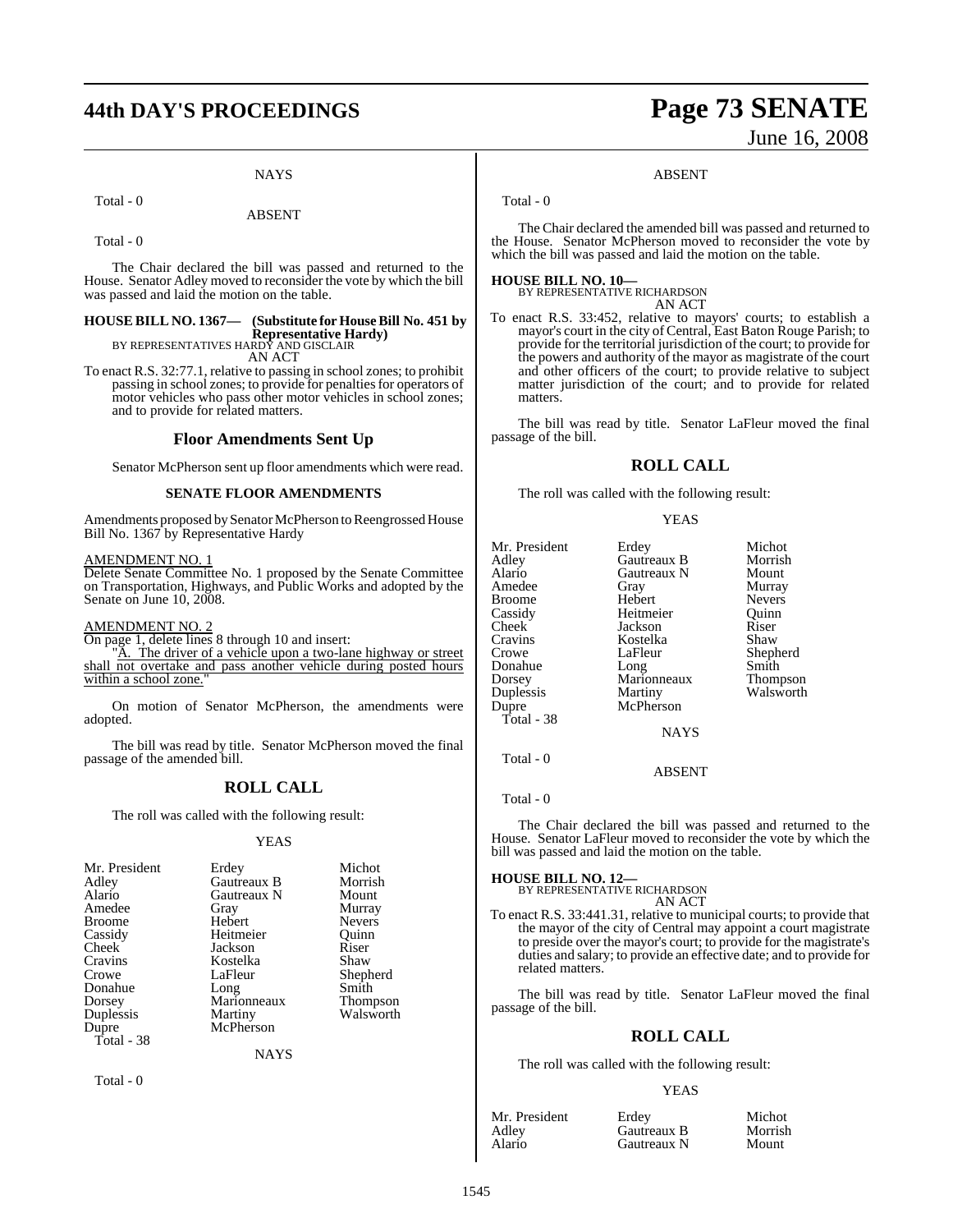NAYS

Total - 0

ABSENT

Total - 0

The Chair declared the bill was passed and returned to the House. Senator Adley moved to reconsider the vote by which the bill was passed and laid the motion on the table.

**HOUSE BILL NO. 1367— (Substitute for House Bill No. 451 by Representative Hardy)**
BY REPRESENTATIVES HARDY AND GISCLAIR
AN ACT

To enact R.S. 32:77.1, relative to passing in school zones; to prohibit passing in school zones; to provide for penalties for operators of motor vehicles who pass other motor vehicles in school zones; and to provide for related matters.

## Floor Amendments Sent Up

Senator McPherson sent up floor amendments which were read.

### SENATE FLOOR AMENDMENTS

Amendments proposed by Senator McPherson to Reengrossed House Bill No. 1367 by Representative Hardy

AMENDMENT NO. 1
Delete Senate Committee No. 1 proposed by the Senate Committee on Transportation, Highways, and Public Works and adopted by the Senate on June 10, 2008.

AMENDMENT NO. 2
On page 1, delete lines 8 through 10 and insert:
"A. The driver of a vehicle upon a two-lane highway or street shall not overtake and pass another vehicle during posted hours within a school zone."

On motion of Senator McPherson, the amendments were adopted.

The bill was read by title. Senator McPherson moved the final passage of the amended bill.

## ROLL CALL

The roll was called with the following result:

YEAS

| | | |
|---|---|---|
| Mr. President | Erdey | Michot |
| Adley | Gautreaux B | Morrish |
| Alario | Gautreaux N | Mount |
| Amedee | Gray | Murray |
| Broome | Hebert | Nevers |
| Cassidy | Heitmeier | Quinn |
| Cheek | Jackson | Riser |
| Cravins | Kostelka | Shaw |
| Crowe | LaFleur | Shepherd |
| Donahue | Long | Smith |
| Dorsey | Marionneaux | Thompson |
| Duplessis | Martiny | Walsworth |
| Dupre | McPherson | |

Total - 38

NAYS

Total - 0

ABSENT

Total - 0

The Chair declared the amended bill was passed and returned to the House. Senator McPherson moved to reconsider the vote by which the bill was passed and laid the motion on the table.

**HOUSE BILL NO. 10—**
BY REPRESENTATIVE RICHARDSON
AN ACT

To enact R.S. 33:452, relative to mayors' courts; to establish a mayor's court in the city of Central, East Baton Rouge Parish; to provide for the territorial jurisdiction of the court; to provide for the powers and authority of the mayor as magistrate of the court and other officers of the court; to provide relative to subject matter jurisdiction of the court; and to provide for related matters.

The bill was read by title. Senator LaFleur moved the final passage of the bill.

## ROLL CALL

The roll was called with the following result:

YEAS

| | | |
|---|---|---|
| Mr. President | Erdey | Michot |
| Adley | Gautreaux B | Morrish |
| Alario | Gautreaux N | Mount |
| Amedee | Gray | Murray |
| Broome | Hebert | Nevers |
| Cassidy | Heitmeier | Quinn |
| Cheek | Jackson | Riser |
| Cravins | Kostelka | Shaw |
| Crowe | LaFleur | Shepherd |
| Donahue | Long | Smith |
| Dorsey | Marionneaux | Thompson |
| Duplessis | Martiny | Walsworth |
| Dupre | McPherson | |

Total - 38

NAYS

Total - 0

ABSENT

Total - 0

The Chair declared the bill was passed and returned to the House. Senator LaFleur moved to reconsider the vote by which the bill was passed and laid the motion on the table.

**HOUSE BILL NO. 12—**
BY REPRESENTATIVE RICHARDSON
AN ACT

To enact R.S. 33:441.31, relative to municipal courts; to provide that the mayor of the city of Central may appoint a court magistrate to preside over the mayor's court; to provide for the magistrate's duties and salary; to provide an effective date; and to provide for related matters.

The bill was read by title. Senator LaFleur moved the final passage of the bill.

## ROLL CALL

The roll was called with the following result:

YEAS

| | | |
|---|---|---|
| Mr. President | Erdey | Michot |
| Adley | Gautreaux B | Morrish |
| Alario | Gautreaux N | Mount |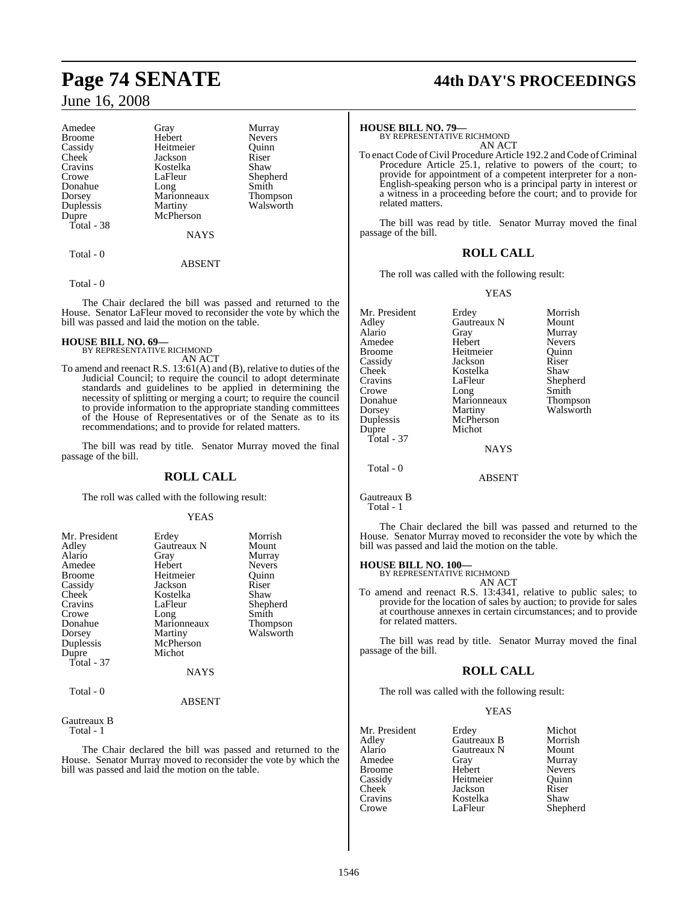Amedee Gray Murray
Broome Hebert Nevers
Cassidy Heitmeier Quinn
Cheek Jackson Riser
Cravins Kostelka Shaw
Crowe LaFleur Shepherd
Donahue Long Smith
Dorsey Marionneaux Thompson
Duplessis Martiny Walsworth
Dupre McPherson
Total - 38

NAYS

Total - 0

ABSENT

Total - 0

The Chair declared the bill was passed and returned to the House. Senator LaFleur moved to reconsider the vote by which the bill was passed and laid the motion on the table.

**HOUSE BILL NO. 69—**
BY REPRESENTATIVE RICHMOND
AN ACT

To amend and reenact R.S. 13:61(A) and (B), relative to duties of the Judicial Council; to require the council to adopt determinate standards and guidelines to be applied in determining the necessity of splitting or merging a court; to require the council to provide information to the appropriate standing committees of the House of Representatives or of the Senate as to its recommendations; and to provide for related matters.

The bill was read by title. Senator Murray moved the final passage of the bill.

## ROLL CALL

The roll was called with the following result:

YEAS

Mr. President Erdey Morrish
Adley Gautreaux N Mount
Alario Gray Murray
Amedee Hebert Nevers
Broome Heitmeier Quinn
Cassidy Jackson Riser
Cheek Kostelka Shaw
Cravins LaFleur Shepherd
Crowe Long Smith
Donahue Marionneaux Thompson
Dorsey Martiny Walsworth
Duplessis McPherson
Dupre Michot
Total - 37

NAYS

Total - 0

ABSENT

Gautreaux B
Total - 1

The Chair declared the bill was passed and returned to the House. Senator Murray moved to reconsider the vote by which the bill was passed and laid the motion on the table.

**HOUSE BILL NO. 79—**
BY REPRESENTATIVE RICHMOND
AN ACT

To enact Code of Civil Procedure Article 192.2 and Code of Criminal Procedure Article 25.1, relative to powers of the court; to provide for appointment of a competent interpreter for a non-English-speaking person who is a principal party in interest or a witness in a proceeding before the court; and to provide for related matters.

The bill was read by title. Senator Murray moved the final passage of the bill.

## ROLL CALL

The roll was called with the following result:

YEAS

Mr. President Erdey Morrish
Adley Gautreaux N Mount
Alario Gray Murray
Amedee Hebert Nevers
Broome Heitmeier Quinn
Cassidy Jackson Riser
Cheek Kostelka Shaw
Cravins LaFleur Shepherd
Crowe Long Smith
Donahue Marionneaux Thompson
Dorsey Martiny Walsworth
Duplessis McPherson
Dupre Michot
Total - 37

NAYS

Total - 0

ABSENT

Gautreaux B
Total - 1

The Chair declared the bill was passed and returned to the House. Senator Murray moved to reconsider the vote by which the bill was passed and laid the motion on the table.

**HOUSE BILL NO. 100—**
BY REPRESENTATIVE RICHMOND
AN ACT

To amend and reenact R.S. 13:4341, relative to public sales; to provide for the location of sales by auction; to provide for sales at courthouse annexes in certain circumstances; and to provide for related matters.

The bill was read by title. Senator Murray moved the final passage of the bill.

## ROLL CALL

The roll was called with the following result:

YEAS

Mr. President Erdey Michot
Adley Gautreaux B Morrish
Alario Gautreaux N Mount
Amedee Gray Murray
Broome Hebert Nevers
Cassidy Heitmeier Quinn
Cheek Jackson Riser
Cravins Kostelka Shaw
Crowe LaFleur Shepherd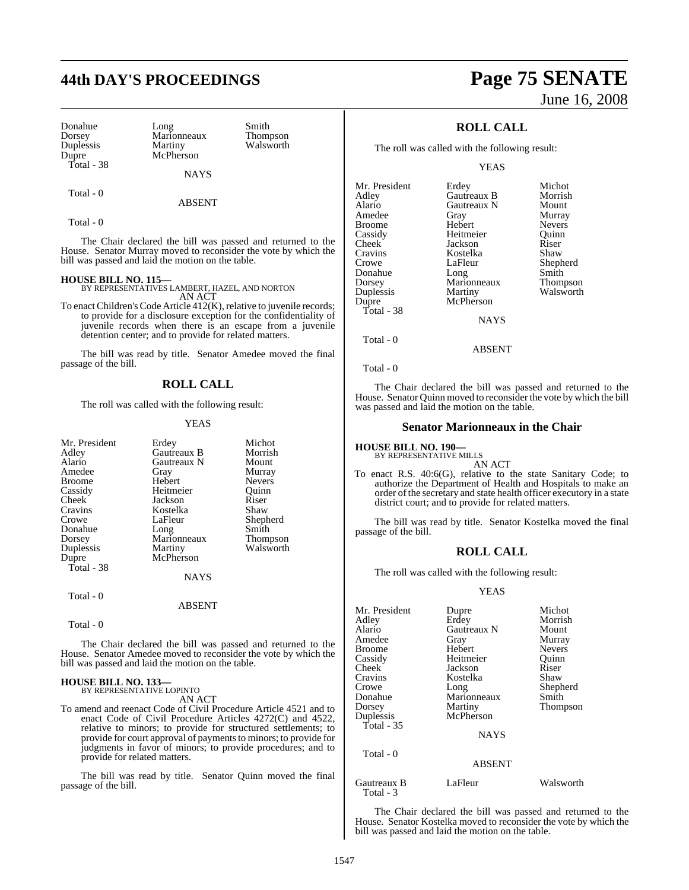| Donahue | Long | Smith |
|---|---|---|
| Dorsey | Marionneaux | Thompson |
| Duplessis | Martiny | Walsworth |
| Dupre | McPherson | |
| Total - 38 | | |

NAYS

Total - 0

ABSENT

Total - 0

The Chair declared the bill was passed and returned to the House. Senator Murray moved to reconsider the vote by which the bill was passed and laid the motion on the table.

**HOUSE BILL NO. 115—**
BY REPRESENTATIVES LAMBERT, HAZEL, AND NORTON
AN ACT

To enact Children's Code Article 412(K), relative to juvenile records; to provide for a disclosure exception for the confidentiality of juvenile records when there is an escape from a juvenile detention center; and to provide for related matters.

The bill was read by title. Senator Amedee moved the final passage of the bill.

## ROLL CALL

The roll was called with the following result:

YEAS

| Mr. President | Erdey | Michot |
|---|---|---|
| Adley | Gautreaux B | Morrish |
| Alario | Gautreaux N | Mount |
| Amedee | Gray | Murray |
| Broome | Hebert | Nevers |
| Cassidy | Heitmeier | Quinn |
| Cheek | Jackson | Riser |
| Cravins | Kostelka | Shaw |
| Crowe | LaFleur | Shepherd |
| Donahue | Long | Smith |
| Dorsey | Marionneaux | Thompson |
| Duplessis | Martiny | Walsworth |
| Dupre | McPherson | |
| Total - 38 | | |

NAYS

Total - 0

ABSENT

Total - 0

The Chair declared the bill was passed and returned to the House. Senator Amedee moved to reconsider the vote by which the bill was passed and laid the motion on the table.

**HOUSE BILL NO. 133—**
BY REPRESENTATIVE LOPINTO
AN ACT

To amend and reenact Code of Civil Procedure Article 4521 and to enact Code of Civil Procedure Articles 4272(C) and 4522, relative to minors; to provide for structured settlements; to provide for court approval of payments to minors; to provide for judgments in favor of minors; to provide procedures; and to provide for related matters.

The bill was read by title. Senator Quinn moved the final passage of the bill.

## ROLL CALL

The roll was called with the following result:

YEAS

| Mr. President | Erdey | Michot |
|---|---|---|
| Adley | Gautreaux B | Morrish |
| Alario | Gautreaux N | Mount |
| Amedee | Gray | Murray |
| Broome | Hebert | Nevers |
| Cassidy | Heitmeier | Quinn |
| Cheek | Jackson | Riser |
| Cravins | Kostelka | Shaw |
| Crowe | LaFleur | Shepherd |
| Donahue | Long | Smith |
| Dorsey | Marionneaux | Thompson |
| Duplessis | Martiny | Walsworth |
| Dupre | McPherson | |
| Total - 38 | | |

NAYS

Total - 0

ABSENT

Total - 0

The Chair declared the bill was passed and returned to the House. Senator Quinn moved to reconsider the vote by which the bill was passed and laid the motion on the table.

## Senator Marionneaux in the Chair

**HOUSE BILL NO. 190—**
BY REPRESENTATIVE MILLS
AN ACT

To enact R.S. 40:6(G), relative to the state Sanitary Code; to authorize the Department of Health and Hospitals to make an order of the secretary and state health officer executory in a state district court; and to provide for related matters.

The bill was read by title. Senator Kostelka moved the final passage of the bill.

## ROLL CALL

The roll was called with the following result:

YEAS

| Mr. President | Dupre | Michot |
|---|---|---|
| Adley | Erdey | Morrish |
| Alario | Gautreaux N | Mount |
| Amedee | Gray | Murray |
| Broome | Hebert | Nevers |
| Cassidy | Heitmeier | Quinn |
| Cheek | Jackson | Riser |
| Cravins | Kostelka | Shaw |
| Crowe | Long | Shepherd |
| Donahue | Marionneaux | Smith |
| Dorsey | Martiny | Thompson |
| Duplessis | McPherson | |
| Total - 35 | | |

NAYS

Total - 0

ABSENT

| Gautreaux B | LaFleur | Walsworth |
|---|---|---|
| Total - 3 | | |

The Chair declared the bill was passed and returned to the House. Senator Kostelka moved to reconsider the vote by which the bill was passed and laid the motion on the table.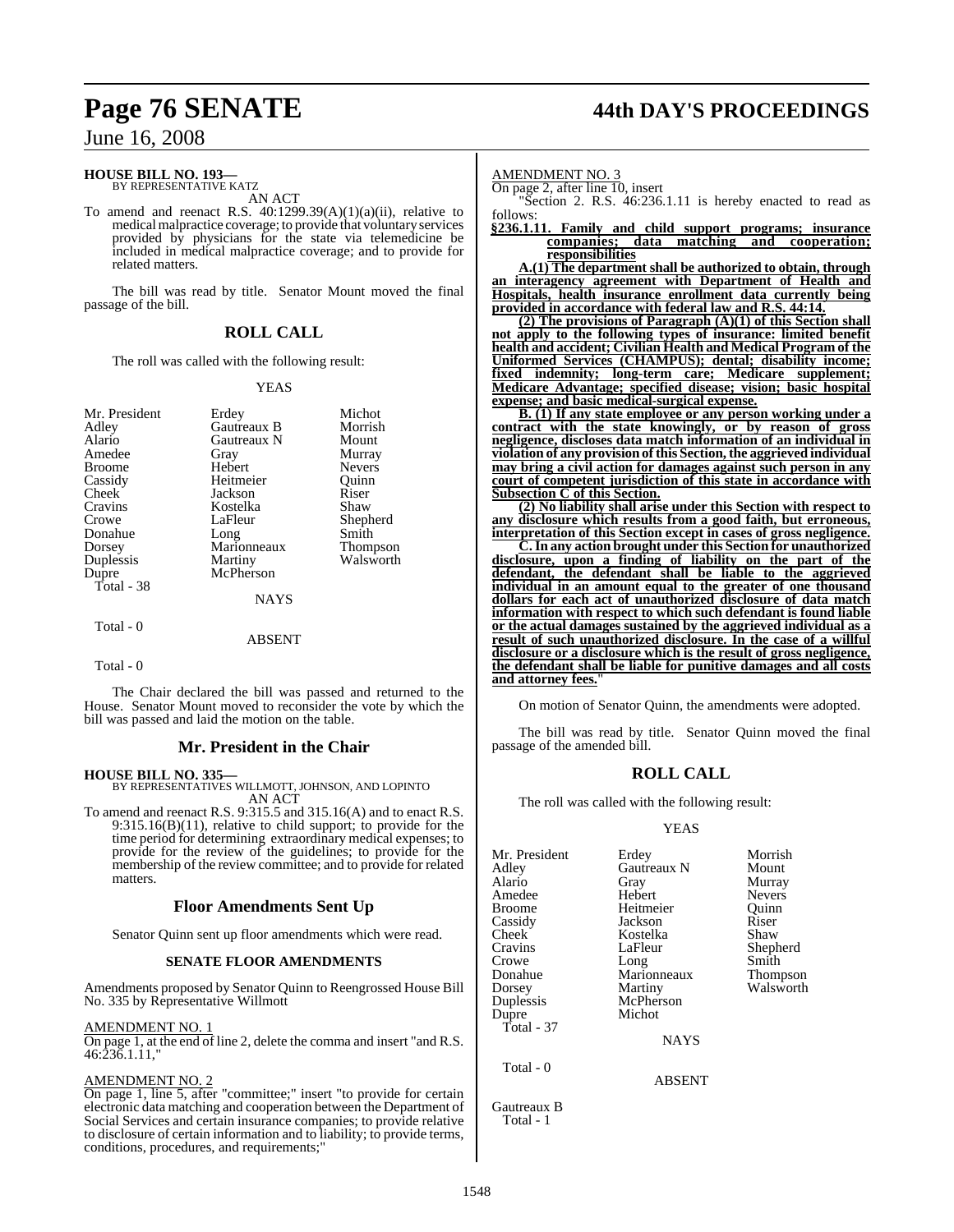**HOUSE BILL NO. 193—**
BY REPRESENTATIVE KATZ

AN ACT

To amend and reenact R.S. 40:1299.39(A)(1)(a)(ii), relative to medical malpractice coverage; to provide that voluntary services provided by physicians for the state via telemedicine be included in medical malpractice coverage; and to provide for related matters.

The bill was read by title. Senator Mount moved the final passage of the bill.

## ROLL CALL

The roll was called with the following result:

YEAS

| | | |
|---|---|---|
| Mr. President | Erdey | Michot |
| Adley | Gautreaux B | Morrish |
| Alario | Gautreaux N | Mount |
| Amedee | Gray | Murray |
| Broome | Hebert | Nevers |
| Cassidy | Heitmeier | Quinn |
| Cheek | Jackson | Riser |
| Cravins | Kostelka | Shaw |
| Crowe | LaFleur | Shepherd |
| Donahue | Long | Smith |
| Dorsey | Marionneaux | Thompson |
| Duplessis | Martiny | Walsworth |
| Dupre | McPherson | |

Total - 38

NAYS

Total - 0

ABSENT

Total - 0

The Chair declared the bill was passed and returned to the House. Senator Mount moved to reconsider the vote by which the bill was passed and laid the motion on the table.

## Mr. President in the Chair

**HOUSE BILL NO. 335—**
BY REPRESENTATIVES WILLMOTT, JOHNSON, AND LOPINTO

AN ACT

To amend and reenact R.S. 9:315.5 and 315.16(A) and to enact R.S. 9:315.16(B)(11), relative to child support; to provide for the time period for determining extraordinary medical expenses; to provide for the review of the guidelines; to provide for the membership of the review committee; and to provide for related matters.

## Floor Amendments Sent Up

Senator Quinn sent up floor amendments which were read.

### SENATE FLOOR AMENDMENTS

Amendments proposed by Senator Quinn to Reengrossed House Bill No. 335 by Representative Willmott

AMENDMENT NO. 1

On page 1, at the end of line 2, delete the comma and insert "and R.S. 46:236.1.11,"

AMENDMENT NO. 2

On page 1, line 5, after "committee;" insert "to provide for certain electronic data matching and cooperation between the Department of Social Services and certain insurance companies; to provide relative to disclosure of certain information and to liability; to provide terms, conditions, procedures, and requirements;"

AMENDMENT NO. 3

On page 2, after line 10, insert

"Section 2. R.S. 46:236.1.11 is hereby enacted to read as follows:

**§236.1.11. Family and child support programs; insurance companies; data matching and cooperation; responsibilities**

**A.(1) The department shall be authorized to obtain, through an interagency agreement with Department of Health and Hospitals, health insurance enrollment data currently being provided in accordance with federal law and R.S. 44:14.**

**(2) The provisions of Paragraph (A)(1) of this Section shall not apply to the following types of insurance: limited benefit health and accident; Civilian Health and Medical Program of the Uniformed Services (CHAMPUS); dental; disability income; fixed indemnity; long-term care; Medicare supplement; Medicare Advantage; specified disease; vision; basic hospital expense; and basic medical-surgical expense.**

**B. (1) If any state employee or any person working under a contract with the state knowingly, or by reason of gross negligence, discloses data match information of an individual in violation of any provision of this Section, the aggrieved individual may bring a civil action for damages against such person in any court of competent jurisdiction of this state in accordance with Subsection C of this Section.**

**(2) No liability shall arise under this Section with respect to any disclosure which results from a good faith, but erroneous, interpretation of this Section except in cases of gross negligence.**

**C. In any action brought under this Section for unauthorized disclosure, upon a finding of liability on the part of the defendant, the defendant shall be liable to the aggrieved individual in an amount equal to the greater of one thousand dollars for each act of unauthorized disclosure of data match information with respect to which such defendant is found liable or the actual damages sustained by the aggrieved individual as a result of such unauthorized disclosure. In the case of a willful disclosure or a disclosure which is the result of gross negligence, the defendant shall be liable for punitive damages and all costs and attorney fees.**"

On motion of Senator Quinn, the amendments were adopted.

The bill was read by title. Senator Quinn moved the final passage of the amended bill.

## ROLL CALL

The roll was called with the following result:

YEAS

| | | |
|---|---|---|
| Mr. President | Erdey | Morrish |
| Adley | Gautreaux N | Mount |
| Alario | Gray | Murray |
| Amedee | Hebert | Nevers |
| Broome | Heitmeier | Quinn |
| Cassidy | Jackson | Riser |
| Cheek | Kostelka | Shaw |
| Cravins | LaFleur | Shepherd |
| Crowe | Long | Smith |
| Donahue | Marionneaux | Thompson |
| Dorsey | Martiny | Walsworth |
| Duplessis | McPherson | |
| Dupre | Michot | |

Total - 37

NAYS

Total - 0

ABSENT

Gautreaux B

Total - 1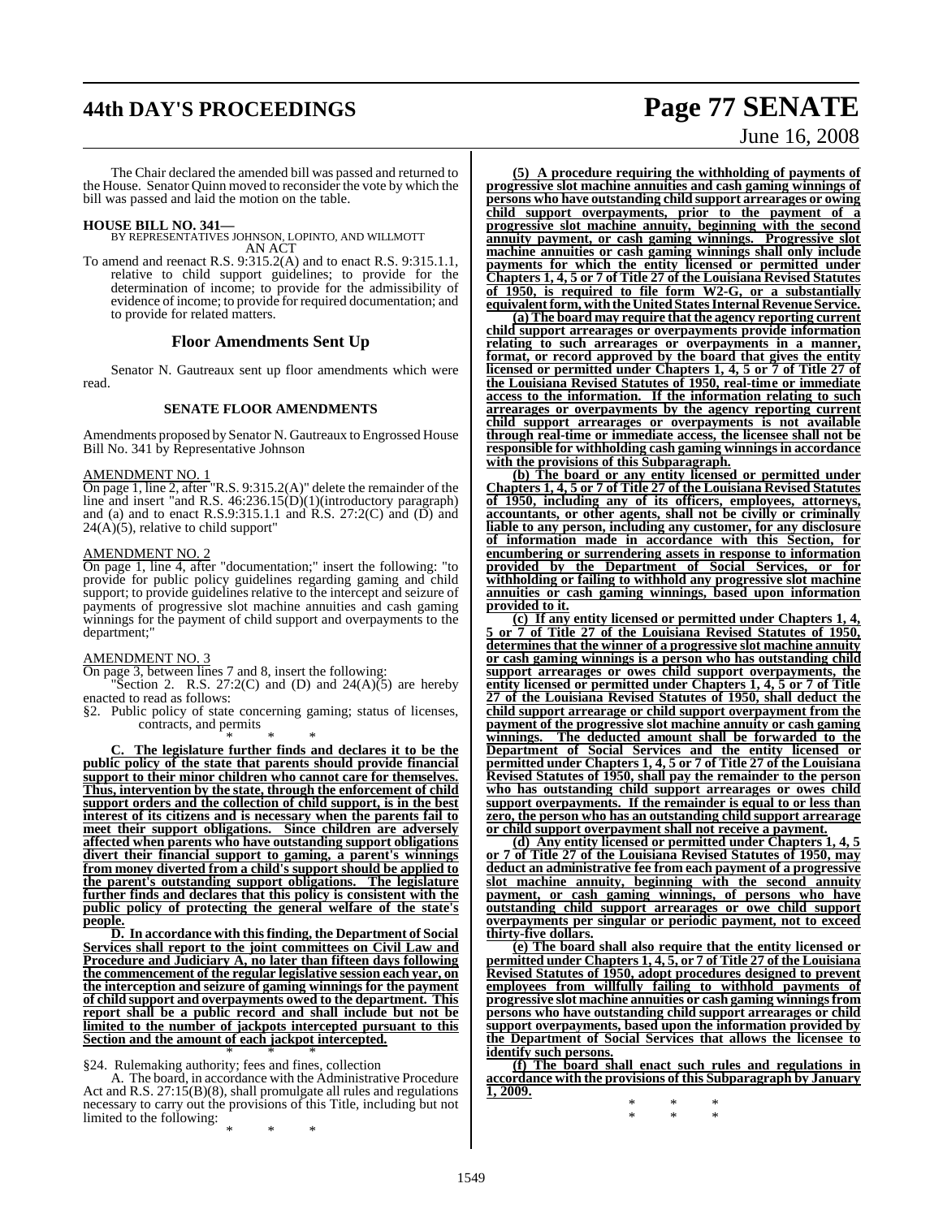The Chair declared the amended bill was passed and returned to the House. Senator Quinn moved to reconsider the vote by which the bill was passed and laid the motion on the table.

**HOUSE BILL NO. 341—**
BY REPRESENTATIVES JOHNSON, LOPINTO, AND WILLMOTT
AN ACT

To amend and reenact R.S. 9:315.2(A) and to enact R.S. 9:315.1.1, relative to child support guidelines; to provide for the determination of income; to provide for the admissibility of evidence of income; to provide for required documentation; and to provide for related matters.

## Floor Amendments Sent Up

Senator N. Gautreaux sent up floor amendments which were read.

### SENATE FLOOR AMENDMENTS

Amendments proposed by Senator N. Gautreaux to Engrossed House Bill No. 341 by Representative Johnson

AMENDMENT NO. 1
On page 1, line 2, after "R.S. 9:315.2(A)" delete the remainder of the line and insert "and R.S. 46:236.15(D)(1)(introductory paragraph) and (a) and to enact R.S.9:315.1.1 and R.S. 27:2(C) and (D) and 24(A)(5), relative to child support"

AMENDMENT NO. 2
On page 1, line 4, after "documentation;" insert the following: "to provide for public policy guidelines regarding gaming and child support; to provide guidelines relative to the intercept and seizure of payments of progressive slot machine annuities and cash gaming winnings for the payment of child support and overpayments to the department;"

AMENDMENT NO. 3
On page 3, between lines 7 and 8, insert the following:

"Section 2. R.S. 27:2(C) and (D) and 24(A)(5) are hereby enacted to read as follows:

§2. Public policy of state concerning gaming; status of licenses, contracts, and permits

\* \* \*

**C. The legislature further finds and declares it to be the public policy of the state that parents should provide financial support to their minor children who cannot care for themselves. Thus, intervention by the state, through the enforcement of child support orders and the collection of child support, is in the best interest of its citizens and is necessary when the parents fail to meet their support obligations. Since children are adversely affected when parents who have outstanding support obligations divert their financial support to gaming, a parent's winnings from money diverted from a child's support should be applied to the parent's outstanding support obligations. The legislature further finds and declares that this policy is consistent with the public policy of protecting the general welfare of the state's people.**

**D. In accordance with this finding, the Department of Social Services shall report to the joint committees on Civil Law and Procedure and Judiciary A, no later than fifteen days following the commencement of the regular legislative session each year, on the interception and seizure of gaming winnings for the payment of child support and overpayments owed to the department. This report shall be a public record and shall include but not be limited to the number of jackpots intercepted pursuant to this Section and the amount of each jackpot intercepted.**

\* \* \*

§24. Rulemaking authority; fees and fines, collection

A. The board, in accordance with the Administrative Procedure Act and R.S. 27:15(B)(8), shall promulgate all rules and regulations necessary to carry out the provisions of this Title, including but not limited to the following:

\* \* \*

**(5) A procedure requiring the withholding of payments of progressive slot machine annuities and cash gaming winnings of persons who have outstanding child support arrearages or owing child support overpayments, prior to the payment of a progressive slot machine annuity, beginning with the second annuity payment, or cash gaming winnings. Progressive slot machine annuities or cash gaming winnings shall only include payments for which the entity licensed or permitted under Chapters 1, 4, 5 or 7 of Title 27 of the Louisiana Revised Statutes of 1950, is required to file form W2-G, or a substantially equivalent form, with the United States Internal Revenue Service.**

**(a) The board may require that the agency reporting current child support arrearages or overpayments provide information relating to such arrearages or overpayments in a manner, format, or record approved by the board that gives the entity licensed or permitted under Chapters 1, 4, 5 or 7 of Title 27 of the Louisiana Revised Statutes of 1950, real-time or immediate access to the information. If the information relating to such arrearages or overpayments by the agency reporting current child support arrearages or overpayments is not available through real-time or immediate access, the licensee shall not be responsible for withholding cash gaming winnings in accordance with the provisions of this Subparagraph.**

**(b) The board or any entity licensed or permitted under Chapters 1, 4, 5 or 7 of Title 27 of the Louisiana Revised Statutes of 1950, including any of its officers, employees, attorneys, accountants, or other agents, shall not be civilly or criminally liable to any person, including any customer, for any disclosure of information made in accordance with this Section, for encumbering or surrendering assets in response to information provided by the Department of Social Services, or for withholding or failing to withhold any progressive slot machine annuities or cash gaming winnings, based upon information provided to it.**

**(c) If any entity licensed or permitted under Chapters 1, 4, 5 or 7 of Title 27 of the Louisiana Revised Statutes of 1950, determines that the winner of a progressive slot machine annuity or cash gaming winnings is a person who has outstanding child support arrearages or owes child support overpayments, the entity licensed or permitted under Chapters 1, 4, 5 or 7 of Title 27 of the Louisiana Revised Statutes of 1950, shall deduct the child support arrearage or child support overpayment from the payment of the progressive slot machine annuity or cash gaming winnings. The deducted amount shall be forwarded to the Department of Social Services and the entity licensed or permitted under Chapters 1, 4, 5 or 7 of Title 27 of the Louisiana Revised Statutes of 1950, shall pay the remainder to the person who has outstanding child support arrearages or owes child support overpayments. If the remainder is equal to or less than zero, the person who has an outstanding child support arrearage or child support overpayment shall not receive a payment.**

**(d) Any entity licensed or permitted under Chapters 1, 4, 5 or 7 of Title 27 of the Louisiana Revised Statutes of 1950, may deduct an administrative fee from each payment of a progressive slot machine annuity, beginning with the second annuity payment, or cash gaming winnings, of persons who have outstanding child support arrearages or owe child support overpayments per singular or periodic payment, not to exceed thirty-five dollars.**

**(e) The board shall also require that the entity licensed or permitted under Chapters 1, 4, 5, or 7 of Title 27 of the Louisiana Revised Statutes of 1950, adopt procedures designed to prevent employees from willfully failing to withhold payments of progressive slot machine annuities or cash gaming winnings from persons who have outstanding child support arrearages or child support overpayments, based upon the information provided by the Department of Social Services that allows the licensee to identify such persons.**

**(f) The board shall enact such rules and regulations in accordance with the provisions of this Subparagraph by January 1, 2009.**

\* \* \*

\* \* \*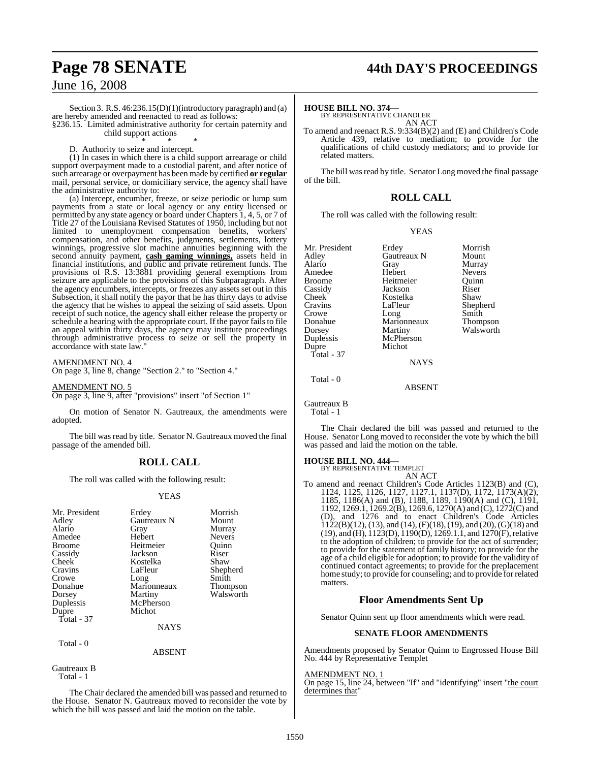Section 3. R.S. 46:236.15(D)(1)(introductory paragraph) and (a) are hereby amended and reenacted to read as follows:

§236.15. Limited administrative authority for certain paternity and child support actions

\* \* \*

D. Authority to seize and intercept.

(1) In cases in which there is a child support arrearage or child support overpayment made to a custodial parent, and after notice of such arrearage or overpayment has been made by certified **or regular** mail, personal service, or domiciliary service, the agency shall have the administrative authority to:

(a) Intercept, encumber, freeze, or seize periodic or lump sum payments from a state or local agency or any entity licensed or permitted by any state agency or board under Chapters 1, 4, 5, or 7 of Title 27 of the Louisiana Revised Statutes of 1950, including but not limited to unemployment compensation benefits, workers' compensation, and other benefits, judgments, settlements, lottery winnings, progressive slot machine annuities beginning with the second annuity payment, **cash gaming winnings,** assets held in financial institutions, and public and private retirement funds. The provisions of R.S. 13:3881 providing general exemptions from seizure are applicable to the provisions of this Subparagraph. After the agency encumbers, intercepts, or freezes any assets set out in this Subsection, it shall notify the payor that he has thirty days to advise the agency that he wishes to appeal the seizing of said assets. Upon receipt of such notice, the agency shall either release the property or schedule a hearing with the appropriate court. If the payor fails to file an appeal within thirty days, the agency may institute proceedings through administrative process to seize or sell the property in accordance with state law."

AMENDMENT NO. 4

On page 3, line 8, change "Section 2." to "Section 4."

AMENDMENT NO. 5

On page 3, line 9, after "provisions" insert "of Section 1"

On motion of Senator N. Gautreaux, the amendments were adopted.

The bill was read by title. Senator N. Gautreaux moved the final passage of the amended bill.

## ROLL CALL

The roll was called with the following result:

YEAS

| | | |
|---|---|---|
| Mr. President | Erdey | Morrish |
| Adley | Gautreaux N | Mount |
| Alario | Gray | Murray |
| Amedee | Hebert | Nevers |
| Broome | Heitmeier | Quinn |
| Cassidy | Jackson | Riser |
| Cheek | Kostelka | Shaw |
| Cravins | LaFleur | Shepherd |
| Crowe | Long | Smith |
| Donahue | Marionneaux | Thompson |
| Dorsey | Martiny | Walsworth |
| Duplessis | McPherson | |
| Dupre | Michot | |

Total - 37

NAYS

Total - 0

ABSENT

Gautreaux B

Total - 1

The Chair declared the amended bill was passed and returned to the House. Senator N. Gautreaux moved to reconsider the vote by which the bill was passed and laid the motion on the table.

**HOUSE BILL NO. 374—**

BY REPRESENTATIVE CHANDLER

AN ACT

To amend and reenact R.S. 9:334(B)(2) and (E) and Children's Code Article 439, relative to mediation; to provide for the qualifications of child custody mediators; and to provide for related matters.

The bill was read by title. Senator Long moved the final passage of the bill.

## ROLL CALL

The roll was called with the following result:

YEAS

| | | |
|---|---|---|
| Mr. President | Erdey | Morrish |
| Adley | Gautreaux N | Mount |
| Alario | Gray | Murray |
| Amedee | Hebert | Nevers |
| Broome | Heitmeier | Quinn |
| Cassidy | Jackson | Riser |
| Cheek | Kostelka | Shaw |
| Cravins | LaFleur | Shepherd |
| Crowe | Long | Smith |
| Donahue | Marionneaux | Thompson |
| Dorsey | Martiny | Walsworth |
| Duplessis | McPherson | |
| Dupre | Michot | |

Total - 37

NAYS

Total - 0

ABSENT

Gautreaux B

Total - 1

The Chair declared the bill was passed and returned to the House. Senator Long moved to reconsider the vote by which the bill was passed and laid the motion on the table.

**HOUSE BILL NO. 444—**

BY REPRESENTATIVE TEMPLET

AN ACT

To amend and reenact Children's Code Articles 1123(B) and (C), 1124, 1125, 1126, 1127, 1127.1, 1137(D), 1172, 1173(A)(2), 1185, 1186(A) and (B), 1188, 1189, 1190(A) and (C), 1191, 1192, 1269.1, 1269.2(B), 1269.6, 1270(A) and (C), 1272(C) and (D), and 1276 and to enact Children's Code Articles 1122(B)(12), (13), and (14), (F)(18), (19), and (20), (G)(18) and (19), and (H), 1123(D), 1190(D), 1269.1.1, and 1270(F), relative to the adoption of children; to provide for the act of surrender; to provide for the statement of family history; to provide for the age of a child eligible for adoption; to provide for the validity of continued contact agreements; to provide for the preplacement home study; to provide for counseling; and to provide for related matters.

## Floor Amendments Sent Up

Senator Quinn sent up floor amendments which were read.

### SENATE FLOOR AMENDMENTS

Amendments proposed by Senator Quinn to Engrossed House Bill No. 444 by Representative Templet

AMENDMENT NO. 1

On page 15, line 24, between "If" and "identifying" insert "the court determines that"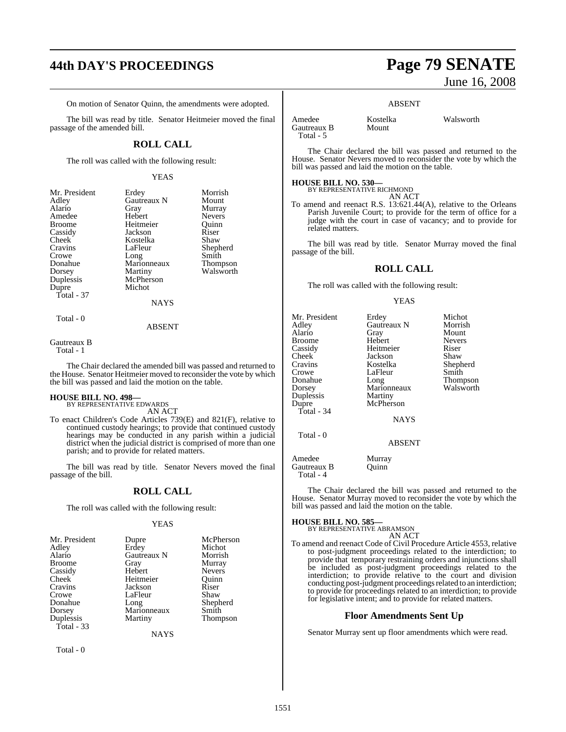On motion of Senator Quinn, the amendments were adopted.

The bill was read by title. Senator Heitmeier moved the final passage of the amended bill.

## ROLL CALL

The roll was called with the following result:

YEAS

| | | |
|---|---|---|
| Mr. President | Erdey | Morrish |
| Adley | Gautreaux N | Mount |
| Alario | Gray | Murray |
| Amedee | Hebert | Nevers |
| Broome | Heitmeier | Quinn |
| Cassidy | Jackson | Riser |
| Cheek | Kostelka | Shaw |
| Cravins | LaFleur | Shepherd |
| Crowe | Long | Smith |
| Donahue | Marionneaux | Thompson |
| Dorsey | Martiny | Walsworth |
| Duplessis | McPherson | |
| Dupre | Michot | |

Total - 37

NAYS

Total - 0

ABSENT

Gautreaux B

Total - 1

The Chair declared the amended bill was passed and returned to the House. Senator Heitmeier moved to reconsider the vote by which the bill was passed and laid the motion on the table.

**HOUSE BILL NO. 498—**
BY REPRESENTATIVE EDWARDS

AN ACT

To enact Children's Code Articles 739(E) and 821(F), relative to continued custody hearings; to provide that continued custody hearings may be conducted in any parish within a judicial district when the judicial district is comprised of more than one parish; and to provide for related matters.

The bill was read by title. Senator Nevers moved the final passage of the bill.

## ROLL CALL

The roll was called with the following result:

YEAS

| | | |
|---|---|---|
| Mr. President | Dupre | McPherson |
| Adley | Erdey | Michot |
| Alario | Gautreaux N | Morrish |
| Broome | Gray | Murray |
| Cassidy | Hebert | Nevers |
| Cheek | Heitmeier | Quinn |
| Cravins | Jackson | Riser |
| Crowe | LaFleur | Shaw |
| Donahue | Long | Shepherd |
| Dorsey | Marionneaux | Smith |
| Duplessis | Martiny | Thompson |

Total - 33

NAYS

Total - 0

ABSENT

| | | |
|---|---|---|
| Amedee | Kostelka | Walsworth |
| Gautreaux B | Mount | |

Total - 5

The Chair declared the bill was passed and returned to the House. Senator Nevers moved to reconsider the vote by which the bill was passed and laid the motion on the table.

**HOUSE BILL NO. 530—**
BY REPRESENTATIVE RICHMOND

AN ACT

To amend and reenact R.S. 13:621.44(A), relative to the Orleans Parish Juvenile Court; to provide for the term of office for a judge with the court in case of vacancy; and to provide for related matters.

The bill was read by title. Senator Murray moved the final passage of the bill.

## ROLL CALL

The roll was called with the following result:

YEAS

| | | |
|---|---|---|
| Mr. President | Erdey | Michot |
| Adley | Gautreaux N | Morrish |
| Alario | Gray | Mount |
| Broome | Hebert | Nevers |
| Cassidy | Heitmeier | Riser |
| Cheek | Jackson | Shaw |
| Cravins | Kostelka | Shepherd |
| Crowe | LaFleur | Smith |
| Donahue | Long | Thompson |
| Dorsey | Marionneaux | Walsworth |
| Duplessis | Martiny | |
| Dupre | McPherson | |

Total - 34

NAYS

Total - 0

ABSENT

| | |
|---|---|
| Amedee | Murray |
| Gautreaux B | Quinn |

Total - 4

The Chair declared the bill was passed and returned to the House. Senator Murray moved to reconsider the vote by which the bill was passed and laid the motion on the table.

**HOUSE BILL NO. 585—**
BY REPRESENTATIVE ABRAMSON

AN ACT

To amend and reenact Code of Civil Procedure Article 4553, relative to post-judgment proceedings related to the interdiction; to provide that temporary restraining orders and injunctions shall be included as post-judgment proceedings related to the interdiction; to provide relative to the court and division conducting post-judgment proceedings related to an interdiction; to provide for proceedings related to an interdiction; to provide for legislative intent; and to provide for related matters.

## Floor Amendments Sent Up

Senator Murray sent up floor amendments which were read.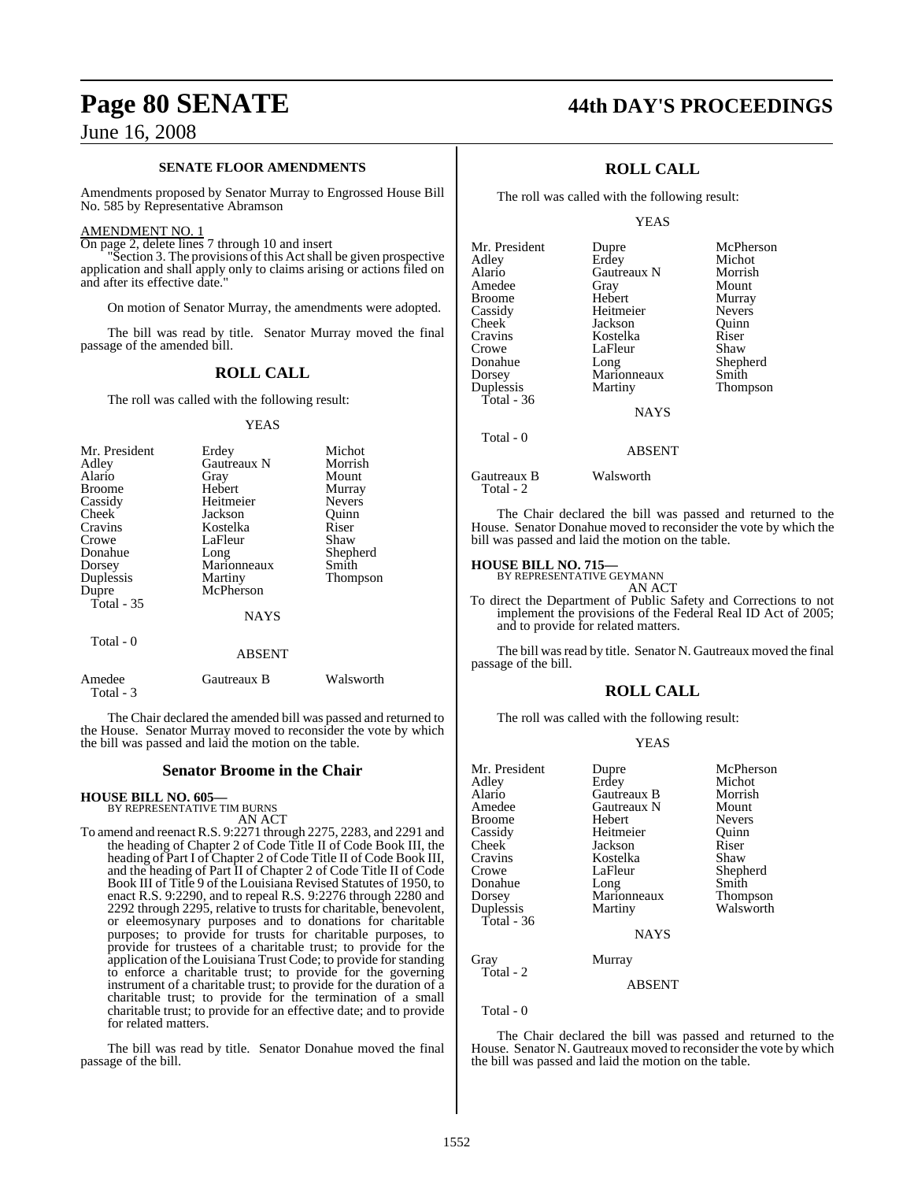**SENATE FLOOR AMENDMENTS**

Amendments proposed by Senator Murray to Engrossed House Bill No. 585 by Representative Abramson

AMENDMENT NO. 1

On page 2, delete lines 7 through 10 and insert

"Section 3. The provisions of this Act shall be given prospective application and shall apply only to claims arising or actions filed on and after its effective date."

On motion of Senator Murray, the amendments were adopted.

The bill was read by title. Senator Murray moved the final passage of the amended bill.

## ROLL CALL

The roll was called with the following result:

YEAS

| | | |
|---|---|---|
| Mr. President | Erdey | Michot |
| Adley | Gautreaux N | Morrish |
| Alario | Gray | Mount |
| Broome | Hebert | Murray |
| Cassidy | Heitmeier | Nevers |
| Cheek | Jackson | Quinn |
| Cravins | Kostelka | Riser |
| Crowe | LaFleur | Shaw |
| Donahue | Long | Shepherd |
| Dorsey | Marionneaux | Smith |
| Duplessis | Martiny | Thompson |
| Dupre | McPherson | |

Total - 35

NAYS

Total - 0

ABSENT

| | | |
|---|---|---|
| Amedee | Gautreaux B | Walsworth |

Total - 3

The Chair declared the amended bill was passed and returned to the House. Senator Murray moved to reconsider the vote by which the bill was passed and laid the motion on the table.

## Senator Broome in the Chair

**HOUSE BILL NO. 605—**
BY REPRESENTATIVE TIM BURNS
AN ACT

To amend and reenact R.S. 9:2271 through 2275, 2283, and 2291 and the heading of Chapter 2 of Code Title II of Code Book III, the heading of Part I of Chapter 2 of Code Title II of Code Book III, and the heading of Part II of Chapter 2 of Code Title II of Code Book III of Title 9 of the Louisiana Revised Statutes of 1950, to enact R.S. 9:2290, and to repeal R.S. 9:2276 through 2280 and 2292 through 2295, relative to trusts for charitable, benevolent, or eleemosynary purposes and to donations for charitable purposes; to provide for trusts for charitable purposes, to provide for trustees of a charitable trust; to provide for the application of the Louisiana Trust Code; to provide for standing to enforce a charitable trust; to provide for the governing instrument of a charitable trust; to provide for the duration of a charitable trust; to provide for the termination of a small charitable trust; to provide for an effective date; and to provide for related matters.

The bill was read by title. Senator Donahue moved the final passage of the bill.

## ROLL CALL

The roll was called with the following result:

YEAS

| | | |
|---|---|---|
| Mr. President | Dupre | McPherson |
| Adley | Erdey | Michot |
| Alario | Gautreaux N | Morrish |
| Amedee | Gray | Mount |
| Broome | Hebert | Murray |
| Cassidy | Heitmeier | Nevers |
| Cheek | Jackson | Quinn |
| Cravins | Kostelka | Riser |
| Crowe | LaFleur | Shaw |
| Donahue | Long | Shepherd |
| Dorsey | Marionneaux | Smith |
| Duplessis | Martiny | Thompson |

Total - 36

NAYS

Total - 0

ABSENT

| | |
|---|---|
| Gautreaux B | Walsworth |

Total - 2

The Chair declared the bill was passed and returned to the House. Senator Donahue moved to reconsider the vote by which the bill was passed and laid the motion on the table.

**HOUSE BILL NO. 715—**
BY REPRESENTATIVE GEYMANN
AN ACT

To direct the Department of Public Safety and Corrections to not implement the provisions of the Federal Real ID Act of 2005; and to provide for related matters.

The bill was read by title. Senator N. Gautreaux moved the final passage of the bill.

## ROLL CALL

The roll was called with the following result:

YEAS

| | | |
|---|---|---|
| Mr. President | Dupre | McPherson |
| Adley | Erdey | Michot |
| Alario | Gautreaux B | Morrish |
| Amedee | Gautreaux N | Mount |
| Broome | Hebert | Nevers |
| Cassidy | Heitmeier | Quinn |
| Cheek | Jackson | Riser |
| Cravins | Kostelka | Shaw |
| Crowe | LaFleur | Shepherd |
| Donahue | Long | Smith |
| Dorsey | Marionneaux | Thompson |
| Duplessis | Martiny | Walsworth |

Total - 36

NAYS

| | |
|---|---|
| Gray | Murray |

Total - 2

ABSENT

Total - 0

The Chair declared the bill was passed and returned to the House. Senator N. Gautreaux moved to reconsider the vote by which the bill was passed and laid the motion on the table.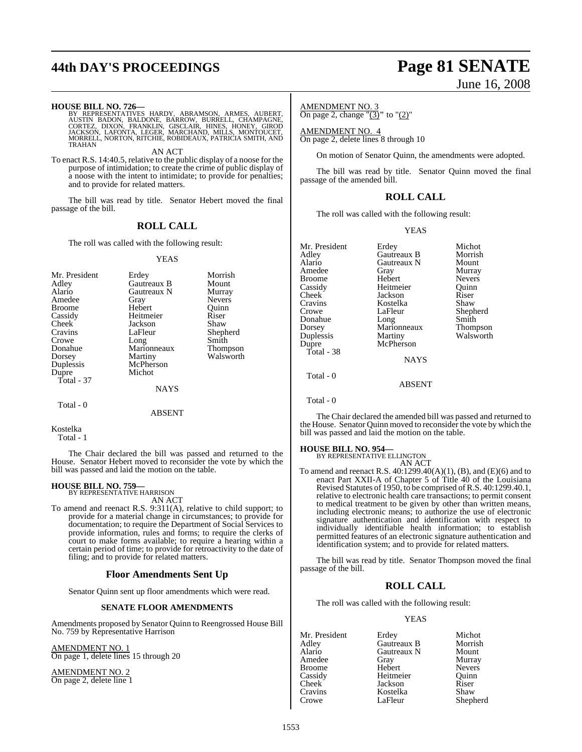**HOUSE BILL NO. 726—**
BY REPRESENTATIVES HARDY, ABRAMSON, ARMES, AUBERT, AUSTIN BADON, BALDONE, BARROW, BURRELL, CHAMPAGNE, CORTEZ, DIXON, FRANKLIN, GISCLAIR, HINES, HONEY, GIROD JACKSON, LAFONTA, LEGER, MARCHAND, MILLS, MONTOUCET, MORRELL, NORTON, RITCHIE, ROBIDEAUX, PATRICIA SMITH, AND TRAHAN

AN ACT

To enact R.S. 14:40.5, relative to the public display of a noose for the purpose of intimidation; to create the crime of public display of a noose with the intent to intimidate; to provide for penalties; and to provide for related matters.

The bill was read by title. Senator Hebert moved the final passage of the bill.

## ROLL CALL

The roll was called with the following result:

YEAS

| | | |
|---|---|---|
| Mr. President | Erdey | Morrish |
| Adley | Gautreaux B | Mount |
| Alario | Gautreaux N | Murray |
| Amedee | Gray | Nevers |
| Broome | Hebert | Quinn |
| Cassidy | Heitmeier | Riser |
| Cheek | Jackson | Shaw |
| Cravins | LaFleur | Shepherd |
| Crowe | Long | Smith |
| Donahue | Marionneaux | Thompson |
| Dorsey | Martiny | Walsworth |
| Duplessis | McPherson | |
| Dupre | Michot | |

Total - 37

NAYS

Total - 0

ABSENT

Kostelka

Total - 1

The Chair declared the bill was passed and returned to the House. Senator Hebert moved to reconsider the vote by which the bill was passed and laid the motion on the table.

**HOUSE BILL NO. 759—**
BY REPRESENTATIVE HARRISON

AN ACT

To amend and reenact R.S. 9:311(A), relative to child support; to provide for a material change in circumstances; to provide for documentation; to require the Department of Social Services to provide information, rules and forms; to require the clerks of court to make forms available; to require a hearing within a certain period of time; to provide for retroactivity to the date of filing; and to provide for related matters.

## Floor Amendments Sent Up

Senator Quinn sent up floor amendments which were read.

### SENATE FLOOR AMENDMENTS

Amendments proposed by Senator Quinn to Reengrossed House Bill No. 759 by Representative Harrison

AMENDMENT NO. 1
On page 1, delete lines 15 through 20

AMENDMENT NO. 2
On page 2, delete line 1

AMENDMENT NO. 3
On page 2, change "(3)" to "(2)"

AMENDMENT NO. 4
On page 2, delete lines 8 through 10

On motion of Senator Quinn, the amendments were adopted.

The bill was read by title. Senator Quinn moved the final passage of the amended bill.

## ROLL CALL

The roll was called with the following result:

YEAS

| | | |
|---|---|---|
| Mr. President | Erdey | Michot |
| Adley | Gautreaux B | Morrish |
| Alario | Gautreaux N | Mount |
| Amedee | Gray | Murray |
| Broome | Hebert | Nevers |
| Cassidy | Heitmeier | Quinn |
| Cheek | Jackson | Riser |
| Cravins | Kostelka | Shaw |
| Crowe | LaFleur | Shepherd |
| Donahue | Long | Smith |
| Dorsey | Marionneaux | Thompson |
| Duplessis | Martiny | Walsworth |
| Dupre | McPherson | |

Total - 38

NAYS

Total - 0

ABSENT

Total - 0

The Chair declared the amended bill was passed and returned to the House. Senator Quinn moved to reconsider the vote by which the bill was passed and laid the motion on the table.

**HOUSE BILL NO. 954—**
BY REPRESENTATIVE ELLINGTON

AN ACT

To amend and reenact R.S. 40:1299.40(A)(1), (B), and (E)(6) and to enact Part XXII-A of Chapter 5 of Title 40 of the Louisiana Revised Statutes of 1950, to be comprised of R.S. 40:1299.40.1, relative to electronic health care transactions; to permit consent to medical treatment to be given by other than written means, including electronic means; to authorize the use of electronic signature authentication and identification with respect to individually identifiable health information; to establish permitted features of an electronic signature authentication and identification system; and to provide for related matters.

The bill was read by title. Senator Thompson moved the final passage of the bill.

## ROLL CALL

The roll was called with the following result:

YEAS

| | | |
|---|---|---|
| Mr. President | Erdey | Michot |
| Adley | Gautreaux B | Morrish |
| Alario | Gautreaux N | Mount |
| Amedee | Gray | Murray |
| Broome | Hebert | Nevers |
| Cassidy | Heitmeier | Quinn |
| Cheek | Jackson | Riser |
| Cravins | Kostelka | Shaw |
| Crowe | LaFleur | Shepherd |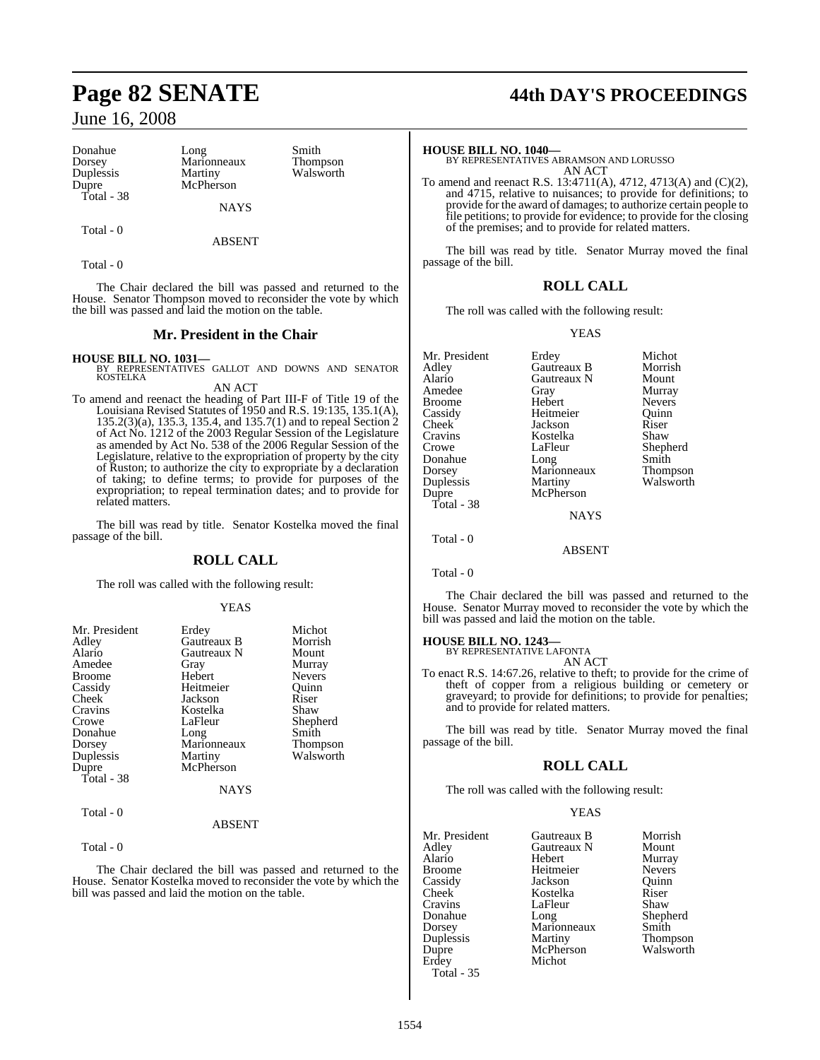| | | |
|---|---|---|
| Donahue | Long | Smith |
| Dorsey | Marionneaux | Thompson |
| Duplessis | Martiny | Walsworth |
| Dupre | McPherson | |
| Total - 38 | | |

NAYS

Total - 0

ABSENT

Total - 0

The Chair declared the bill was passed and returned to the House. Senator Thompson moved to reconsider the vote by which the bill was passed and laid the motion on the table.

## Mr. President in the Chair

**HOUSE BILL NO. 1031—**
BY REPRESENTATIVES GALLOT AND DOWNS AND SENATOR KOSTELKA

AN ACT

To amend and reenact the heading of Part III-F of Title 19 of the Louisiana Revised Statutes of 1950 and R.S. 19:135, 135.1(A), 135.2(3)(a), 135.3, 135.4, and 135.7(1) and to repeal Section 2 of Act No. 1212 of the 2003 Regular Session of the Legislature as amended by Act No. 538 of the 2006 Regular Session of the Legislature, relative to the expropriation of property by the city of Ruston; to authorize the city to expropriate by a declaration of taking; to define terms; to provide for purposes of the expropriation; to repeal termination dates; and to provide for related matters.

The bill was read by title. Senator Kostelka moved the final passage of the bill.

## ROLL CALL

The roll was called with the following result:

YEAS

| | | |
|---|---|---|
| Mr. President | Erdey | Michot |
| Adley | Gautreaux B | Morrish |
| Alario | Gautreaux N | Mount |
| Amedee | Gray | Murray |
| Broome | Hebert | Nevers |
| Cassidy | Heitmeier | Quinn |
| Cheek | Jackson | Riser |
| Cravins | Kostelka | Shaw |
| Crowe | LaFleur | Shepherd |
| Donahue | Long | Smith |
| Dorsey | Marionneaux | Thompson |
| Duplessis | Martiny | Walsworth |
| Dupre | McPherson | |
| Total - 38 | | |

NAYS

Total - 0

ABSENT

Total - 0

The Chair declared the bill was passed and returned to the House. Senator Kostelka moved to reconsider the vote by which the bill was passed and laid the motion on the table.

**HOUSE BILL NO. 1040—**
BY REPRESENTATIVES ABRAMSON AND LORUSSO

AN ACT

To amend and reenact R.S. 13:4711(A), 4712, 4713(A) and (C)(2), and 4715, relative to nuisances; to provide for definitions; to provide for the award of damages; to authorize certain people to file petitions; to provide for evidence; to provide for the closing of the premises; and to provide for related matters.

The bill was read by title. Senator Murray moved the final passage of the bill.

## ROLL CALL

The roll was called with the following result:

YEAS

| | | |
|---|---|---|
| Mr. President | Erdey | Michot |
| Adley | Gautreaux B | Morrish |
| Alario | Gautreaux N | Mount |
| Amedee | Gray | Murray |
| Broome | Hebert | Nevers |
| Cassidy | Heitmeier | Quinn |
| Cheek | Jackson | Riser |
| Cravins | Kostelka | Shaw |
| Crowe | LaFleur | Shepherd |
| Donahue | Long | Smith |
| Dorsey | Marionneaux | Thompson |
| Duplessis | Martiny | Walsworth |
| Dupre | McPherson | |
| Total - 38 | | |

NAYS

Total - 0

ABSENT

Total - 0

The Chair declared the bill was passed and returned to the House. Senator Murray moved to reconsider the vote by which the bill was passed and laid the motion on the table.

**HOUSE BILL NO. 1243—**
BY REPRESENTATIVE LAFONTA

AN ACT

To enact R.S. 14:67.26, relative to theft; to provide for the crime of theft of copper from a religious building or cemetery or graveyard; to provide for definitions; to provide for penalties; and to provide for related matters.

The bill was read by title. Senator Murray moved the final passage of the bill.

## ROLL CALL

The roll was called with the following result:

YEAS

| | | |
|---|---|---|
| Mr. President | Gautreaux B | Morrish |
| Adley | Gautreaux N | Mount |
| Alario | Hebert | Murray |
| Broome | Heitmeier | Nevers |
| Cassidy | Jackson | Quinn |
| Cheek | Kostelka | Riser |
| Cravins | LaFleur | Shaw |
| Donahue | Long | Shepherd |
| Dorsey | Marionneaux | Smith |
| Duplessis | Martiny | Thompson |
| Dupre | McPherson | Walsworth |
| Erdey | Michot | |
| Total - 35 | | |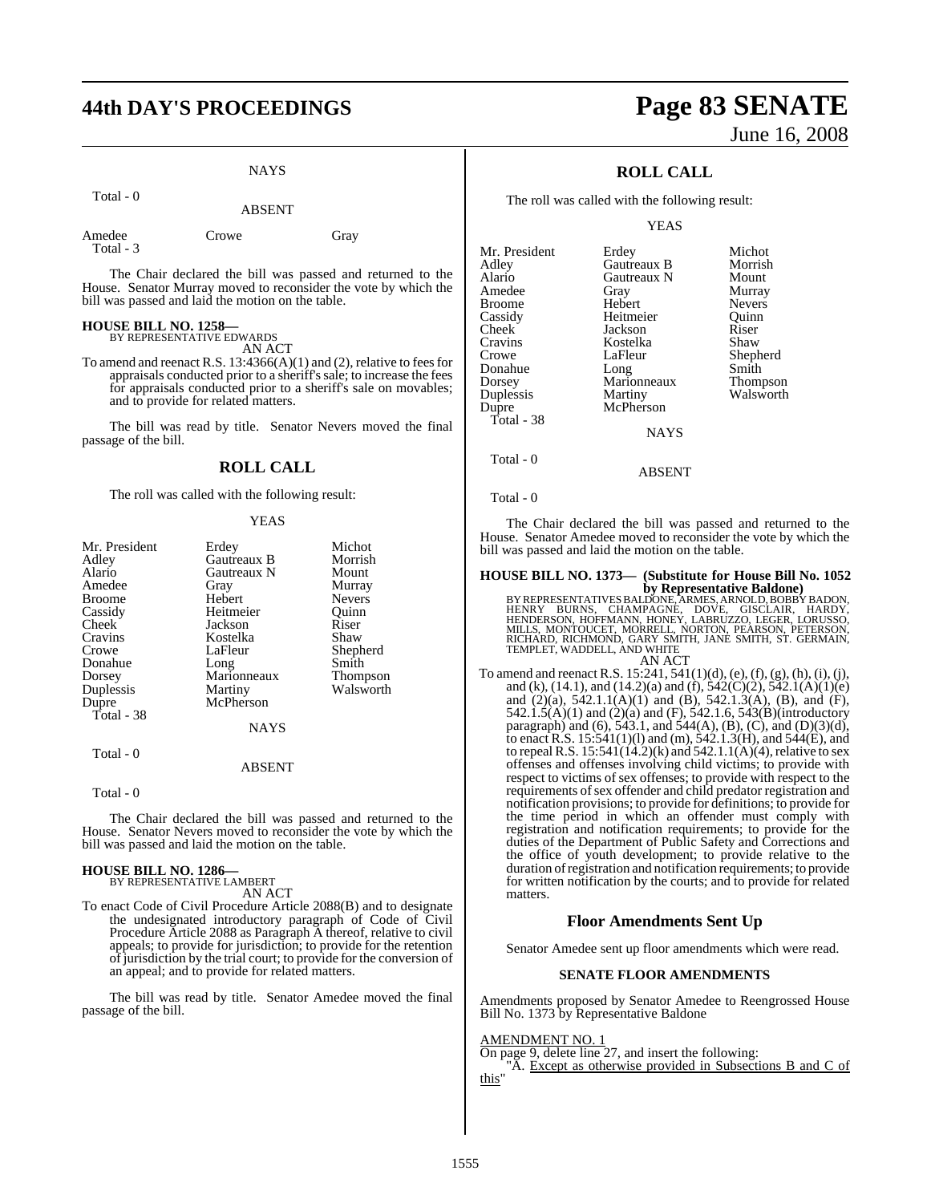NAYS

Total - 0

ABSENT

| | | |
|---|---|---|
| Amedee | Crowe | Gray |
| Total - 3 | | |

The Chair declared the bill was passed and returned to the House. Senator Murray moved to reconsider the vote by which the bill was passed and laid the motion on the table.

**HOUSE BILL NO. 1258—**
BY REPRESENTATIVE EDWARDS
AN ACT

To amend and reenact R.S. 13:4366(A)(1) and (2), relative to fees for appraisals conducted prior to a sheriff's sale; to increase the fees for appraisals conducted prior to a sheriff's sale on movables; and to provide for related matters.

The bill was read by title. Senator Nevers moved the final passage of the bill.

## ROLL CALL

The roll was called with the following result:

YEAS

| | | |
|---|---|---|
| Mr. President | Erdey | Michot |
| Adley | Gautreaux B | Morrish |
| Alario | Gautreaux N | Mount |
| Amedee | Gray | Murray |
| Broome | Hebert | Nevers |
| Cassidy | Heitmeier | Quinn |
| Cheek | Jackson | Riser |
| Cravins | Kostelka | Shaw |
| Crowe | LaFleur | Shepherd |
| Donahue | Long | Smith |
| Dorsey | Marionneaux | Thompson |
| Duplessis | Martiny | Walsworth |
| Dupre | McPherson | |
| Total - 38 | | |

NAYS

Total - 0

ABSENT

Total - 0

The Chair declared the bill was passed and returned to the House. Senator Nevers moved to reconsider the vote by which the bill was passed and laid the motion on the table.

**HOUSE BILL NO. 1286—**
BY REPRESENTATIVE LAMBERT
AN ACT

To enact Code of Civil Procedure Article 2088(B) and to designate the undesignated introductory paragraph of Code of Civil Procedure Article 2088 as Paragraph A thereof, relative to civil appeals; to provide for jurisdiction; to provide for the retention of jurisdiction by the trial court; to provide for the conversion of an appeal; and to provide for related matters.

The bill was read by title. Senator Amedee moved the final passage of the bill.

## ROLL CALL

The roll was called with the following result:

YEAS

| | | |
|---|---|---|
| Mr. President | Erdey | Michot |
| Adley | Gautreaux B | Morrish |
| Alario | Gautreaux N | Mount |
| Amedee | Gray | Murray |
| Broome | Hebert | Nevers |
| Cassidy | Heitmeier | Quinn |
| Cheek | Jackson | Riser |
| Cravins | Kostelka | Shaw |
| Crowe | LaFleur | Shepherd |
| Donahue | Long | Smith |
| Dorsey | Marionneaux | Thompson |
| Duplessis | Martiny | Walsworth |
| Dupre | McPherson | |
| Total - 38 | | |

NAYS

Total - 0

ABSENT

Total - 0

The Chair declared the bill was passed and returned to the House. Senator Amedee moved to reconsider the vote by which the bill was passed and laid the motion on the table.

**HOUSE BILL NO. 1373— (Substitute for House Bill No. 1052 by Representative Baldone)**
BY REPRESENTATIVES BALDONE, ARMES, ARNOLD, BOBBY BADON, HENRY BURNS, CHAMPAGNE, DOVE, GISCLAIR, HARDY, HENDERSON, HOFFMANN, HONEY, LABRUZZO, LEGER, LORUSSO, MILLS, MONTOUCET, MORRELL, NORTON, PEARSON, PETERSON, RICHARD, RICHMOND, GARY SMITH, JANE SMITH, ST. GERMAIN, TEMPLET, WADDELL, AND WHITE
AN ACT

To amend and reenact R.S. 15:241, 541(1)(d), (e), (f), (g), (h), (i), (j), and (k), (14.1), and (14.2)(a) and (f), 542(C)(2), 542.1(A)(1)(e) and (2)(a), 542.1.1(A)(1) and (B), 542.1.3(A), (B), and (F), 542.1.5(A)(1) and (2)(a) and (F), 542.1.6, 543(B)(introductory paragraph) and (6), 543.1, and 544(A), (B), (C), and (D)(3)(d), to enact R.S. 15:541(1)(l) and (m), 542.1.3(H), and 544(E), and to repeal R.S. 15:541(14.2)(k) and 542.1.1(A)(4), relative to sex offenses and offenses involving child victims; to provide with respect to victims of sex offenses; to provide with respect to the requirements of sex offender and child predator registration and notification provisions; to provide for definitions; to provide for the time period in which an offender must comply with registration and notification requirements; to provide for the duties of the Department of Public Safety and Corrections and the office of youth development; to provide relative to the duration of registration and notification requirements; to provide for written notification by the courts; and to provide for related matters.

## Floor Amendments Sent Up

Senator Amedee sent up floor amendments which were read.

### SENATE FLOOR AMENDMENTS

Amendments proposed by Senator Amedee to Reengrossed House Bill No. 1373 by Representative Baldone

AMENDMENT NO. 1
On page 9, delete line 27, and insert the following:
"A. Except as otherwise provided in Subsections B and C of this"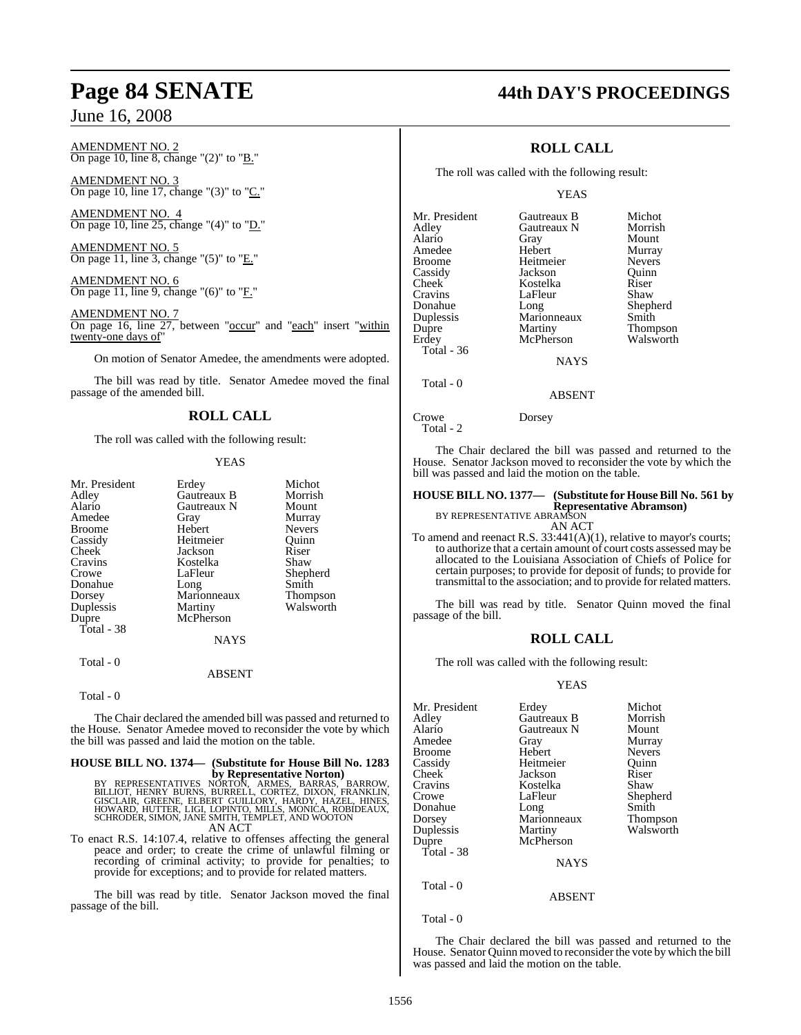AMENDMENT NO. 2
On page 10, line 8, change "(2)" to "B."

AMENDMENT NO. 3
On page 10, line 17, change "(3)" to "C."

AMENDMENT NO. 4
On page 10, line 25, change "(4)" to "D."

AMENDMENT NO. 5
On page 11, line 3, change "(5)" to "E."

AMENDMENT NO. 6
On page 11, line 9, change "(6)" to "F."

AMENDMENT NO. 7
On page 16, line 27, between "occur" and "each" insert "within twenty-one days of"

On motion of Senator Amedee, the amendments were adopted.

The bill was read by title. Senator Amedee moved the final passage of the amended bill.

## ROLL CALL

The roll was called with the following result:

YEAS

| | | |
|---|---|---|
| Mr. President | Erdey | Michot |
| Adley | Gautreaux B | Morrish |
| Alario | Gautreaux N | Mount |
| Amedee | Gray | Murray |
| Broome | Hebert | Nevers |
| Cassidy | Heitmeier | Quinn |
| Cheek | Jackson | Riser |
| Cravins | Kostelka | Shaw |
| Crowe | LaFleur | Shepherd |
| Donahue | Long | Smith |
| Dorsey | Marionneaux | Thompson |
| Duplessis | Martiny | Walsworth |
| Dupre | McPherson | |

Total - 38

NAYS

Total - 0

ABSENT

Total - 0

The Chair declared the amended bill was passed and returned to the House. Senator Amedee moved to reconsider the vote by which the bill was passed and laid the motion on the table.

**HOUSE BILL NO. 1374— (Substitute for House Bill No. 1283 by Representative Norton)**
BY REPRESENTATIVES NORTON, ARMES, BARRAS, BARROW, BILLIOT, HENRY BURNS, BURRELL, CORTEZ, DIXON, FRANKLIN, GISCLAIR, GREENE, ELBERT GUILLORY, HARDY, HAZEL, HINES, HOWARD, HUTTER, LIGI, LOPINTO, MILLS, MONICA, ROBIDEAUX, SCHRODER, SIMON, JANE SMITH, TEMPLET, AND WOOTON

AN ACT

To enact R.S. 14:107.4, relative to offenses affecting the general peace and order; to create the crime of unlawful filming or recording of criminal activity; to provide for penalties; to provide for exceptions; and to provide for related matters.

The bill was read by title. Senator Jackson moved the final passage of the bill.

## ROLL CALL

The roll was called with the following result:

YEAS

| | | |
|---|---|---|
| Mr. President | Gautreaux B | Michot |
| Adley | Gautreaux N | Morrish |
| Alario | Gray | Mount |
| Amedee | Hebert | Murray |
| Broome | Heitmeier | Nevers |
| Cassidy | Jackson | Quinn |
| Cheek | Kostelka | Riser |
| Cravins | LaFleur | Shaw |
| Donahue | Long | Shepherd |
| Duplessis | Marionneaux | Smith |
| Dupre | Martiny | Thompson |
| Erdey | McPherson | Walsworth |

Total - 36

NAYS

Total - 0

ABSENT

Crowe Dorsey

Total - 2

The Chair declared the bill was passed and returned to the House. Senator Jackson moved to reconsider the vote by which the bill was passed and laid the motion on the table.

**HOUSE BILL NO. 1377— (Substitute for House Bill No. 561 by Representative Abramson)**
BY REPRESENTATIVE ABRAMSON

AN ACT

To amend and reenact R.S. 33:441(A)(1), relative to mayor's courts; to authorize that a certain amount of court costs assessed may be allocated to the Louisiana Association of Chiefs of Police for certain purposes; to provide for deposit of funds; to provide for transmittal to the association; and to provide for related matters.

The bill was read by title. Senator Quinn moved the final passage of the bill.

## ROLL CALL

The roll was called with the following result:

YEAS

| | | |
|---|---|---|
| Mr. President | Erdey | Michot |
| Adley | Gautreaux B | Morrish |
| Alario | Gautreaux N | Mount |
| Amedee | Gray | Murray |
| Broome | Hebert | Nevers |
| Cassidy | Heitmeier | Quinn |
| Cheek | Jackson | Riser |
| Cravins | Kostelka | Shaw |
| Crowe | LaFleur | Shepherd |
| Donahue | Long | Smith |
| Dorsey | Marionneaux | Thompson |
| Duplessis | Martiny | Walsworth |
| Dupre | McPherson | |

Total - 38

NAYS

Total - 0

ABSENT

Total - 0

The Chair declared the bill was passed and returned to the House. Senator Quinn moved to reconsider the vote by which the bill was passed and laid the motion on the table.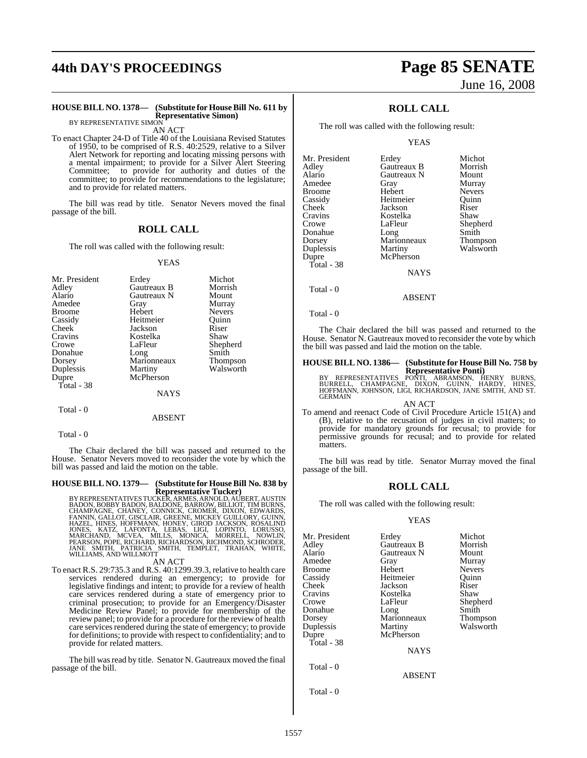**HOUSE BILL NO. 1378— (Substitute for House Bill No. 611 by Representative Simon)**
BY REPRESENTATIVE SIMON

AN ACT

To enact Chapter 24-D of Title 40 of the Louisiana Revised Statutes of 1950, to be comprised of R.S. 40:2529, relative to a Silver Alert Network for reporting and locating missing persons with a mental impairment; to provide for a Silver Alert Steering Committee; to provide for authority and duties of the committee; to provide for recommendations to the legislature; and to provide for related matters.

The bill was read by title. Senator Nevers moved the final passage of the bill.

## ROLL CALL

The roll was called with the following result:

YEAS

| | | |
|---|---|---|
| Mr. President | Erdey | Michot |
| Adley | Gautreaux B | Morrish |
| Alario | Gautreaux N | Mount |
| Amedee | Gray | Murray |
| Broome | Hebert | Nevers |
| Cassidy | Heitmeier | Quinn |
| Cheek | Jackson | Riser |
| Cravins | Kostelka | Shaw |
| Crowe | LaFleur | Shepherd |
| Donahue | Long | Smith |
| Dorsey | Marionneaux | Thompson |
| Duplessis | Martiny | Walsworth |
| Dupre | McPherson | |

Total - 38

NAYS

Total - 0

ABSENT

Total - 0

The Chair declared the bill was passed and returned to the House. Senator Nevers moved to reconsider the vote by which the bill was passed and laid the motion on the table.

**HOUSE BILL NO. 1379— (Substitute for House Bill No. 838 by Representative Tucker)**
BY REPRESENTATIVES TUCKER, ARMES, ARNOLD, AUBERT, AUSTIN BADON, BOBBY BADON, BALDONE, BARROW, BILLIOT, TIM BURNS, CHAMPAGNE, CHANEY, CONNICK, CROMER, DIXON, EDWARDS, FANNIN, GALLOT, GISCLAIR, GREENE, MICKEY GUILLORY, GUINN, HAZEL, HINES, HOFFMANN, HONEY, GIROD JACKSON, ROSALIND JONES, KATZ, LAFONTA, LEBAS, LIGI, LOPINTO, LORUSSO, MARCHAND, MCVEA, MILLS, MONICA, MORRELL, NOWLIN, PEARSON, POPE, RICHARD, RICHARDSON, RICHMOND, SCHRODER, JANE SMITH, PATRICIA SMITH, TEMPLET, TRAHAN, WHITE, WILLIAMS, AND WILLMOTT

AN ACT

To enact R.S. 29:735.3 and R.S. 40:1299.39.3, relative to health care services rendered during an emergency; to provide for legislative findings and intent; to provide for a review of health care services rendered during a state of emergency prior to criminal prosecution; to provide for an Emergency/Disaster Medicine Review Panel; to provide for membership of the review panel; to provide for a procedure for the review of health care services rendered during the state of emergency; to provide for definitions; to provide with respect to confidentiality; and to provide for related matters.

The bill was read by title. Senator N. Gautreaux moved the final passage of the bill.

## ROLL CALL

The roll was called with the following result:

YEAS

| | | |
|---|---|---|
| Mr. President | Erdey | Michot |
| Adley | Gautreaux B | Morrish |
| Alario | Gautreaux N | Mount |
| Amedee | Gray | Murray |
| Broome | Hebert | Nevers |
| Cassidy | Heitmeier | Quinn |
| Cheek | Jackson | Riser |
| Cravins | Kostelka | Shaw |
| Crowe | LaFleur | Shepherd |
| Donahue | Long | Smith |
| Dorsey | Marionneaux | Thompson |
| Duplessis | Martiny | Walsworth |
| Dupre | McPherson | |

Total - 38

NAYS

Total - 0

ABSENT

Total - 0

The Chair declared the bill was passed and returned to the House. Senator N. Gautreaux moved to reconsider the vote by which the bill was passed and laid the motion on the table.

**HOUSE BILL NO. 1386— (Substitute for House Bill No. 758 by Representative Ponti)**
BY REPRESENTATIVES PONTI, ABRAMSON, HENRY BURNS, BURRELL, CHAMPAGNE, DIXON, GUINN, HARDY, HINES, HOFFMANN, JOHNSON, LIGI, RICHARDSON, JANE SMITH, AND ST. GERMAIN

AN ACT

To amend and reenact Code of Civil Procedure Article 151(A) and (B), relative to the recusation of judges in civil matters; to provide for mandatory grounds for recusal; to provide for permissive grounds for recusal; and to provide for related matters.

The bill was read by title. Senator Murray moved the final passage of the bill.

## ROLL CALL

The roll was called with the following result:

YEAS

| | | |
|---|---|---|
| Mr. President | Erdey | Michot |
| Adley | Gautreaux B | Morrish |
| Alario | Gautreaux N | Mount |
| Amedee | Gray | Murray |
| Broome | Hebert | Nevers |
| Cassidy | Heitmeier | Quinn |
| Cheek | Jackson | Riser |
| Cravins | Kostelka | Shaw |
| Crowe | LaFleur | Shepherd |
| Donahue | Long | Smith |
| Dorsey | Marionneaux | Thompson |
| Duplessis | Martiny | Walsworth |
| Dupre | McPherson | |

Total - 38

NAYS

Total - 0

ABSENT

Total - 0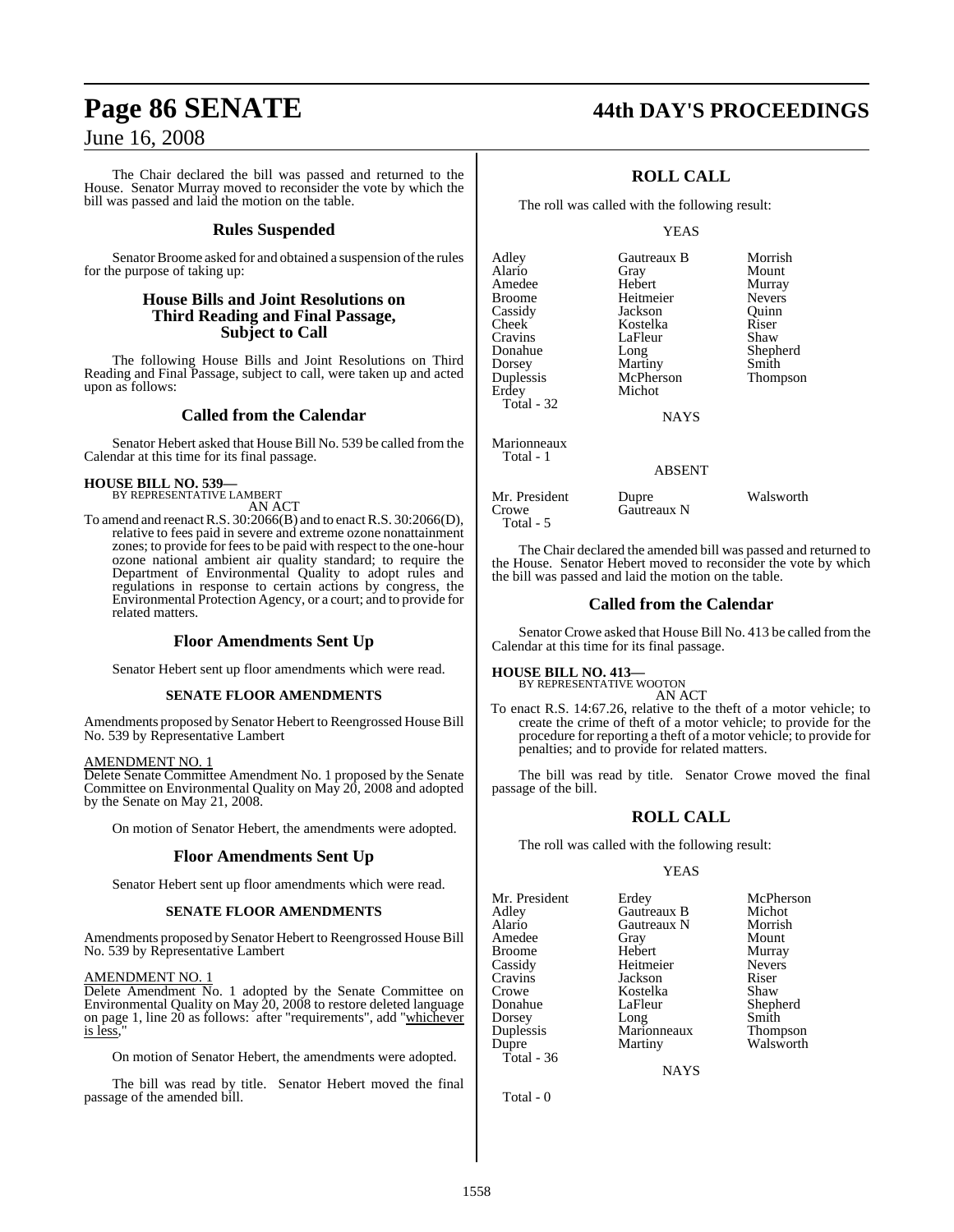The Chair declared the bill was passed and returned to the House. Senator Murray moved to reconsider the vote by which the bill was passed and laid the motion on the table.

## Rules Suspended

Senator Broome asked for and obtained a suspension of the rules for the purpose of taking up:

## House Bills and Joint Resolutions on Third Reading and Final Passage, Subject to Call

The following House Bills and Joint Resolutions on Third Reading and Final Passage, subject to call, were taken up and acted upon as follows:

## Called from the Calendar

Senator Hebert asked that House Bill No. 539 be called from the Calendar at this time for its final passage.

**HOUSE BILL NO. 539—**
BY REPRESENTATIVE LAMBERT
AN ACT

To amend and reenact R.S. 30:2066(B) and to enact R.S. 30:2066(D), relative to fees paid in severe and extreme ozone nonattainment zones; to provide for fees to be paid with respect to the one-hour ozone national ambient air quality standard; to require the Department of Environmental Quality to adopt rules and regulations in response to certain actions by congress, the Environmental Protection Agency, or a court; and to provide for related matters.

## Floor Amendments Sent Up

Senator Hebert sent up floor amendments which were read.

### SENATE FLOOR AMENDMENTS

Amendments proposed by Senator Hebert to Reengrossed House Bill No. 539 by Representative Lambert

AMENDMENT NO. 1
Delete Senate Committee Amendment No. 1 proposed by the Senate Committee on Environmental Quality on May 20, 2008 and adopted by the Senate on May 21, 2008.

On motion of Senator Hebert, the amendments were adopted.

## Floor Amendments Sent Up

Senator Hebert sent up floor amendments which were read.

### SENATE FLOOR AMENDMENTS

Amendments proposed by Senator Hebert to Reengrossed House Bill No. 539 by Representative Lambert

AMENDMENT NO. 1
Delete Senate Committee Amendment No. 1 adopted by the Senate Committee on Environmental Quality on May 20, 2008 to restore deleted language on page 1, line 20 as follows: after "requirements", add "whichever is less,"

On motion of Senator Hebert, the amendments were adopted.

The bill was read by title. Senator Hebert moved the final passage of the amended bill.

## ROLL CALL

The roll was called with the following result:

YEAS

| | | |
|---|---|---|
| Adley | Gautreaux B | Morrish |
| Alario | Gray | Mount |
| Amedee | Hebert | Murray |
| Broome | Heitmeier | Nevers |
| Cassidy | Jackson | Quinn |
| Cheek | Kostelka | Riser |
| Cravins | LaFleur | Shaw |
| Donahue | Long | Shepherd |
| Dorsey | Martiny | Smith |
| Duplessis | McPherson | Thompson |
| Erdey | Michot | |
| Total - 32 | | |

NAYS

Marionneaux
Total - 1

ABSENT

| | | |
|---|---|---|
| Mr. President | Dupre | Walsworth |
| Crowe | Gautreaux N | |
| Total - 5 | | |

The Chair declared the amended bill was passed and returned to the House. Senator Hebert moved to reconsider the vote by which the bill was passed and laid the motion on the table.

## Called from the Calendar

Senator Crowe asked that House Bill No. 413 be called from the Calendar at this time for its final passage.

**HOUSE BILL NO. 413—**
BY REPRESENTATIVE WOOTON
AN ACT

To enact R.S. 14:67.26, relative to the theft of a motor vehicle; to create the crime of theft of a motor vehicle; to provide for the procedure for reporting a theft of a motor vehicle; to provide for penalties; and to provide for related matters.

The bill was read by title. Senator Crowe moved the final passage of the bill.

## ROLL CALL

The roll was called with the following result:

YEAS

| | | |
|---|---|---|
| Mr. President | Erdey | McPherson |
| Adley | Gautreaux B | Michot |
| Alario | Gautreaux N | Morrish |
| Amedee | Gray | Mount |
| Broome | Hebert | Murray |
| Cassidy | Heitmeier | Nevers |
| Cravins | Jackson | Riser |
| Crowe | Kostelka | Shaw |
| Donahue | LaFleur | Shepherd |
| Dorsey | Long | Smith |
| Duplessis | Marionneaux | Thompson |
| Dupre | Martiny | Walsworth |
| Total - 36 | | |

NAYS

Total - 0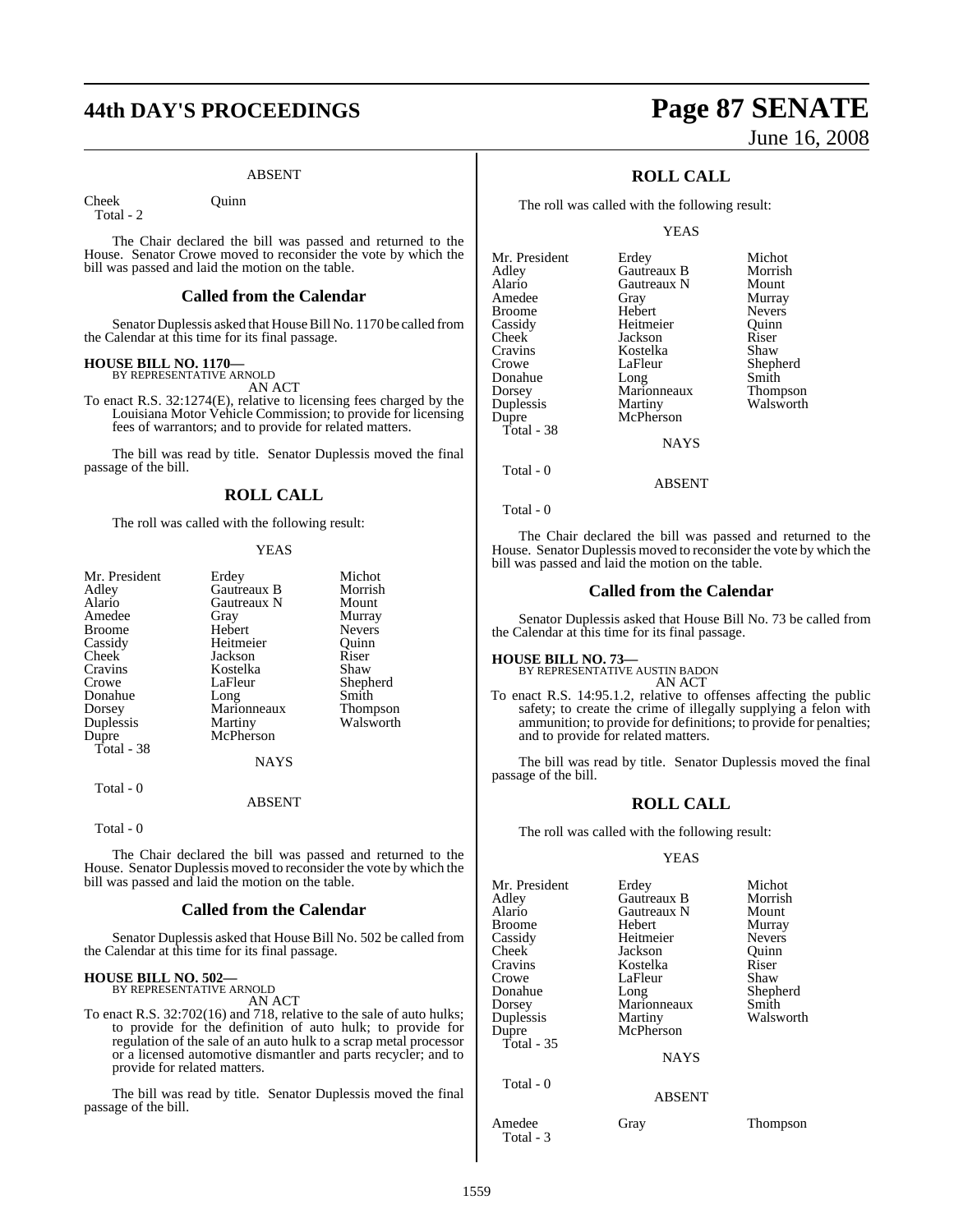ABSENT

| | | |
|---|---|---|
| Cheek | Quinn | |
| Total - 2 | | |

The Chair declared the bill was passed and returned to the House. Senator Crowe moved to reconsider the vote by which the bill was passed and laid the motion on the table.

## Called from the Calendar

Senator Duplessis asked that House Bill No. 1170 be called from the Calendar at this time for its final passage.

**HOUSE BILL NO. 1170—**
BY REPRESENTATIVE ARNOLD
AN ACT

To enact R.S. 32:1274(E), relative to licensing fees charged by the Louisiana Motor Vehicle Commission; to provide for licensing fees of warrantors; and to provide for related matters.

The bill was read by title. Senator Duplessis moved the final passage of the bill.

## ROLL CALL

The roll was called with the following result:

YEAS

| | | |
|---|---|---|
| Mr. President | Erdey | Michot |
| Adley | Gautreaux B | Morrish |
| Alario | Gautreaux N | Mount |
| Amedee | Gray | Murray |
| Broome | Hebert | Nevers |
| Cassidy | Heitmeier | Quinn |
| Cheek | Jackson | Riser |
| Cravins | Kostelka | Shaw |
| Crowe | LaFleur | Shepherd |
| Donahue | Long | Smith |
| Dorsey | Marionneaux | Thompson |
| Duplessis | Martiny | Walsworth |
| Dupre | McPherson | |
| Total - 38 | | |

NAYS

Total - 0

ABSENT

Total - 0

The Chair declared the bill was passed and returned to the House. Senator Duplessis moved to reconsider the vote by which the bill was passed and laid the motion on the table.

## Called from the Calendar

Senator Duplessis asked that House Bill No. 502 be called from the Calendar at this time for its final passage.

**HOUSE BILL NO. 502—**
BY REPRESENTATIVE ARNOLD
AN ACT

To enact R.S. 32:702(16) and 718, relative to the sale of auto hulks; to provide for the definition of auto hulk; to provide for regulation of the sale of an auto hulk to a scrap metal processor or a licensed automotive dismantler and parts recycler; and to provide for related matters.

The bill was read by title. Senator Duplessis moved the final passage of the bill.

## ROLL CALL

The roll was called with the following result:

YEAS

| | | |
|---|---|---|
| Mr. President | Erdey | Michot |
| Adley | Gautreaux B | Morrish |
| Alario | Gautreaux N | Mount |
| Amedee | Gray | Murray |
| Broome | Hebert | Nevers |
| Cassidy | Heitmeier | Quinn |
| Cheek | Jackson | Riser |
| Cravins | Kostelka | Shaw |
| Crowe | LaFleur | Shepherd |
| Donahue | Long | Smith |
| Dorsey | Marionneaux | Thompson |
| Duplessis | Martiny | Walsworth |
| Dupre | McPherson | |
| Total - 38 | | |

NAYS

Total - 0

ABSENT

Total - 0

The Chair declared the bill was passed and returned to the House. Senator Duplessis moved to reconsider the vote by which the bill was passed and laid the motion on the table.

## Called from the Calendar

Senator Duplessis asked that House Bill No. 73 be called from the Calendar at this time for its final passage.

**HOUSE BILL NO. 73—**
BY REPRESENTATIVE AUSTIN BADON
AN ACT

To enact R.S. 14:95.1.2, relative to offenses affecting the public safety; to create the crime of illegally supplying a felon with ammunition; to provide for definitions; to provide for penalties; and to provide for related matters.

The bill was read by title. Senator Duplessis moved the final passage of the bill.

## ROLL CALL

The roll was called with the following result:

YEAS

| | | |
|---|---|---|
| Mr. President | Erdey | Michot |
| Adley | Gautreaux B | Morrish |
| Alario | Gautreaux N | Mount |
| Broome | Hebert | Murray |
| Cassidy | Heitmeier | Nevers |
| Cheek | Jackson | Quinn |
| Cravins | Kostelka | Riser |
| Crowe | LaFleur | Shaw |
| Donahue | Long | Shepherd |
| Dorsey | Marionneaux | Smith |
| Duplessis | Martiny | Walsworth |
| Dupre | McPherson | |
| Total - 35 | | |

NAYS

Total - 0

ABSENT

| | | |
|---|---|---|
| Amedee | Gray | Thompson |
| Total - 3 | | |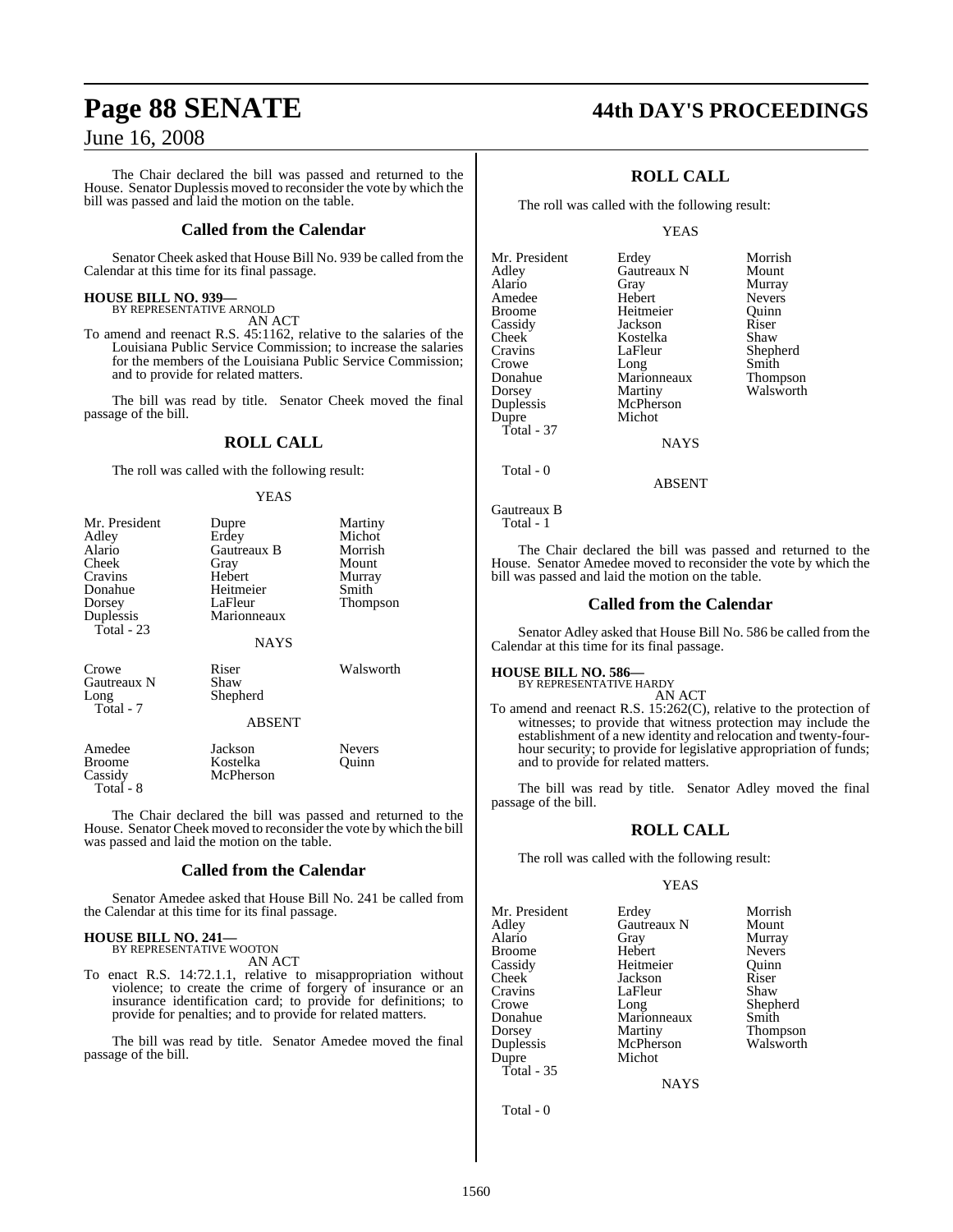The Chair declared the bill was passed and returned to the House. Senator Duplessis moved to reconsider the vote by which the bill was passed and laid the motion on the table.

## Called from the Calendar

Senator Cheek asked that House Bill No. 939 be called from the Calendar at this time for its final passage.

**HOUSE BILL NO. 939—**
BY REPRESENTATIVE ARNOLD
AN ACT

To amend and reenact R.S. 45:1162, relative to the salaries of the Louisiana Public Service Commission; to increase the salaries for the members of the Louisiana Public Service Commission; and to provide for related matters.

The bill was read by title. Senator Cheek moved the final passage of the bill.

## ROLL CALL

The roll was called with the following result:

YEAS

| | | |
|---|---|---|
| Mr. President | Dupre | Martiny |
| Adley | Erdey | Michot |
| Alario | Gautreaux B | Morrish |
| Cheek | Gray | Mount |
| Cravins | Hebert | Murray |
| Donahue | Heitmeier | Smith |
| Dorsey | LaFleur | Thompson |
| Duplessis | Marionneaux | |

Total - 23

NAYS

| | | |
|---|---|---|
| Crowe | Riser | Walsworth |
| Gautreaux N | Shaw | |
| Long | Shepherd | |

Total - 7

ABSENT

| | | |
|---|---|---|
| Amedee | Jackson | Nevers |
| Broome | Kostelka | Quinn |
| Cassidy | McPherson | |

Total - 8

The Chair declared the bill was passed and returned to the House. Senator Cheek moved to reconsider the vote by which the bill was passed and laid the motion on the table.

## Called from the Calendar

Senator Amedee asked that House Bill No. 241 be called from the Calendar at this time for its final passage.

**HOUSE BILL NO. 241—**
BY REPRESENTATIVE WOOTON
AN ACT

To enact R.S. 14:72.1.1, relative to misappropriation without violence; to create the crime of forgery of insurance or an insurance identification card; to provide for definitions; to provide for penalties; and to provide for related matters.

The bill was read by title. Senator Amedee moved the final passage of the bill.

## ROLL CALL

The roll was called with the following result:

YEAS

| | | |
|---|---|---|
| Mr. President | Erdey | Morrish |
| Adley | Gautreaux N | Mount |
| Alario | Gray | Murray |
| Amedee | Hebert | Nevers |
| Broome | Heitmeier | Quinn |
| Cassidy | Jackson | Riser |
| Cheek | Kostelka | Shaw |
| Cravins | LaFleur | Shepherd |
| Crowe | Long | Smith |
| Donahue | Marionneaux | Thompson |
| Dorsey | Martiny | Walsworth |
| Duplessis | McPherson | |
| Dupre | Michot | |

Total - 37

NAYS

Total - 0

ABSENT

Gautreaux B

Total - 1

The Chair declared the bill was passed and returned to the House. Senator Amedee moved to reconsider the vote by which the bill was passed and laid the motion on the table.

## Called from the Calendar

Senator Adley asked that House Bill No. 586 be called from the Calendar at this time for its final passage.

**HOUSE BILL NO. 586—**
BY REPRESENTATIVE HARDY
AN ACT

To amend and reenact R.S. 15:262(C), relative to the protection of witnesses; to provide that witness protection may include the establishment of a new identity and relocation and twenty-four-hour security; to provide for legislative appropriation of funds; and to provide for related matters.

The bill was read by title. Senator Adley moved the final passage of the bill.

## ROLL CALL

The roll was called with the following result:

YEAS

| | | |
|---|---|---|
| Mr. President | Erdey | Morrish |
| Adley | Gautreaux N | Mount |
| Alario | Gray | Murray |
| Broome | Hebert | Nevers |
| Cassidy | Heitmeier | Quinn |
| Cheek | Jackson | Riser |
| Cravins | LaFleur | Shaw |
| Crowe | Long | Shepherd |
| Donahue | Marionneaux | Smith |
| Dorsey | Martiny | Thompson |
| Duplessis | McPherson | Walsworth |
| Dupre | Michot | |

Total - 35

NAYS

Total - 0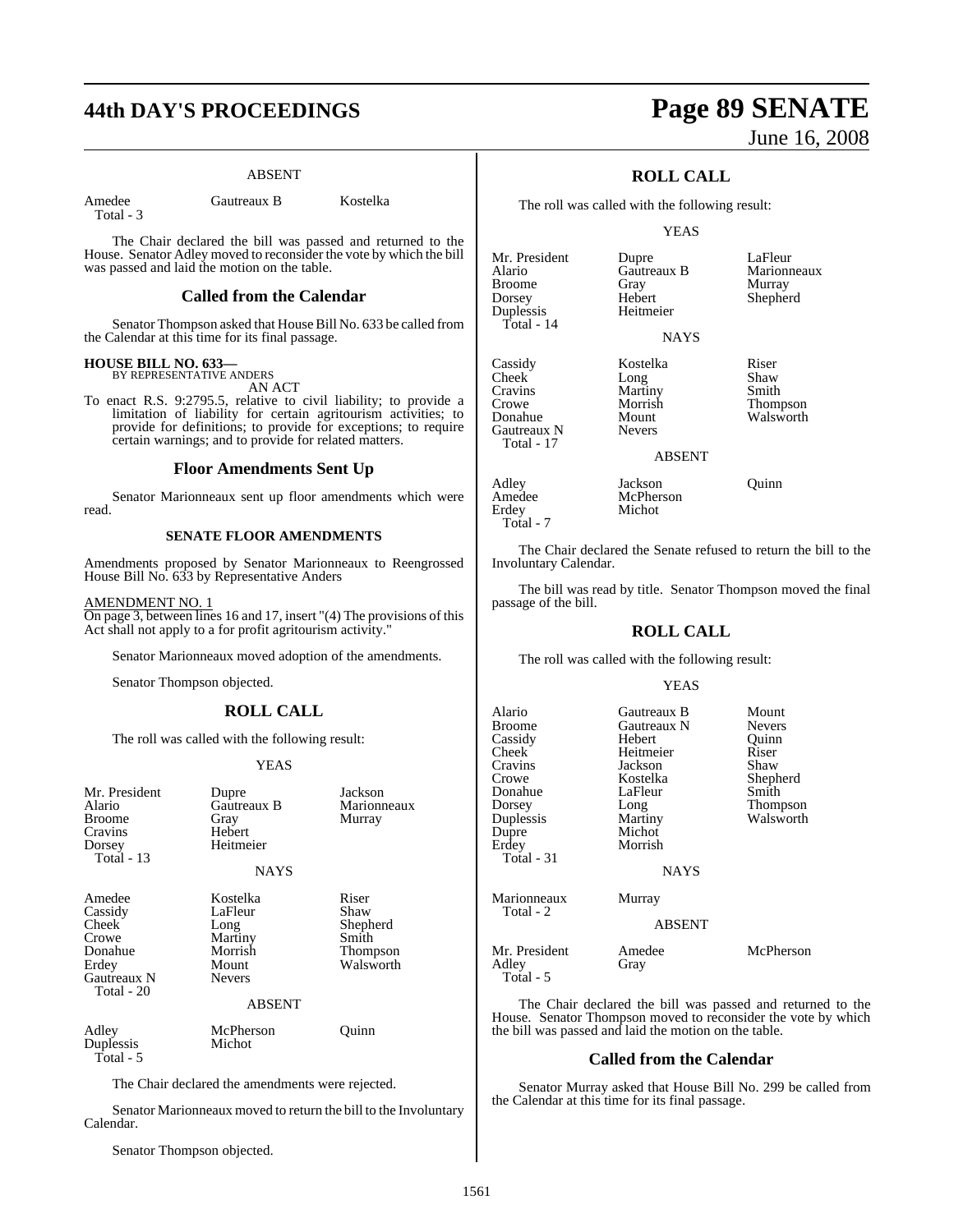ABSENT

| | | |
|---|---|---|
| Amedee | Gautreaux B | Kostelka |
| Total - 3 | | |

The Chair declared the bill was passed and returned to the House. Senator Adley moved to reconsider the vote by which the bill was passed and laid the motion on the table.

## Called from the Calendar

Senator Thompson asked that House Bill No. 633 be called from the Calendar at this time for its final passage.

**HOUSE BILL NO. 633—**
BY REPRESENTATIVE ANDERS

AN ACT

To enact R.S. 9:2795.5, relative to civil liability; to provide a limitation of liability for certain agritourism activities; to provide for definitions; to provide for exceptions; to require certain warnings; and to provide for related matters.

## Floor Amendments Sent Up

Senator Marionneaux sent up floor amendments which were read.

### SENATE FLOOR AMENDMENTS

Amendments proposed by Senator Marionneaux to Reengrossed House Bill No. 633 by Representative Anders

AMENDMENT NO. 1
On page 3, between lines 16 and 17, insert "(4) The provisions of this Act shall not apply to a for profit agritourism activity."

Senator Marionneaux moved adoption of the amendments.

Senator Thompson objected.

## ROLL CALL

The roll was called with the following result:

YEAS

| | | |
|---|---|---|
| Mr. President | Dupre | Jackson |
| Alario | Gautreaux B | Marionneaux |
| Broome | Gray | Murray |
| Cravins | Hebert | |
| Dorsey | Heitmeier | |
| Total - 13 | | |

NAYS

| | | |
|---|---|---|
| Amedee | Kostelka | Riser |
| Cassidy | LaFleur | Shaw |
| Cheek | Long | Shepherd |
| Crowe | Martiny | Smith |
| Donahue | Morrish | Thompson |
| Erdey | Mount | Walsworth |
| Gautreaux N | Nevers | |
| Total - 20 | | |

ABSENT

| | | |
|---|---|---|
| Adley | McPherson | Quinn |
| Duplessis | Michot | |
| Total - 5 | | |

The Chair declared the amendments were rejected.

Senator Marionneaux moved to return the bill to the Involuntary Calendar.

Senator Thompson objected.

## ROLL CALL

The roll was called with the following result:

YEAS

| | | |
|---|---|---|
| Mr. President | Dupre | LaFleur |
| Alario | Gautreaux B | Marionneaux |
| Broome | Gray | Murray |
| Dorsey | Hebert | Shepherd |
| Duplessis | Heitmeier | |
| Total - 14 | | |

NAYS

| | | |
|---|---|---|
| Cassidy | Kostelka | Riser |
| Cheek | Long | Shaw |
| Cravins | Martiny | Smith |
| Crowe | Morrish | Thompson |
| Donahue | Mount | Walsworth |
| Gautreaux N | Nevers | |
| Total - 17 | | |

ABSENT

| | | |
|---|---|---|
| Adley | Jackson | Quinn |
| Amedee | McPherson | |
| Erdey | Michot | |
| Total - 7 | | |

The Chair declared the Senate refused to return the bill to the Involuntary Calendar.

The bill was read by title. Senator Thompson moved the final passage of the bill.

## ROLL CALL

The roll was called with the following result:

YEAS

| | | |
|---|---|---|
| Alario | Gautreaux B | Mount |
| Broome | Gautreaux N | Nevers |
| Cassidy | Hebert | Quinn |
| Cheek | Heitmeier | Riser |
| Cravins | Jackson | Shaw |
| Crowe | Kostelka | Shepherd |
| Donahue | LaFleur | Smith |
| Dorsey | Long | Thompson |
| Duplessis | Martiny | Walsworth |
| Dupre | Michot | |
| Erdey | Morrish | |
| Total - 31 | | |

NAYS

| | | |
|---|---|---|
| Marionneaux | Murray | |
| Total - 2 | | |

ABSENT

| | | |
|---|---|---|
| Mr. President | Amedee | McPherson |
| Adley | Gray | |
| Total - 5 | | |

The Chair declared the bill was passed and returned to the House. Senator Thompson moved to reconsider the vote by which the bill was passed and laid the motion on the table.

## Called from the Calendar

Senator Murray asked that House Bill No. 299 be called from the Calendar at this time for its final passage.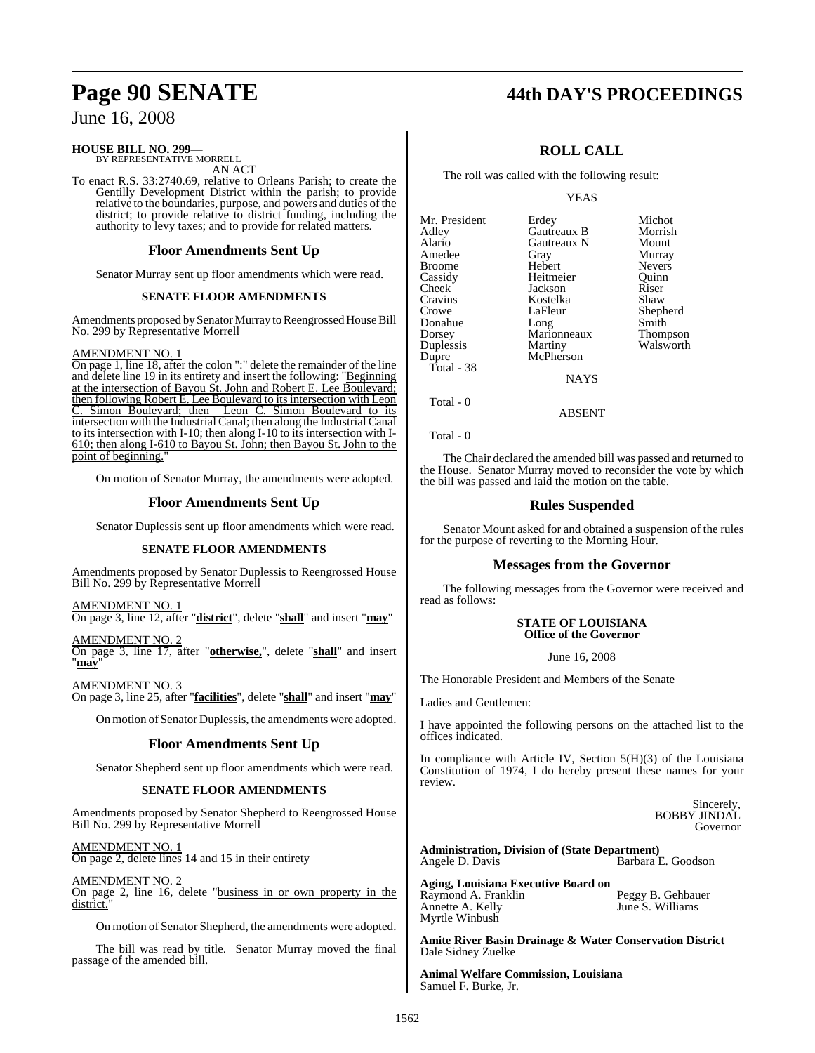**HOUSE BILL NO. 299—**
BY REPRESENTATIVE MORRELL
AN ACT

To enact R.S. 33:2740.69, relative to Orleans Parish; to create the Gentilly Development District within the parish; to provide relative to the boundaries, purpose, and powers and duties of the district; to provide relative to district funding, including the authority to levy taxes; and to provide for related matters.

## Floor Amendments Sent Up

Senator Murray sent up floor amendments which were read.

### SENATE FLOOR AMENDMENTS

Amendments proposed by Senator Murray to Reengrossed House Bill No. 299 by Representative Morrell

AMENDMENT NO. 1
On page 1, line 18, after the colon ":" delete the remainder of the line and delete line 19 in its entirety and insert the following: "Beginning at the intersection of Bayou St. John and Robert E. Lee Boulevard; then following Robert E. Lee Boulevard to its intersection with Leon C. Simon Boulevard; then Leon C. Simon Boulevard to its intersection with the Industrial Canal; then along the Industrial Canal to its intersection with I-10; then along I-10 to its intersection with I-610; then along I-610 to Bayou St. John; then Bayou St. John to the point of beginning."

On motion of Senator Murray, the amendments were adopted.

## Floor Amendments Sent Up

Senator Duplessis sent up floor amendments which were read.

### SENATE FLOOR AMENDMENTS

Amendments proposed by Senator Duplessis to Reengrossed House Bill No. 299 by Representative Morrell

AMENDMENT NO. 1
On page 3, line 12, after "**district**", delete "**shall**" and insert "**may**"

AMENDMENT NO. 2
On page 3, line 17, after "**otherwise,**", delete "**shall**" and insert "**may**"

AMENDMENT NO. 3
On page 3, line 25, after "**facilities**", delete "**shall**" and insert "**may**"

On motion of Senator Duplessis, the amendments were adopted.

## Floor Amendments Sent Up

Senator Shepherd sent up floor amendments which were read.

### SENATE FLOOR AMENDMENTS

Amendments proposed by Senator Shepherd to Reengrossed House Bill No. 299 by Representative Morrell

AMENDMENT NO. 1
On page 2, delete lines 14 and 15 in their entirety

AMENDMENT NO. 2
On page 2, line 16, delete "business in or own property in the district."

On motion of Senator Shepherd, the amendments were adopted.

The bill was read by title. Senator Murray moved the final passage of the amended bill.

## ROLL CALL

The roll was called with the following result:

YEAS

| | | |
|---|---|---|
| Mr. President | Erdey | Michot |
| Adley | Gautreaux B | Morrish |
| Alario | Gautreaux N | Mount |
| Amedee | Gray | Murray |
| Broome | Hebert | Nevers |
| Cassidy | Heitmeier | Quinn |
| Cheek | Jackson | Riser |
| Cravins | Kostelka | Shaw |
| Crowe | LaFleur | Shepherd |
| Donahue | Long | Smith |
| Dorsey | Marionneaux | Thompson |
| Duplessis | Martiny | Walsworth |
| Dupre | McPherson | |

Total - 38

NAYS

Total - 0

ABSENT

Total - 0

The Chair declared the amended bill was passed and returned to the House. Senator Murray moved to reconsider the vote by which the bill was passed and laid the motion on the table.

## Rules Suspended

Senator Mount asked for and obtained a suspension of the rules for the purpose of reverting to the Morning Hour.

## Messages from the Governor

The following messages from the Governor were received and read as follows:

**STATE OF LOUISIANA**
**Office of the Governor**

June 16, 2008

The Honorable President and Members of the Senate

Ladies and Gentlemen:

I have appointed the following persons on the attached list to the offices indicated.

In compliance with Article IV, Section 5(H)(3) of the Louisiana Constitution of 1974, I do hereby present these names for your review.

Sincerely,
BOBBY JINDAL
Governor

**Administration, Division of (State Department)**
Angele D. Davis
Barbara E. Goodson

**Aging, Louisiana Executive Board on**
Raymond A. Franklin
Peggy B. Gehbauer
Annette A. Kelly
June S. Williams
Myrtle Winbush

**Amite River Basin Drainage & Water Conservation District**
Dale Sidney Zuelke

**Animal Welfare Commission, Louisiana**
Samuel F. Burke, Jr.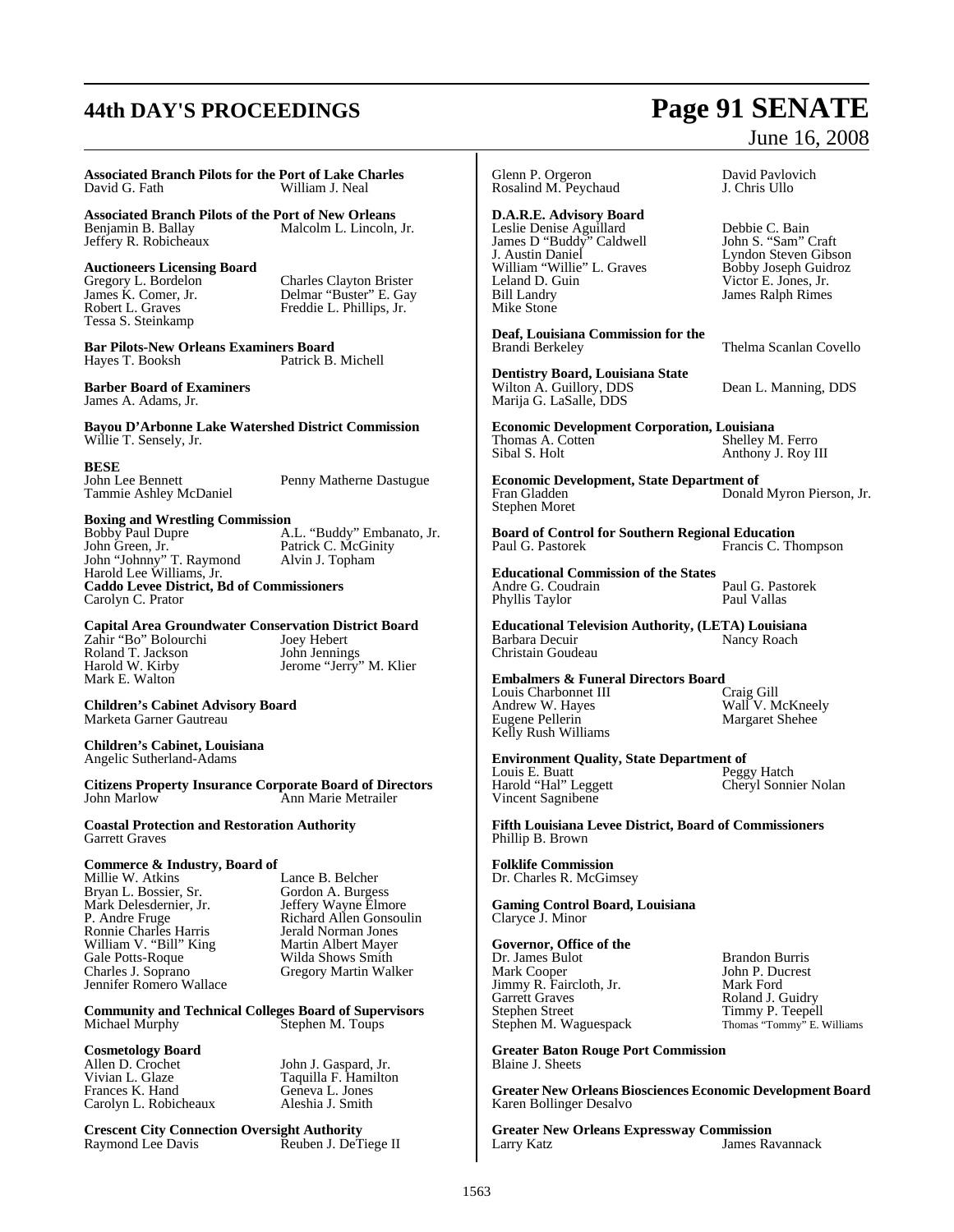**Associated Branch Pilots for the Port of Lake Charles**
David G. Fath William J. Neal

**Associated Branch Pilots of the Port of New Orleans**
Benjamin B. Ballay Malcolm L. Lincoln, Jr.
Jeffery R. Robicheaux

**Auctioneers Licensing Board**
Gregory L. Bordelon Charles Clayton Brister
James K. Comer, Jr. Delmar "Buster" E. Gay
Robert L. Graves Freddie L. Phillips, Jr.
Tessa S. Steinkamp

**Bar Pilots-New Orleans Examiners Board**
Hayes T. Booksh Patrick B. Michell

**Barber Board of Examiners**
James A. Adams, Jr.

**Bayou D'Arbonne Lake Watershed District Commission**
Willie T. Sensely, Jr.

**BESE**
John Lee Bennett Penny Matherne Dastugue
Tammie Ashley McDaniel

**Boxing and Wrestling Commission**
Bobby Paul Dupre A.L. "Buddy" Embanato, Jr.
John Green, Jr. Patrick C. McGinity
John "Johnny" T. Raymond Alvin J. Topham
Harold Lee Williams, Jr.

**Caddo Levee District, Bd of Commissioners**
Carolyn C. Prator

**Capital Area Groundwater Conservation District Board**
Zahir "Bo" Bolourchi Joey Hebert
Roland T. Jackson John Jennings
Harold W. Kirby Jerome "Jerry" M. Klier
Mark E. Walton

**Children's Cabinet Advisory Board**
Marketa Garner Gautreau

**Children's Cabinet, Louisiana**
Angelic Sutherland-Adams

**Citizens Property Insurance Corporate Board of Directors**
John Marlow Ann Marie Metrailer

**Coastal Protection and Restoration Authority**
Garrett Graves

**Commerce & Industry, Board of**
Millie W. Atkins Lance B. Belcher
Bryan L. Bossier, Sr. Gordon A. Burgess
Mark Delesdernier, Jr. Jeffery Wayne Elmore
P. Andre Fruge Richard Allen Gonsoulin
Ronnie Charles Harris Jerald Norman Jones
William V. "Bill" King Martin Albert Mayer
Gale Potts-Roque Wilda Shows Smith
Charles J. Soprano Gregory Martin Walker
Jennifer Romero Wallace

**Community and Technical Colleges Board of Supervisors**
Michael Murphy Stephen M. Toups

**Cosmetology Board**
Allen D. Crochet John J. Gaspard, Jr.
Vivian L. Glaze Taquilla F. Hamilton
Frances K. Hand Geneva L. Jones
Carolyn L. Robicheaux Aleshia J. Smith

**Crescent City Connection Oversight Authority**
Raymond Lee Davis Reuben J. DeTiege II
Glenn P. Orgeron David Pavlovich
Rosalind M. Peychaud J. Chris Ullo

**D.A.R.E. Advisory Board**
Leslie Denise Aguillard Debbie C. Bain
James D "Buddy" Caldwell John S. "Sam" Craft
J. Austin Daniel Lyndon Steven Gibson
William "Willie" L. Graves Bobby Joseph Guidroz
Leland D. Guin Victor E. Jones, Jr.
Bill Landry James Ralph Rimes
Mike Stone

**Deaf, Louisiana Commission for the**
Brandi Berkeley Thelma Scanlan Covello

**Dentistry Board, Louisiana State**
Wilton A. Guillory, DDS Dean L. Manning, DDS
Marija G. LaSalle, DDS

**Economic Development Corporation, Louisiana**
Thomas A. Cotten Shelley M. Ferro
Sibal S. Holt Anthony J. Roy III

**Economic Development, State Department of**
Fran Gladden Donald Myron Pierson, Jr.
Stephen Moret

**Board of Control for Southern Regional Education**
Paul G. Pastorek Francis C. Thompson

**Educational Commission of the States**
Andre G. Coudrain Paul G. Pastorek
Phyllis Taylor Paul Vallas

**Educational Television Authority, (LETA) Louisiana**
Barbara Decuir Nancy Roach
Christain Goudeau

**Embalmers & Funeral Directors Board**
Louis Charbonnet III Craig Gill
Andrew W. Hayes Wall V. McKneely
Eugene Pellerin Margaret Shehee
Kelly Rush Williams

**Environment Quality, State Department of**
Louis E. Buatt Peggy Hatch
Harold "Hal" Leggett Cheryl Sonnier Nolan
Vincent Sagnibene

**Fifth Louisiana Levee District, Board of Commissioners**
Phillip B. Brown

**Folklife Commission**
Dr. Charles R. McGimsey

**Gaming Control Board, Louisiana**
Claryce J. Minor

**Governor, Office of the**
Dr. James Bulot Brandon Burris
Mark Cooper John P. Ducrest
Jimmy R. Faircloth, Jr. Mark Ford
Garrett Graves Roland J. Guidry
Stephen Street Timmy P. Teepell
Stephen M. Waguespack Thomas "Tommy" E. Williams

**Greater Baton Rouge Port Commission**
Blaine J. Sheets

**Greater New Orleans Biosciences Economic Development Board**
Karen Bollinger Desalvo

**Greater New Orleans Expressway Commission**
Larry Katz James Ravannack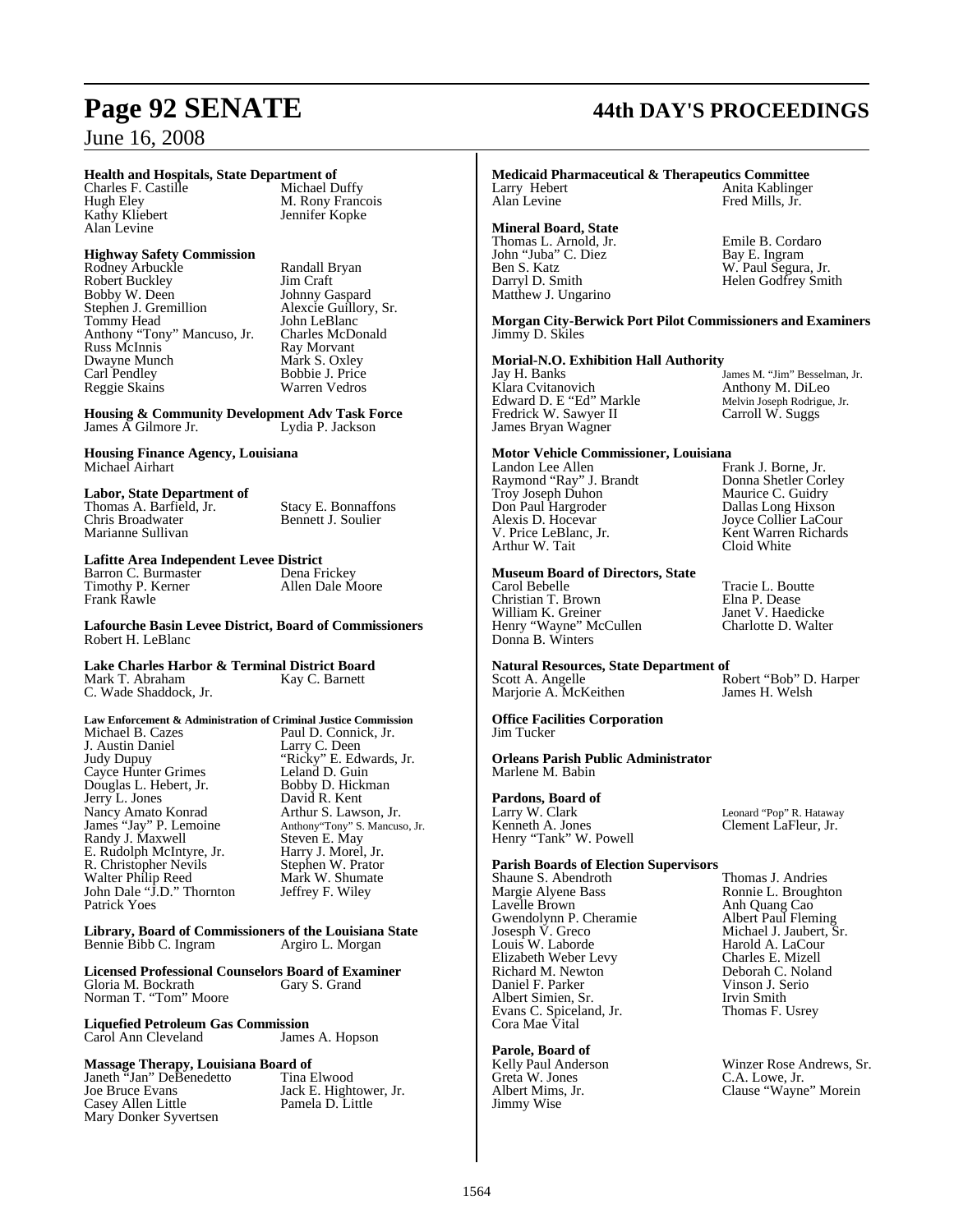**Health and Hospitals, State Department of**

Charles F. Castille — Michael Duffy
Hugh Eley — M. Rony Francois
Kathy Kliebert — Jennifer Kopke
Alan Levine

**Highway Safety Commission**

Rodney Arbuckle — Randall Bryan
Robert Buckley — Jim Craft
Bobby W. Deen — Johnny Gaspard
Stephen J. Gremillion — Alexcie Guillory, Sr.
Tommy Head — John LeBlanc
Anthony "Tony" Mancuso, Jr. — Charles McDonald
Russ McInnis — Ray Morvant
Dwayne Munch — Mark S. Oxley
Carl Pendley — Bobbie J. Price
Reggie Skains — Warren Vedros

**Housing & Community Development Adv Task Force**

James A Gilmore Jr. — Lydia P. Jackson

**Housing Finance Agency, Louisiana**

Michael Airhart

**Labor, State Department of**

Thomas A. Barfield, Jr. — Stacy E. Bonnaffons
Chris Broadwater — Bennett J. Soulier
Marianne Sullivan

**Lafitte Area Independent Levee District**

Barron C. Burmaster — Dena Frickey
Timothy P. Kerner — Allen Dale Moore
Frank Rawle

**Lafourche Basin Levee District, Board of Commissioners**

Robert H. LeBlanc

**Lake Charles Harbor & Terminal District Board**

Mark T. Abraham — Kay C. Barnett
C. Wade Shaddock, Jr.

**Law Enforcement & Administration of Criminal Justice Commission**

Michael B. Cazes — Paul D. Connick, Jr.
J. Austin Daniel — Larry C. Deen
Judy Dupuy — "Ricky" E. Edwards, Jr.
Cayce Hunter Grimes — Leland D. Guin
Douglas L. Hebert, Jr. — Bobby D. Hickman
Jerry L. Jones — David R. Kent
Nancy Amato Konrad — Arthur S. Lawson, Jr.
James "Jay" P. Lemoine — Anthony"Tony" S. Mancuso, Jr.
Randy J. Maxwell — Steven E. May
E. Rudolph McIntyre, Jr. — Harry J. Morel, Jr.
R. Christopher Nevils — Stephen W. Prator
Walter Philip Reed — Mark W. Shumate
John Dale "J.D." Thornton — Jeffrey F. Wiley
Patrick Yoes

**Library, Board of Commissioners of the Louisiana State**

Bennie Bibb C. Ingram — Argiro L. Morgan

**Licensed Professional Counselors Board of Examiner**

Gloria M. Bockrath — Gary S. Grand
Norman T. "Tom" Moore

**Liquefied Petroleum Gas Commission**

Carol Ann Cleveland — James A. Hopson

**Massage Therapy, Louisiana Board of**

Janeth "Jan" DeBenedetto — Tina Elwood
Joe Bruce Evans — Jack E. Hightower, Jr.
Casey Allen Little — Pamela D. Little
Mary Donker Syvertsen

**Medicaid Pharmaceutical & Therapeutics Committee**

Larry Hebert — Anita Kablinger
Alan Levine — Fred Mills, Jr.

**Mineral Board, State**

Thomas L. Arnold, Jr. — Emile B. Cordaro
John "Juba" C. Diez — Bay E. Ingram
Ben S. Katz — W. Paul Segura, Jr.
Darryl D. Smith — Helen Godfrey Smith
Matthew J. Ungarino

**Morgan City-Berwick Port Pilot Commissioners and Examiners**

Jimmy D. Skiles

**Morial-N.O. Exhibition Hall Authority**

Jay H. Banks — James M. "Jim" Besselman, Jr.
Klara Cvitanovich — Anthony M. DiLeo
Edward D. E "Ed" Markle — Melvin Joseph Rodrigue, Jr.
Fredrick W. Sawyer II — Carroll W. Suggs
James Bryan Wagner

**Motor Vehicle Commissioner, Louisiana**

Landon Lee Allen — Frank J. Borne, Jr.
Raymond "Ray" J. Brandt — Donna Shetler Corley
Troy Joseph Duhon — Maurice C. Guidry
Don Paul Hargroder — Dallas Long Hixson
Alexis D. Hocevar — Joyce Collier LaCour
V. Price LeBlanc, Jr. — Kent Warren Richards
Arthur W. Tait — Cloid White

**Museum Board of Directors, State**

Carol Bebelle — Tracie L. Boutte
Christian T. Brown — Elna P. Dease
William K. Greiner — Janet V. Haedicke
Henry "Wayne" McCullen — Charlotte D. Walter
Donna B. Winters

**Natural Resources, State Department of**

Scott A. Angelle — Robert "Bob" D. Harper
Marjorie A. McKeithen — James H. Welsh

**Office Facilities Corporation**

Jim Tucker

**Orleans Parish Public Administrator**

Marlene M. Babin

**Pardons, Board of**

Larry W. Clark — Leonard "Pop" R. Hataway
Kenneth A. Jones — Clement LaFleur, Jr.
Henry "Tank" W. Powell

**Parish Boards of Election Supervisors**

Shaune S. Abendroth — Thomas J. Andries
Margie Alyene Bass — Ronnie L. Broughton
Lavelle Brown — Anh Quang Cao
Gwendolynn P. Cheramie — Albert Paul Fleming
Josesph V. Greco — Michael J. Jaubert, Sr.
Louis W. Laborde — Harold A. LaCour
Elizabeth Weber Levy — Charles E. Mizell
Richard M. Newton — Deborah C. Noland
Daniel F. Parker — Vinson J. Serio
Albert Simien, Sr. — Irvin Smith
Evans C. Spiceland, Jr. — Thomas F. Usrey
Cora Mae Vital

**Parole, Board of**

Kelly Paul Anderson — Winzer Rose Andrews, Sr.
Greta W. Jones — C.A. Lowe, Jr.
Albert Mims, Jr. — Clause "Wayne" Morein
Jimmy Wise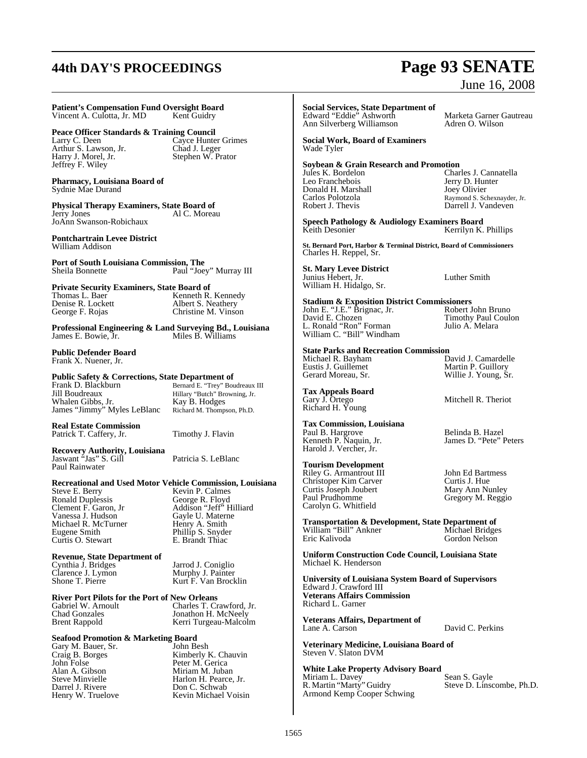**Patient's Compensation Fund Oversight Board**
Vincent A. Culotta, Jr. MD Kent Guidry

**Peace Officer Standards & Training Council**
Larry C. Deen Cayce Hunter Grimes
Arthur S. Lawson, Jr. Chad J. Leger
Harry J. Morel, Jr. Stephen W. Prator
Jeffrey F. Wiley

**Pharmacy, Louisiana Board of**
Sydnie Mae Durand

**Physical Therapy Examiners, State Board of**
Jerry Jones Al C. Moreau
JoAnn Swanson-Robichaux

**Pontchartrain Levee District**
William Addison

**Port of South Louisiana Commission, The**
Sheila Bonnette Paul "Joey" Murray III

**Private Security Examiners, State Board of**
Thomas L. Baer Kenneth R. Kennedy
Denise R. Lockett Albert S. Neathery
George F. Rojas Christine M. Vinson

**Professional Engineering & Land Surveying Bd., Louisiana**
James E. Bowie, Jr. Miles B. Williams

**Public Defender Board**
Frank X. Nuener, Jr.

**Public Safety & Corrections, State Department of**
Frank D. Blackburn Bernard E. "Trey" Boudreaux III
Jill Boudreaux Hillary "Butch" Browning, Jr.
Whalen Gibbs, Jr. Kay B. Hodges
James "Jimmy" Myles LeBlanc Richard M. Thompson, Ph.D.

**Real Estate Commission**
Patrick T. Caffery, Jr. Timothy J. Flavin

**Recovery Authority, Louisiana**
Jaswant "Jas" S. Gill Patricia S. LeBlanc
Paul Rainwater

**Recreational and Used Motor Vehicle Commission, Louisiana**
Steve E. Berry Kevin P. Calmes
Ronald Duplessis George R. Floyd
Clement F. Garon, Jr Addison "Jeff" Hilliard
Vanessa J. Hudson Gayle U. Materne
Michael R. McTurner Henry A. Smith
Eugene Smith Phillip S. Snyder
Curtis O. Stewart E. Brandt Thiac

**Revenue, State Department of**
Cynthia J. Bridges Jarrod J. Coniglio
Clarence J. Lymon Murphy J. Painter
Shone T. Pierre Kurt F. Van Brocklin

**River Port Pilots for the Port of New Orleans**
Gabriel W. Arnoult Charles T. Crawford, Jr.
Chad Gonzales Jonathon H. McNeely
Brent Rappold Kerri Turgeau-Malcolm

**Seafood Promotion & Marketing Board**
Gary M. Bauer, Sr. John Besh
Craig B. Borges Kimberly K. Chauvin
John Folse Peter M. Gerica
Alan A. Gibson Miriam M. Juban
Steve Minvielle Harlon H. Pearce, Jr.
Darrel J. Rivere Don C. Schwab
Henry W. Truelove Kevin Michael Voisin

**Social Services, State Department of**
Edward "Eddie" Ashworth Marketa Garner Gautreau
Ann Silverberg Williamson Adren O. Wilson

**Social Work, Board of Examiners**
Wade Tyler

**Soybean & Grain Research and Promotion**
Jules K. Bordelon Charles J. Cannatella
Leo Franchebois Jerry D. Hunter
Donald H. Marshall Joey Olivier
Carlos Polotzola Raymond S. Schexnayder, Jr.
Robert J. Thevis Darrell J. Vandeven

**Speech Pathology & Audiology Examiners Board**
Keith Desonier Kerrilyn K. Phillips

**St. Bernard Port, Harbor & Terminal District, Board of Commissioners**
Charles H. Reppel, Sr.

**St. Mary Levee District**
Junius Hebert, Jr. Luther Smith
William H. Hidalgo, Sr.

**Stadium & Exposition District Commissioners**
John E. "J.E." Brignac, Jr. Robert John Bruno
David E. Chozen Timothy Paul Coulon
L. Ronald "Ron" Forman Julio A. Melara
William C. "Bill" Windham

**State Parks and Recreation Commission**
Michael R. Bayham David J. Camardelle
Eustis J. Guillemet Martin P. Guillory
Gerard Moreau, Sr. Willie J. Young, Sr.

**Tax Appeals Board**
Gary J. Ortego Mitchell R. Theriot
Richard H. Young

**Tax Commission, Louisiana**
Paul B. Hargrove Belinda B. Hazel
Kenneth P. Naquin, Jr. James D. "Pete" Peters
Harold J. Vercher, Jr.

**Tourism Development**
Riley G. Armantrout III John Ed Bartmess
Christoper Kim Carver Curtis J. Hue
Curtis Joseph Joubert Mary Ann Nunley
Paul Prudhomme Gregory M. Reggio
Carolyn G. Whitfield

**Transportation & Development, State Department of**
William "Bill" Ankner Michael Bridges
Eric Kalivoda Gordon Nelson

**Uniform Construction Code Council, Louisiana State**
Michael K. Henderson

**University of Louisiana System Board of Supervisors**
Edward J. Crawford III

**Veterans Affairs Commission**
Richard L. Garner

**Veterans Affairs, Department of**
Lane A. Carson David C. Perkins

**Veterinary Medicine, Louisiana Board of**
Steven V. Slaton DVM

**White Lake Property Advisory Board**
Miriam L. Davey Sean S. Gayle
R. Martin "Marty" Guidry Steve D. Linscombe, Ph.D.
Armond Kemp Cooper Schwing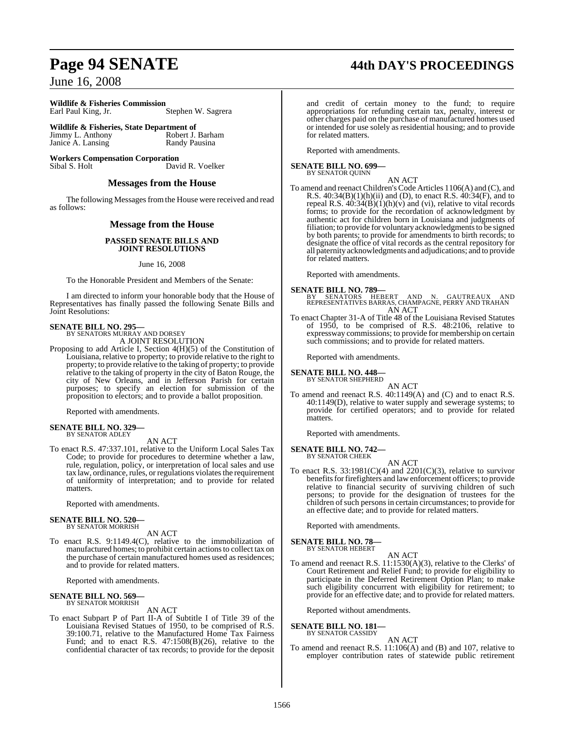**Wildlife & Fisheries Commission**
Earl Paul King, Jr. Stephen W. Sagrera

**Wildlife & Fisheries, State Department of**
Jimmy L. Anthony Robert J. Barham
Janice A. Lansing Randy Pausina

**Workers Compensation Corporation**
Sibal S. Holt David R. Voelker

## Messages from the House

The following Messages from the House were received and read as follows:

## Message from the House

### PASSED SENATE BILLS AND JOINT RESOLUTIONS

June 16, 2008

To the Honorable President and Members of the Senate:

I am directed to inform your honorable body that the House of Representatives has finally passed the following Senate Bills and Joint Resolutions:

**SENATE BILL NO. 295—**
BY SENATORS MURRAY AND DORSEY
A JOINT RESOLUTION

Proposing to add Article I, Section 4(H)(5) of the Constitution of Louisiana, relative to property; to provide relative to the right to property; to provide relative to the taking of property; to provide relative to the taking of property in the city of Baton Rouge, the city of New Orleans, and in Jefferson Parish for certain purposes; to specify an election for submission of the proposition to electors; and to provide a ballot proposition.

Reported with amendments.

**SENATE BILL NO. 329—**
BY SENATOR ADLEY
AN ACT

To enact R.S. 47:337.101, relative to the Uniform Local Sales Tax Code; to provide for procedures to determine whether a law, rule, regulation, policy, or interpretation of local sales and use tax law, ordinance, rules, or regulations violates the requirement of uniformity of interpretation; and to provide for related matters.

Reported with amendments.

**SENATE BILL NO. 520—**
BY SENATOR MORRISH
AN ACT

To enact R.S. 9:1149.4(C), relative to the immobilization of manufactured homes; to prohibit certain actions to collect tax on the purchase of certain manufactured homes used as residences; and to provide for related matters.

Reported with amendments.

**SENATE BILL NO. 569—**
BY SENATOR MORRISH
AN ACT

To enact Subpart P of Part II-A of Subtitle I of Title 39 of the Louisiana Revised Statues of 1950, to be comprised of R.S. 39:100.71, relative to the Manufactured Home Tax Fairness Fund; and to enact R.S. 47:1508(B)(26), relative to the confidential character of tax records; to provide for the deposit and credit of certain money to the fund; to require appropriations for refunding certain tax, penalty, interest or other charges paid on the purchase of manufactured homes used or intended for use solely as residential housing; and to provide for related matters.

Reported with amendments.

**SENATE BILL NO. 699—**
BY SENATOR QUINN
AN ACT

To amend and reenact Children's Code Articles 1106(A) and (C), and R.S. 40:34(B)(1)(h)(ii) and (D), to enact R.S. 40:34(F), and to repeal R.S. 40:34(B)(1)(h)(v) and (vi), relative to vital records forms; to provide for the recordation of acknowledgment by authentic act for children born in Louisiana and judgments of filiation; to provide for voluntary acknowledgments to be signed by both parents; to provide for amendments to birth records; to designate the office of vital records as the central repository for all paternity acknowledgments and adjudications; and to provide for related matters.

Reported with amendments.

**SENATE BILL NO. 789—**
BY SENATORS HEBERT AND N. GAUTREAUX AND REPRESENTATIVES BARRAS, CHAMPAGNE, PERRY AND TRAHAN
AN ACT

To enact Chapter 31-A of Title 48 of the Louisiana Revised Statutes of 1950, to be comprised of R.S. 48:2106, relative to expressway commissions; to provide for membership on certain such commissions; and to provide for related matters.

Reported with amendments.

**SENATE BILL NO. 448—**
BY SENATOR SHEPHERD
AN ACT

To amend and reenact R.S. 40:1149(A) and (C) and to enact R.S. 40:1149(D), relative to water supply and sewerage systems; to provide for certified operators; and to provide for related matters.

Reported with amendments.

**SENATE BILL NO. 742—**
BY SENATOR CHEEK
AN ACT

To enact R.S. 33:1981(C)(4) and 2201(C)(3), relative to survivor benefits for firefighters and law enforcement officers; to provide relative to financial security of surviving children of such persons; to provide for the designation of trustees for the children of such persons in certain circumstances; to provide for an effective date; and to provide for related matters.

Reported with amendments.

**SENATE BILL NO. 78—**
BY SENATOR HEBERT
AN ACT

To amend and reenact R.S. 11:1530(A)(3), relative to the Clerks' of Court Retirement and Relief Fund; to provide for eligibility to participate in the Deferred Retirement Option Plan; to make such eligibility concurrent with eligibility for retirement; to provide for an effective date; and to provide for related matters.

Reported without amendments.

**SENATE BILL NO. 181—**
BY SENATOR CASSIDY
AN ACT

To amend and reenact R.S. 11:106(A) and (B) and 107, relative to employer contribution rates of statewide public retirement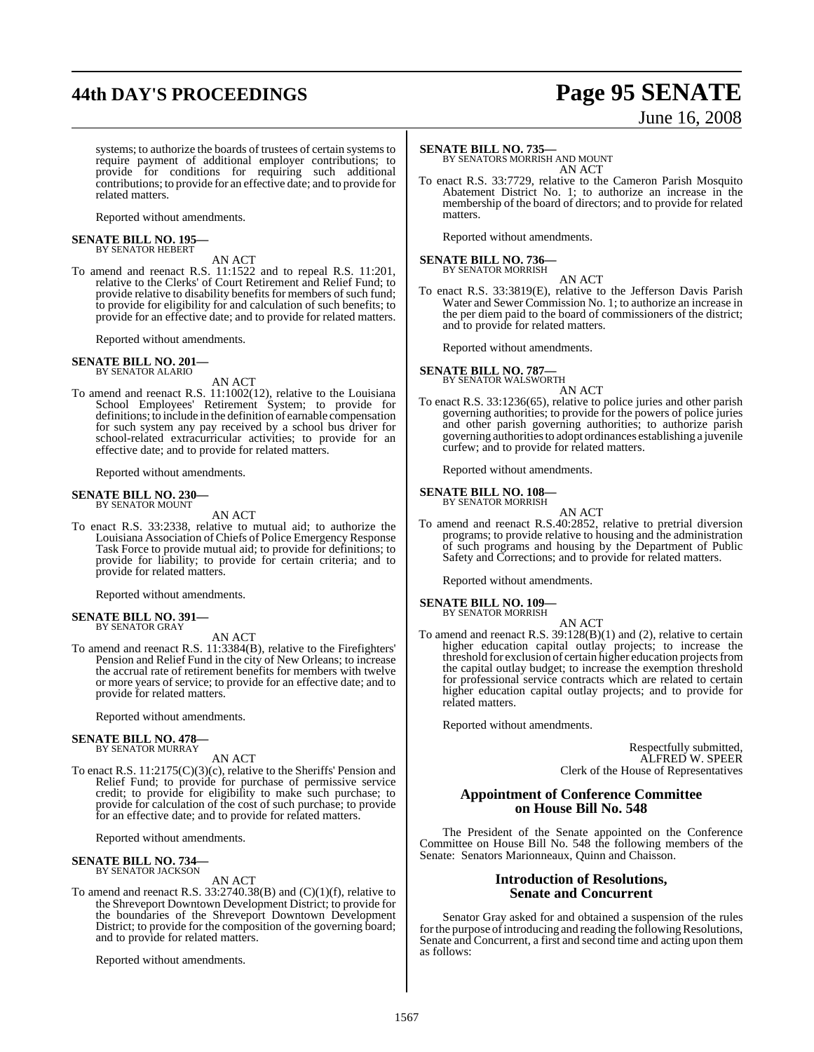systems; to authorize the boards of trustees of certain systems to require payment of additional employer contributions; to provide for conditions for requiring such additional contributions; to provide for an effective date; and to provide for related matters.

Reported without amendments.

**SENATE BILL NO. 195—**
BY SENATOR HEBERT

AN ACT

To amend and reenact R.S. 11:1522 and to repeal R.S. 11:201, relative to the Clerks' of Court Retirement and Relief Fund; to provide relative to disability benefits for members of such fund; to provide for eligibility for and calculation of such benefits; to provide for an effective date; and to provide for related matters.

Reported without amendments.

**SENATE BILL NO. 201—**
BY SENATOR ALARIO

AN ACT

To amend and reenact R.S. 11:1002(12), relative to the Louisiana School Employees' Retirement System; to provide for definitions; to include in the definition of earnable compensation for such system any pay received by a school bus driver for school-related extracurricular activities; to provide for an effective date; and to provide for related matters.

Reported without amendments.

**SENATE BILL NO. 230—**
BY SENATOR MOUNT

AN ACT

To enact R.S. 33:2338, relative to mutual aid; to authorize the Louisiana Association of Chiefs of Police Emergency Response Task Force to provide mutual aid; to provide for definitions; to provide for liability; to provide for certain criteria; and to provide for related matters.

Reported without amendments.

**SENATE BILL NO. 391—**
BY SENATOR GRAY

AN ACT

To amend and reenact R.S. 11:3384(B), relative to the Firefighters' Pension and Relief Fund in the city of New Orleans; to increase the accrual rate of retirement benefits for members with twelve or more years of service; to provide for an effective date; and to provide for related matters.

Reported without amendments.

**SENATE BILL NO. 478—**
BY SENATOR MURRAY

AN ACT

To enact R.S. 11:2175(C)(3)(c), relative to the Sheriffs' Pension and Relief Fund; to provide for purchase of permissive service credit; to provide for eligibility to make such purchase; to provide for calculation of the cost of such purchase; to provide for an effective date; and to provide for related matters.

Reported without amendments.

**SENATE BILL NO. 734—**
BY SENATOR JACKSON

AN ACT

To amend and reenact R.S. 33:2740.38(B) and (C)(1)(f), relative to the Shreveport Downtown Development District; to provide for the boundaries of the Shreveport Downtown Development District; to provide for the composition of the governing board; and to provide for related matters.

Reported without amendments.

**SENATE BILL NO. 735—**
BY SENATORS MORRISH AND MOUNT

AN ACT

To enact R.S. 33:7729, relative to the Cameron Parish Mosquito Abatement District No. 1; to authorize an increase in the membership of the board of directors; and to provide for related matters.

Reported without amendments.

**SENATE BILL NO. 736—**
BY SENATOR MORRISH

AN ACT

To enact R.S. 33:3819(E), relative to the Jefferson Davis Parish Water and Sewer Commission No. 1; to authorize an increase in the per diem paid to the board of commissioners of the district; and to provide for related matters.

Reported without amendments.

**SENATE BILL NO. 787—**
BY SENATOR WALSWORTH

AN ACT

To enact R.S. 33:1236(65), relative to police juries and other parish governing authorities; to provide for the powers of police juries and other parish governing authorities; to authorize parish governing authorities to adopt ordinances establishing a juvenile curfew; and to provide for related matters.

Reported without amendments.

**SENATE BILL NO. 108—**
BY SENATOR MORRISH

AN ACT

To amend and reenact R.S.40:2852, relative to pretrial diversion programs; to provide relative to housing and the administration of such programs and housing by the Department of Public Safety and Corrections; and to provide for related matters.

Reported without amendments.

**SENATE BILL NO. 109—**
BY SENATOR MORRISH

AN ACT

To amend and reenact R.S. 39:128(B)(1) and (2), relative to certain higher education capital outlay projects; to increase the threshold for exclusion of certain higher education projects from the capital outlay budget; to increase the exemption threshold for professional service contracts which are related to certain higher education capital outlay projects; and to provide for related matters.

Reported without amendments.

Respectfully submitted,
ALFRED W. SPEER
Clerk of the House of Representatives

## Appointment of Conference Committee on House Bill No. 548

The President of the Senate appointed on the Conference Committee on House Bill No. 548 the following members of the Senate: Senators Marionneaux, Quinn and Chaisson.

## Introduction of Resolutions, Senate and Concurrent

Senator Gray asked for and obtained a suspension of the rules for the purpose of introducing and reading the following Resolutions, Senate and Concurrent, a first and second time and acting upon them as follows: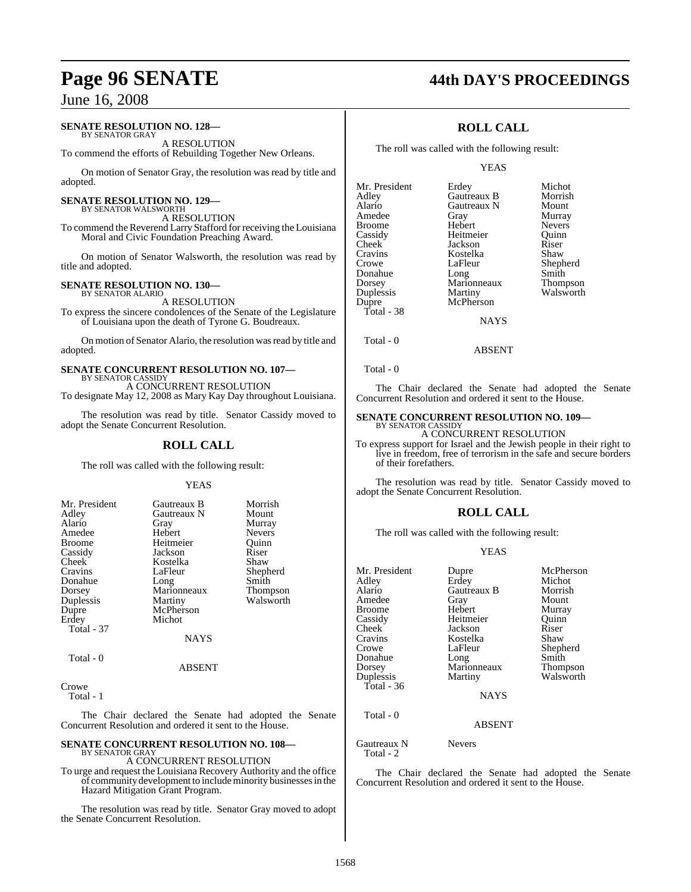**SENATE RESOLUTION NO. 128—**
BY SENATOR GRAY

A RESOLUTION

To commend the efforts of Rebuilding Together New Orleans.

On motion of Senator Gray, the resolution was read by title and adopted.

**SENATE RESOLUTION NO. 129—**
BY SENATOR WALSWORTH

A RESOLUTION

To commend the Reverend Larry Stafford for receiving the Louisiana Moral and Civic Foundation Preaching Award.

On motion of Senator Walsworth, the resolution was read by title and adopted.

**SENATE RESOLUTION NO. 130—**
BY SENATOR ALARIO

A RESOLUTION

To express the sincere condolences of the Senate of the Legislature of Louisiana upon the death of Tyrone G. Boudreaux.

On motion of Senator Alario, the resolution was read by title and adopted.

**SENATE CONCURRENT RESOLUTION NO. 107—**
BY SENATOR CASSIDY

A CONCURRENT RESOLUTION

To designate May 12, 2008 as Mary Kay Day throughout Louisiana.

The resolution was read by title. Senator Cassidy moved to adopt the Senate Concurrent Resolution.

## ROLL CALL

The roll was called with the following result:

YEAS

| | | |
|---|---|---|
| Mr. President | Gautreaux B | Morrish |
| Adley | Gautreaux N | Mount |
| Alario | Gray | Murray |
| Amedee | Hebert | Nevers |
| Broome | Heitmeier | Quinn |
| Cassidy | Jackson | Riser |
| Cheek | Kostelka | Shaw |
| Cravins | LaFleur | Shepherd |
| Donahue | Long | Smith |
| Dorsey | Marionneaux | Thompson |
| Duplessis | Martiny | Walsworth |
| Dupre | McPherson | |
| Erdey | Michot | |

Total - 37

NAYS

Total - 0

ABSENT

Crowe

Total - 1

The Chair declared the Senate had adopted the Senate Concurrent Resolution and ordered it sent to the House.

**SENATE CONCURRENT RESOLUTION NO. 108—**
BY SENATOR GRAY

A CONCURRENT RESOLUTION

To urge and request the Louisiana Recovery Authority and the office of community development to include minority businesses in the Hazard Mitigation Grant Program.

The resolution was read by title. Senator Gray moved to adopt the Senate Concurrent Resolution.

## ROLL CALL

The roll was called with the following result:

YEAS

| | | |
|---|---|---|
| Mr. President | Erdey | Michot |
| Adley | Gautreaux B | Morrish |
| Alario | Gautreaux N | Mount |
| Amedee | Gray | Murray |
| Broome | Hebert | Nevers |
| Cassidy | Heitmeier | Quinn |
| Cheek | Jackson | Riser |
| Cravins | Kostelka | Shaw |
| Crowe | LaFleur | Shepherd |
| Donahue | Long | Smith |
| Dorsey | Marionneaux | Thompson |
| Duplessis | Martiny | Walsworth |
| Dupre | McPherson | |

Total - 38

NAYS

Total - 0

ABSENT

Total - 0

The Chair declared the Senate had adopted the Senate Concurrent Resolution and ordered it sent to the House.

**SENATE CONCURRENT RESOLUTION NO. 109—**
BY SENATOR CASSIDY

A CONCURRENT RESOLUTION

To express support for Israel and the Jewish people in their right to live in freedom, free of terrorism in the safe and secure borders of their forefathers.

The resolution was read by title. Senator Cassidy moved to adopt the Senate Concurrent Resolution.

## ROLL CALL

The roll was called with the following result:

YEAS

| | | |
|---|---|---|
| Mr. President | Dupre | McPherson |
| Adley | Erdey | Michot |
| Alario | Gautreaux B | Morrish |
| Amedee | Gray | Mount |
| Broome | Hebert | Murray |
| Cassidy | Heitmeier | Quinn |
| Cheek | Jackson | Riser |
| Cravins | Kostelka | Shaw |
| Crowe | LaFleur | Shepherd |
| Donahue | Long | Smith |
| Dorsey | Marionneaux | Thompson |
| Duplessis | Martiny | Walsworth |

Total - 36

NAYS

Total - 0

ABSENT

Gautreaux N Nevers

Total - 2

The Chair declared the Senate had adopted the Senate Concurrent Resolution and ordered it sent to the House.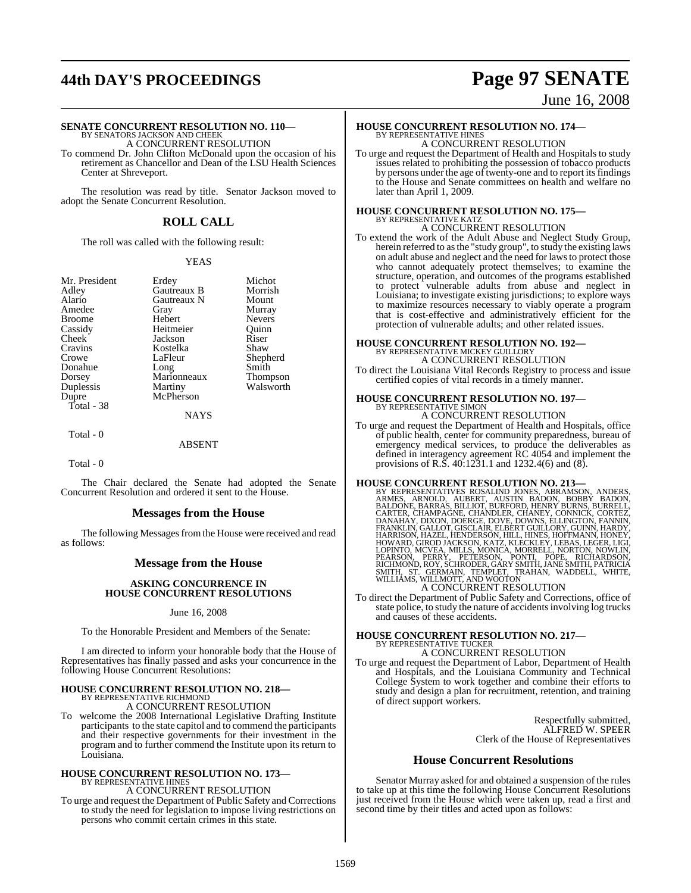**SENATE CONCURRENT RESOLUTION NO. 110—**
BY SENATORS JACKSON AND CHEEK

A CONCURRENT RESOLUTION

To commend Dr. John Clifton McDonald upon the occasion of his retirement as Chancellor and Dean of the LSU Health Sciences Center at Shreveport.

The resolution was read by title. Senator Jackson moved to adopt the Senate Concurrent Resolution.

## ROLL CALL

The roll was called with the following result:

YEAS

| | | |
|---|---|---|
| Mr. President | Erdey | Michot |
| Adley | Gautreaux B | Morrish |
| Alario | Gautreaux N | Mount |
| Amedee | Gray | Murray |
| Broome | Hebert | Nevers |
| Cassidy | Heitmeier | Quinn |
| Cheek | Jackson | Riser |
| Cravins | Kostelka | Shaw |
| Crowe | LaFleur | Shepherd |
| Donahue | Long | Smith |
| Dorsey | Marionneaux | Thompson |
| Duplessis | Martiny | Walsworth |
| Dupre | McPherson | |

Total - 38

NAYS

Total - 0

ABSENT

Total - 0

The Chair declared the Senate had adopted the Senate Concurrent Resolution and ordered it sent to the House.

## Messages from the House

The following Messages from the House were received and read as follows:

## Message from the House

**ASKING CONCURRENCE IN HOUSE CONCURRENT RESOLUTIONS**

June 16, 2008

To the Honorable President and Members of the Senate:

I am directed to inform your honorable body that the House of Representatives has finally passed and asks your concurrence in the following House Concurrent Resolutions:

**HOUSE CONCURRENT RESOLUTION NO. 218—**
BY REPRESENTATIVE RICHMOND

A CONCURRENT RESOLUTION

To welcome the 2008 International Legislative Drafting Institute participants to the state capitol and to commend the participants and their respective governments for their investment in the program and to further commend the Institute upon its return to Louisiana.

**HOUSE CONCURRENT RESOLUTION NO. 173—**
BY REPRESENTATIVE HINES

A CONCURRENT RESOLUTION

To urge and request the Department of Public Safety and Corrections to study the need for legislation to impose living restrictions on persons who commit certain crimes in this state.

**HOUSE CONCURRENT RESOLUTION NO. 174—**
BY REPRESENTATIVE HINES

A CONCURRENT RESOLUTION

To urge and request the Department of Health and Hospitals to study issues related to prohibiting the possession of tobacco products by persons under the age of twenty-one and to report its findings to the House and Senate committees on health and welfare no later than April 1, 2009.

**HOUSE CONCURRENT RESOLUTION NO. 175—**
BY REPRESENTATIVE KATZ

A CONCURRENT RESOLUTION

To extend the work of the Adult Abuse and Neglect Study Group, herein referred to as the "study group", to study the existing laws on adult abuse and neglect and the need for laws to protect those who cannot adequately protect themselves; to examine the structure, operation, and outcomes of the programs established to protect vulnerable adults from abuse and neglect in Louisiana; to investigate existing jurisdictions; to explore ways to maximize resources necessary to viably operate a program that is cost-effective and administratively efficient for the protection of vulnerable adults; and other related issues.

**HOUSE CONCURRENT RESOLUTION NO. 192—**
BY REPRESENTATIVE MICKEY GUILLORY

A CONCURRENT RESOLUTION

To direct the Louisiana Vital Records Registry to process and issue certified copies of vital records in a timely manner.

**HOUSE CONCURRENT RESOLUTION NO. 197—**
BY REPRESENTATIVE SIMON

A CONCURRENT RESOLUTION

To urge and request the Department of Health and Hospitals, office of public health, center for community preparedness, bureau of emergency medical services, to produce the deliverables as defined in interagency agreement RC 4054 and implement the provisions of R.S. 40:1231.1 and 1232.4(6) and (8).

**HOUSE CONCURRENT RESOLUTION NO. 213—**
BY REPRESENTATIVES ROSALIND JONES, ABRAMSON, ANDERS, ARMES, ARNOLD, AUBERT, AUSTIN BADON, BOBBY BADON, BALDONE, BARRAS, BILLIOT, BURFORD, HENRY BURNS, BURRELL, CARTER, CHAMPAGNE, CHANDLER, CHANEY, CONNICK, CORTEZ, DANAHAY, DIXON, DOERGE, DOVE, DOWNS, ELLINGTON, FANNIN, FRANKLIN, GALLOT, GISCLAIR, ELBERT GUILLORY, GUINN, HARDY, HARRISON, HAZEL, HENDERSON, HILL, HINES, HOFFMANN, HONEY, HOWARD, GIROD JACKSON, KATZ, KLECKLEY, LEBAS, LEGER, LIGI, LOPINTO, MCVEA, MILLS, MONICA, MORRELL, NORTON, NOWLIN, PEARSON, PERRY, PETERSON, PONTI, POPE, RICHARDSON, RICHMOND, ROY, SCHRODER, GARY SMITH, JANE SMITH, PATRICIA SMITH, ST. GERMAIN, TEMPLET, TRAHAN, WADDELL, WHITE, WILLIAMS, WILLMOTT, AND WOOTON

A CONCURRENT RESOLUTION

To direct the Department of Public Safety and Corrections, office of state police, to study the nature of accidents involving log trucks and causes of these accidents.

**HOUSE CONCURRENT RESOLUTION NO. 217—**
BY REPRESENTATIVE TUCKER

A CONCURRENT RESOLUTION

To urge and request the Department of Labor, Department of Health and Hospitals, and the Louisiana Community and Technical College System to work together and combine their efforts to study and design a plan for recruitment, retention, and training of direct support workers.

Respectfully submitted,
ALFRED W. SPEER
Clerk of the House of Representatives

## House Concurrent Resolutions

Senator Murray asked for and obtained a suspension of the rules to take up at this time the following House Concurrent Resolutions just received from the House which were taken up, read a first and second time by their titles and acted upon as follows: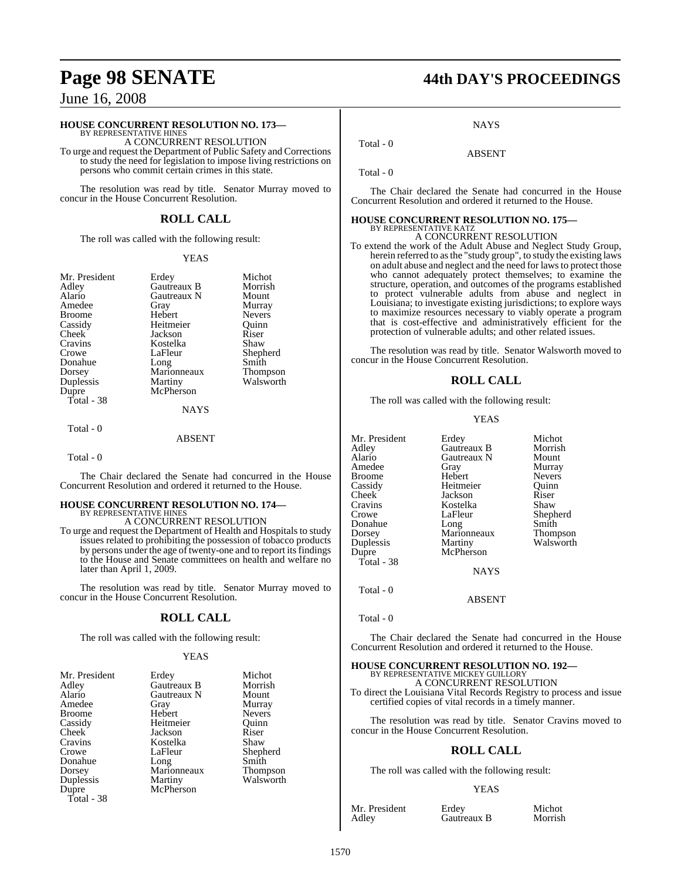### HOUSE CONCURRENT RESOLUTION NO. 173—

BY REPRESENTATIVE HINES

A CONCURRENT RESOLUTION

To urge and request the Department of Public Safety and Corrections to study the need for legislation to impose living restrictions on persons who commit certain crimes in this state.

The resolution was read by title. Senator Murray moved to concur in the House Concurrent Resolution.

## ROLL CALL

The roll was called with the following result:

YEAS

| | | |
|---|---|---|
| Mr. President | Erdey | Michot |
| Adley | Gautreaux B | Morrish |
| Alario | Gautreaux N | Mount |
| Amedee | Gray | Murray |
| Broome | Hebert | Nevers |
| Cassidy | Heitmeier | Quinn |
| Cheek | Jackson | Riser |
| Cravins | Kostelka | Shaw |
| Crowe | LaFleur | Shepherd |
| Donahue | Long | Smith |
| Dorsey | Marionneaux | Thompson |
| Duplessis | Martiny | Walsworth |
| Dupre | McPherson | |

Total - 38

NAYS

Total - 0

ABSENT

Total - 0

The Chair declared the Senate had concurred in the House Concurrent Resolution and ordered it returned to the House.

### HOUSE CONCURRENT RESOLUTION NO. 174—

BY REPRESENTATIVE HINES

A CONCURRENT RESOLUTION

To urge and request the Department of Health and Hospitals to study issues related to prohibiting the possession of tobacco products by persons under the age of twenty-one and to report its findings to the House and Senate committees on health and welfare no later than April 1, 2009.

The resolution was read by title. Senator Murray moved to concur in the House Concurrent Resolution.

## ROLL CALL

The roll was called with the following result:

YEAS

| | | |
|---|---|---|
| Mr. President | Erdey | Michot |
| Adley | Gautreaux B | Morrish |
| Alario | Gautreaux N | Mount |
| Amedee | Gray | Murray |
| Broome | Hebert | Nevers |
| Cassidy | Heitmeier | Quinn |
| Cheek | Jackson | Riser |
| Cravins | Kostelka | Shaw |
| Crowe | LaFleur | Shepherd |
| Donahue | Long | Smith |
| Dorsey | Marionneaux | Thompson |
| Duplessis | Martiny | Walsworth |
| Dupre | McPherson | |

Total - 38

NAYS

Total - 0

ABSENT

Total - 0

The Chair declared the Senate had concurred in the House Concurrent Resolution and ordered it returned to the House.

### HOUSE CONCURRENT RESOLUTION NO. 175—

BY REPRESENTATIVE KATZ

A CONCURRENT RESOLUTION

To extend the work of the Adult Abuse and Neglect Study Group, herein referred to as the "study group", to study the existing laws on adult abuse and neglect and the need for laws to protect those who cannot adequately protect themselves; to examine the structure, operation, and outcomes of the programs established to protect vulnerable adults from abuse and neglect in Louisiana; to investigate existing jurisdictions; to explore ways to maximize resources necessary to viably operate a program that is cost-effective and administratively efficient for the protection of vulnerable adults; and other related issues.

The resolution was read by title. Senator Walsworth moved to concur in the House Concurrent Resolution.

## ROLL CALL

The roll was called with the following result:

YEAS

| | | |
|---|---|---|
| Mr. President | Erdey | Michot |
| Adley | Gautreaux B | Morrish |
| Alario | Gautreaux N | Mount |
| Amedee | Gray | Murray |
| Broome | Hebert | Nevers |
| Cassidy | Heitmeier | Quinn |
| Cheek | Jackson | Riser |
| Cravins | Kostelka | Shaw |
| Crowe | LaFleur | Shepherd |
| Donahue | Long | Smith |
| Dorsey | Marionneaux | Thompson |
| Duplessis | Martiny | Walsworth |
| Dupre | McPherson | |

Total - 38

NAYS

Total - 0

ABSENT

Total - 0

The Chair declared the Senate had concurred in the House Concurrent Resolution and ordered it returned to the House.

### HOUSE CONCURRENT RESOLUTION NO. 192—

BY REPRESENTATIVE MICKEY GUILLORY

A CONCURRENT RESOLUTION

To direct the Louisiana Vital Records Registry to process and issue certified copies of vital records in a timely manner.

The resolution was read by title. Senator Cravins moved to concur in the House Concurrent Resolution.

## ROLL CALL

The roll was called with the following result:

YEAS

| | | |
|---|---|---|
| Mr. President | Erdey | Michot |
| Adley | Gautreaux B | Morrish |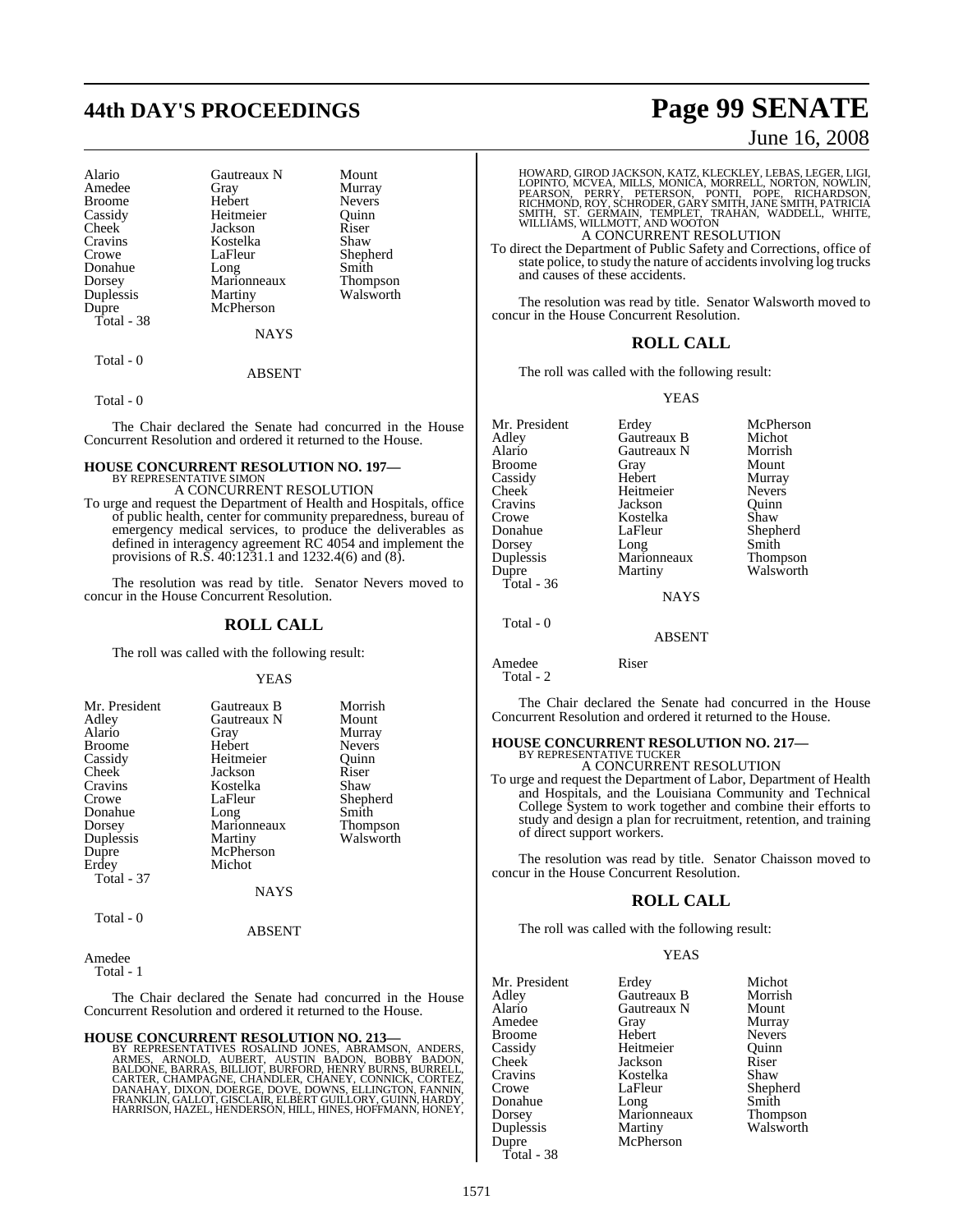| | | |
|---|---|---|
| Alario | Gautreaux N | Mount |
| Amedee | Gray | Murray |
| Broome | Hebert | Nevers |
| Cassidy | Heitmeier | Quinn |
| Cheek | Jackson | Riser |
| Cravins | Kostelka | Shaw |
| Crowe | LaFleur | Shepherd |
| Donahue | Long | Smith |
| Dorsey | Marionneaux | Thompson |
| Duplessis | Martiny | Walsworth |
| Dupre | McPherson | |
| Total - 38 | | |

NAYS

Total - 0

ABSENT

Total - 0

The Chair declared the Senate had concurred in the House Concurrent Resolution and ordered it returned to the House.

**HOUSE CONCURRENT RESOLUTION NO. 197—**
BY REPRESENTATIVE SIMON
A CONCURRENT RESOLUTION

To urge and request the Department of Health and Hospitals, office of public health, center for community preparedness, bureau of emergency medical services, to produce the deliverables as defined in interagency agreement RC 4054 and implement the provisions of R.S. 40:1231.1 and 1232.4(6) and (8).

The resolution was read by title. Senator Nevers moved to concur in the House Concurrent Resolution.

## ROLL CALL

The roll was called with the following result:

YEAS

| | | |
|---|---|---|
| Mr. President | Gautreaux B | Morrish |
| Adley | Gautreaux N | Mount |
| Alario | Gray | Murray |
| Broome | Hebert | Nevers |
| Cassidy | Heitmeier | Quinn |
| Cheek | Jackson | Riser |
| Cravins | Kostelka | Shaw |
| Crowe | LaFleur | Shepherd |
| Donahue | Long | Smith |
| Dorsey | Marionneaux | Thompson |
| Duplessis | Martiny | Walsworth |
| Dupre | McPherson | |
| Erdey | Michot | |
| Total - 37 | | |

NAYS

Total - 0

ABSENT

Amedee
Total - 1

The Chair declared the Senate had concurred in the House Concurrent Resolution and ordered it returned to the House.

**HOUSE CONCURRENT RESOLUTION NO. 213—**
BY REPRESENTATIVES ROSALIND JONES, ABRAMSON, ANDERS, ARMES, ARNOLD, AUBERT, AUSTIN BADON, BOBBY BADON, BALDONE, BARRAS, BILLIOT, BURFORD, HENRY BURNS, BURRELL, CARTER, CHAMPAGNE, CHANDLER, CHANEY, CONNICK, CORTEZ, DANAHAY, DIXON, DOERGE, DOVE, DOWNS, ELLINGTON, FANNIN, FRANKLIN, GALLOT, GISCLAIR, ELBERT GUILLORY, GUINN, HARDY, HARRISON, HAZEL, HENDERSON, HILL, HINES, HOFFMANN, HONEY, HOWARD, GIROD JACKSON, KATZ, KLECKLEY, LEBAS, LEGER, LIGI, LOPINTO, MCVEA, MILLS, MONICA, MORRELL, NORTON, NOWLIN, PEARSON, PERRY, PETERSON, PONTI, POPE, RICHARDSON, RICHMOND, ROY, SCHRODER, GARY SMITH, JANE SMITH, PATRICIA SMITH, ST. GERMAIN, TEMPLET, TRAHAN, WADDELL, WHITE, WILLIAMS, WILLMOTT, AND WOOTON
A CONCURRENT RESOLUTION

To direct the Department of Public Safety and Corrections, office of state police, to study the nature of accidents involving log trucks and causes of these accidents.

The resolution was read by title. Senator Walsworth moved to concur in the House Concurrent Resolution.

## ROLL CALL

The roll was called with the following result:

YEAS

| | | |
|---|---|---|
| Mr. President | Erdey | McPherson |
| Adley | Gautreaux B | Michot |
| Alario | Gautreaux N | Morrish |
| Broome | Gray | Mount |
| Cassidy | Hebert | Murray |
| Cheek | Heitmeier | Nevers |
| Cravins | Jackson | Quinn |
| Crowe | Kostelka | Shaw |
| Donahue | LaFleur | Shepherd |
| Dorsey | Long | Smith |
| Duplessis | Marionneaux | Thompson |
| Dupre | Martiny | Walsworth |
| Total - 36 | | |

NAYS

Total - 0

ABSENT

Amedee Riser
Total - 2

The Chair declared the Senate had concurred in the House Concurrent Resolution and ordered it returned to the House.

**HOUSE CONCURRENT RESOLUTION NO. 217—**
BY REPRESENTATIVE TUCKER
A CONCURRENT RESOLUTION

To urge and request the Department of Labor, Department of Health and Hospitals, and the Louisiana Community and Technical College System to work together and combine their efforts to study and design a plan for recruitment, retention, and training of direct support workers.

The resolution was read by title. Senator Chaisson moved to concur in the House Concurrent Resolution.

## ROLL CALL

The roll was called with the following result:

YEAS

| | | |
|---|---|---|
| Mr. President | Erdey | Michot |
| Adley | Gautreaux B | Morrish |
| Alario | Gautreaux N | Mount |
| Amedee | Gray | Murray |
| Broome | Hebert | Nevers |
| Cassidy | Heitmeier | Quinn |
| Cheek | Jackson | Riser |
| Cravins | Kostelka | Shaw |
| Crowe | LaFleur | Shepherd |
| Donahue | Long | Smith |
| Dorsey | Marionneaux | Thompson |
| Duplessis | Martiny | Walsworth |
| Dupre | McPherson | |
| Total - 38 | | |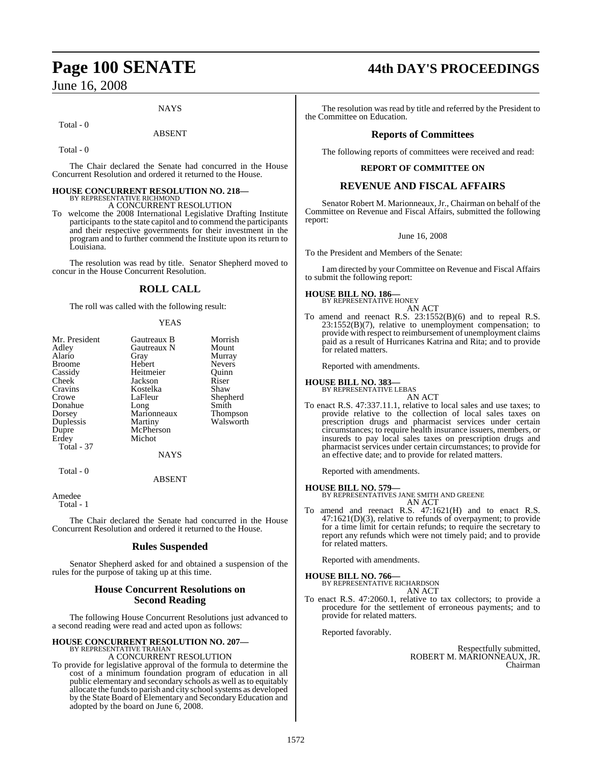NAYS

Total - 0

ABSENT

Total - 0

The Chair declared the Senate had concurred in the House Concurrent Resolution and ordered it returned to the House.

**HOUSE CONCURRENT RESOLUTION NO. 218—**
BY REPRESENTATIVE RICHMOND
A CONCURRENT RESOLUTION

To welcome the 2008 International Legislative Drafting Institute participants to the state capitol and to commend the participants and their respective governments for their investment in the program and to further commend the Institute upon its return to Louisiana.

The resolution was read by title. Senator Shepherd moved to concur in the House Concurrent Resolution.

## ROLL CALL

The roll was called with the following result:

YEAS

| | | |
|---|---|---|
| Mr. President | Gautreaux B | Morrish |
| Adley | Gautreaux N | Mount |
| Alario | Gray | Murray |
| Broome | Hebert | Nevers |
| Cassidy | Heitmeier | Quinn |
| Cheek | Jackson | Riser |
| Cravins | Kostelka | Shaw |
| Crowe | LaFleur | Shepherd |
| Donahue | Long | Smith |
| Dorsey | Marionneaux | Thompson |
| Duplessis | Martiny | Walsworth |
| Dupre | McPherson | |
| Erdey | Michot | |

Total - 37

NAYS

Total - 0

ABSENT

Amedee

Total - 1

The Chair declared the Senate had concurred in the House Concurrent Resolution and ordered it returned to the House.

## Rules Suspended

Senator Shepherd asked for and obtained a suspension of the rules for the purpose of taking up at this time.

## House Concurrent Resolutions on Second Reading

The following House Concurrent Resolutions just advanced to a second reading were read and acted upon as follows:

**HOUSE CONCURRENT RESOLUTION NO. 207—**
BY REPRESENTATIVE TRAHAN
A CONCURRENT RESOLUTION

To provide for legislative approval of the formula to determine the cost of a minimum foundation program of education in all public elementary and secondary schools as well as to equitably allocate the funds to parish and city school systems as developed by the State Board of Elementary and Secondary Education and adopted by the board on June 6, 2008.

The resolution was read by title and referred by the President to the Committee on Education.

## Reports of Committees

The following reports of committees were received and read:

**REPORT OF COMMITTEE ON**

## REVENUE AND FISCAL AFFAIRS

Senator Robert M. Marionneaux, Jr., Chairman on behalf of the Committee on Revenue and Fiscal Affairs, submitted the following report:

June 16, 2008

To the President and Members of the Senate:

I am directed by your Committee on Revenue and Fiscal Affairs to submit the following report:

**HOUSE BILL NO. 186—**
BY REPRESENTATIVE HONEY
AN ACT

To amend and reenact R.S. 23:1552(B)(6) and to repeal R.S. 23:1552(B)(7), relative to unemployment compensation; to provide with respect to reimbursement of unemployment claims paid as a result of Hurricanes Katrina and Rita; and to provide for related matters.

Reported with amendments.

**HOUSE BILL NO. 383—**
BY REPRESENTATIVE LEBAS
AN ACT

To enact R.S. 47:337.11.1, relative to local sales and use taxes; to provide relative to the collection of local sales taxes on prescription drugs and pharmacist services under certain circumstances; to require health insurance issuers, members, or insureds to pay local sales taxes on prescription drugs and pharmacist services under certain circumstances; to provide for an effective date; and to provide for related matters.

Reported with amendments.

**HOUSE BILL NO. 579—**
BY REPRESENTATIVES JANE SMITH AND GREENE
AN ACT

To amend and reenact R.S. 47:1621(H) and to enact R.S. 47:1621(D)(3), relative to refunds of overpayment; to provide for a time limit for certain refunds; to require the secretary to report any refunds which were not timely paid; and to provide for related matters.

Reported with amendments.

**HOUSE BILL NO. 766—**
BY REPRESENTATIVE RICHARDSON
AN ACT

To enact R.S. 47:2060.1, relative to tax collectors; to provide a procedure for the settlement of erroneous payments; and to provide for related matters.

Reported favorably.

Respectfully submitted,
ROBERT M. MARIONNEAUX, JR.
Chairman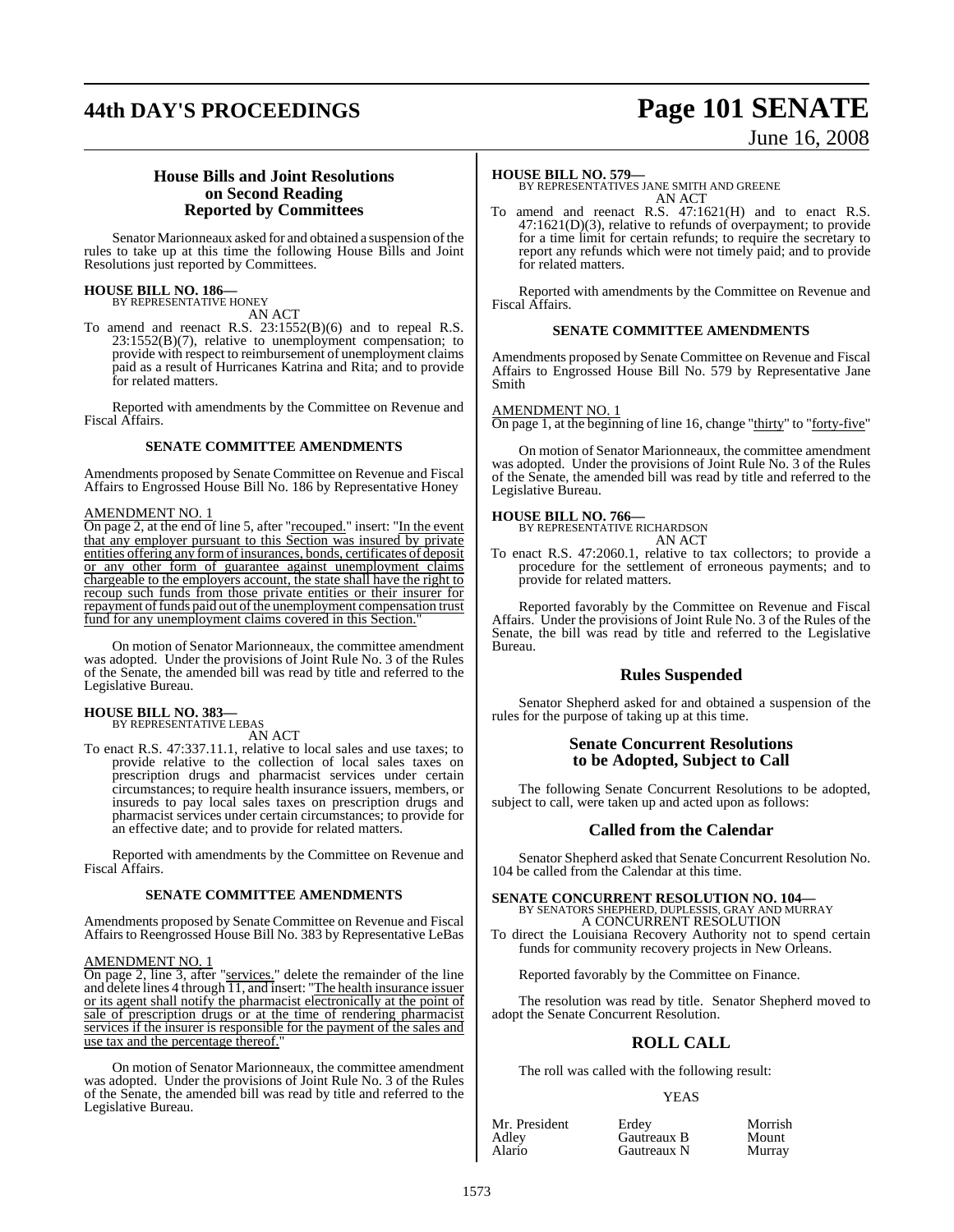## House Bills and Joint Resolutions on Second Reading Reported by Committees

Senator Marionneaux asked for and obtained a suspension of the rules to take up at this time the following House Bills and Joint Resolutions just reported by Committees.

**HOUSE BILL NO. 186—**
BY REPRESENTATIVE HONEY
AN ACT

To amend and reenact R.S. 23:1552(B)(6) and to repeal R.S. 23:1552(B)(7), relative to unemployment compensation; to provide with respect to reimbursement of unemployment claims paid as a result of Hurricanes Katrina and Rita; and to provide for related matters.

Reported with amendments by the Committee on Revenue and Fiscal Affairs.

### SENATE COMMITTEE AMENDMENTS

Amendments proposed by Senate Committee on Revenue and Fiscal Affairs to Engrossed House Bill No. 186 by Representative Honey

AMENDMENT NO. 1
On page 2, at the end of line 5, after "recouped." insert: "In the event that any employer pursuant to this Section was insured by private entities offering any form of insurances, bonds, certificates of deposit or any other form of guarantee against unemployment claims chargeable to the employers account, the state shall have the right to recoup such funds from those private entities or their insurer for repayment of funds paid out of the unemployment compensation trust fund for any unemployment claims covered in this Section."

On motion of Senator Marionneaux, the committee amendment was adopted. Under the provisions of Joint Rule No. 3 of the Rules of the Senate, the amended bill was read by title and referred to the Legislative Bureau.

**HOUSE BILL NO. 383—**
BY REPRESENTATIVE LEBAS
AN ACT

To enact R.S. 47:337.11.1, relative to local sales and use taxes; to provide relative to the collection of local sales taxes on prescription drugs and pharmacist services under certain circumstances; to require health insurance issuers, members, or insureds to pay local sales taxes on prescription drugs and pharmacist services under certain circumstances; to provide for an effective date; and to provide for related matters.

Reported with amendments by the Committee on Revenue and Fiscal Affairs.

### SENATE COMMITTEE AMENDMENTS

Amendments proposed by Senate Committee on Revenue and Fiscal Affairs to Reengrossed House Bill No. 383 by Representative LeBas

AMENDMENT NO. 1
On page 2, line 3, after "services." delete the remainder of the line and delete lines 4 through 11, and insert: "The health insurance issuer or its agent shall notify the pharmacist electronically at the point of sale of prescription drugs or at the time of rendering pharmacist services if the insurer is responsible for the payment of the sales and use tax and the percentage thereof."

On motion of Senator Marionneaux, the committee amendment was adopted. Under the provisions of Joint Rule No. 3 of the Rules of the Senate, the amended bill was read by title and referred to the Legislative Bureau.

**HOUSE BILL NO. 579—**
BY REPRESENTATIVES JANE SMITH AND GREENE
AN ACT

To amend and reenact R.S. 47:1621(H) and to enact R.S. 47:1621(D)(3), relative to refunds of overpayment; to provide for a time limit for certain refunds; to require the secretary to report any refunds which were not timely paid; and to provide for related matters.

Reported with amendments by the Committee on Revenue and Fiscal Affairs.

### SENATE COMMITTEE AMENDMENTS

Amendments proposed by Senate Committee on Revenue and Fiscal Affairs to Engrossed House Bill No. 579 by Representative Jane Smith

AMENDMENT NO. 1
On page 1, at the beginning of line 16, change "thirty" to "forty-five"

On motion of Senator Marionneaux, the committee amendment was adopted. Under the provisions of Joint Rule No. 3 of the Rules of the Senate, the amended bill was read by title and referred to the Legislative Bureau.

**HOUSE BILL NO. 766—**
BY REPRESENTATIVE RICHARDSON
AN ACT

To enact R.S. 47:2060.1, relative to tax collectors; to provide a procedure for the settlement of erroneous payments; and to provide for related matters.

Reported favorably by the Committee on Revenue and Fiscal Affairs. Under the provisions of Joint Rule No. 3 of the Rules of the Senate, the bill was read by title and referred to the Legislative Bureau.

## Rules Suspended

Senator Shepherd asked for and obtained a suspension of the rules for the purpose of taking up at this time.

## Senate Concurrent Resolutions to be Adopted, Subject to Call

The following Senate Concurrent Resolutions to be adopted, subject to call, were taken up and acted upon as follows:

## Called from the Calendar

Senator Shepherd asked that Senate Concurrent Resolution No. 104 be called from the Calendar at this time.

**SENATE CONCURRENT RESOLUTION NO. 104—**
BY SENATORS SHEPHERD, DUPLESSIS, GRAY AND MURRAY
A CONCURRENT RESOLUTION

To direct the Louisiana Recovery Authority not to spend certain funds for community recovery projects in New Orleans.

Reported favorably by the Committee on Finance.

The resolution was read by title. Senator Shepherd moved to adopt the Senate Concurrent Resolution.

## ROLL CALL

The roll was called with the following result:

YEAS

| | | |
|---|---|---|
| Mr. President | Erdey | Morrish |
| Adley | Gautreaux B | Mount |
| Alario | Gautreaux N | Murray |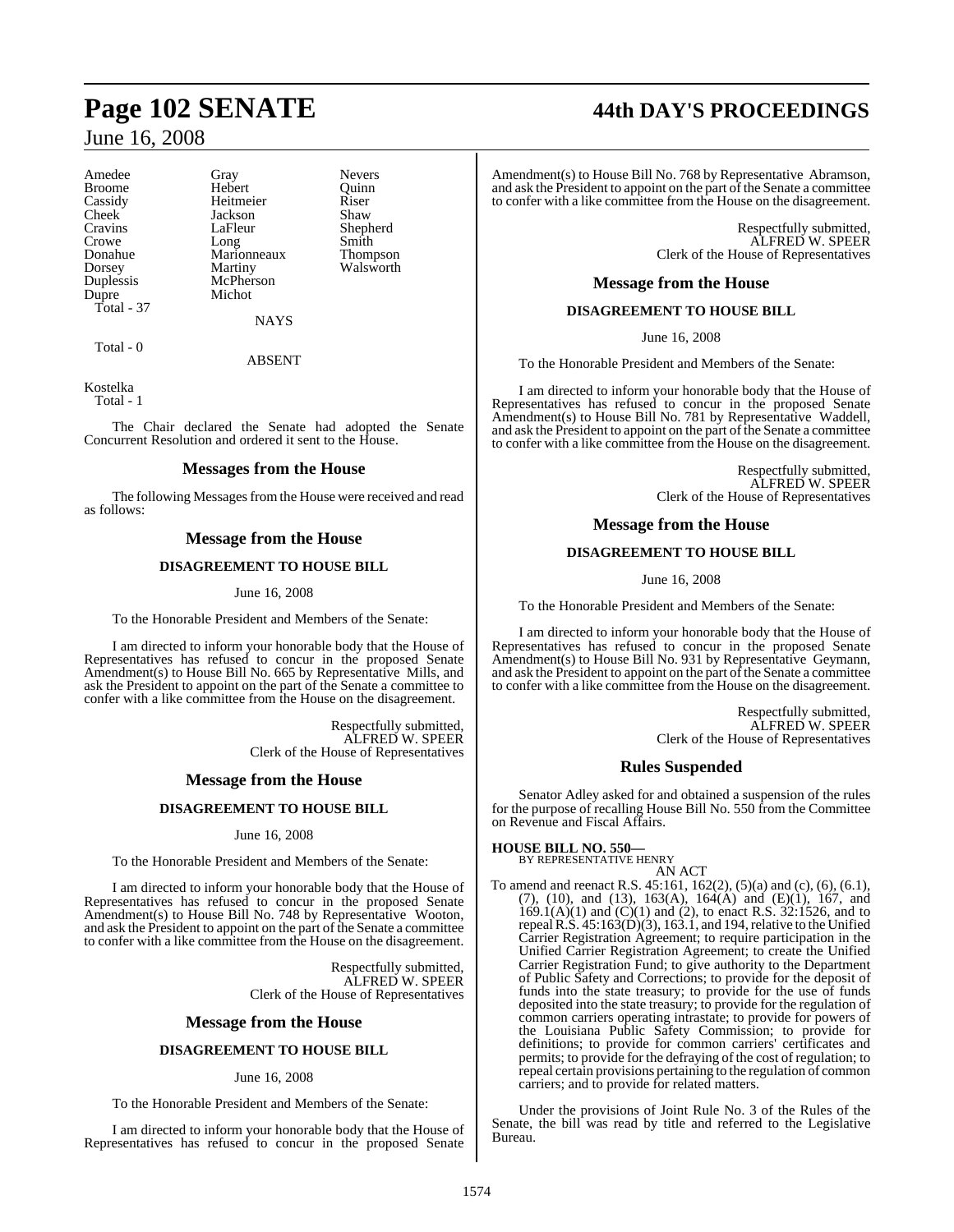| | | |
|---|---|---|
| Amedee | Gray | Nevers |
| Broome | Hebert | Quinn |
| Cassidy | Heitmeier | Riser |
| Cheek | Jackson | Shaw |
| Cravins | LaFleur | Shepherd |
| Crowe | Long | Smith |
| Donahue | Marionneaux | Thompson |
| Dorsey | Martiny | Walsworth |
| Duplessis | McPherson | |
| Dupre | Michot | |
| Total - 37 | | |

NAYS

Total - 0

ABSENT

Kostelka
Total - 1

The Chair declared the Senate had adopted the Senate Concurrent Resolution and ordered it sent to the House.

## Messages from the House

The following Messages from the House were received and read as follows:

### Message from the House

**DISAGREEMENT TO HOUSE BILL**

June 16, 2008

To the Honorable President and Members of the Senate:

I am directed to inform your honorable body that the House of Representatives has refused to concur in the proposed Senate Amendment(s) to House Bill No. 665 by Representative Mills, and ask the President to appoint on the part of the Senate a committee to confer with a like committee from the House on the disagreement.

Respectfully submitted,
ALFRED W. SPEER
Clerk of the House of Representatives

### Message from the House

**DISAGREEMENT TO HOUSE BILL**

June 16, 2008

To the Honorable President and Members of the Senate:

I am directed to inform your honorable body that the House of Representatives has refused to concur in the proposed Senate Amendment(s) to House Bill No. 748 by Representative Wooton, and ask the President to appoint on the part of the Senate a committee to confer with a like committee from the House on the disagreement.

Respectfully submitted,
ALFRED W. SPEER
Clerk of the House of Representatives

### Message from the House

**DISAGREEMENT TO HOUSE BILL**

June 16, 2008

To the Honorable President and Members of the Senate:

I am directed to inform your honorable body that the House of Representatives has refused to concur in the proposed Senate Amendment(s) to House Bill No. 768 by Representative Abramson, and ask the President to appoint on the part of the Senate a committee to confer with a like committee from the House on the disagreement.

Respectfully submitted,
ALFRED W. SPEER
Clerk of the House of Representatives

### Message from the House

**DISAGREEMENT TO HOUSE BILL**

June 16, 2008

To the Honorable President and Members of the Senate:

I am directed to inform your honorable body that the House of Representatives has refused to concur in the proposed Senate Amendment(s) to House Bill No. 781 by Representative Waddell, and ask the President to appoint on the part of the Senate a committee to confer with a like committee from the House on the disagreement.

Respectfully submitted,
ALFRED W. SPEER
Clerk of the House of Representatives

### Message from the House

**DISAGREEMENT TO HOUSE BILL**

June 16, 2008

To the Honorable President and Members of the Senate:

I am directed to inform your honorable body that the House of Representatives has refused to concur in the proposed Senate Amendment(s) to House Bill No. 931 by Representative Geymann, and ask the President to appoint on the part of the Senate a committee to confer with a like committee from the House on the disagreement.

Respectfully submitted,
ALFRED W. SPEER
Clerk of the House of Representatives

## Rules Suspended

Senator Adley asked for and obtained a suspension of the rules for the purpose of recalling House Bill No. 550 from the Committee on Revenue and Fiscal Affairs.

**HOUSE BILL NO. 550—**
BY REPRESENTATIVE HENRY

AN ACT

To amend and reenact R.S. 45:161, 162(2), (5)(a) and (c), (6), (6.1), (7), (10), and (13), 163(A), 164(A) and (E)(1), 167, and 169.1(A)(1) and (C)(1) and (2), to enact R.S. 32:1526, and to repeal R.S. 45:163(D)(3), 163.1, and 194, relative to the Unified Carrier Registration Agreement; to require participation in the Unified Carrier Registration Agreement; to create the Unified Carrier Registration Fund; to give authority to the Department of Public Safety and Corrections; to provide for the deposit of funds into the state treasury; to provide for the use of funds deposited into the state treasury; to provide for the regulation of common carriers operating intrastate; to provide for powers of the Louisiana Public Safety Commission; to provide for definitions; to provide for common carriers' certificates and permits; to provide for the defraying of the cost of regulation; to repeal certain provisions pertaining to the regulation of common carriers; and to provide for related matters.

Under the provisions of Joint Rule No. 3 of the Rules of the Senate, the bill was read by title and referred to the Legislative Bureau.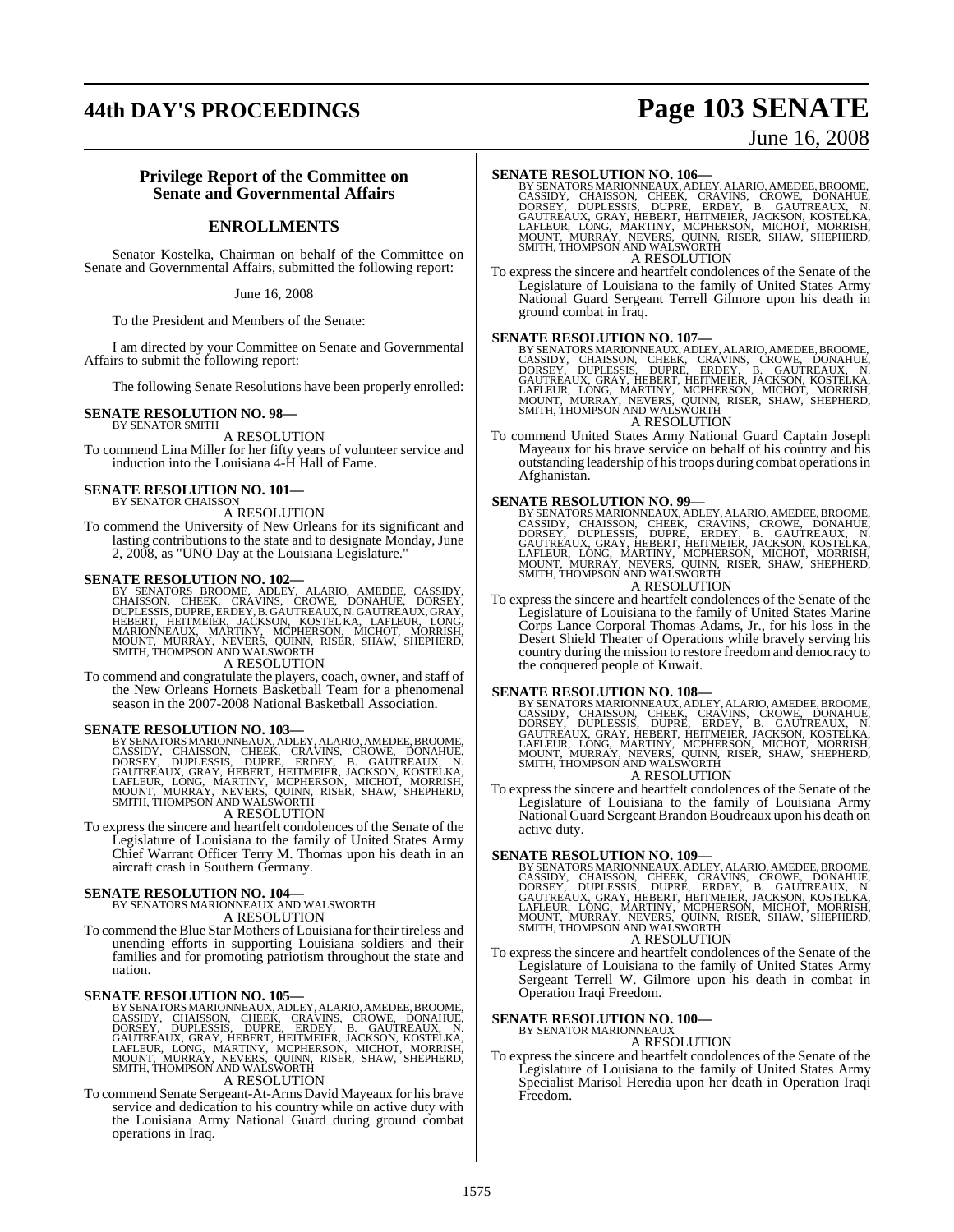## Privilege Report of the Committee on Senate and Governmental Affairs

## ENROLLMENTS

Senator Kostelka, Chairman on behalf of the Committee on Senate and Governmental Affairs, submitted the following report:

June 16, 2008

To the President and Members of the Senate:

I am directed by your Committee on Senate and Governmental Affairs to submit the following report:

The following Senate Resolutions have been properly enrolled:

**SENATE RESOLUTION NO. 98—**
BY SENATOR SMITH
A RESOLUTION
To commend Lina Miller for her fifty years of volunteer service and induction into the Louisiana 4-H Hall of Fame.

**SENATE RESOLUTION NO. 101—**
BY SENATOR CHAISSON
A RESOLUTION
To commend the University of New Orleans for its significant and lasting contributions to the state and to designate Monday, June 2, 2008, as "UNO Day at the Louisiana Legislature."

**SENATE RESOLUTION NO. 102—**
BY SENATORS BROOME, ADLEY, ALARIO, AMEDEE, CASSIDY, CHAISSON, CHEEK, CRAVINS, CROWE, DONAHUE, DORSEY, DUPLESSIS, DUPRE, ERDEY, B. GAUTREAUX, N. GAUTREAUX, GRAY, HEBERT, HEITMEIER, JACKSON, KOSTELKA, LAFLEUR, LONG, MARIONNEAUX, MARTINY, MCPHERSON, MICHOT, MORRISH, MOUNT, MURRAY, NEVERS, QUINN, RISER, SHAW, SHEPHERD, SMITH, THOMPSON AND WALSWORTH
A RESOLUTION
To commend and congratulate the players, coach, owner, and staff of the New Orleans Hornets Basketball Team for a phenomenal season in the 2007-2008 National Basketball Association.

**SENATE RESOLUTION NO. 103—**
BY SENATORS MARIONNEAUX, ADLEY, ALARIO, AMEDEE, BROOME, CASSIDY, CHAISSON, CHEEK, CRAVINS, CROWE, DONAHUE, DORSEY, DUPLESSIS, DUPRE, ERDEY, B. GAUTREAUX, N. GAUTREAUX, GRAY, HEBERT, HEITMEIER, JACKSON, KOSTELKA, LAFLEUR, LONG, MARTINY, MCPHERSON, MICHOT, MORRISH, MOUNT, MURRAY, NEVERS, QUINN, RISER, SHAW, SHEPHERD, SMITH, THOMPSON AND WALSWORTH
A RESOLUTION
To express the sincere and heartfelt condolences of the Senate of the Legislature of Louisiana to the family of United States Army Chief Warrant Officer Terry M. Thomas upon his death in an aircraft crash in Southern Germany.

**SENATE RESOLUTION NO. 104—**
BY SENATORS MARIONNEAUX AND WALSWORTH
A RESOLUTION
To commend the Blue Star Mothers of Louisiana for their tireless and unending efforts in supporting Louisiana soldiers and their families and for promoting patriotism throughout the state and nation.

**SENATE RESOLUTION NO. 105—**
BY SENATORS MARIONNEAUX, ADLEY, ALARIO, AMEDEE, BROOME, CASSIDY, CHAISSON, CHEEK, CRAVINS, CROWE, DONAHUE, DORSEY, DUPLESSIS, DUPRE, ERDEY, B. GAUTREAUX, N. GAUTREAUX, GRAY, HEBERT, HEITMEIER, JACKSON, KOSTELKA, LAFLEUR, LONG, MARTINY, MCPHERSON, MICHOT, MORRISH, MOUNT, MURRAY, NEVERS, QUINN, RISER, SHAW, SHEPHERD, SMITH, THOMPSON AND WALSWORTH
A RESOLUTION
To commend Senate Sergeant-At-Arms David Mayeaux for his brave service and dedication to his country while on active duty with the Louisiana Army National Guard during ground combat operations in Iraq.

**SENATE RESOLUTION NO. 106—**
BY SENATORS MARIONNEAUX, ADLEY, ALARIO, AMEDEE, BROOME, CASSIDY, CHAISSON, CHEEK, CRAVINS, CROWE, DONAHUE, DORSEY, DUPLESSIS, DUPRE, ERDEY, B. GAUTREAUX, N. GAUTREAUX, GRAY, HEBERT, HEITMEIER, JACKSON, KOSTELKA, LAFLEUR, LONG, MARTINY, MCPHERSON, MICHOT, MORRISH, MOUNT, MURRAY, NEVERS, QUINN, RISER, SHAW, SHEPHERD, SMITH, THOMPSON AND WALSWORTH
A RESOLUTION
To express the sincere and heartfelt condolences of the Senate of the Legislature of Louisiana to the family of United States Army National Guard Sergeant Terrell Gilmore upon his death in ground combat in Iraq.

**SENATE RESOLUTION NO. 107—**
BY SENATORS MARIONNEAUX, ADLEY, ALARIO, AMEDEE, BROOME, CASSIDY, CHAISSON, CHEEK, CRAVINS, CROWE, DONAHUE, DORSEY, DUPLESSIS, DUPRE, ERDEY, B. GAUTREAUX, N. GAUTREAUX, GRAY, HEBERT, HEITMEIER, JACKSON, KOSTELKA, LAFLEUR, LONG, MARTINY, MCPHERSON, MICHOT, MORRISH, MOUNT, MURRAY, NEVERS, QUINN, RISER, SHAW, SHEPHERD, SMITH, THOMPSON AND WALSWORTH
A RESOLUTION
To commend United States Army National Guard Captain Joseph Mayeaux for his brave service on behalf of his country and his outstanding leadership of his troops during combat operations in Afghanistan.

**SENATE RESOLUTION NO. 99—**
BY SENATORS MARIONNEAUX, ADLEY, ALARIO, AMEDEE, BROOME, CASSIDY, CHAISSON, CHEEK, CRAVINS, CROWE, DONAHUE, DORSEY, DUPLESSIS, DUPRE, ERDEY, B. GAUTREAUX, N. GAUTREAUX, GRAY, HEBERT, HEITMEIER, JACKSON, KOSTELKA, LAFLEUR, LONG, MARTINY, MCPHERSON, MICHOT, MORRISH, MOUNT, MURRAY, NEVERS, QUINN, RISER, SHAW, SHEPHERD, SMITH, THOMPSON AND WALSWORTH
A RESOLUTION
To express the sincere and heartfelt condolences of the Senate of the Legislature of Louisiana to the family of United States Marine Corps Lance Corporal Thomas Adams, Jr., for his loss in the Desert Shield Theater of Operations while bravely serving his country during the mission to restore freedom and democracy to the conquered people of Kuwait.

**SENATE RESOLUTION NO. 108—**
BY SENATORS MARIONNEAUX, ADLEY, ALARIO, AMEDEE, BROOME, CASSIDY, CHAISSON, CHEEK, CRAVINS, CROWE, DONAHUE, DORSEY, DUPLESSIS, DUPRE, ERDEY, B. GAUTREAUX, N. GAUTREAUX, GRAY, HEBERT, HEITMEIER, JACKSON, KOSTELKA, LAFLEUR, LONG, MARTINY, MCPHERSON, MICHOT, MORRISH, MOUNT, MURRAY, NEVERS, QUINN, RISER, SHAW, SHEPHERD, SMITH, THOMPSON AND WALSWORTH
A RESOLUTION
To express the sincere and heartfelt condolences of the Senate of the Legislature of Louisiana to the family of Louisiana Army National Guard Sergeant Brandon Boudreaux upon his death on active duty.

**SENATE RESOLUTION NO. 109—**
BY SENATORS MARIONNEAUX, ADLEY, ALARIO, AMEDEE, BROOME, CASSIDY, CHAISSON, CHEEK, CRAVINS, CROWE, DONAHUE, DORSEY, DUPLESSIS, DUPRE, ERDEY, B. GAUTREAUX, N. GAUTREAUX, GRAY, HEBERT, HEITMEIER, JACKSON, KOSTELKA, LAFLEUR, LONG, MARTINY, MCPHERSON, MICHOT, MORRISH, MOUNT, MURRAY, NEVERS, QUINN, RISER, SHAW, SHEPHERD, SMITH, THOMPSON AND WALSWORTH
A RESOLUTION
To express the sincere and heartfelt condolences of the Senate of the Legislature of Louisiana to the family of United States Army Sergeant Terrell W. Gilmore upon his death in combat in Operation Iraqi Freedom.

**SENATE RESOLUTION NO. 100—**
BY SENATOR MARIONNEAUX
A RESOLUTION
To express the sincere and heartfelt condolences of the Senate of the Legislature of Louisiana to the family of United States Army Specialist Marisol Heredia upon her death in Operation Iraqi Freedom.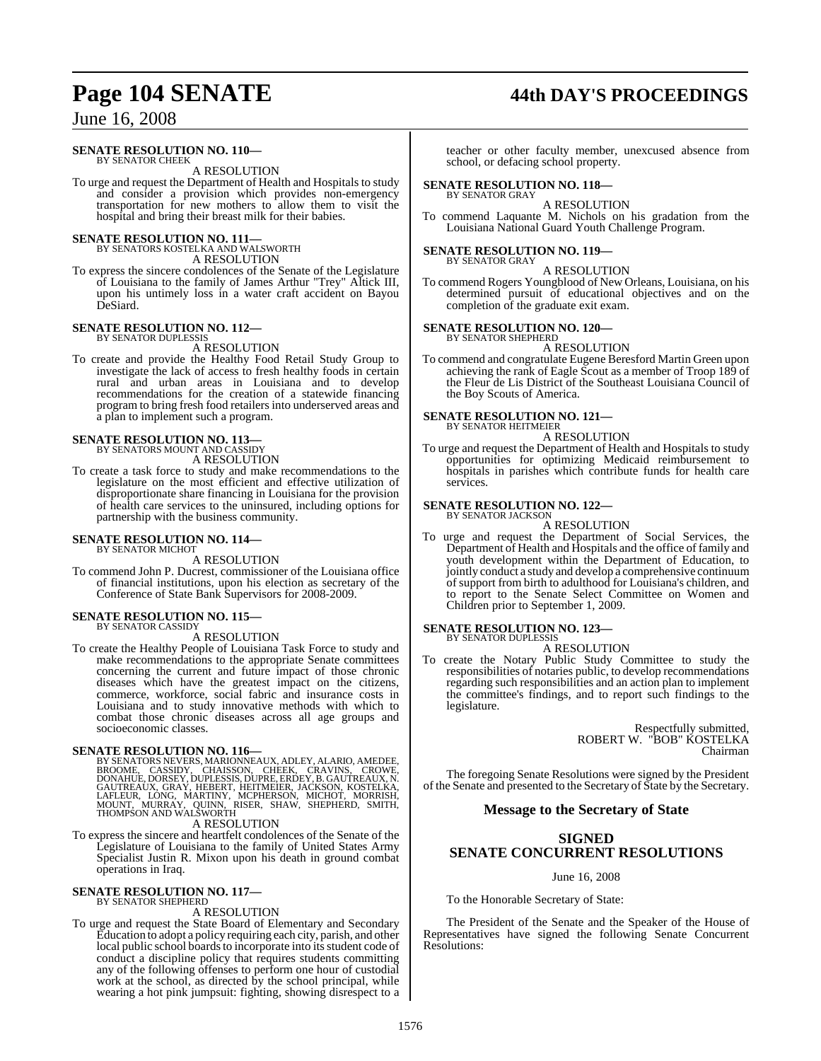**SENATE RESOLUTION NO. 110—**
BY SENATOR CHEEK

A RESOLUTION

To urge and request the Department of Health and Hospitals to study and consider a provision which provides non-emergency transportation for new mothers to allow them to visit the hospital and bring their breast milk for their babies.

**SENATE RESOLUTION NO. 111—**
BY SENATORS KOSTELKA AND WALSWORTH

A RESOLUTION

To express the sincere condolences of the Senate of the Legislature of Louisiana to the family of James Arthur "Trey" Altick III, upon his untimely loss in a water craft accident on Bayou DeSiard.

**SENATE RESOLUTION NO. 112—**
BY SENATOR DUPLESSIS

A RESOLUTION

To create and provide the Healthy Food Retail Study Group to investigate the lack of access to fresh healthy foods in certain rural and urban areas in Louisiana and to develop recommendations for the creation of a statewide financing program to bring fresh food retailers into underserved areas and a plan to implement such a program.

**SENATE RESOLUTION NO. 113—**
BY SENATORS MOUNT AND CASSIDY

A RESOLUTION

To create a task force to study and make recommendations to the legislature on the most efficient and effective utilization of disproportionate share financing in Louisiana for the provision of health care services to the uninsured, including options for partnership with the business community.

**SENATE RESOLUTION NO. 114—**
BY SENATOR MICHOT

A RESOLUTION

To commend John P. Ducrest, commissioner of the Louisiana office of financial institutions, upon his election as secretary of the Conference of State Bank Supervisors for 2008-2009.

**SENATE RESOLUTION NO. 115—**
BY SENATOR CASSIDY

A RESOLUTION

To create the Healthy People of Louisiana Task Force to study and make recommendations to the appropriate Senate committees concerning the current and future impact of those chronic diseases which have the greatest impact on the citizens, commerce, workforce, social fabric and insurance costs in Louisiana and to study innovative methods with which to combat those chronic diseases across all age groups and socioeconomic classes.

**SENATE RESOLUTION NO. 116—**
BY SENATORS NEVERS, MARIONNEAUX, ADLEY, ALARIO, AMEDEE, BROOME, CASSIDY, CHAISSON, CHEEK, CRAVINS, CROWE, DONAHUE, DORSEY, DUPLESSIS, DUPRE, ERDEY, B. GAUTREAUX, N. GAUTREAUX, GRAY, HEBERT, HEITMEIER, JACKSON, KOSTELKA, LAFLEUR, LONG, MARTINY, MCPHERSON, MICHOT, MORRISH, MOUNT, MURRAY, QUINN, RISER, SHAW, SHEPHERD, SMITH, THOMPSON AND WALSWORTH

A RESOLUTION

To express the sincere and heartfelt condolences of the Senate of the Legislature of Louisiana to the family of United States Army Specialist Justin R. Mixon upon his death in ground combat operations in Iraq.

**SENATE RESOLUTION NO. 117—**
BY SENATOR SHEPHERD

A RESOLUTION

To urge and request the State Board of Elementary and Secondary Education to adopt a policy requiring each city, parish, and other local public school boards to incorporate into its student code of conduct a discipline policy that requires students committing any of the following offenses to perform one hour of custodial work at the school, as directed by the school principal, while wearing a hot pink jumpsuit: fighting, showing disrespect to a teacher or other faculty member, unexcused absence from school, or defacing school property.

**SENATE RESOLUTION NO. 118—**
BY SENATOR GRAY

A RESOLUTION

To commend Laquante M. Nichols on his gradation from the Louisiana National Guard Youth Challenge Program.

**SENATE RESOLUTION NO. 119—**
BY SENATOR GRAY

A RESOLUTION

To commend Rogers Youngblood of New Orleans, Louisiana, on his determined pursuit of educational objectives and on the completion of the graduate exit exam.

**SENATE RESOLUTION NO. 120—**
BY SENATOR SHEPHERD

A RESOLUTION

To commend and congratulate Eugene Beresford Martin Green upon achieving the rank of Eagle Scout as a member of Troop 189 of the Fleur de Lis District of the Southeast Louisiana Council of the Boy Scouts of America.

**SENATE RESOLUTION NO. 121—**
BY SENATOR HEITMEIER

A RESOLUTION

To urge and request the Department of Health and Hospitals to study opportunities for optimizing Medicaid reimbursement to hospitals in parishes which contribute funds for health care services.

**SENATE RESOLUTION NO. 122—**
BY SENATOR JACKSON

A RESOLUTION

To urge and request the Department of Social Services, the Department of Health and Hospitals and the office of family and youth development within the Department of Education, to jointly conduct a study and develop a comprehensive continuum of support from birth to adulthood for Louisiana's children, and to report to the Senate Select Committee on Women and Children prior to September 1, 2009.

**SENATE RESOLUTION NO. 123—**
BY SENATOR DUPLESSIS

A RESOLUTION

To create the Notary Public Study Committee to study the responsibilities of notaries public, to develop recommendations regarding such responsibilities and an action plan to implement the committee's findings, and to report such findings to the legislature.

Respectfully submitted,
ROBERT W. "BOB" KOSTELKA
Chairman

The foregoing Senate Resolutions were signed by the President of the Senate and presented to the Secretary of State by the Secretary.

## Message to the Secretary of State

## SIGNED SENATE CONCURRENT RESOLUTIONS

June 16, 2008

To the Honorable Secretary of State:

The President of the Senate and the Speaker of the House of Representatives have signed the following Senate Concurrent Resolutions: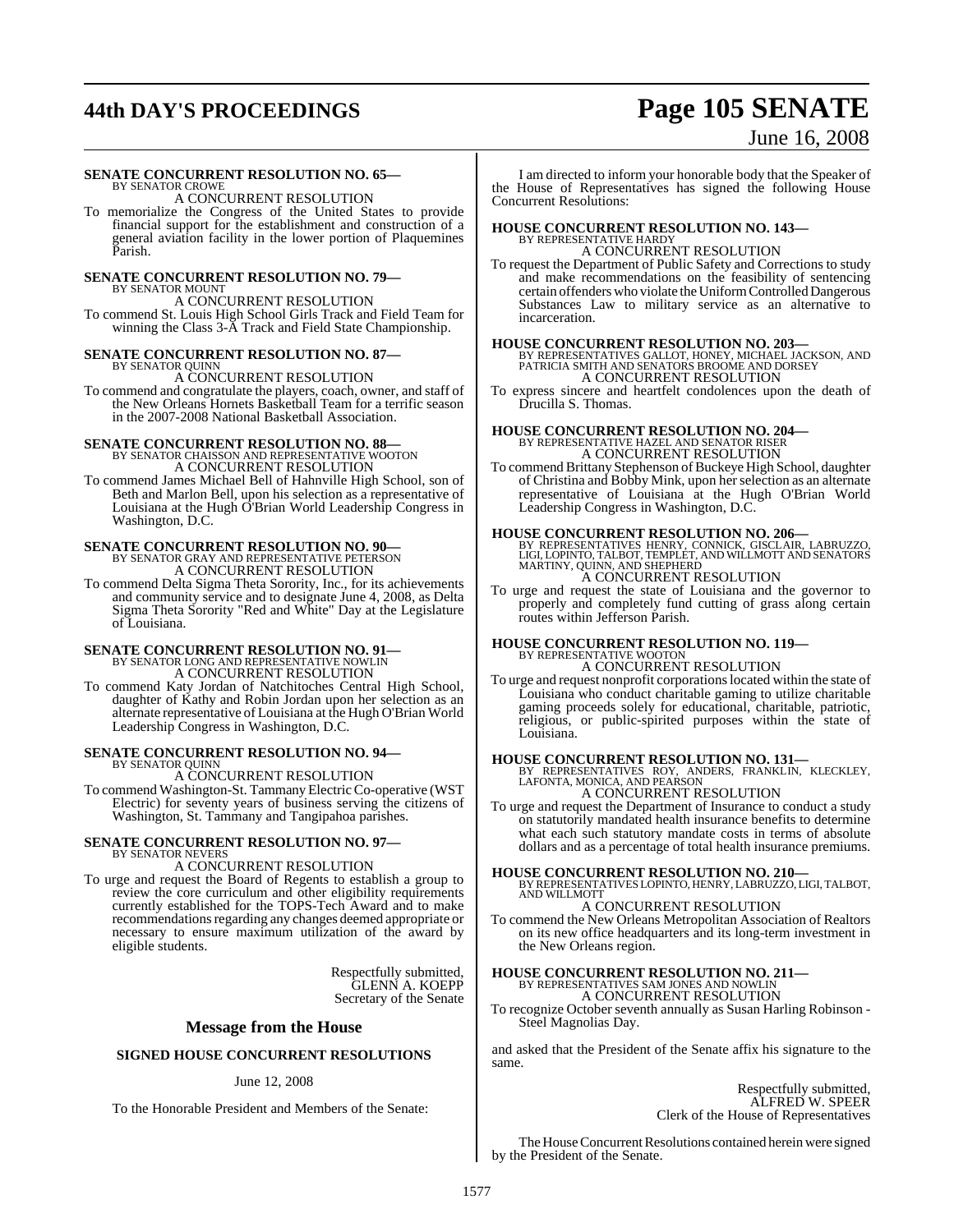**SENATE CONCURRENT RESOLUTION NO. 65—**
BY SENATOR CROWE
A CONCURRENT RESOLUTION

To memorialize the Congress of the United States to provide financial support for the establishment and construction of a general aviation facility in the lower portion of Plaquemines Parish.

**SENATE CONCURRENT RESOLUTION NO. 79—**
BY SENATOR MOUNT
A CONCURRENT RESOLUTION

To commend St. Louis High School Girls Track and Field Team for winning the Class 3-A Track and Field State Championship.

**SENATE CONCURRENT RESOLUTION NO. 87—**
BY SENATOR QUINN
A CONCURRENT RESOLUTION

To commend and congratulate the players, coach, owner, and staff of the New Orleans Hornets Basketball Team for a terrific season in the 2007-2008 National Basketball Association.

**SENATE CONCURRENT RESOLUTION NO. 88—**
BY SENATOR CHAISSON AND REPRESENTATIVE WOOTON
A CONCURRENT RESOLUTION

To commend James Michael Bell of Hahnville High School, son of Beth and Marlon Bell, upon his selection as a representative of Louisiana at the Hugh O'Brian World Leadership Congress in Washington, D.C.

**SENATE CONCURRENT RESOLUTION NO. 90—**
BY SENATOR GRAY AND REPRESENTATIVE PETERSON
A CONCURRENT RESOLUTION

To commend Delta Sigma Theta Sorority, Inc., for its achievements and community service and to designate June 4, 2008, as Delta Sigma Theta Sorority "Red and White" Day at the Legislature of Louisiana.

**SENATE CONCURRENT RESOLUTION NO. 91—**
BY SENATOR LONG AND REPRESENTATIVE NOWLIN
A CONCURRENT RESOLUTION

To commend Katy Jordan of Natchitoches Central High School, daughter of Kathy and Robin Jordan upon her selection as an alternate representative of Louisiana at the Hugh O'Brian World Leadership Congress in Washington, D.C.

**SENATE CONCURRENT RESOLUTION NO. 94—**
BY SENATOR QUINN
A CONCURRENT RESOLUTION

To commend Washington-St. Tammany Electric Co-operative (WST Electric) for seventy years of business serving the citizens of Washington, St. Tammany and Tangipahoa parishes.

**SENATE CONCURRENT RESOLUTION NO. 97—**
BY SENATOR NEVERS
A CONCURRENT RESOLUTION

To urge and request the Board of Regents to establish a group to review the core curriculum and other eligibility requirements currently established for the TOPS-Tech Award and to make recommendations regarding any changes deemed appropriate or necessary to ensure maximum utilization of the award by eligible students.

Respectfully submitted,
GLENN A. KOEPP
Secretary of the Senate

## Message from the House

### SIGNED HOUSE CONCURRENT RESOLUTIONS

June 12, 2008

To the Honorable President and Members of the Senate:

I am directed to inform your honorable body that the Speaker of the House of Representatives has signed the following House Concurrent Resolutions:

**HOUSE CONCURRENT RESOLUTION NO. 143—**
BY REPRESENTATIVE HARDY
A CONCURRENT RESOLUTION

To request the Department of Public Safety and Corrections to study and make recommendations on the feasibility of sentencing certain offenders who violate the Uniform Controlled Dangerous Substances Law to military service as an alternative to incarceration.

**HOUSE CONCURRENT RESOLUTION NO. 203—**
BY REPRESENTATIVES GALLOT, HONEY, MICHAEL JACKSON, AND PATRICIA SMITH AND SENATORS BROOME AND DORSEY
A CONCURRENT RESOLUTION

To express sincere and heartfelt condolences upon the death of Drucilla S. Thomas.

**HOUSE CONCURRENT RESOLUTION NO. 204—**
BY REPRESENTATIVE HAZEL AND SENATOR RISER
A CONCURRENT RESOLUTION

To commend Brittany Stephenson of Buckeye High School, daughter of Christina and Bobby Mink, upon her selection as an alternate representative of Louisiana at the Hugh O'Brian World Leadership Congress in Washington, D.C.

**HOUSE CONCURRENT RESOLUTION NO. 206—**
BY REPRESENTATIVES HENRY, CONNICK, GISCLAIR, LABRUZZO, LIGI, LOPINTO, TALBOT, TEMPLET, AND WILLMOTT AND SENATORS MARTINY, QUINN, AND SHEPHERD
A CONCURRENT RESOLUTION

To urge and request the state of Louisiana and the governor to properly and completely fund cutting of grass along certain routes within Jefferson Parish.

**HOUSE CONCURRENT RESOLUTION NO. 119—**
BY REPRESENTATIVE WOOTON
A CONCURRENT RESOLUTION

To urge and request nonprofit corporations located within the state of Louisiana who conduct charitable gaming to utilize charitable gaming proceeds solely for educational, charitable, patriotic, religious, or public-spirited purposes within the state of Louisiana.

**HOUSE CONCURRENT RESOLUTION NO. 131—**
BY REPRESENTATIVES ROY, ANDERS, FRANKLIN, KLECKLEY, LAFONTA, MONICA, AND PEARSON
A CONCURRENT RESOLUTION

To urge and request the Department of Insurance to conduct a study on statutorily mandated health insurance benefits to determine what each such statutory mandate costs in terms of absolute dollars and as a percentage of total health insurance premiums.

**HOUSE CONCURRENT RESOLUTION NO. 210—**
BY REPRESENTATIVES LOPINTO, HENRY, LABRUZZO, LIGI, TALBOT, AND WILLMOTT
A CONCURRENT RESOLUTION

To commend the New Orleans Metropolitan Association of Realtors on its new office headquarters and its long-term investment in the New Orleans region.

**HOUSE CONCURRENT RESOLUTION NO. 211—**
BY REPRESENTATIVES SAM JONES AND NOWLIN
A CONCURRENT RESOLUTION

To recognize October seventh annually as Susan Harling Robinson - Steel Magnolias Day.

and asked that the President of the Senate affix his signature to the same.

Respectfully submitted,
ALFRED W. SPEER
Clerk of the House of Representatives

The House Concurrent Resolutions contained herein were signed by the President of the Senate.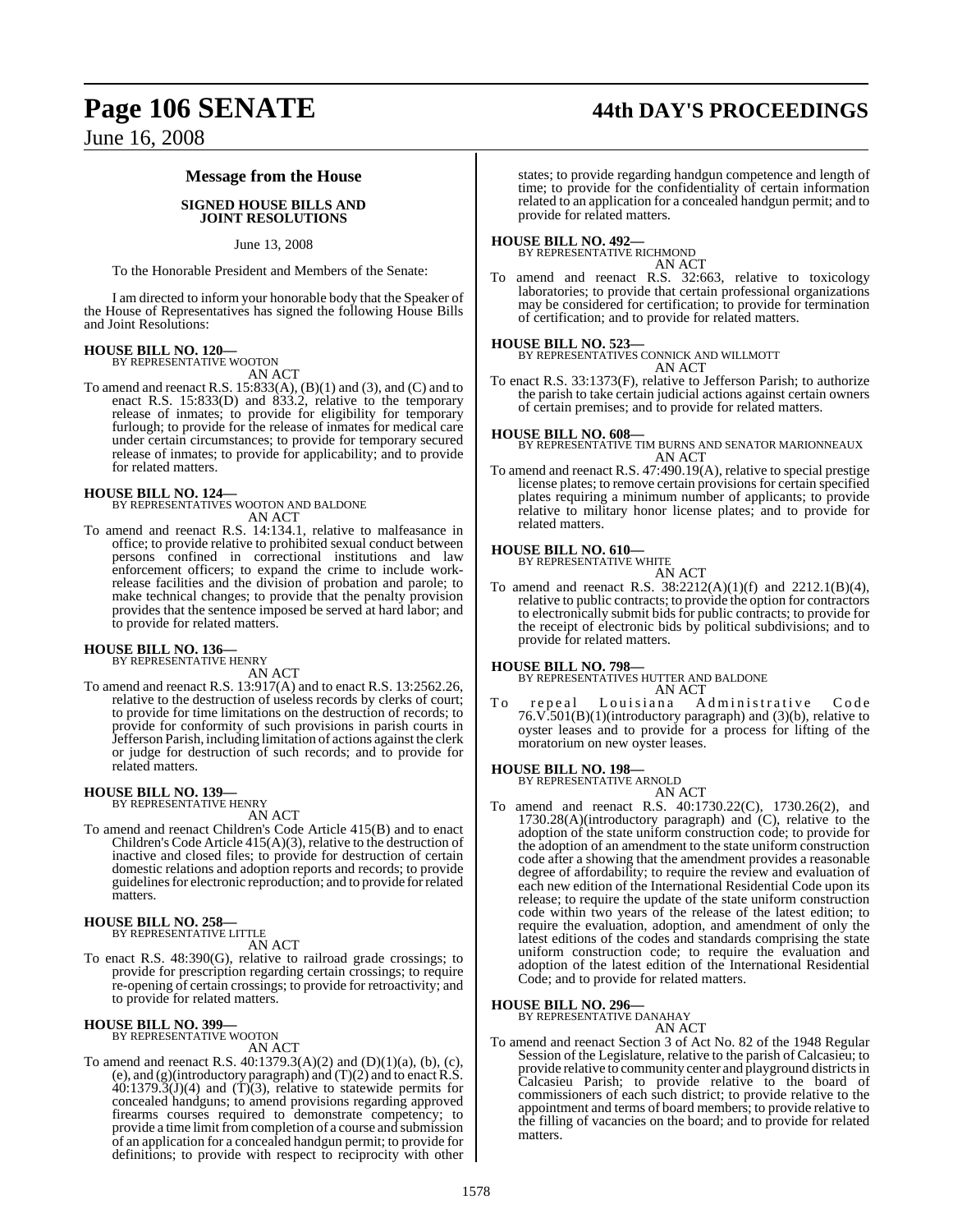## Message from the House

### SIGNED HOUSE BILLS AND JOINT RESOLUTIONS

June 13, 2008

To the Honorable President and Members of the Senate:

I am directed to inform your honorable body that the Speaker of the House of Representatives has signed the following House Bills and Joint Resolutions:

**HOUSE BILL NO. 120—**
BY REPRESENTATIVE WOOTON

AN ACT

To amend and reenact R.S. 15:833(A), (B)(1) and (3), and (C) and to enact R.S. 15:833(D) and 833.2, relative to the temporary release of inmates; to provide for eligibility for temporary furlough; to provide for the release of inmates for medical care under certain circumstances; to provide for temporary secured release of inmates; to provide for applicability; and to provide for related matters.

**HOUSE BILL NO. 124—**
BY REPRESENTATIVES WOOTON AND BALDONE

AN ACT

To amend and reenact R.S. 14:134.1, relative to malfeasance in office; to provide relative to prohibited sexual conduct between persons confined in correctional institutions and law enforcement officers; to expand the crime to include work-release facilities and the division of probation and parole; to make technical changes; to provide that the penalty provision provides that the sentence imposed be served at hard labor; and to provide for related matters.

**HOUSE BILL NO. 136—**
BY REPRESENTATIVE HENRY

AN ACT

To amend and reenact R.S. 13:917(A) and to enact R.S. 13:2562.26, relative to the destruction of useless records by clerks of court; to provide for time limitations on the destruction of records; to provide for conformity of such provisions in parish courts in Jefferson Parish, including limitation of actions against the clerk or judge for destruction of such records; and to provide for related matters.

**HOUSE BILL NO. 139—**
BY REPRESENTATIVE HENRY

AN ACT

To amend and reenact Children's Code Article 415(B) and to enact Children's Code Article 415(A)(3), relative to the destruction of inactive and closed files; to provide for destruction of certain domestic relations and adoption reports and records; to provide guidelines for electronic reproduction; and to provide for related matters.

**HOUSE BILL NO. 258—**
BY REPRESENTATIVE LITTLE

AN ACT

To enact R.S. 48:390(G), relative to railroad grade crossings; to provide for prescription regarding certain crossings; to require re-opening of certain crossings; to provide for retroactivity; and to provide for related matters.

**HOUSE BILL NO. 399—**
BY REPRESENTATIVE WOOTON

AN ACT

To amend and reenact R.S. 40:1379.3(A)(2) and (D)(1)(a), (b), (c), (e), and (g)(introductory paragraph) and (T)(2) and to enact R.S. 40:1379.3(J)(4) and (T)(3), relative to statewide permits for concealed handguns; to amend provisions regarding approved firearms courses required to demonstrate competency; to provide a time limit from completion of a course and submission of an application for a concealed handgun permit; to provide for definitions; to provide with respect to reciprocity with other states; to provide regarding handgun competence and length of time; to provide for the confidentiality of certain information related to an application for a concealed handgun permit; and to provide for related matters.

**HOUSE BILL NO. 492—**
BY REPRESENTATIVE RICHMOND

AN ACT

To amend and reenact R.S. 32:663, relative to toxicology laboratories; to provide that certain professional organizations may be considered for certification; to provide for termination of certification; and to provide for related matters.

**HOUSE BILL NO. 523—**
BY REPRESENTATIVES CONNICK AND WILLMOTT

AN ACT

To enact R.S. 33:1373(F), relative to Jefferson Parish; to authorize the parish to take certain judicial actions against certain owners of certain premises; and to provide for related matters.

**HOUSE BILL NO. 608—**
BY REPRESENTATIVE TIM BURNS AND SENATOR MARIONNEAUX

AN ACT

To amend and reenact R.S. 47:490.19(A), relative to special prestige license plates; to remove certain provisions for certain specified plates requiring a minimum number of applicants; to provide relative to military honor license plates; and to provide for related matters.

**HOUSE BILL NO. 610—**
BY REPRESENTATIVE WHITE

AN ACT

To amend and reenact R.S. 38:2212(A)(1)(f) and 2212.1(B)(4), relative to public contracts; to provide the option for contractors to electronically submit bids for public contracts; to provide for the receipt of electronic bids by political subdivisions; and to provide for related matters.

**HOUSE BILL NO. 798—**
BY REPRESENTATIVES HUTTER AND BALDONE

AN ACT

To repeal Louisiana Administrative Code 76.V.501(B)(1)(introductory paragraph) and (3)(b), relative to oyster leases and to provide for a process for lifting of the moratorium on new oyster leases.

**HOUSE BILL NO. 198—**
BY REPRESENTATIVE ARNOLD

AN ACT

To amend and reenact R.S. 40:1730.22(C), 1730.26(2), and 1730.28(A)(introductory paragraph) and (C), relative to the adoption of the state uniform construction code; to provide for the adoption of an amendment to the state uniform construction code after a showing that the amendment provides a reasonable degree of affordability; to require the review and evaluation of each new edition of the International Residential Code upon its release; to require the update of the state uniform construction code within two years of the release of the latest edition; to require the evaluation, adoption, and amendment of only the latest editions of the codes and standards comprising the state uniform construction code; to require the evaluation and adoption of the latest edition of the International Residential Code; and to provide for related matters.

**HOUSE BILL NO. 296—**
BY REPRESENTATIVE DANAHAY

AN ACT

To amend and reenact Section 3 of Act No. 82 of the 1948 Regular Session of the Legislature, relative to the parish of Calcasieu; to provide relative to community center and playground districts in Calcasieu Parish; to provide relative to the board of commissioners of each such district; to provide relative to the appointment and terms of board members; to provide relative to the filling of vacancies on the board; and to provide for related matters.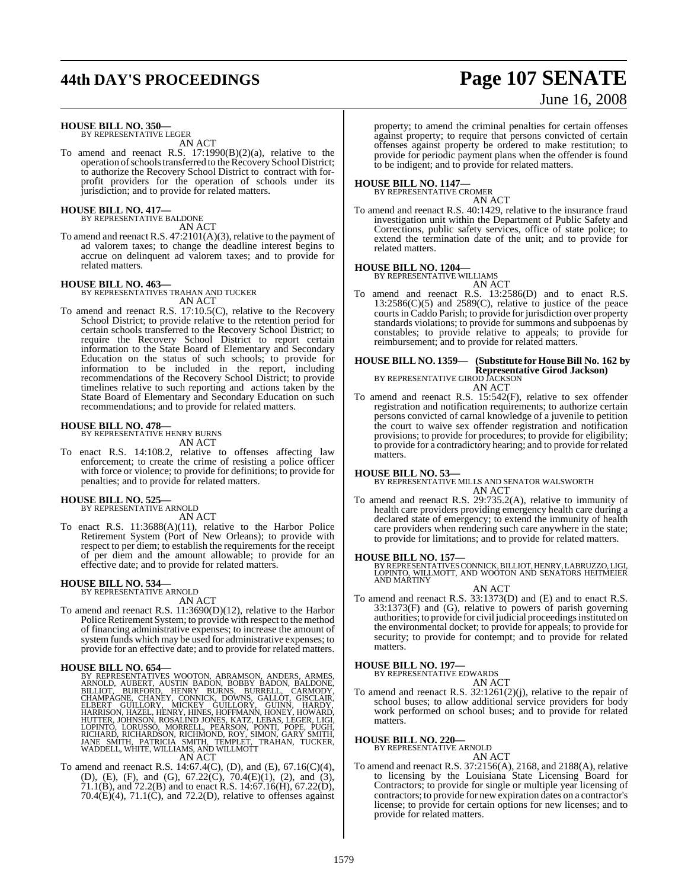**HOUSE BILL NO. 350—**
BY REPRESENTATIVE LEGER

AN ACT

To amend and reenact R.S. 17:1990(B)(2)(a), relative to the operation of schools transferred to the Recovery School District; to authorize the Recovery School District to contract with for-profit providers for the operation of schools under its jurisdiction; and to provide for related matters.

**HOUSE BILL NO. 417—**
BY REPRESENTATIVE BALDONE

AN ACT

To amend and reenact R.S. 47:2101(A)(3), relative to the payment of ad valorem taxes; to change the deadline interest begins to accrue on delinquent ad valorem taxes; and to provide for related matters.

**HOUSE BILL NO. 463—**
BY REPRESENTATIVES TRAHAN AND TUCKER

AN ACT

To amend and reenact R.S. 17:10.5(C), relative to the Recovery School District; to provide relative to the retention period for certain schools transferred to the Recovery School District; to require the Recovery School District to report certain information to the State Board of Elementary and Secondary Education on the status of such schools; to provide for information to be included in the report, including recommendations of the Recovery School District; to provide timelines relative to such reporting and actions taken by the State Board of Elementary and Secondary Education on such recommendations; and to provide for related matters.

**HOUSE BILL NO. 478—**
BY REPRESENTATIVE HENRY BURNS

AN ACT

To enact R.S. 14:108.2, relative to offenses affecting law enforcement; to create the crime of resisting a police officer with force or violence; to provide for definitions; to provide for penalties; and to provide for related matters.

**HOUSE BILL NO. 525—**
BY REPRESENTATIVE ARNOLD

AN ACT

To enact R.S. 11:3688(A)(11), relative to the Harbor Police Retirement System (Port of New Orleans); to provide with respect to per diem; to establish the requirements for the receipt of per diem and the amount allowable; to provide for an effective date; and to provide for related matters.

**HOUSE BILL NO. 534—**
BY REPRESENTATIVE ARNOLD

AN ACT

To amend and reenact R.S. 11:3690(D)(12), relative to the Harbor Police Retirement System; to provide with respect to the method of financing administrative expenses; to increase the amount of system funds which may be used for administrative expenses; to provide for an effective date; and to provide for related matters.

**HOUSE BILL NO. 654—**
BY REPRESENTATIVES WOOTON, ABRAMSON, ANDERS, ARMES, ARNOLD, AUBERT, AUSTIN BADON, BOBBY BADON, BALDONE, BILLIOT, BURFORD, HENRY BURNS, BURRELL, CARMODY, CHAMPAGNE, CHANEY, CONNICK, DOWNS, GALLOT, GISCLAIR, ELBERT GUILLORY, MICKEY GUILLORY, GUINN, HARDY, HARRISON, HAZEL, HENRY, HINES, HOFFMANN, HONEY, HOWARD, HUTTER, JOHNSON, ROSALIND JONES, KATZ, LEBAS, LEGER, LIGI, LOPINTO, LORUSSO, MORRELL, PEARSON, PONTI, POPE, PUGH, RICHARD, RICHARDSON, RICHMOND, ROY, SIMON, GARY SMITH, JANE SMITH, PATRICIA SMITH, TEMPLET, TRAHAN, TUCKER, WADDELL, WHITE, WILLIAMS, AND WILLMOTT

AN ACT

To amend and reenact R.S. 14:67.4(C), (D), and (E), 67.16(C)(4), (D), (E), (F), and (G), 67.22(C), 70.4(E)(1), (2), and (3), 71.1(B), and 72.2(B) and to enact R.S. 14:67.16(H), 67.22(D), 70.4(E)(4), 71.1(C), and 72.2(D), relative to offenses against property; to amend the criminal penalties for certain offenses against property; to require that persons convicted of certain offenses against property be ordered to make restitution; to provide for periodic payment plans when the offender is found to be indigent; and to provide for related matters.

**HOUSE BILL NO. 1147—**
BY REPRESENTATIVE CROMER

AN ACT

To amend and reenact R.S. 40:1429, relative to the insurance fraud investigation unit within the Department of Public Safety and Corrections, public safety services, office of state police; to extend the termination date of the unit; and to provide for related matters.

**HOUSE BILL NO. 1204—**
BY REPRESENTATIVE WILLIAMS

AN ACT

To amend and reenact R.S. 13:2586(D) and to enact R.S. 13:2586(C)(5) and 2589(C), relative to justice of the peace courts in Caddo Parish; to provide for jurisdiction over property standards violations; to provide for summons and subpoenas by constables; to provide relative to appeals; to provide for reimbursement; and to provide for related matters.

**HOUSE BILL NO. 1359— (Substitute for House Bill No. 162 by Representative Girod Jackson)**
BY REPRESENTATIVE GIROD JACKSON

AN ACT

To amend and reenact R.S. 15:542(F), relative to sex offender registration and notification requirements; to authorize certain persons convicted of carnal knowledge of a juvenile to petition the court to waive sex offender registration and notification provisions; to provide for procedures; to provide for eligibility; to provide for a contradictory hearing; and to provide for related matters.

**HOUSE BILL NO. 53—**
BY REPRESENTATIVE MILLS AND SENATOR WALSWORTH

AN ACT

To amend and reenact R.S. 29:735.2(A), relative to immunity of health care providers providing emergency health care during a declared state of emergency; to extend the immunity of health care providers when rendering such care anywhere in the state; to provide for limitations; and to provide for related matters.

**HOUSE BILL NO. 157—**
BY REPRESENTATIVES CONNICK, BILLIOT, HENRY, LABRUZZO, LIGI, LOPINTO, WILLMOTT, AND WOOTON AND SENATORS HEITMEIER AND MARTINY

AN ACT

To amend and reenact R.S. 33:1373(D) and (E) and to enact R.S. 33:1373(F) and (G), relative to powers of parish governing authorities; to provide for civil judicial proceedings instituted on the environmental docket; to provide for appeals; to provide for security; to provide for contempt; and to provide for related matters.

**HOUSE BILL NO. 197—**
BY REPRESENTATIVE EDWARDS

AN ACT

To amend and reenact R.S. 32:1261(2)(j), relative to the repair of school buses; to allow additional service providers for body work performed on school buses; and to provide for related matters.

**HOUSE BILL NO. 220—**
BY REPRESENTATIVE ARNOLD

AN ACT

To amend and reenact R.S. 37:2156(A), 2168, and 2188(A), relative to licensing by the Louisiana State Licensing Board for Contractors; to provide for single or multiple year licensing of contractors; to provide for new expiration dates on a contractor's license; to provide for certain options for new licenses; and to provide for related matters.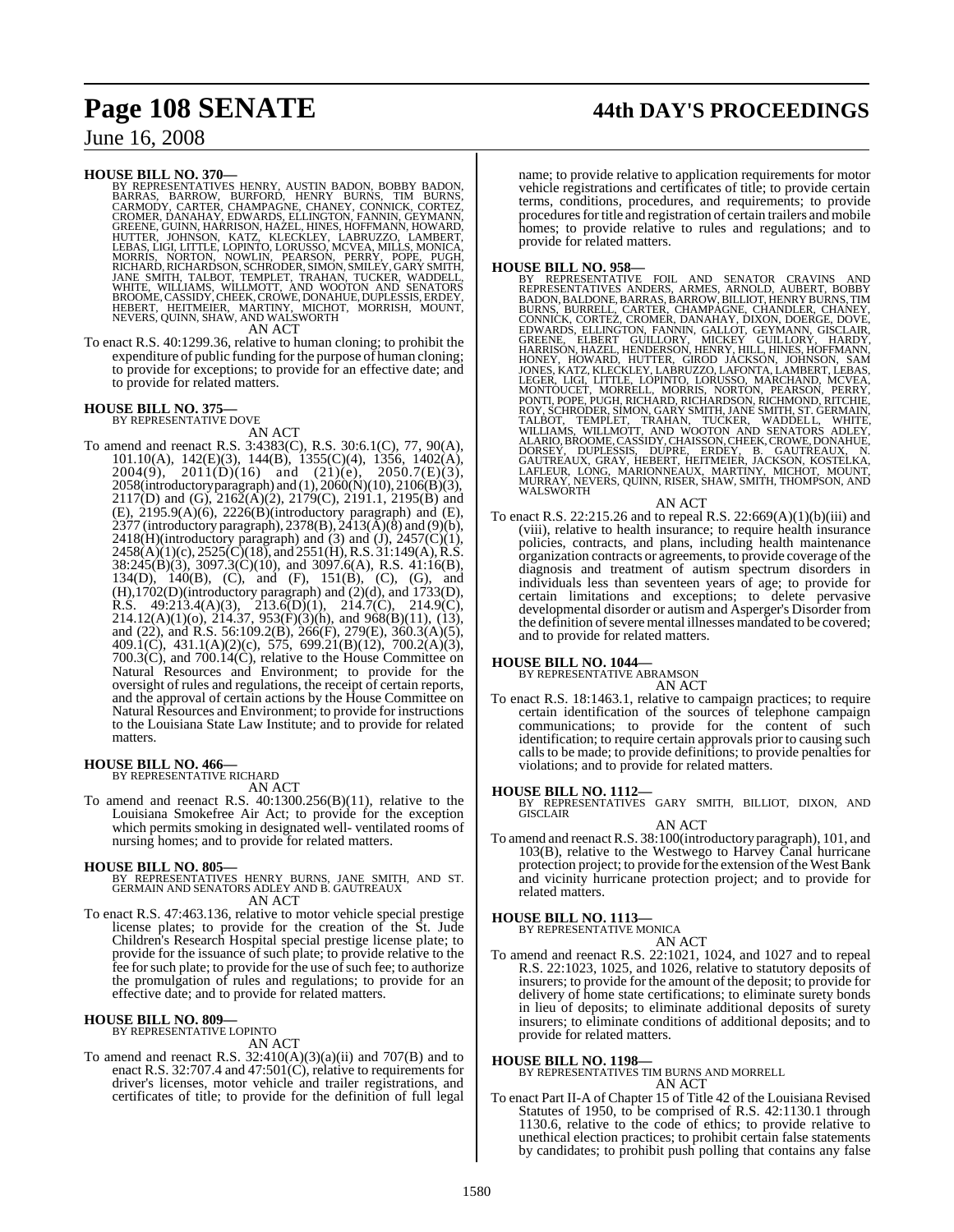**HOUSE BILL NO. 370—**
BY REPRESENTATIVES HENRY, AUSTIN BADON, BOBBY BADON, BARRAS, BARROW, BURFORD, HENRY BURNS, TIM BURNS, CARMODY, CARTER, CHAMPAGNE, CHANEY, CONNICK, CORTEZ, CROMER, DANAHAY, EDWARDS, ELLINGTON, FANNIN, GEYMANN, GREENE, GUINN, HARRISON, HAZEL, HINES, HOFFMANN, HOWARD, HUTTER, JOHNSON, KATZ, KLECKLEY, LABRUZZO, LAMBERT, LEBAS, LIGI, LITTLE, LOPINTO, LORUSSO, MCVEA, MILLS, MONICA, MORRIS, NORTON, NOWLIN, PEARSON, PERRY, POPE, PUGH, RICHARD, RICHARDSON, SCHRODER, SIMON, SMILEY, GARY SMITH, JANE SMITH, TALBOT, TEMPLET, TRAHAN, TUCKER, WADDELL, WHITE, WILLIAMS, WILLMOTT, AND WOOTON AND SENATORS BROOME, CASSIDY, CHEEK, CROWE, DONAHUE, DUPLESSIS, ERDEY, HEBERT, HEITMEIER, MARTINY, MICHOT, MORRISH, MOUNT, NEVERS, QUINN, SHAW, AND WALSWORTH

AN ACT

To enact R.S. 40:1299.36, relative to human cloning; to prohibit the expenditure of public funding for the purpose of human cloning; to provide for exceptions; to provide for an effective date; and to provide for related matters.

**HOUSE BILL NO. 375—**
BY REPRESENTATIVE DOVE

AN ACT

To amend and reenact R.S. 3:4383(C), R.S. 30:6.1(C), 77, 90(A), 101.10(A), 142(E)(3), 144(B), 1355(C)(4), 1356, 1402(A), 2004(9), 2011(D)(16) and (21)(e), 2050.7(E)(3), 2058(introductory paragraph) and (1), 2060(N)(10), 2106(B)(3), 2117(D) and (G), 2162(A)(2), 2179(C), 2191.1, 2195(B) and (E), 2195.9(A)(6), 2226(B)(introductory paragraph) and (E), 2377 (introductory paragraph), 2378(B), 2413(A)(8) and (9)(b), 2418(H)(introductory paragraph) and (3) and (J), 2457(C)(1), 2458(A)(1)(c), 2525(C)(18), and 2551(H), R.S. 31:149(A), R.S. 38:245(B)(3), 3097.3(C)(10), and 3097.6(A), R.S. 41:16(B), 134(D), 140(B), (C), and (F), 151(B), (C), (G), and (H),1702(D)(introductory paragraph) and (2)(d), and 1733(D), R.S. 49:213.4(A)(3), 213.6(D)(1), 214.7(C), 214.9(C), 214.12(A)(1)(o), 214.37, 953(F)(3)(h), and 968(B)(11), (13), and (22), and R.S. 56:109.2(B), 266(F), 279(E), 360.3(A)(5), 409.1(C), 431.1(A)(2)(c), 575, 699.21(B)(12), 700.2(A)(3), 700.3(C), and 700.14(C), relative to the House Committee on Natural Resources and Environment; to provide for the oversight of rules and regulations, the receipt of certain reports, and the approval of certain actions by the House Committee on Natural Resources and Environment; to provide for instructions to the Louisiana State Law Institute; and to provide for related matters.

**HOUSE BILL NO. 466—**
BY REPRESENTATIVE RICHARD

AN ACT

To amend and reenact R.S. 40:1300.256(B)(11), relative to the Louisiana Smokefree Air Act; to provide for the exception which permits smoking in designated well- ventilated rooms of nursing homes; and to provide for related matters.

**HOUSE BILL NO. 805—**
BY REPRESENTATIVES HENRY BURNS, JANE SMITH, AND ST. GERMAIN AND SENATORS ADLEY AND B. GAUTREAUX

AN ACT

To enact R.S. 47:463.136, relative to motor vehicle special prestige license plates; to provide for the creation of the St. Jude Children's Research Hospital special prestige license plate; to provide for the issuance of such plate; to provide relative to the fee for such plate; to provide for the use of such fee; to authorize the promulgation of rules and regulations; to provide for an effective date; and to provide for related matters.

**HOUSE BILL NO. 809—**
BY REPRESENTATIVE LOPINTO

AN ACT

To amend and reenact R.S. 32:410(A)(3)(a)(ii) and 707(B) and to enact R.S. 32:707.4 and 47:501(C), relative to requirements for driver's licenses, motor vehicle and trailer registrations, and certificates of title; to provide for the definition of full legal name; to provide relative to application requirements for motor vehicle registrations and certificates of title; to provide certain terms, conditions, procedures, and requirements; to provide procedures for title and registration of certain trailers and mobile homes; to provide relative to rules and regulations; and to provide for related matters.

**HOUSE BILL NO. 958—**
BY REPRESENTATIVE FOIL AND SENATOR CRAVINS AND REPRESENTATIVES ANDERS, ARMES, ARNOLD, AUBERT, BOBBY BADON, BALDONE, BARRAS, BARROW, BILLIOT, HENRY BURNS, TIM BURNS, BURRELL, CARTER, CHAMPAGNE, CHANDLER, CHANEY, CONNICK, CORTEZ, CROMER, DANAHAY, DIXON, DOERGE, DOVE, EDWARDS, ELLINGTON, FANNIN, GALLOT, GEYMANN, GISCLAIR, GREENE, ELBERT GUILLORY, MICKEY GUILLORY, HARDY, HARRISON, HAZEL, HENDERSON, HENRY, HILL, HINES, HOFFMANN, HONEY, HOWARD, HUTTER, GIROD JACKSON, JOHNSON, SAM JONES, KATZ, KLECKLEY, LABRUZZO, LAFONTA, LAMBERT, LEBAS, LEGER, LIGI, LITTLE, LOPINTO, LORUSSO, MARCHAND, MCVEA, MONTOUCET, MORRELL, MORRIS, NORTON, PEARSON, PERRY, PONTI, POPE, PUGH, RICHARD, RICHARDSON, RICHMOND, RITCHIE, ROY, SCHRODER, SIMON, GARY SMITH, JANE SMITH, ST. GERMAIN, TALBOT, TEMPLET, TRAHAN, TUCKER, WADDELL, WHITE, WILLIAMS, WILLMOTT, AND WOOTON AND SENATORS ADLEY, ALARIO, BROOME, CASSIDY, CHAISSON, CHEEK, CROWE, DONAHUE, DORSEY, DUPLESSIS, DUPRE, ERDEY, B. GAUTREAUX, N. GAUTREAUX, GRAY, HEBERT, HEITMEIER, JACKSON, KOSTELKA, LAFLEUR, LONG, MARIONNEAUX, MARTINY, MICHOT, MOUNT, MURRAY, NEVERS, QUINN, RISER, SHAW, SMITH, THOMPSON, AND WALSWORTH

AN ACT

To enact R.S. 22:215.26 and to repeal R.S. 22:669(A)(1)(b)(iii) and (viii), relative to health insurance; to require health insurance policies, contracts, and plans, including health maintenance organization contracts or agreements, to provide coverage of the diagnosis and treatment of autism spectrum disorders in individuals less than seventeen years of age; to provide for certain limitations and exceptions; to delete pervasive developmental disorder or autism and Asperger's Disorder from the definition of severe mental illnesses mandated to be covered; and to provide for related matters.

**HOUSE BILL NO. 1044—**
BY REPRESENTATIVE ABRAMSON

AN ACT

To enact R.S. 18:1463.1, relative to campaign practices; to require certain identification of the sources of telephone campaign communications; to provide for the content of such identification; to require certain approvals prior to causing such calls to be made; to provide definitions; to provide penalties for violations; and to provide for related matters.

**HOUSE BILL NO. 1112—**
BY REPRESENTATIVES GARY SMITH, BILLIOT, DIXON, AND GISCLAIR

AN ACT

To amend and reenact R.S. 38:100(introductory paragraph), 101, and 103(B), relative to the Westwego to Harvey Canal hurricane protection project; to provide for the extension of the West Bank and vicinity hurricane protection project; and to provide for related matters.

**HOUSE BILL NO. 1113—**
BY REPRESENTATIVE MONICA

AN ACT

To amend and reenact R.S. 22:1021, 1024, and 1027 and to repeal R.S. 22:1023, 1025, and 1026, relative to statutory deposits of insurers; to provide for the amount of the deposit; to provide for delivery of home state certifications; to eliminate surety bonds in lieu of deposits; to eliminate additional deposits of surety insurers; to eliminate conditions of additional deposits; and to provide for related matters.

**HOUSE BILL NO. 1198—**
BY REPRESENTATIVES TIM BURNS AND MORRELL

AN ACT

To enact Part II-A of Chapter 15 of Title 42 of the Louisiana Revised Statutes of 1950, to be comprised of R.S. 42:1130.1 through 1130.6, relative to the code of ethics; to provide relative to unethical election practices; to prohibit certain false statements by candidates; to prohibit push polling that contains any false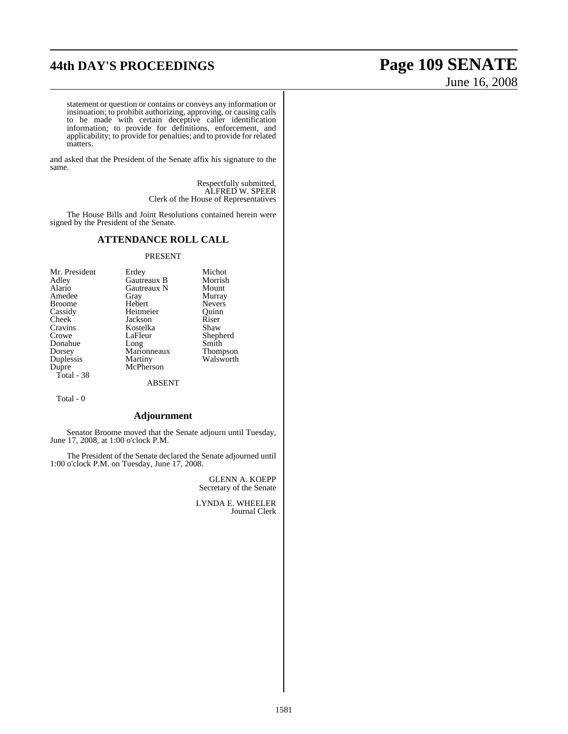statement or question or contains or conveys any information or insinuation; to prohibit authorizing, approving, or causing calls to be made with certain deceptive caller identification information; to provide for definitions, enforcement, and applicability; to provide for penalties; and to provide for related matters.

and asked that the President of the Senate affix his signature to the same.

Respectfully submitted,
ALFRED W. SPEER
Clerk of the House of Representatives

The House Bills and Joint Resolutions contained herein were signed by the President of the Senate.

## ATTENDANCE ROLL CALL

PRESENT

| | | |
|---|---|---|
| Mr. President | Erdey | Michot |
| Adley | Gautreaux B | Morrish |
| Alario | Gautreaux N | Mount |
| Amedee | Gray | Murray |
| Broome | Hebert | Nevers |
| Cassidy | Heitmeier | Quinn |
| Cheek | Jackson | Riser |
| Cravins | Kostelka | Shaw |
| Crowe | LaFleur | Shepherd |
| Donahue | Long | Smith |
| Dorsey | Marionneaux | Thompson |
| Duplessis | Martiny | Walsworth |
| Dupre | McPherson | |

Total - 38

ABSENT

Total - 0

## Adjournment

Senator Broome moved that the Senate adjourn until Tuesday, June 17, 2008, at 1:00 o'clock P.M.

The President of the Senate declared the Senate adjourned until 1:00 o'clock P.M. on Tuesday, June 17, 2008.

GLENN A. KOEPP
Secretary of the Senate

LYNDA E. WHEELER
Journal Clerk